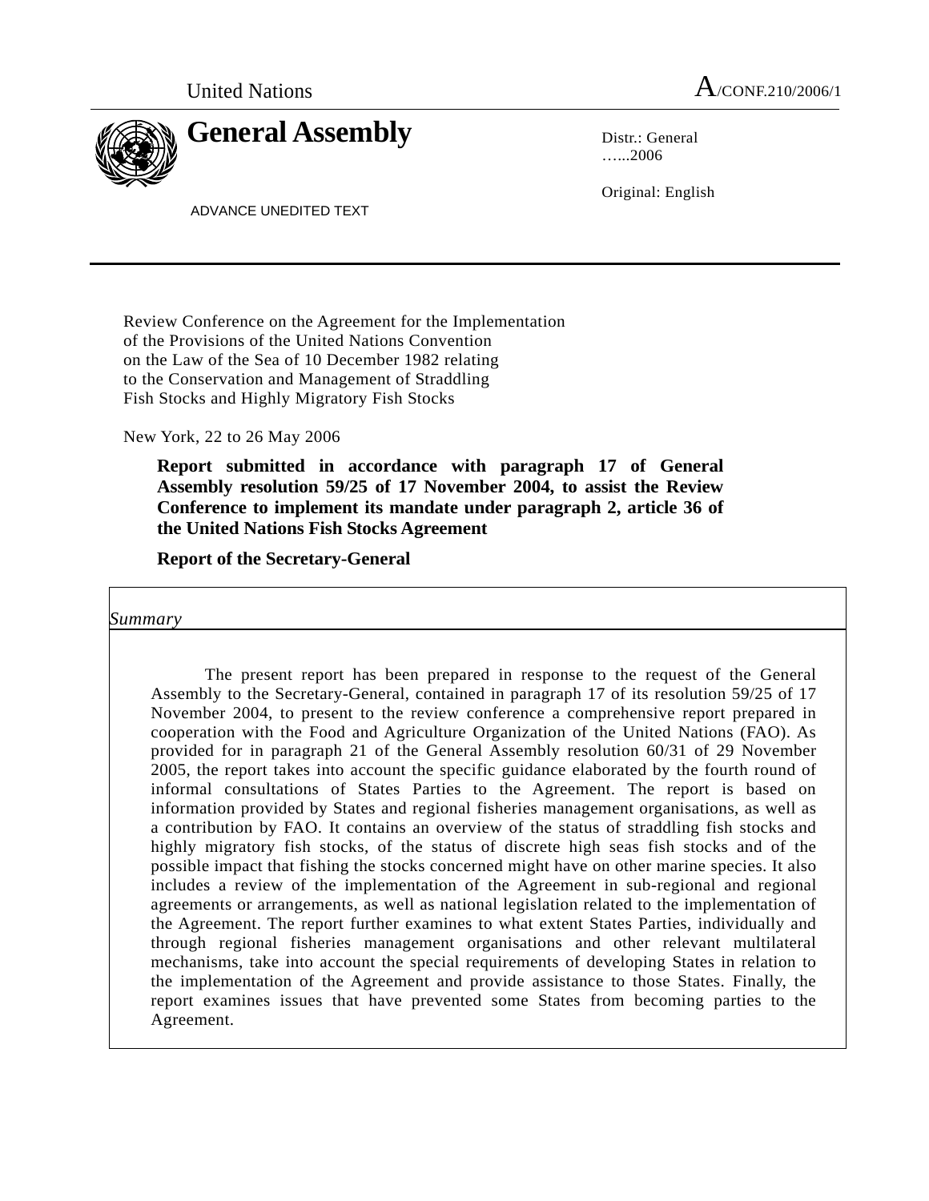United Nations A/CONF.210/2006/1

# General Assembly

Distr.: General
…...2006

Original: English

ADVANCE UNEDITED TEXT

Review Conference on the Agreement for the Implementation of the Provisions of the United Nations Convention on the Law of the Sea of 10 December 1982 relating to the Conservation and Management of Straddling Fish Stocks and Highly Migratory Fish Stocks

New York, 22 to 26 May 2006

**Report submitted in accordance with paragraph 17 of General Assembly resolution 59/25 of 17 November 2004, to assist the Review Conference to implement its mandate under paragraph 2, article 36 of the United Nations Fish Stocks Agreement**

**Report of the Secretary-General**

*Summary*

The present report has been prepared in response to the request of the General Assembly to the Secretary-General, contained in paragraph 17 of its resolution 59/25 of 17 November 2004, to present to the review conference a comprehensive report prepared in cooperation with the Food and Agriculture Organization of the United Nations (FAO). As provided for in paragraph 21 of the General Assembly resolution 60/31 of 29 November 2005, the report takes into account the specific guidance elaborated by the fourth round of informal consultations of States Parties to the Agreement. The report is based on information provided by States and regional fisheries management organisations, as well as a contribution by FAO. It contains an overview of the status of straddling fish stocks and highly migratory fish stocks, of the status of discrete high seas fish stocks and of the possible impact that fishing the stocks concerned might have on other marine species. It also includes a review of the implementation of the Agreement in sub-regional and regional agreements or arrangements, as well as national legislation related to the implementation of the Agreement. The report further examines to what extent States Parties, individually and through regional fisheries management organisations and other relevant multilateral mechanisms, take into account the special requirements of developing States in relation to the implementation of the Agreement and provide assistance to those States. Finally, the report examines issues that have prevented some States from becoming parties to the Agreement.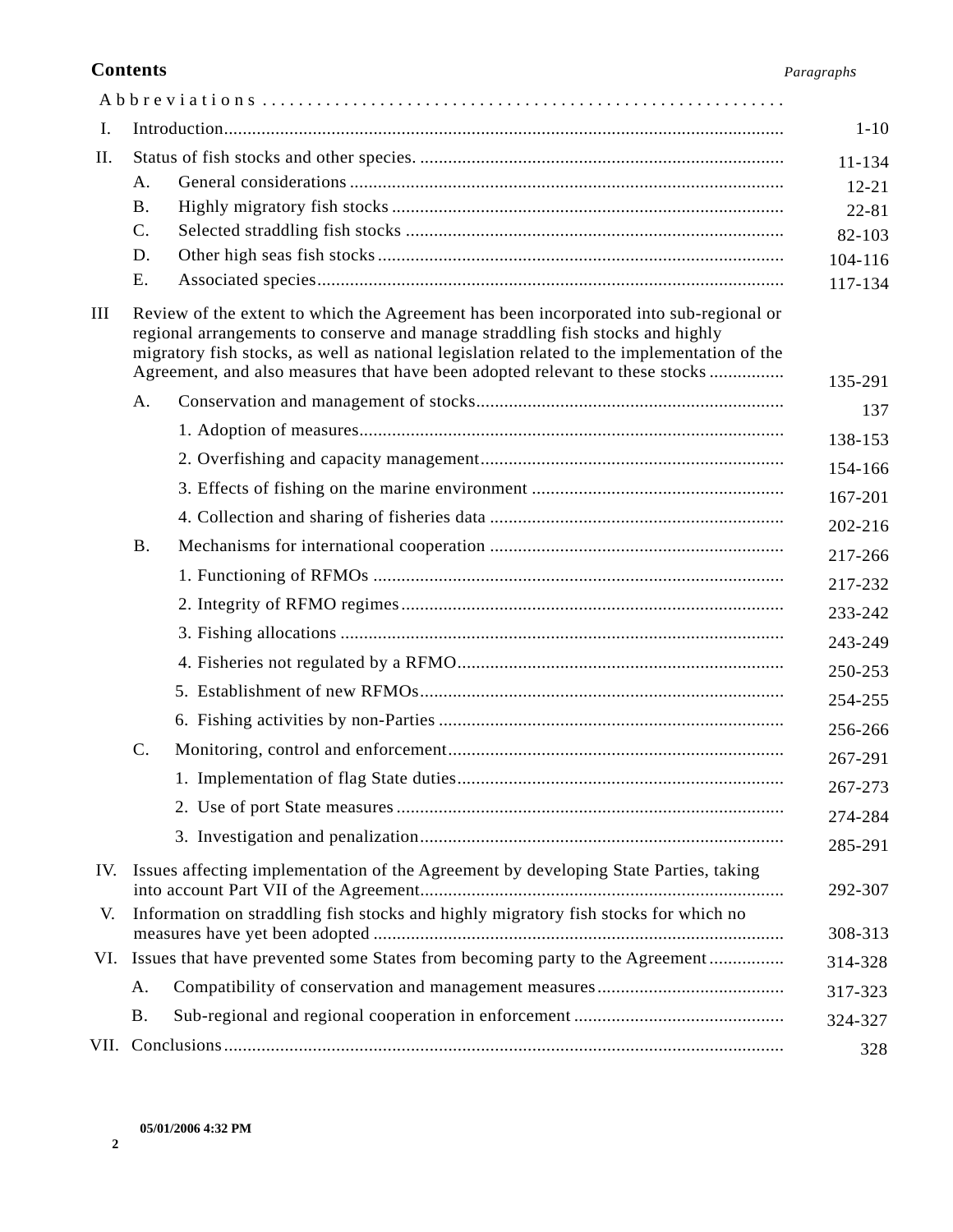## Contents

| | | | *Paragraphs* |
|---|---|---|---|
| | Abbreviations | | |
| I. | Introduction | | 1-10 |
| II. | Status of fish stocks and other species. | | 11-134 |
| | A. | General considerations | 12-21 |
| | B. | Highly migratory fish stocks | 22-81 |
| | C. | Selected straddling fish stocks | 82-103 |
| | D. | Other high seas fish stocks | 104-116 |
| | E. | Associated species | 117-134 |
| III | Review of the extent to which the Agreement has been incorporated into sub-regional or regional arrangements to conserve and manage straddling fish stocks and highly migratory fish stocks, as well as national legislation related to the implementation of the Agreement, and also measures that have been adopted relevant to these stocks | | 135-291 |
| | A. | Conservation and management of stocks | 137 |
| | | 1. Adoption of measures | 138-153 |
| | | 2. Overfishing and capacity management | 154-166 |
| | | 3. Effects of fishing on the marine environment | 167-201 |
| | | 4. Collection and sharing of fisheries data | 202-216 |
| | B. | Mechanisms for international cooperation | 217-266 |
| | | 1. Functioning of RFMOs | 217-232 |
| | | 2. Integrity of RFMO regimes | 233-242 |
| | | 3. Fishing allocations | 243-249 |
| | | 4. Fisheries not regulated by a RFMO | 250-253 |
| | | 5. Establishment of new RFMOs | 254-255 |
| | | 6. Fishing activities by non-Parties | 256-266 |
| | C. | Monitoring, control and enforcement | 267-291 |
| | | 1. Implementation of flag State duties | 267-273 |
| | | 2. Use of port State measures | 274-284 |
| | | 3. Investigation and penalization | 285-291 |
| IV. | Issues affecting implementation of the Agreement by developing State Parties, taking into account Part VII of the Agreement | | 292-307 |
| V. | Information on straddling fish stocks and highly migratory fish stocks for which no measures have yet been adopted | | 308-313 |
| VI. | Issues that have prevented some States from becoming party to the Agreement | | 314-328 |
| | A. | Compatibility of conservation and management measures | 317-323 |
| | B. | Sub-regional and regional cooperation in enforcement | 324-327 |
| VII. | Conclusions | | 328 |

**05/01/2006 4:32 PM**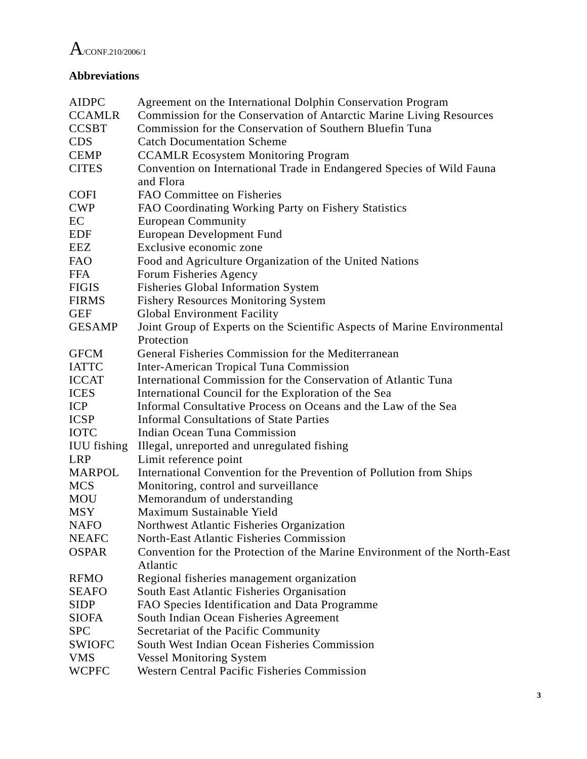## Abbreviations

| | |
|---|---|
| AIDPC | Agreement on the International Dolphin Conservation Program |
| CCAMLR | Commission for the Conservation of Antarctic Marine Living Resources |
| CCSBT | Commission for the Conservation of Southern Bluefin Tuna |
| CDS | Catch Documentation Scheme |
| CEMP | CCAMLR Ecosystem Monitoring Program |
| CITES | Convention on International Trade in Endangered Species of Wild Fauna and Flora |
| COFI | FAO Committee on Fisheries |
| CWP | FAO Coordinating Working Party on Fishery Statistics |
| EC | European Community |
| EDF | European Development Fund |
| EEZ | Exclusive economic zone |
| FAO | Food and Agriculture Organization of the United Nations |
| FFA | Forum Fisheries Agency |
| FIGIS | Fisheries Global Information System |
| FIRMS | Fishery Resources Monitoring System |
| GEF | Global Environment Facility |
| GESAMP | Joint Group of Experts on the Scientific Aspects of Marine Environmental Protection |
| GFCM | General Fisheries Commission for the Mediterranean |
| IATTC | Inter-American Tropical Tuna Commission |
| ICCAT | International Commission for the Conservation of Atlantic Tuna |
| ICES | International Council for the Exploration of the Sea |
| ICP | Informal Consultative Process on Oceans and the Law of the Sea |
| ICSP | Informal Consultations of State Parties |
| IOTC | Indian Ocean Tuna Commission |
| IUU fishing | Illegal, unreported and unregulated fishing |
| LRP | Limit reference point |
| MARPOL | International Convention for the Prevention of Pollution from Ships |
| MCS | Monitoring, control and surveillance |
| MOU | Memorandum of understanding |
| MSY | Maximum Sustainable Yield |
| NAFO | Northwest Atlantic Fisheries Organization |
| NEAFC | North-East Atlantic Fisheries Commission |
| OSPAR | Convention for the Protection of the Marine Environment of the North-East Atlantic |
| RFMO | Regional fisheries management organization |
| SEAFO | South East Atlantic Fisheries Organisation |
| SIDP | FAO Species Identification and Data Programme |
| SIOFA | South Indian Ocean Fisheries Agreement |
| SPC | Secretariat of the Pacific Community |
| SWIOFC | South West Indian Ocean Fisheries Commission |
| VMS | Vessel Monitoring System |
| WCPFC | Western Central Pacific Fisheries Commission |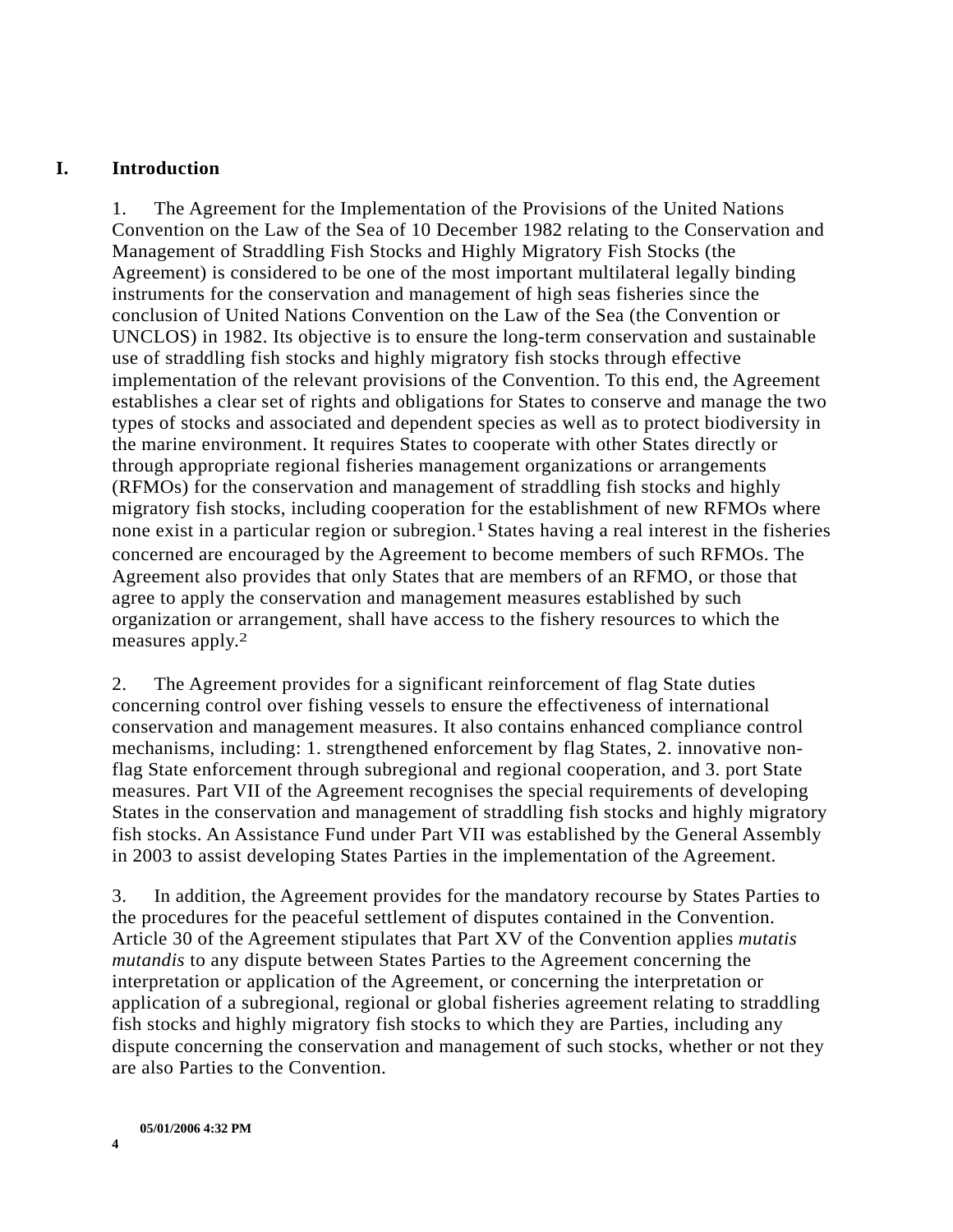# I. Introduction

1. The Agreement for the Implementation of the Provisions of the United Nations Convention on the Law of the Sea of 10 December 1982 relating to the Conservation and Management of Straddling Fish Stocks and Highly Migratory Fish Stocks (the Agreement) is considered to be one of the most important multilateral legally binding instruments for the conservation and management of high seas fisheries since the conclusion of United Nations Convention on the Law of the Sea (the Convention or UNCLOS) in 1982. Its objective is to ensure the long-term conservation and sustainable use of straddling fish stocks and highly migratory fish stocks through effective implementation of the relevant provisions of the Convention. To this end, the Agreement establishes a clear set of rights and obligations for States to conserve and manage the two types of stocks and associated and dependent species as well as to protect biodiversity in the marine environment. It requires States to cooperate with other States directly or through appropriate regional fisheries management organizations or arrangements (RFMOs) for the conservation and management of straddling fish stocks and highly migratory fish stocks, including cooperation for the establishment of new RFMOs where none exist in a particular region or subregion.[1] States having a real interest in the fisheries concerned are encouraged by the Agreement to become members of such RFMOs. The Agreement also provides that only States that are members of an RFMO, or those that agree to apply the conservation and management measures established by such organization or arrangement, shall have access to the fishery resources to which the measures apply.[2]

2. The Agreement provides for a significant reinforcement of flag State duties concerning control over fishing vessels to ensure the effectiveness of international conservation and management measures. It also contains enhanced compliance control mechanisms, including: 1. strengthened enforcement by flag States, 2. innovative non-flag State enforcement through subregional and regional cooperation, and 3. port State measures. Part VII of the Agreement recognises the special requirements of developing States in the conservation and management of straddling fish stocks and highly migratory fish stocks. An Assistance Fund under Part VII was established by the General Assembly in 2003 to assist developing States Parties in the implementation of the Agreement.

3. In addition, the Agreement provides for the mandatory recourse by States Parties to the procedures for the peaceful settlement of disputes contained in the Convention. Article 30 of the Agreement stipulates that Part XV of the Convention applies *mutatis mutandis* to any dispute between States Parties to the Agreement concerning the interpretation or application of the Agreement, or concerning the interpretation or application of a subregional, regional or global fisheries agreement relating to straddling fish stocks and highly migratory fish stocks to which they are Parties, including any dispute concerning the conservation and management of such stocks, whether or not they are also Parties to the Convention.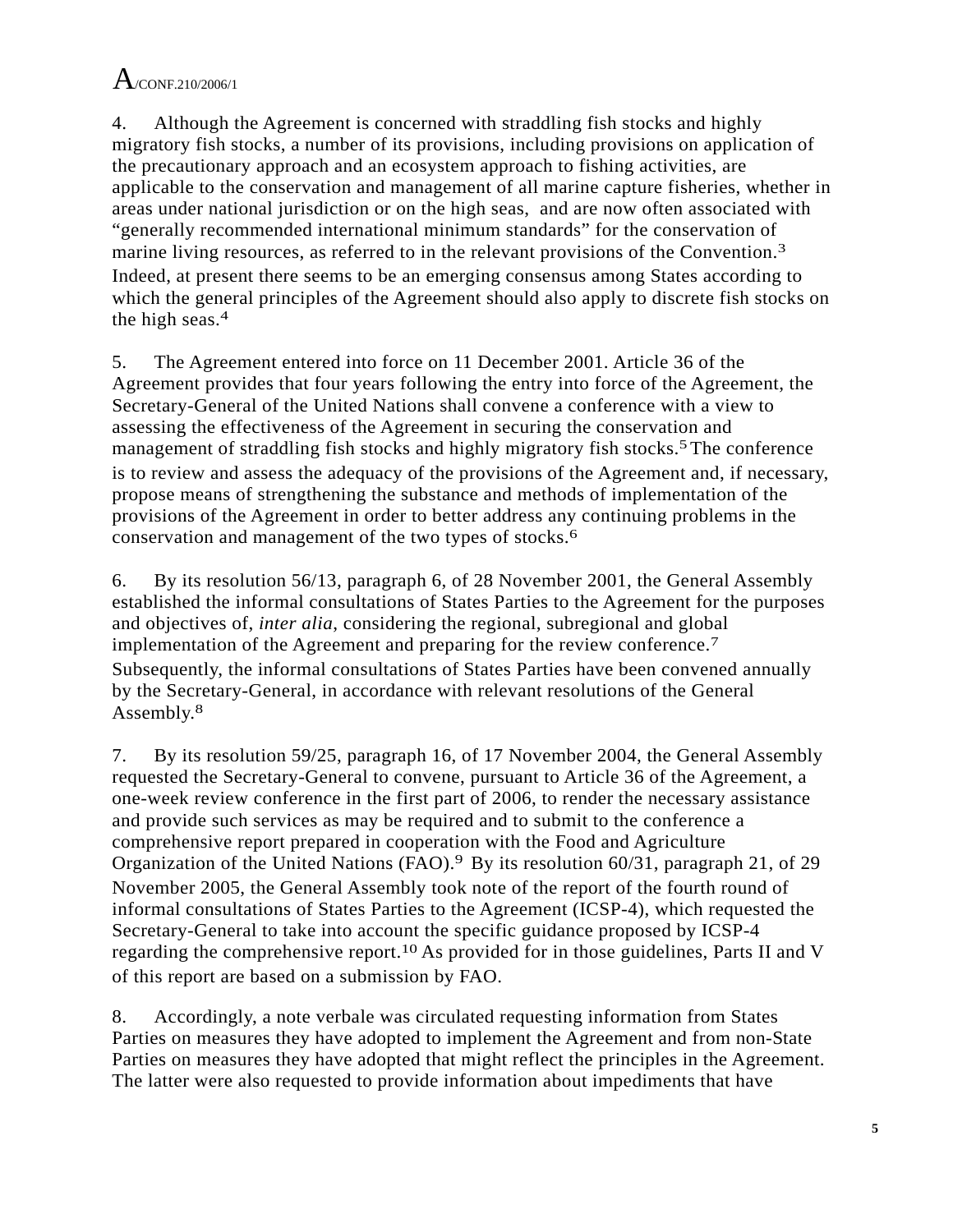4. Although the Agreement is concerned with straddling fish stocks and highly migratory fish stocks, a number of its provisions, including provisions on application of the precautionary approach and an ecosystem approach to fishing activities, are applicable to the conservation and management of all marine capture fisheries, whether in areas under national jurisdiction or on the high seas, and are now often associated with “generally recommended international minimum standards” for the conservation of marine living resources, as referred to in the relevant provisions of the Convention.[3] Indeed, at present there seems to be an emerging consensus among States according to which the general principles of the Agreement should also apply to discrete fish stocks on the high seas.[4]

5. The Agreement entered into force on 11 December 2001. Article 36 of the Agreement provides that four years following the entry into force of the Agreement, the Secretary-General of the United Nations shall convene a conference with a view to assessing the effectiveness of the Agreement in securing the conservation and management of straddling fish stocks and highly migratory fish stocks.[5] The conference is to review and assess the adequacy of the provisions of the Agreement and, if necessary, propose means of strengthening the substance and methods of implementation of the provisions of the Agreement in order to better address any continuing problems in the conservation and management of the two types of stocks.[6]

6. By its resolution 56/13, paragraph 6, of 28 November 2001, the General Assembly established the informal consultations of States Parties to the Agreement for the purposes and objectives of, *inter alia*, considering the regional, subregional and global implementation of the Agreement and preparing for the review conference.[7] Subsequently, the informal consultations of States Parties have been convened annually by the Secretary-General, in accordance with relevant resolutions of the General Assembly.[8]

7. By its resolution 59/25, paragraph 16, of 17 November 2004, the General Assembly requested the Secretary-General to convene, pursuant to Article 36 of the Agreement, a one-week review conference in the first part of 2006, to render the necessary assistance and provide such services as may be required and to submit to the conference a comprehensive report prepared in cooperation with the Food and Agriculture Organization of the United Nations (FAO).[9] By its resolution 60/31, paragraph 21, of 29 November 2005, the General Assembly took note of the report of the fourth round of informal consultations of States Parties to the Agreement (ICSP-4), which requested the Secretary-General to take into account the specific guidance proposed by ICSP-4 regarding the comprehensive report.[10] As provided for in those guidelines, Parts II and V of this report are based on a submission by FAO.

8. Accordingly, a note verbale was circulated requesting information from States Parties on measures they have adopted to implement the Agreement and from non-State Parties on measures they have adopted that might reflect the principles in the Agreement. The latter were also requested to provide information about impediments that have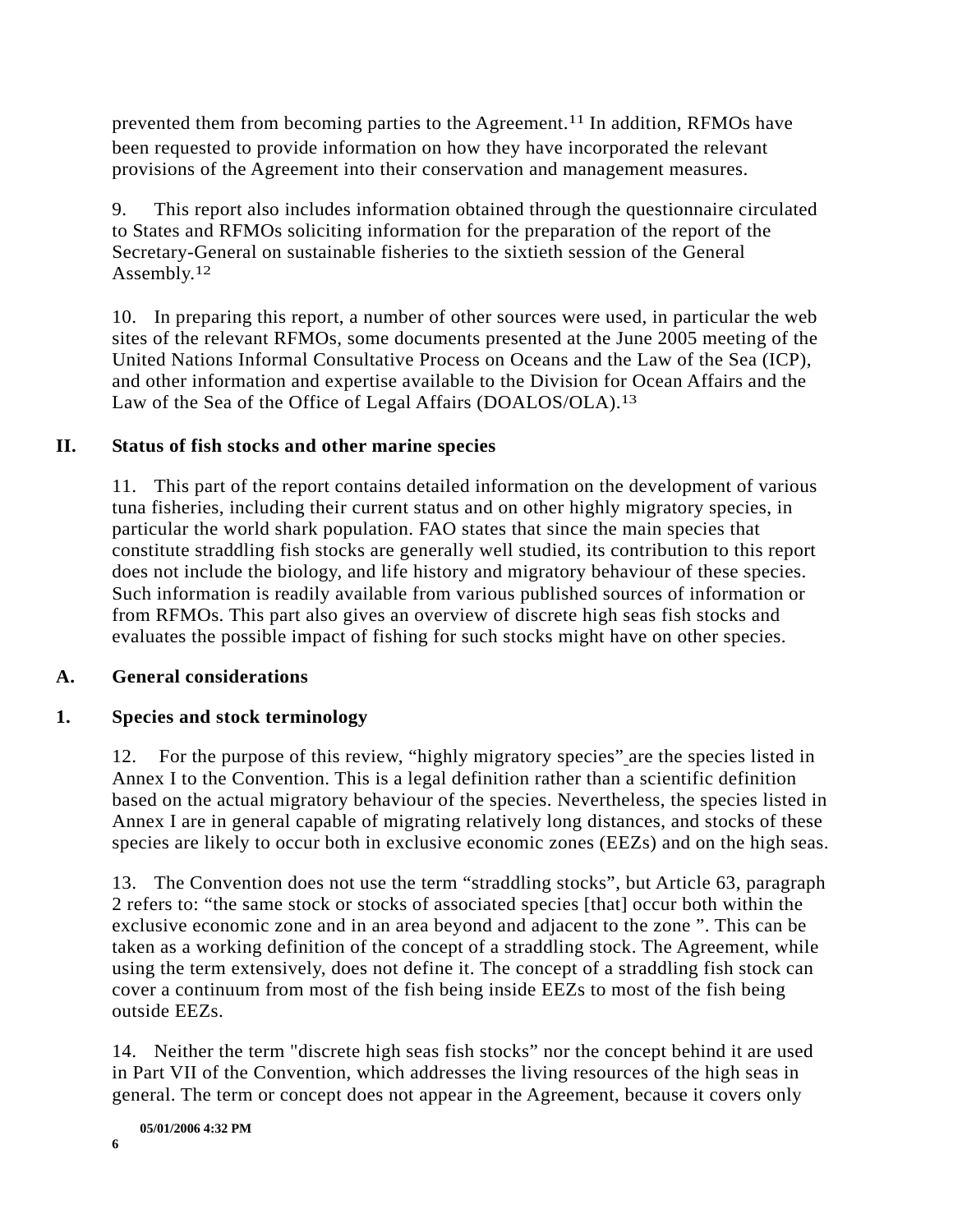prevented them from becoming parties to the Agreement.[11] In addition, RFMOs have been requested to provide information on how they have incorporated the relevant provisions of the Agreement into their conservation and management measures.

9. This report also includes information obtained through the questionnaire circulated to States and RFMOs soliciting information for the preparation of the report of the Secretary-General on sustainable fisheries to the sixtieth session of the General Assembly.[12]

10. In preparing this report, a number of other sources were used, in particular the web sites of the relevant RFMOs, some documents presented at the June 2005 meeting of the United Nations Informal Consultative Process on Oceans and the Law of the Sea (ICP), and other information and expertise available to the Division for Ocean Affairs and the Law of the Sea of the Office of Legal Affairs (DOALOS/OLA).[13]

## II. Status of fish stocks and other marine species

11. This part of the report contains detailed information on the development of various tuna fisheries, including their current status and on other highly migratory species, in particular the world shark population. FAO states that since the main species that constitute straddling fish stocks are generally well studied, its contribution to this report does not include the biology, and life history and migratory behaviour of these species. Such information is readily available from various published sources of information or from RFMOs. This part also gives an overview of discrete high seas fish stocks and evaluates the possible impact of fishing for such stocks might have on other species.

### A. General considerations

#### 1. Species and stock terminology

12. For the purpose of this review, "highly migratory species" are the species listed in Annex I to the Convention. This is a legal definition rather than a scientific definition based on the actual migratory behaviour of the species. Nevertheless, the species listed in Annex I are in general capable of migrating relatively long distances, and stocks of these species are likely to occur both in exclusive economic zones (EEZs) and on the high seas.

13. The Convention does not use the term "straddling stocks", but Article 63, paragraph 2 refers to: "the same stock or stocks of associated species [that] occur both within the exclusive economic zone and in an area beyond and adjacent to the zone ". This can be taken as a working definition of the concept of a straddling stock. The Agreement, while using the term extensively, does not define it. The concept of a straddling fish stock can cover a continuum from most of the fish being inside EEZs to most of the fish being outside EEZs.

14. Neither the term "discrete high seas fish stocks" nor the concept behind it are used in Part VII of the Convention, which addresses the living resources of the high seas in general. The term or concept does not appear in the Agreement, because it covers only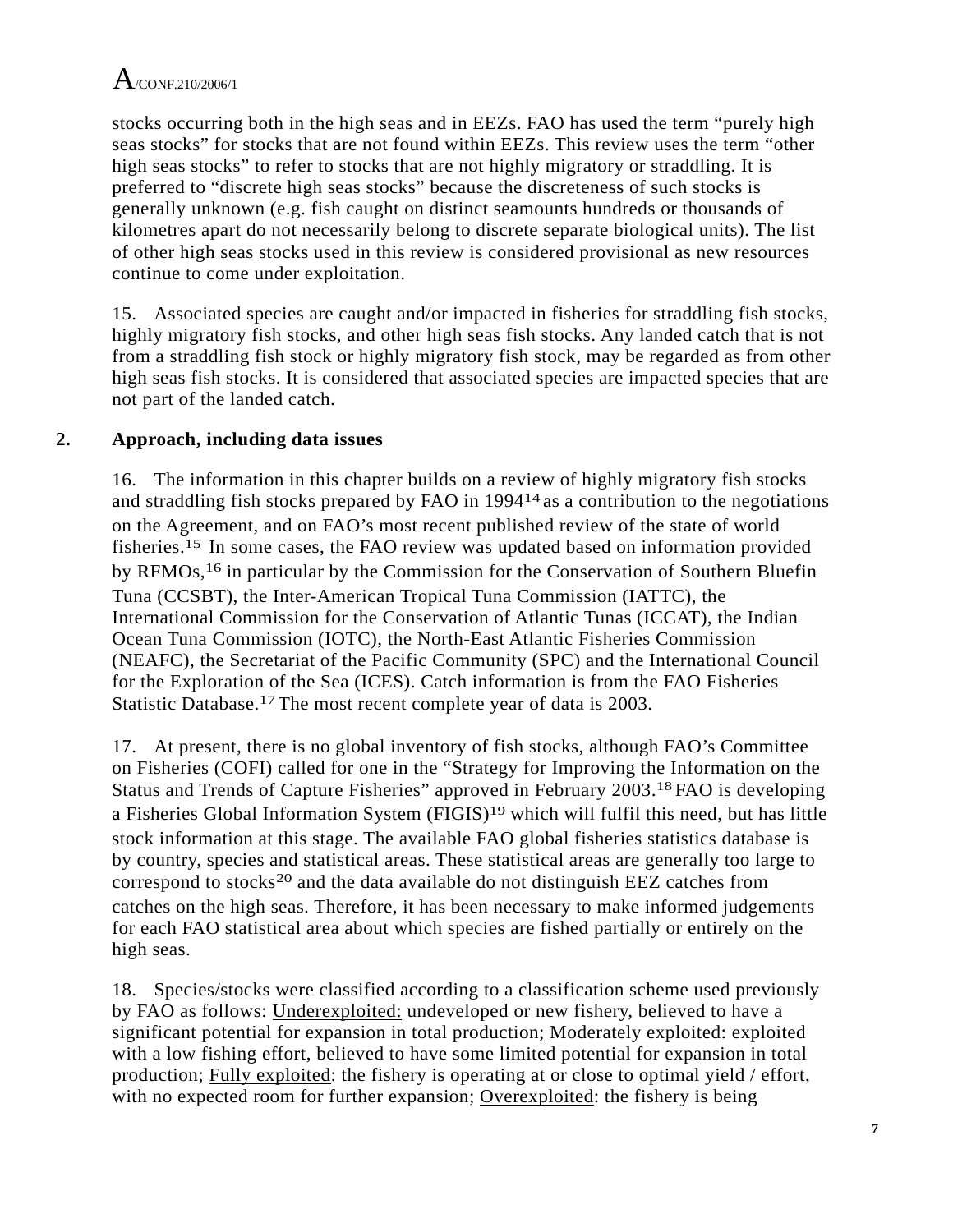stocks occurring both in the high seas and in EEZs. FAO has used the term “purely high seas stocks” for stocks that are not found within EEZs. This review uses the term “other high seas stocks” to refer to stocks that are not highly migratory or straddling. It is preferred to “discrete high seas stocks” because the discreteness of such stocks is generally unknown (e.g. fish caught on distinct seamounts hundreds or thousands of kilometres apart do not necessarily belong to discrete separate biological units). The list of other high seas stocks used in this review is considered provisional as new resources continue to come under exploitation.

15. Associated species are caught and/or impacted in fisheries for straddling fish stocks, highly migratory fish stocks, and other high seas fish stocks. Any landed catch that is not from a straddling fish stock or highly migratory fish stock, may be regarded as from other high seas fish stocks. It is considered that associated species are impacted species that are not part of the landed catch.

## 2. Approach, including data issues

16. The information in this chapter builds on a review of highly migratory fish stocks and straddling fish stocks prepared by FAO in 1994[14] as a contribution to the negotiations on the Agreement, and on FAO’s most recent published review of the state of world fisheries.[15] In some cases, the FAO review was updated based on information provided by RFMOs,[16] in particular by the Commission for the Conservation of Southern Bluefin Tuna (CCSBT), the Inter-American Tropical Tuna Commission (IATTC), the International Commission for the Conservation of Atlantic Tunas (ICCAT), the Indian Ocean Tuna Commission (IOTC), the North-East Atlantic Fisheries Commission (NEAFC), the Secretariat of the Pacific Community (SPC) and the International Council for the Exploration of the Sea (ICES). Catch information is from the FAO Fisheries Statistic Database.[17] The most recent complete year of data is 2003.

17. At present, there is no global inventory of fish stocks, although FAO’s Committee on Fisheries (COFI) called for one in the “Strategy for Improving the Information on the Status and Trends of Capture Fisheries” approved in February 2003.[18] FAO is developing a Fisheries Global Information System (FIGIS)[19] which will fulfil this need, but has little stock information at this stage. The available FAO global fisheries statistics database is by country, species and statistical areas. These statistical areas are generally too large to correspond to stocks[20] and the data available do not distinguish EEZ catches from catches on the high seas. Therefore, it has been necessary to make informed judgements for each FAO statistical area about which species are fished partially or entirely on the high seas.

18. Species/stocks were classified according to a classification scheme used previously by FAO as follows: Underexploited: undeveloped or new fishery, believed to have a significant potential for expansion in total production; Moderately exploited: exploited with a low fishing effort, believed to have some limited potential for expansion in total production; Fully exploited: the fishery is operating at or close to optimal yield / effort, with no expected room for further expansion; Overexploited: the fishery is being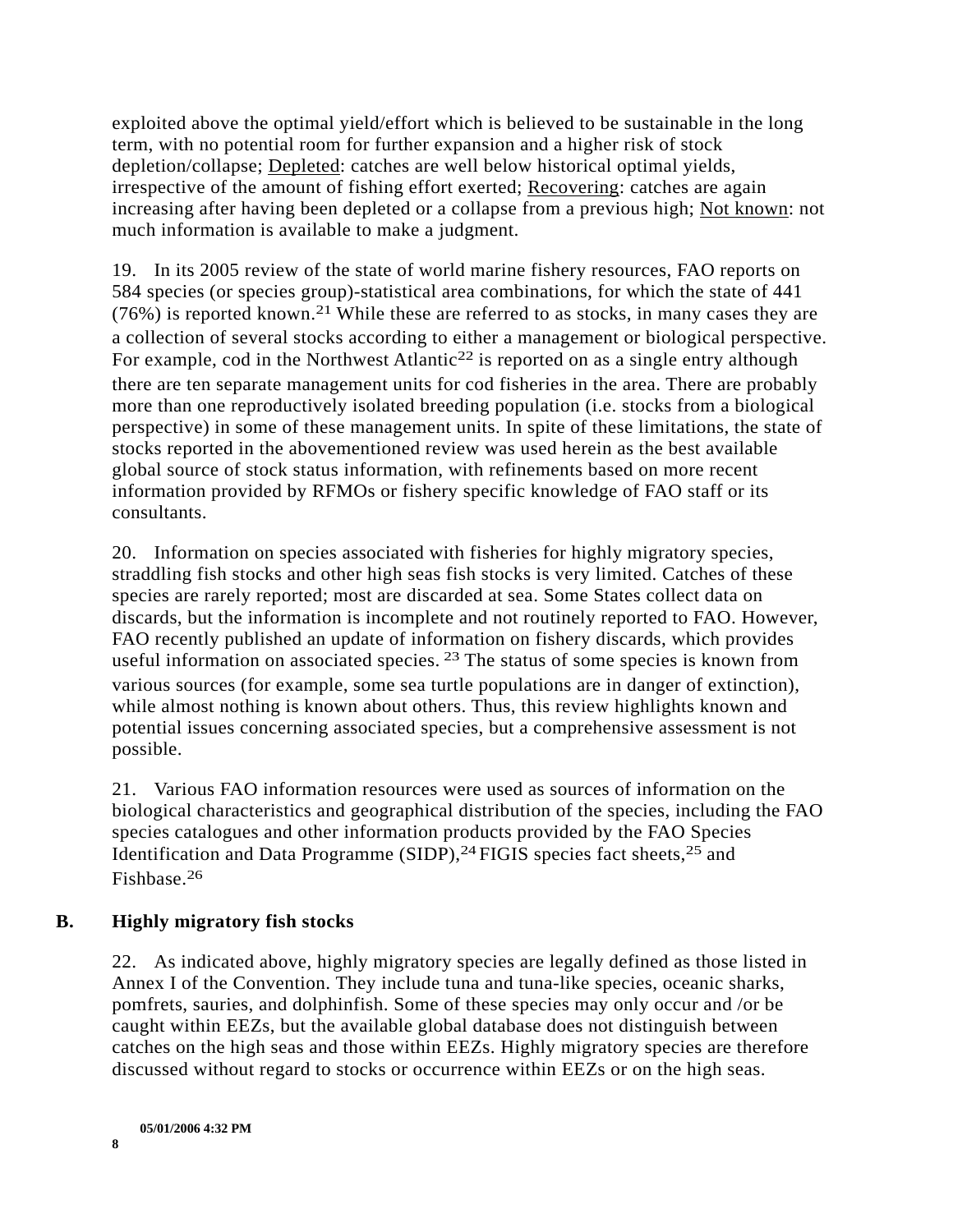exploited above the optimal yield/effort which is believed to be sustainable in the long term, with no potential room for further expansion and a higher risk of stock depletion/collapse; Depleted: catches are well below historical optimal yields, irrespective of the amount of fishing effort exerted; Recovering: catches are again increasing after having been depleted or a collapse from a previous high; Not known: not much information is available to make a judgment.

19. In its 2005 review of the state of world marine fishery resources, FAO reports on 584 species (or species group)-statistical area combinations, for which the state of 441 (76%) is reported known.[21] While these are referred to as stocks, in many cases they are a collection of several stocks according to either a management or biological perspective. For example, cod in the Northwest Atlantic[22] is reported on as a single entry although there are ten separate management units for cod fisheries in the area. There are probably more than one reproductively isolated breeding population (i.e. stocks from a biological perspective) in some of these management units. In spite of these limitations, the state of stocks reported in the abovementioned review was used herein as the best available global source of stock status information, with refinements based on more recent information provided by RFMOs or fishery specific knowledge of FAO staff or its consultants.

20. Information on species associated with fisheries for highly migratory species, straddling fish stocks and other high seas fish stocks is very limited. Catches of these species are rarely reported; most are discarded at sea. Some States collect data on discards, but the information is incomplete and not routinely reported to FAO. However, FAO recently published an update of information on fishery discards, which provides useful information on associated species. [23] The status of some species is known from various sources (for example, some sea turtle populations are in danger of extinction), while almost nothing is known about others. Thus, this review highlights known and potential issues concerning associated species, but a comprehensive assessment is not possible.

21. Various FAO information resources were used as sources of information on the biological characteristics and geographical distribution of the species, including the FAO species catalogues and other information products provided by the FAO Species Identification and Data Programme (SIDP),[24] FIGIS species fact sheets,[25] and Fishbase.[26]

## B. Highly migratory fish stocks

22. As indicated above, highly migratory species are legally defined as those listed in Annex I of the Convention. They include tuna and tuna-like species, oceanic sharks, pomfrets, sauries, and dolphinfish. Some of these species may only occur and /or be caught within EEZs, but the available global database does not distinguish between catches on the high seas and those within EEZs. Highly migratory species are therefore discussed without regard to stocks or occurrence within EEZs or on the high seas.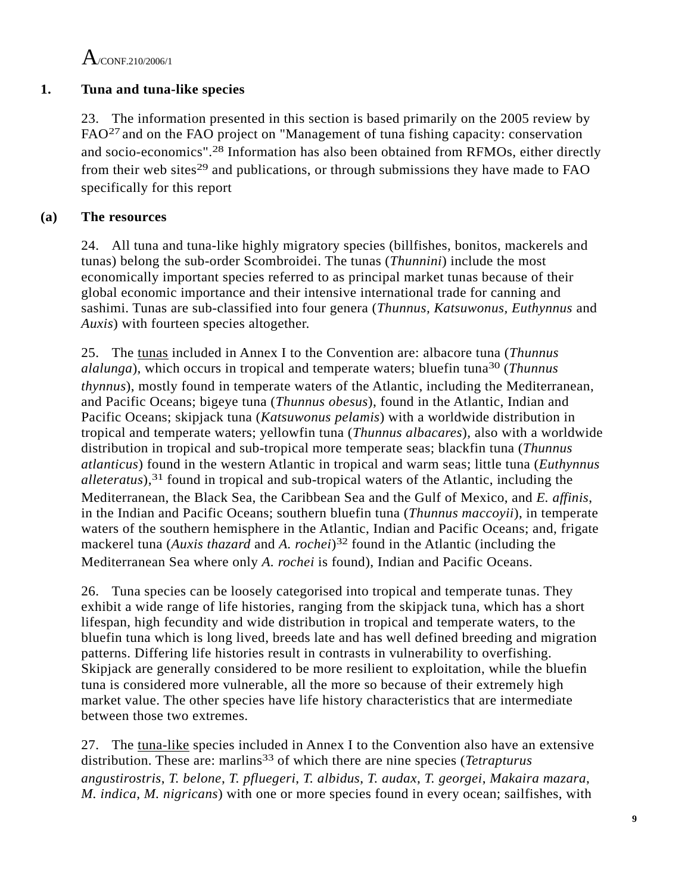## 1. Tuna and tuna-like species

23. The information presented in this section is based primarily on the 2005 review by FAO[27] and on the FAO project on "Management of tuna fishing capacity: conservation and socio-economics".[28] Information has also been obtained from RFMOs, either directly from their web sites[29] and publications, or through submissions they have made to FAO specifically for this report

### (a) The resources

24. All tuna and tuna-like highly migratory species (billfishes, bonitos, mackerels and tunas) belong the sub-order Scombroidei. The tunas (*Thunnini*) include the most economically important species referred to as principal market tunas because of their global economic importance and their intensive international trade for canning and sashimi. Tunas are sub-classified into four genera (*Thunnus, Katsuwonus, Euthynnus* and *Auxis*) with fourteen species altogether.

25. The tunas included in Annex I to the Convention are: albacore tuna (*Thunnus alalunga*), which occurs in tropical and temperate waters; bluefin tuna[30] (*Thunnus thynnus*), mostly found in temperate waters of the Atlantic, including the Mediterranean, and Pacific Oceans; bigeye tuna (*Thunnus obesus*), found in the Atlantic, Indian and Pacific Oceans; skipjack tuna (*Katsuwonus pelamis*) with a worldwide distribution in tropical and temperate waters; yellowfin tuna (*Thunnus albacares*), also with a worldwide distribution in tropical and sub-tropical more temperate seas; blackfin tuna (*Thunnus atlanticus*) found in the western Atlantic in tropical and warm seas; little tuna (*Euthynnus alleteratus*),[31] found in tropical and sub-tropical waters of the Atlantic, including the Mediterranean, the Black Sea, the Caribbean Sea and the Gulf of Mexico, and *E. affinis*, in the Indian and Pacific Oceans; southern bluefin tuna (*Thunnus maccoyii*), in temperate waters of the southern hemisphere in the Atlantic, Indian and Pacific Oceans; and, frigate mackerel tuna (*Auxis thazard* and *A. rochei*)[32] found in the Atlantic (including the Mediterranean Sea where only *A. rochei* is found), Indian and Pacific Oceans.

26. Tuna species can be loosely categorised into tropical and temperate tunas. They exhibit a wide range of life histories, ranging from the skipjack tuna, which has a short lifespan, high fecundity and wide distribution in tropical and temperate waters, to the bluefin tuna which is long lived, breeds late and has well defined breeding and migration patterns. Differing life histories result in contrasts in vulnerability to overfishing. Skipjack are generally considered to be more resilient to exploitation, while the bluefin tuna is considered more vulnerable, all the more so because of their extremely high market value. The other species have life history characteristics that are intermediate between those two extremes.

27. The tuna-like species included in Annex I to the Convention also have an extensive distribution. These are: marlins[33] of which there are nine species (*Tetrapturus angustirostris*, *T. belone*, *T. pfluegeri*, *T. albidus*, *T. audax*, *T. georgei*, *Makaira mazara*, *M. indica*, *M. nigricans*) with one or more species found in every ocean; sailfishes, with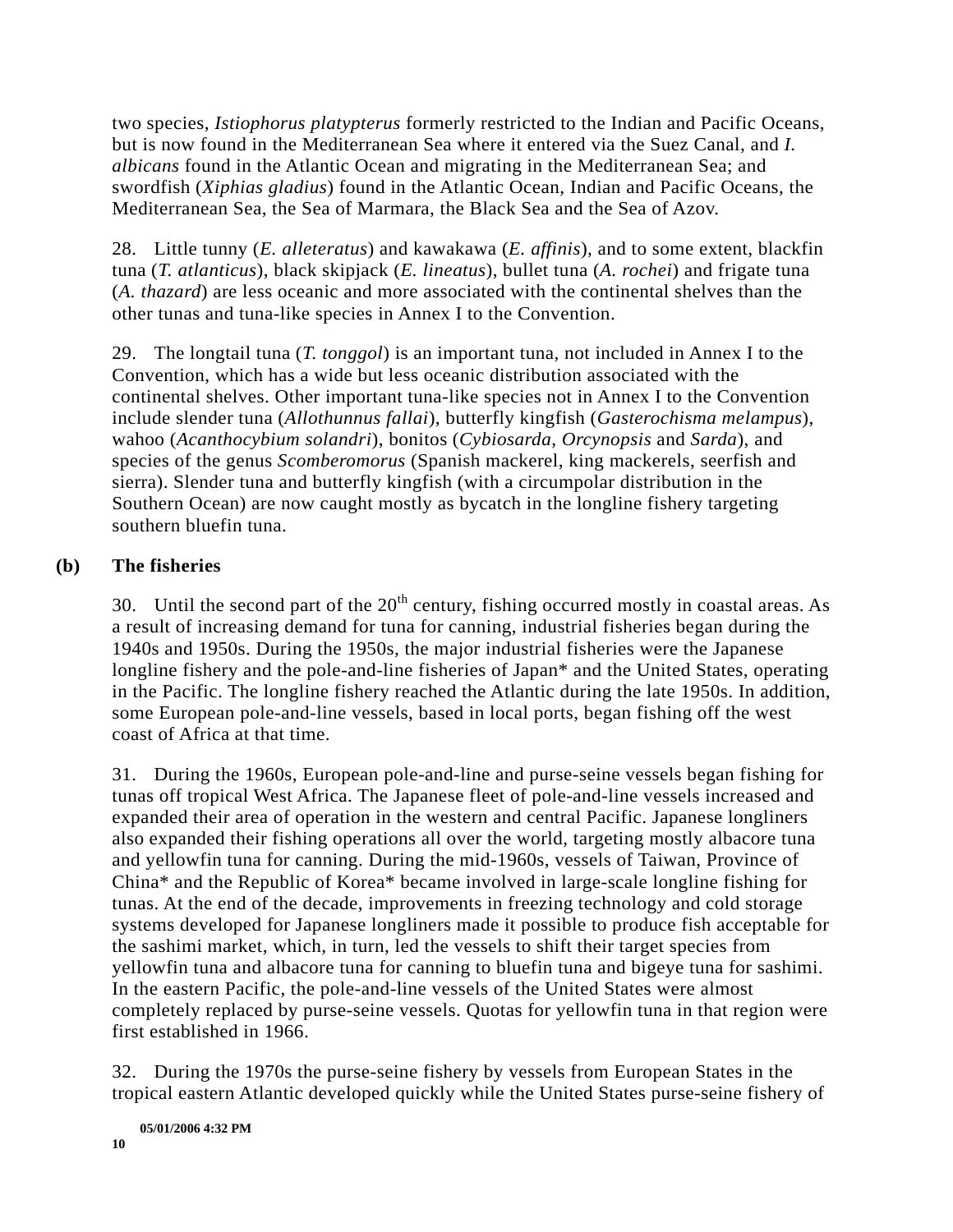two species, *Istiophorus platypterus* formerly restricted to the Indian and Pacific Oceans, but is now found in the Mediterranean Sea where it entered via the Suez Canal, and *I. albicans* found in the Atlantic Ocean and migrating in the Mediterranean Sea; and swordfish (*Xiphias gladius*) found in the Atlantic Ocean, Indian and Pacific Oceans, the Mediterranean Sea, the Sea of Marmara, the Black Sea and the Sea of Azov.

28. Little tunny (*E. alleteratus*) and kawakawa (*E. affinis*), and to some extent, blackfin tuna (*T. atlanticus*), black skipjack (*E. lineatus*), bullet tuna (*A. rochei*) and frigate tuna (*A. thazard*) are less oceanic and more associated with the continental shelves than the other tunas and tuna-like species in Annex I to the Convention.

29. The longtail tuna (*T. tonggol*) is an important tuna, not included in Annex I to the Convention, which has a wide but less oceanic distribution associated with the continental shelves. Other important tuna-like species not in Annex I to the Convention include slender tuna (*Allothunnus fallai*), butterfly kingfish (*Gasterochisma melampus*), wahoo (*Acanthocybium solandri*), bonitos (*Cybiosarda*, *Orcynopsis* and *Sarda*), and species of the genus *Scomberomorus* (Spanish mackerel, king mackerels, seerfish and sierra). Slender tuna and butterfly kingfish (with a circumpolar distribution in the Southern Ocean) are now caught mostly as bycatch in the longline fishery targeting southern bluefin tuna.

### (b) The fisheries

30. Until the second part of the 20th century, fishing occurred mostly in coastal areas. As a result of increasing demand for tuna for canning, industrial fisheries began during the 1940s and 1950s. During the 1950s, the major industrial fisheries were the Japanese longline fishery and the pole-and-line fisheries of Japan* and the United States, operating in the Pacific. The longline fishery reached the Atlantic during the late 1950s. In addition, some European pole-and-line vessels, based in local ports, began fishing off the west coast of Africa at that time.

31. During the 1960s, European pole-and-line and purse-seine vessels began fishing for tunas off tropical West Africa. The Japanese fleet of pole-and-line vessels increased and expanded their area of operation in the western and central Pacific. Japanese longliners also expanded their fishing operations all over the world, targeting mostly albacore tuna and yellowfin tuna for canning. During the mid-1960s, vessels of Taiwan, Province of China* and the Republic of Korea* became involved in large-scale longline fishing for tunas. At the end of the decade, improvements in freezing technology and cold storage systems developed for Japanese longliners made it possible to produce fish acceptable for the sashimi market, which, in turn, led the vessels to shift their target species from yellowfin tuna and albacore tuna for canning to bluefin tuna and bigeye tuna for sashimi. In the eastern Pacific, the pole-and-line vessels of the United States were almost completely replaced by purse-seine vessels. Quotas for yellowfin tuna in that region were first established in 1966.

32. During the 1970s the purse-seine fishery by vessels from European States in the tropical eastern Atlantic developed quickly while the United States purse-seine fishery of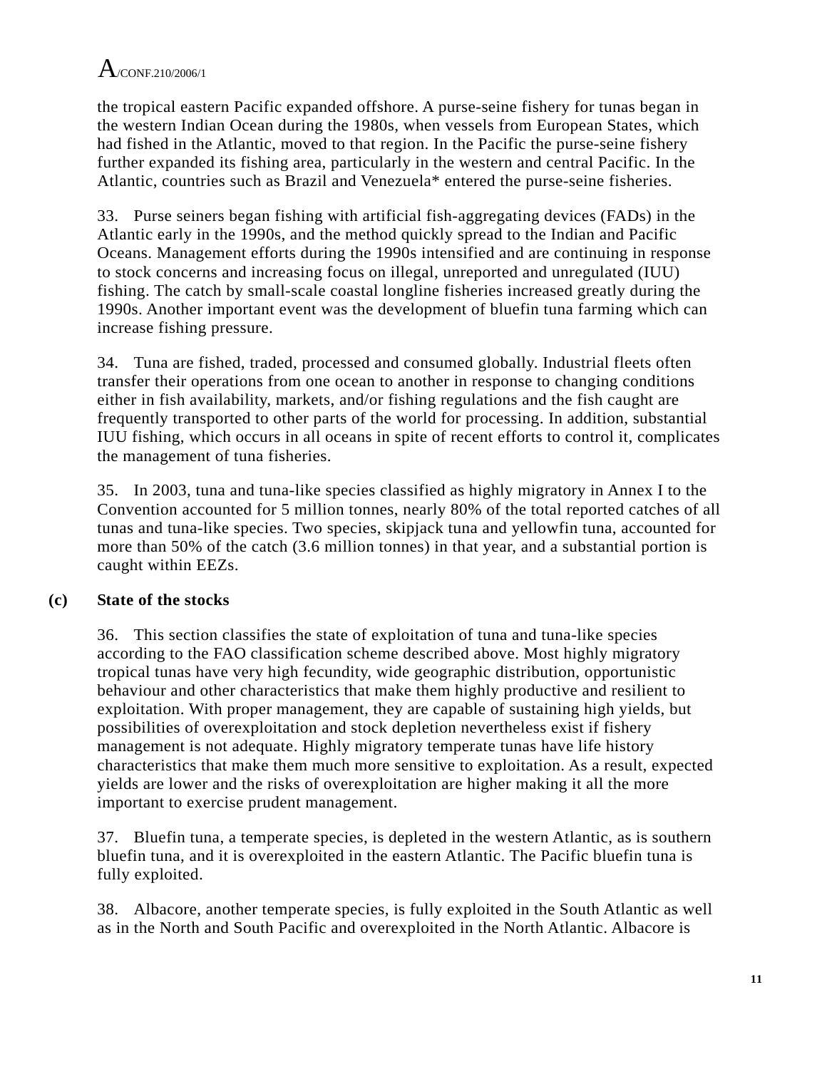the tropical eastern Pacific expanded offshore. A purse-seine fishery for tunas began in the western Indian Ocean during the 1980s, when vessels from European States, which had fished in the Atlantic, moved to that region. In the Pacific the purse-seine fishery further expanded its fishing area, particularly in the western and central Pacific. In the Atlantic, countries such as Brazil and Venezuela* entered the purse-seine fisheries.

33. Purse seiners began fishing with artificial fish-aggregating devices (FADs) in the Atlantic early in the 1990s, and the method quickly spread to the Indian and Pacific Oceans. Management efforts during the 1990s intensified and are continuing in response to stock concerns and increasing focus on illegal, unreported and unregulated (IUU) fishing. The catch by small-scale coastal longline fisheries increased greatly during the 1990s. Another important event was the development of bluefin tuna farming which can increase fishing pressure.

34. Tuna are fished, traded, processed and consumed globally. Industrial fleets often transfer their operations from one ocean to another in response to changing conditions either in fish availability, markets, and/or fishing regulations and the fish caught are frequently transported to other parts of the world for processing. In addition, substantial IUU fishing, which occurs in all oceans in spite of recent efforts to control it, complicates the management of tuna fisheries.

35. In 2003, tuna and tuna-like species classified as highly migratory in Annex I to the Convention accounted for 5 million tonnes, nearly 80% of the total reported catches of all tunas and tuna-like species. Two species, skipjack tuna and yellowfin tuna, accounted for more than 50% of the catch (3.6 million tonnes) in that year, and a substantial portion is caught within EEZs.

### (c) State of the stocks

36. This section classifies the state of exploitation of tuna and tuna-like species according to the FAO classification scheme described above. Most highly migratory tropical tunas have very high fecundity, wide geographic distribution, opportunistic behaviour and other characteristics that make them highly productive and resilient to exploitation. With proper management, they are capable of sustaining high yields, but possibilities of overexploitation and stock depletion nevertheless exist if fishery management is not adequate. Highly migratory temperate tunas have life history characteristics that make them much more sensitive to exploitation. As a result, expected yields are lower and the risks of overexploitation are higher making it all the more important to exercise prudent management.

37. Bluefin tuna, a temperate species, is depleted in the western Atlantic, as is southern bluefin tuna, and it is overexploited in the eastern Atlantic. The Pacific bluefin tuna is fully exploited.

38. Albacore, another temperate species, is fully exploited in the South Atlantic as well as in the North and South Pacific and overexploited in the North Atlantic. Albacore is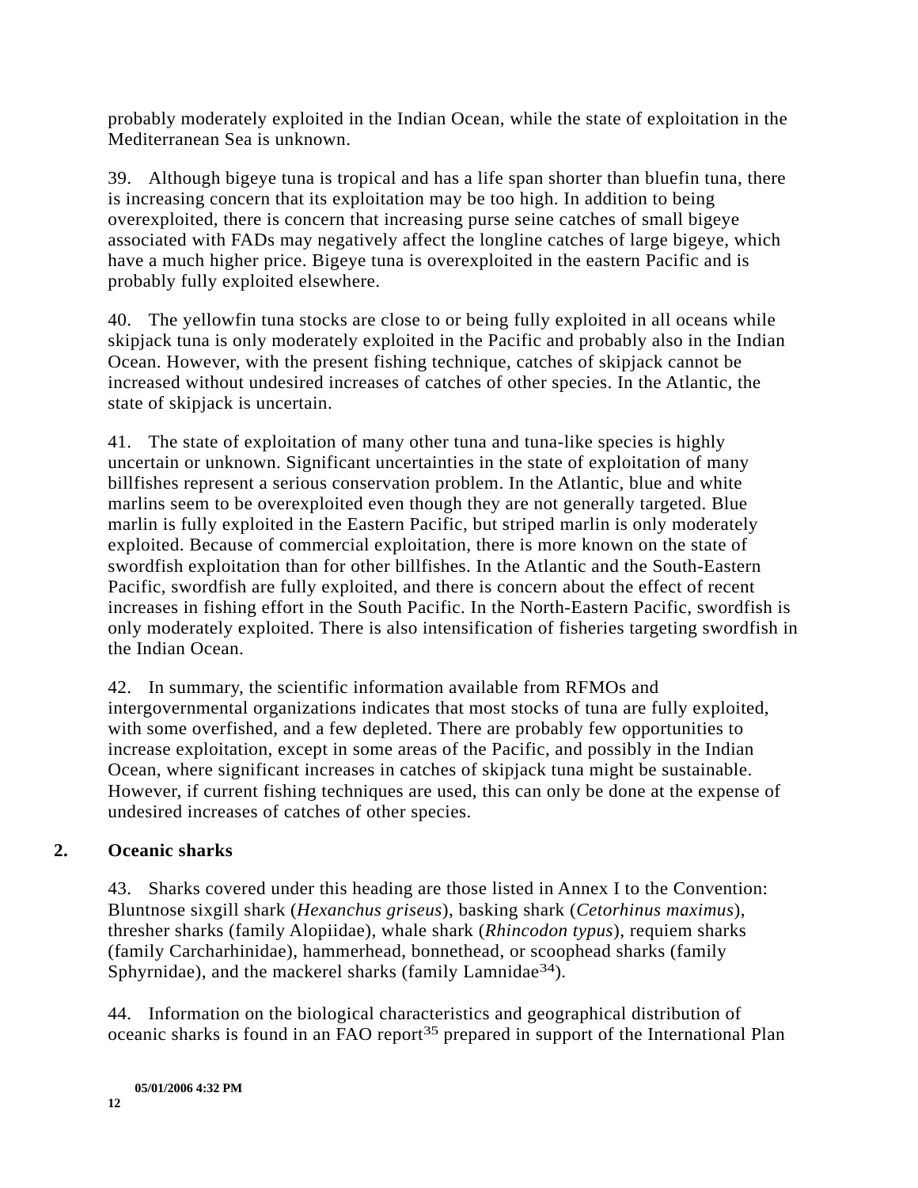probably moderately exploited in the Indian Ocean, while the state of exploitation in the Mediterranean Sea is unknown.

39. Although bigeye tuna is tropical and has a life span shorter than bluefin tuna, there is increasing concern that its exploitation may be too high. In addition to being overexploited, there is concern that increasing purse seine catches of small bigeye associated with FADs may negatively affect the longline catches of large bigeye, which have a much higher price. Bigeye tuna is overexploited in the eastern Pacific and is probably fully exploited elsewhere.

40. The yellowfin tuna stocks are close to or being fully exploited in all oceans while skipjack tuna is only moderately exploited in the Pacific and probably also in the Indian Ocean. However, with the present fishing technique, catches of skipjack cannot be increased without undesired increases of catches of other species. In the Atlantic, the state of skipjack is uncertain.

41. The state of exploitation of many other tuna and tuna-like species is highly uncertain or unknown. Significant uncertainties in the state of exploitation of many billfishes represent a serious conservation problem. In the Atlantic, blue and white marlins seem to be overexploited even though they are not generally targeted. Blue marlin is fully exploited in the Eastern Pacific, but striped marlin is only moderately exploited. Because of commercial exploitation, there is more known on the state of swordfish exploitation than for other billfishes. In the Atlantic and the South-Eastern Pacific, swordfish are fully exploited, and there is concern about the effect of recent increases in fishing effort in the South Pacific. In the North-Eastern Pacific, swordfish is only moderately exploited. There is also intensification of fisheries targeting swordfish in the Indian Ocean.

42. In summary, the scientific information available from RFMOs and intergovernmental organizations indicates that most stocks of tuna are fully exploited, with some overfished, and a few depleted. There are probably few opportunities to increase exploitation, except in some areas of the Pacific, and possibly in the Indian Ocean, where significant increases in catches of skipjack tuna might be sustainable. However, if current fishing techniques are used, this can only be done at the expense of undesired increases of catches of other species.

## 2. Oceanic sharks

43. Sharks covered under this heading are those listed in Annex I to the Convention: Bluntnose sixgill shark (*Hexanchus griseus*), basking shark (*Cetorhinus maximus*), thresher sharks (family Alopiidae), whale shark (*Rhincodon typus*), requiem sharks (family Carcharhinidae), hammerhead, bonnethead, or scoophead sharks (family Sphyrnidae), and the mackerel sharks (family Lamnidae[34]).

44. Information on the biological characteristics and geographical distribution of oceanic sharks is found in an FAO report[35] prepared in support of the International Plan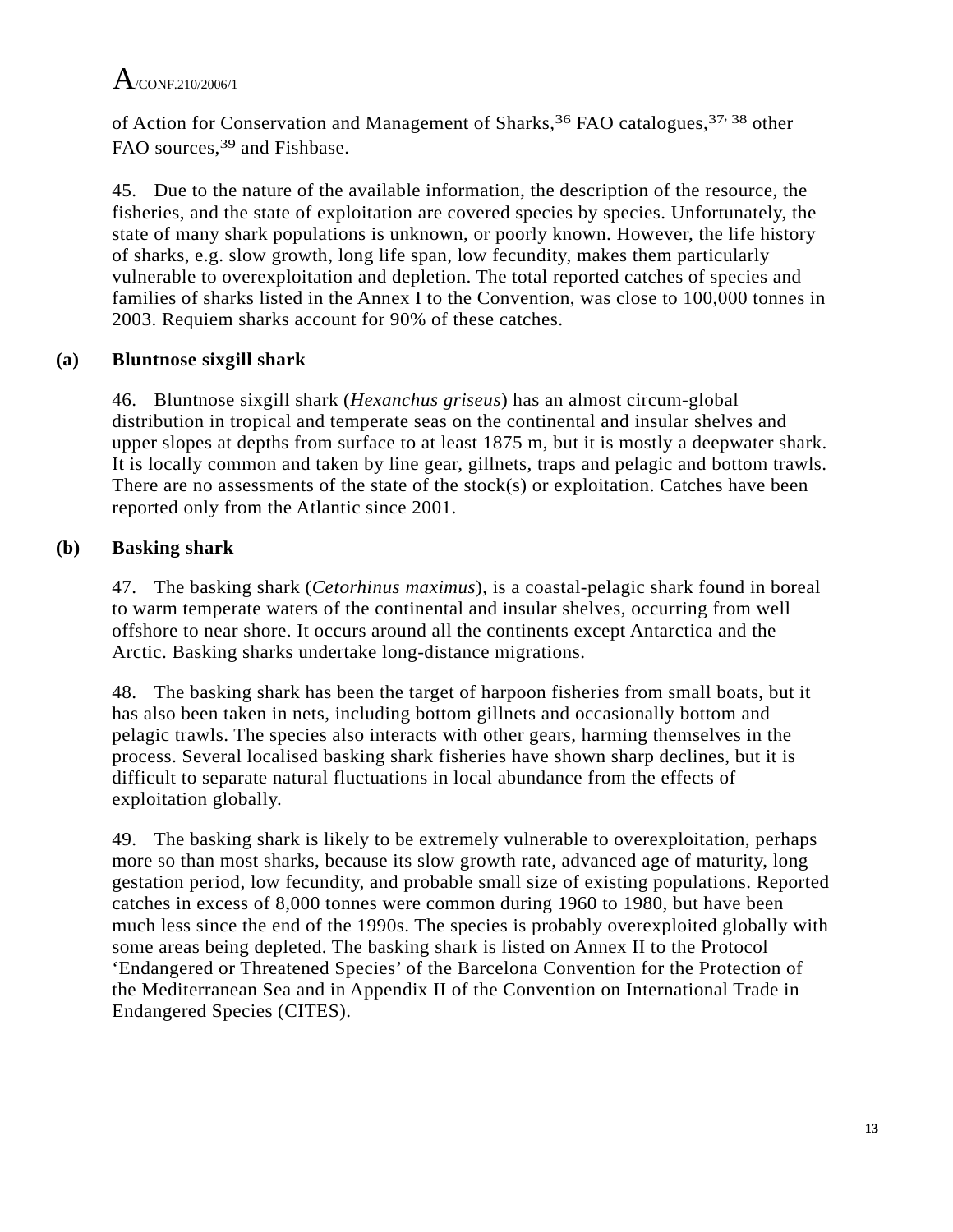of Action for Conservation and Management of Sharks,[36] FAO catalogues,[37, 38] other FAO sources,[39] and Fishbase.

45. Due to the nature of the available information, the description of the resource, the fisheries, and the state of exploitation are covered species by species. Unfortunately, the state of many shark populations is unknown, or poorly known. However, the life history of sharks, e.g. slow growth, long life span, low fecundity, makes them particularly vulnerable to overexploitation and depletion. The total reported catches of species and families of sharks listed in the Annex I to the Convention, was close to 100,000 tonnes in 2003. Requiem sharks account for 90% of these catches.

### (a) Bluntnose sixgill shark

46. Bluntnose sixgill shark (*Hexanchus griseus*) has an almost circum-global distribution in tropical and temperate seas on the continental and insular shelves and upper slopes at depths from surface to at least 1875 m, but it is mostly a deepwater shark. It is locally common and taken by line gear, gillnets, traps and pelagic and bottom trawls. There are no assessments of the state of the stock(s) or exploitation. Catches have been reported only from the Atlantic since 2001.

### (b) Basking shark

47. The basking shark (*Cetorhinus maximus*), is a coastal-pelagic shark found in boreal to warm temperate waters of the continental and insular shelves, occurring from well offshore to near shore. It occurs around all the continents except Antarctica and the Arctic. Basking sharks undertake long-distance migrations.

48. The basking shark has been the target of harpoon fisheries from small boats, but it has also been taken in nets, including bottom gillnets and occasionally bottom and pelagic trawls. The species also interacts with other gears, harming themselves in the process. Several localised basking shark fisheries have shown sharp declines, but it is difficult to separate natural fluctuations in local abundance from the effects of exploitation globally.

49. The basking shark is likely to be extremely vulnerable to overexploitation, perhaps more so than most sharks, because its slow growth rate, advanced age of maturity, long gestation period, low fecundity, and probable small size of existing populations. Reported catches in excess of 8,000 tonnes were common during 1960 to 1980, but have been much less since the end of the 1990s. The species is probably overexploited globally with some areas being depleted. The basking shark is listed on Annex II to the Protocol 'Endangered or Threatened Species' of the Barcelona Convention for the Protection of the Mediterranean Sea and in Appendix II of the Convention on International Trade in Endangered Species (CITES).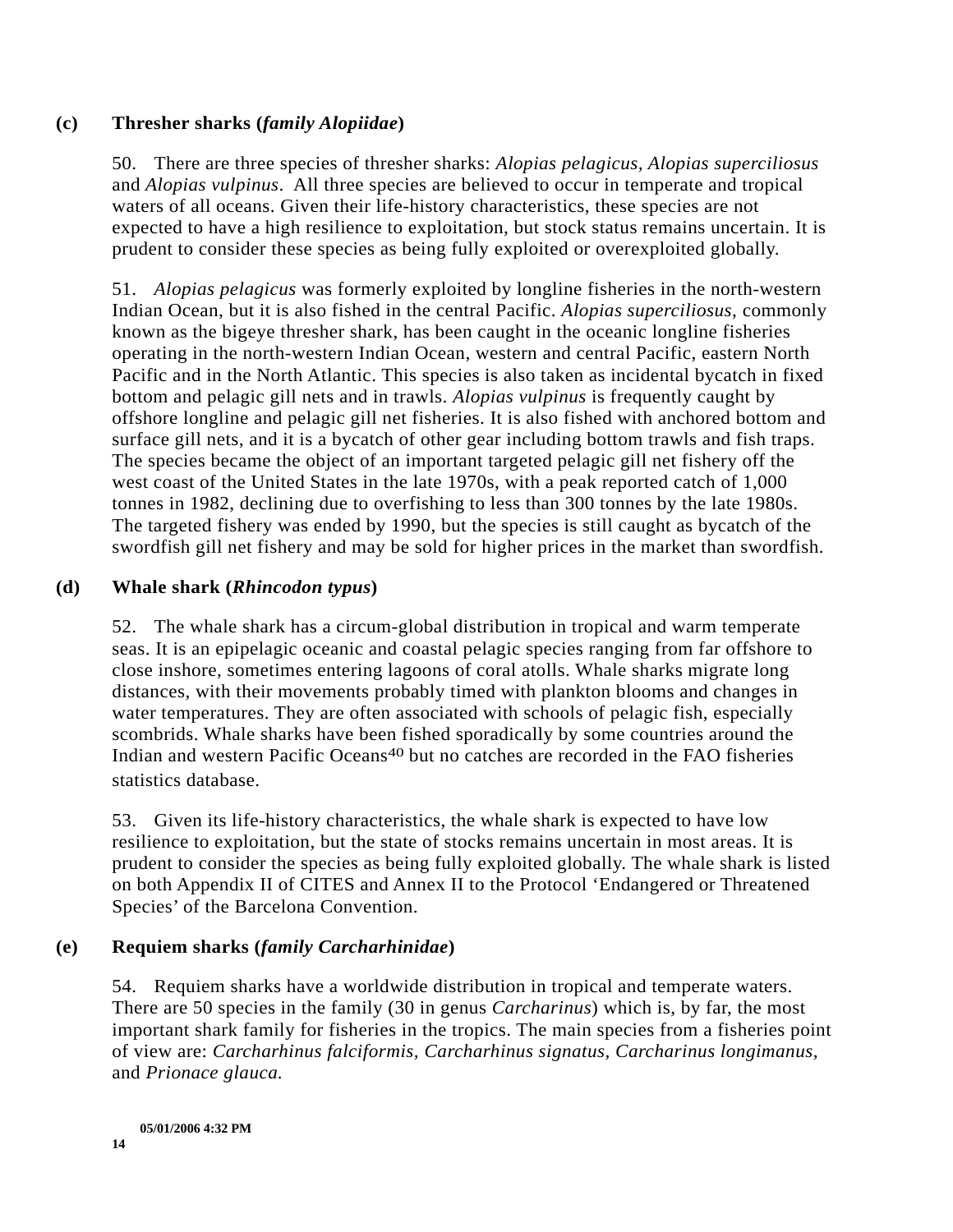### (c) Thresher sharks (*family Alopiidae*)

50. There are three species of thresher sharks: *Alopias pelagicus, Alopias superciliosus* and *Alopias vulpinus*. All three species are believed to occur in temperate and tropical waters of all oceans. Given their life-history characteristics, these species are not expected to have a high resilience to exploitation, but stock status remains uncertain. It is prudent to consider these species as being fully exploited or overexploited globally.

51. *Alopias pelagicus* was formerly exploited by longline fisheries in the north-western Indian Ocean, but it is also fished in the central Pacific. *Alopias superciliosus*, commonly known as the bigeye thresher shark, has been caught in the oceanic longline fisheries operating in the north-western Indian Ocean, western and central Pacific, eastern North Pacific and in the North Atlantic. This species is also taken as incidental bycatch in fixed bottom and pelagic gill nets and in trawls. *Alopias vulpinus* is frequently caught by offshore longline and pelagic gill net fisheries. It is also fished with anchored bottom and surface gill nets, and it is a bycatch of other gear including bottom trawls and fish traps. The species became the object of an important targeted pelagic gill net fishery off the west coast of the United States in the late 1970s, with a peak reported catch of 1,000 tonnes in 1982, declining due to overfishing to less than 300 tonnes by the late 1980s. The targeted fishery was ended by 1990, but the species is still caught as bycatch of the swordfish gill net fishery and may be sold for higher prices in the market than swordfish.

### (d) Whale shark (*Rhincodon typus*)

52. The whale shark has a circum-global distribution in tropical and warm temperate seas. It is an epipelagic oceanic and coastal pelagic species ranging from far offshore to close inshore, sometimes entering lagoons of coral atolls. Whale sharks migrate long distances, with their movements probably timed with plankton blooms and changes in water temperatures. They are often associated with schools of pelagic fish, especially scombrids. Whale sharks have been fished sporadically by some countries around the Indian and western Pacific Oceans[40] but no catches are recorded in the FAO fisheries statistics database.

53. Given its life-history characteristics, the whale shark is expected to have low resilience to exploitation, but the state of stocks remains uncertain in most areas. It is prudent to consider the species as being fully exploited globally. The whale shark is listed on both Appendix II of CITES and Annex II to the Protocol 'Endangered or Threatened Species' of the Barcelona Convention.

### (e) Requiem sharks (*family Carcharhinidae*)

54. Requiem sharks have a worldwide distribution in tropical and temperate waters. There are 50 species in the family (30 in genus *Carcharinus*) which is, by far, the most important shark family for fisheries in the tropics. The main species from a fisheries point of view are: *Carcharhinus falciformis, Carcharhinus signatus, Carcharinus longimanus,* and *Prionace glauca.*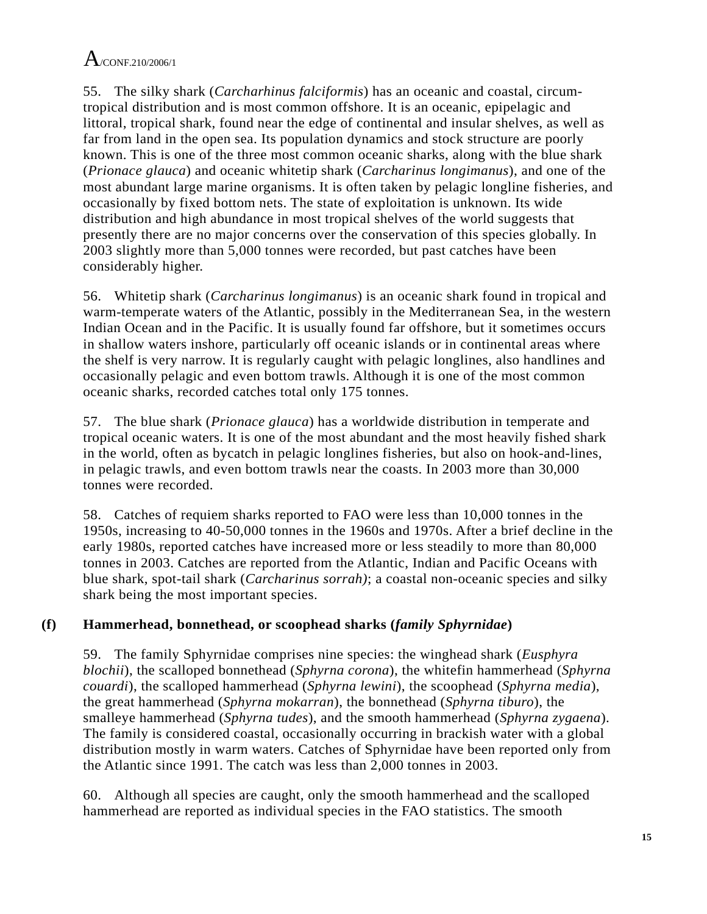55. The silky shark (*Carcharhinus falciformis*) has an oceanic and coastal, circum-tropical distribution and is most common offshore. It is an oceanic, epipelagic and littoral, tropical shark, found near the edge of continental and insular shelves, as well as far from land in the open sea. Its population dynamics and stock structure are poorly known. This is one of the three most common oceanic sharks, along with the blue shark (*Prionace glauca*) and oceanic whitetip shark (*Carcharinus longimanus*), and one of the most abundant large marine organisms. It is often taken by pelagic longline fisheries, and occasionally by fixed bottom nets. The state of exploitation is unknown. Its wide distribution and high abundance in most tropical shelves of the world suggests that presently there are no major concerns over the conservation of this species globally. In 2003 slightly more than 5,000 tonnes were recorded, but past catches have been considerably higher.

56. Whitetip shark (*Carcharinus longimanus*) is an oceanic shark found in tropical and warm-temperate waters of the Atlantic, possibly in the Mediterranean Sea, in the western Indian Ocean and in the Pacific. It is usually found far offshore, but it sometimes occurs in shallow waters inshore, particularly off oceanic islands or in continental areas where the shelf is very narrow. It is regularly caught with pelagic longlines, also handlines and occasionally pelagic and even bottom trawls. Although it is one of the most common oceanic sharks, recorded catches total only 175 tonnes.

57. The blue shark (*Prionace glauca*) has a worldwide distribution in temperate and tropical oceanic waters. It is one of the most abundant and the most heavily fished shark in the world, often as bycatch in pelagic longlines fisheries, but also on hook-and-lines, in pelagic trawls, and even bottom trawls near the coasts. In 2003 more than 30,000 tonnes were recorded.

58. Catches of requiem sharks reported to FAO were less than 10,000 tonnes in the 1950s, increasing to 40-50,000 tonnes in the 1960s and 1970s. After a brief decline in the early 1980s, reported catches have increased more or less steadily to more than 80,000 tonnes in 2003. Catches are reported from the Atlantic, Indian and Pacific Oceans with blue shark, spot-tail shark (*Carcharinus sorrah)*; a coastal non-oceanic species and silky shark being the most important species.

### (f) Hammerhead, bonnethead, or scoophead sharks (*family Sphyrnidae*)

59. The family Sphyrnidae comprises nine species: the winghead shark (*Eusphyra blochii*), the scalloped bonnethead (*Sphyrna corona*), the whitefin hammerhead (*Sphyrna couardi*), the scalloped hammerhead (*Sphyrna lewini*), the scoophead (*Sphyrna media*), the great hammerhead (*Sphyrna mokarran*), the bonnethead (*Sphyrna tiburo*), the smalleye hammerhead (*Sphyrna tudes*), and the smooth hammerhead (*Sphyrna zygaena*). The family is considered coastal, occasionally occurring in brackish water with a global distribution mostly in warm waters. Catches of Sphyrnidae have been reported only from the Atlantic since 1991. The catch was less than 2,000 tonnes in 2003.

60. Although all species are caught, only the smooth hammerhead and the scalloped hammerhead are reported as individual species in the FAO statistics. The smooth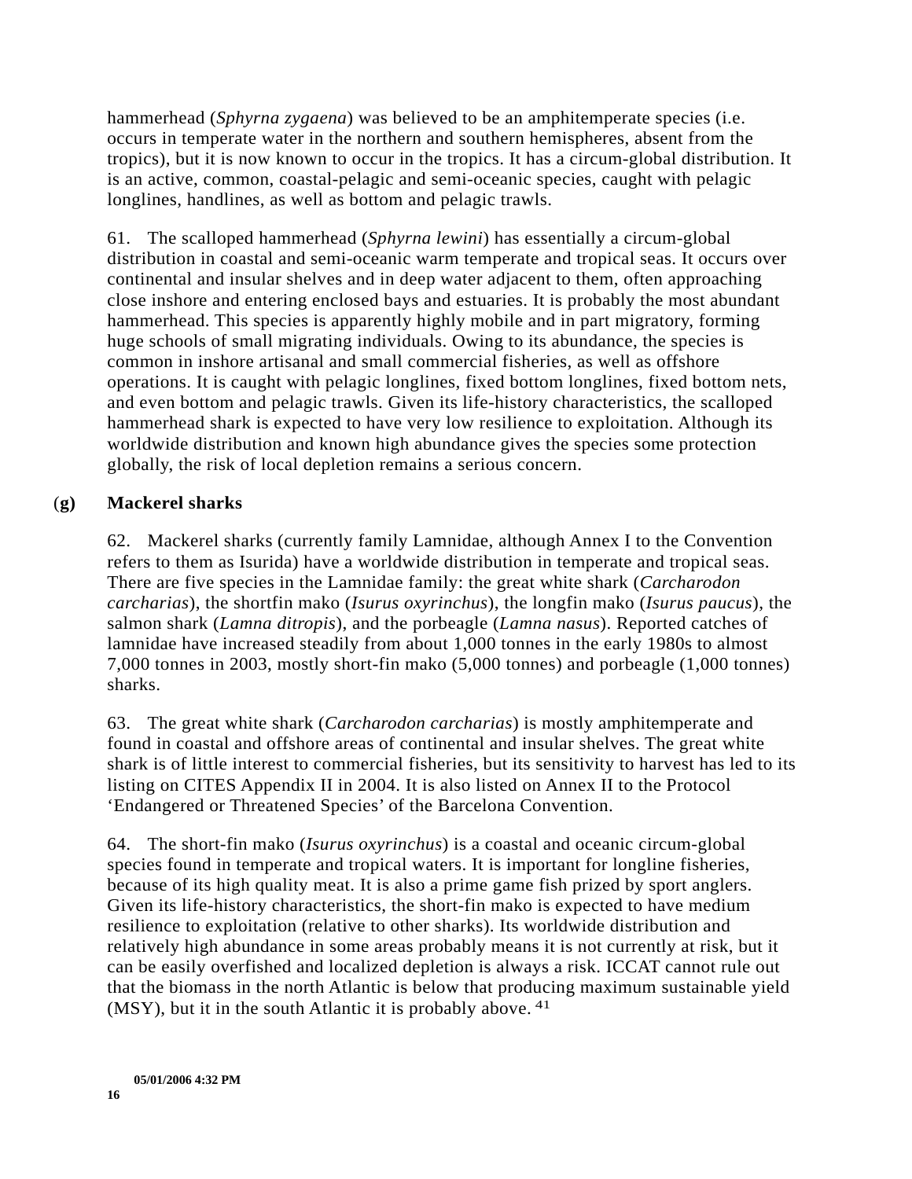hammerhead (*Sphyrna zygaena*) was believed to be an amphitemperate species (i.e. occurs in temperate water in the northern and southern hemispheres, absent from the tropics), but it is now known to occur in the tropics. It has a circum-global distribution. It is an active, common, coastal-pelagic and semi-oceanic species, caught with pelagic longlines, handlines, as well as bottom and pelagic trawls.

61. The scalloped hammerhead (*Sphyrna lewini*) has essentially a circum-global distribution in coastal and semi-oceanic warm temperate and tropical seas. It occurs over continental and insular shelves and in deep water adjacent to them, often approaching close inshore and entering enclosed bays and estuaries. It is probably the most abundant hammerhead. This species is apparently highly mobile and in part migratory, forming huge schools of small migrating individuals. Owing to its abundance, the species is common in inshore artisanal and small commercial fisheries, as well as offshore operations. It is caught with pelagic longlines, fixed bottom longlines, fixed bottom nets, and even bottom and pelagic trawls. Given its life-history characteristics, the scalloped hammerhead shark is expected to have very low resilience to exploitation. Although its worldwide distribution and known high abundance gives the species some protection globally, the risk of local depletion remains a serious concern.

### (g) Mackerel sharks

62. Mackerel sharks (currently family Lamnidae, although Annex I to the Convention refers to them as Isurida) have a worldwide distribution in temperate and tropical seas. There are five species in the Lamnidae family: the great white shark (*Carcharodon carcharias*), the shortfin mako (*Isurus oxyrinchus*), the longfin mako (*Isurus paucus*), the salmon shark (*Lamna ditropis*), and the porbeagle (*Lamna nasus*). Reported catches of lamnidae have increased steadily from about 1,000 tonnes in the early 1980s to almost 7,000 tonnes in 2003, mostly short-fin mako (5,000 tonnes) and porbeagle (1,000 tonnes) sharks.

63. The great white shark (*Carcharodon carcharias*) is mostly amphitemperate and found in coastal and offshore areas of continental and insular shelves. The great white shark is of little interest to commercial fisheries, but its sensitivity to harvest has led to its listing on CITES Appendix II in 2004. It is also listed on Annex II to the Protocol 'Endangered or Threatened Species' of the Barcelona Convention.

64. The short-fin mako (*Isurus oxyrinchus*) is a coastal and oceanic circum-global species found in temperate and tropical waters. It is important for longline fisheries, because of its high quality meat. It is also a prime game fish prized by sport anglers. Given its life-history characteristics, the short-fin mako is expected to have medium resilience to exploitation (relative to other sharks). Its worldwide distribution and relatively high abundance in some areas probably means it is not currently at risk, but it can be easily overfished and localized depletion is always a risk. ICCAT cannot rule out that the biomass in the north Atlantic is below that producing maximum sustainable yield (MSY), but it in the south Atlantic it is probably above. [41]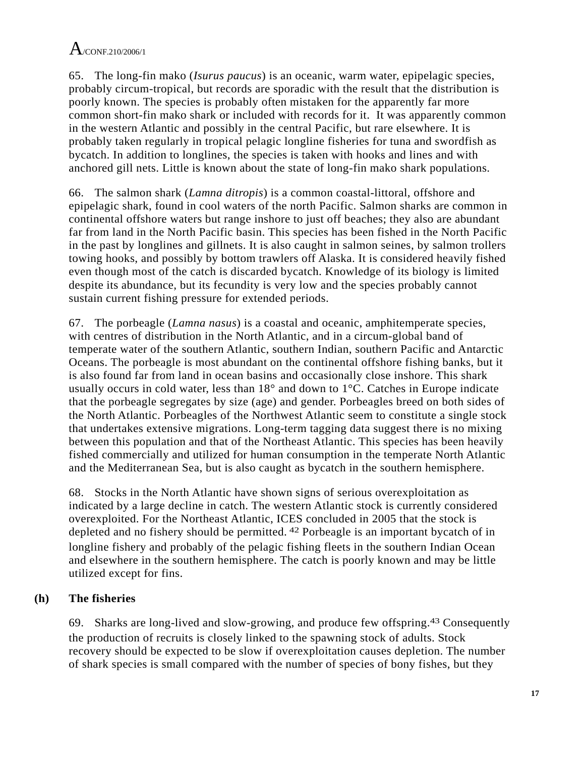65. The long-fin mako (*Isurus paucus*) is an oceanic, warm water, epipelagic species, probably circum-tropical, but records are sporadic with the result that the distribution is poorly known. The species is probably often mistaken for the apparently far more common short-fin mako shark or included with records for it. It was apparently common in the western Atlantic and possibly in the central Pacific, but rare elsewhere. It is probably taken regularly in tropical pelagic longline fisheries for tuna and swordfish as bycatch. In addition to longlines, the species is taken with hooks and lines and with anchored gill nets. Little is known about the state of long-fin mako shark populations.

66. The salmon shark (*Lamna ditropis*) is a common coastal-littoral, offshore and epipelagic shark, found in cool waters of the north Pacific. Salmon sharks are common in continental offshore waters but range inshore to just off beaches; they also are abundant far from land in the North Pacific basin. This species has been fished in the North Pacific in the past by longlines and gillnets. It is also caught in salmon seines, by salmon trollers towing hooks, and possibly by bottom trawlers off Alaska. It is considered heavily fished even though most of the catch is discarded bycatch. Knowledge of its biology is limited despite its abundance, but its fecundity is very low and the species probably cannot sustain current fishing pressure for extended periods.

67. The porbeagle (*Lamna nasus*) is a coastal and oceanic, amphitemperate species, with centres of distribution in the North Atlantic, and in a circum-global band of temperate water of the southern Atlantic, southern Indian, southern Pacific and Antarctic Oceans. The porbeagle is most abundant on the continental offshore fishing banks, but it is also found far from land in ocean basins and occasionally close inshore. This shark usually occurs in cold water, less than 18° and down to 1°C. Catches in Europe indicate that the porbeagle segregates by size (age) and gender. Porbeagles breed on both sides of the North Atlantic. Porbeagles of the Northwest Atlantic seem to constitute a single stock that undertakes extensive migrations. Long-term tagging data suggest there is no mixing between this population and that of the Northeast Atlantic. This species has been heavily fished commercially and utilized for human consumption in the temperate North Atlantic and the Mediterranean Sea, but is also caught as bycatch in the southern hemisphere.

68. Stocks in the North Atlantic have shown signs of serious overexploitation as indicated by a large decline in catch. The western Atlantic stock is currently considered overexploited. For the Northeast Atlantic, ICES concluded in 2005 that the stock is depleted and no fishery should be permitted.[42] Porbeagle is an important bycatch of in longline fishery and probably of the pelagic fishing fleets in the southern Indian Ocean and elsewhere in the southern hemisphere. The catch is poorly known and may be little utilized except for fins.

### (h) The fisheries

69. Sharks are long-lived and slow-growing, and produce few offspring.[43] Consequently the production of recruits is closely linked to the spawning stock of adults. Stock recovery should be expected to be slow if overexploitation causes depletion. The number of shark species is small compared with the number of species of bony fishes, but they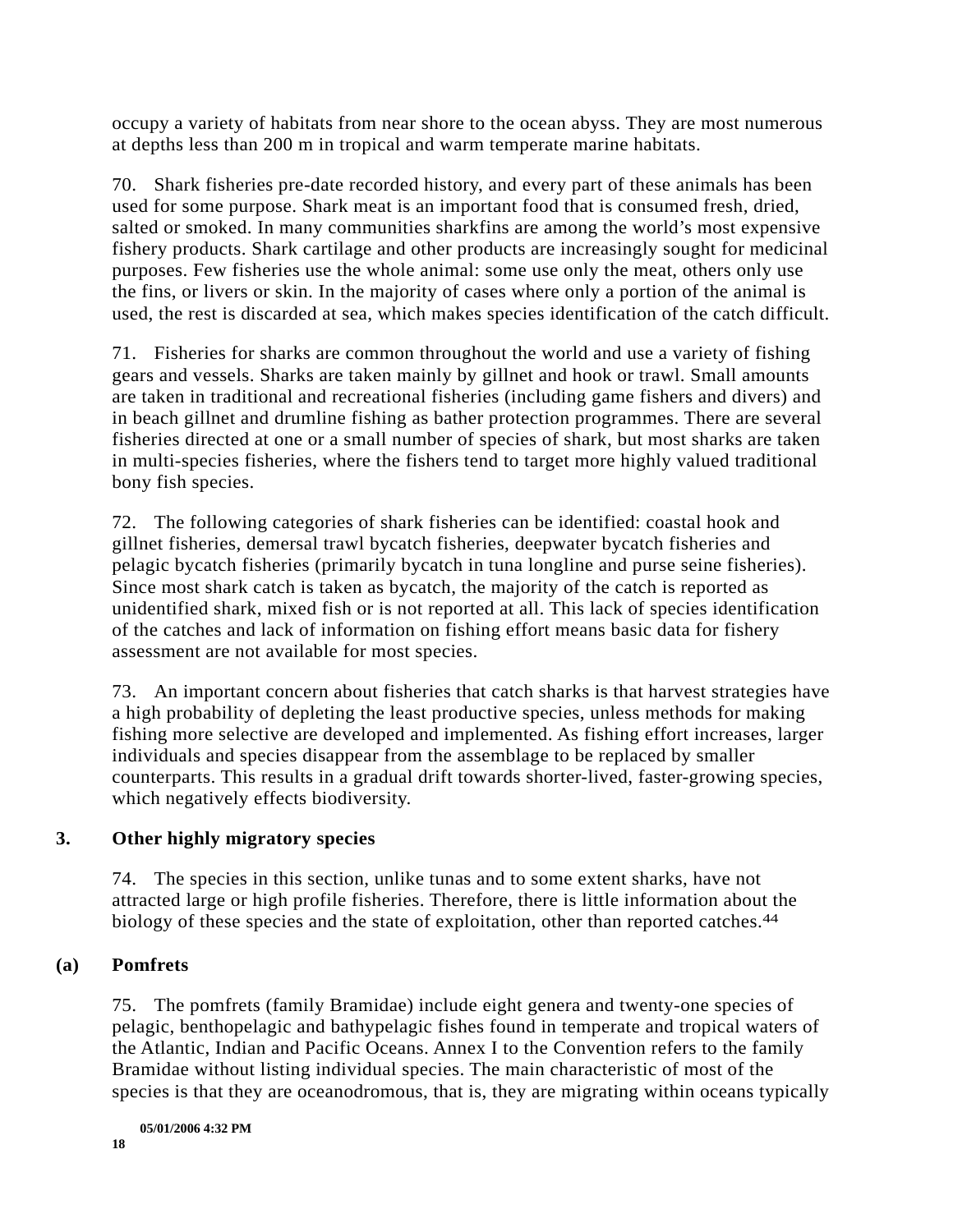occupy a variety of habitats from near shore to the ocean abyss. They are most numerous at depths less than 200 m in tropical and warm temperate marine habitats.

70. Shark fisheries pre-date recorded history, and every part of these animals has been used for some purpose. Shark meat is an important food that is consumed fresh, dried, salted or smoked. In many communities sharkfins are among the world's most expensive fishery products. Shark cartilage and other products are increasingly sought for medicinal purposes. Few fisheries use the whole animal: some use only the meat, others only use the fins, or livers or skin. In the majority of cases where only a portion of the animal is used, the rest is discarded at sea, which makes species identification of the catch difficult.

71. Fisheries for sharks are common throughout the world and use a variety of fishing gears and vessels. Sharks are taken mainly by gillnet and hook or trawl. Small amounts are taken in traditional and recreational fisheries (including game fishers and divers) and in beach gillnet and drumline fishing as bather protection programmes. There are several fisheries directed at one or a small number of species of shark, but most sharks are taken in multi-species fisheries, where the fishers tend to target more highly valued traditional bony fish species.

72. The following categories of shark fisheries can be identified: coastal hook and gillnet fisheries, demersal trawl bycatch fisheries, deepwater bycatch fisheries and pelagic bycatch fisheries (primarily bycatch in tuna longline and purse seine fisheries). Since most shark catch is taken as bycatch, the majority of the catch is reported as unidentified shark, mixed fish or is not reported at all. This lack of species identification of the catches and lack of information on fishing effort means basic data for fishery assessment are not available for most species.

73. An important concern about fisheries that catch sharks is that harvest strategies have a high probability of depleting the least productive species, unless methods for making fishing more selective are developed and implemented. As fishing effort increases, larger individuals and species disappear from the assemblage to be replaced by smaller counterparts. This results in a gradual drift towards shorter-lived, faster-growing species, which negatively effects biodiversity.

### 3. Other highly migratory species

74. The species in this section, unlike tunas and to some extent sharks, have not attracted large or high profile fisheries. Therefore, there is little information about the biology of these species and the state of exploitation, other than reported catches.[44]

#### (a) Pomfrets

75. The pomfrets (family Bramidae) include eight genera and twenty-one species of pelagic, benthopelagic and bathypelagic fishes found in temperate and tropical waters of the Atlantic, Indian and Pacific Oceans. Annex I to the Convention refers to the family Bramidae without listing individual species. The main characteristic of most of the species is that they are oceanodromous, that is, they are migrating within oceans typically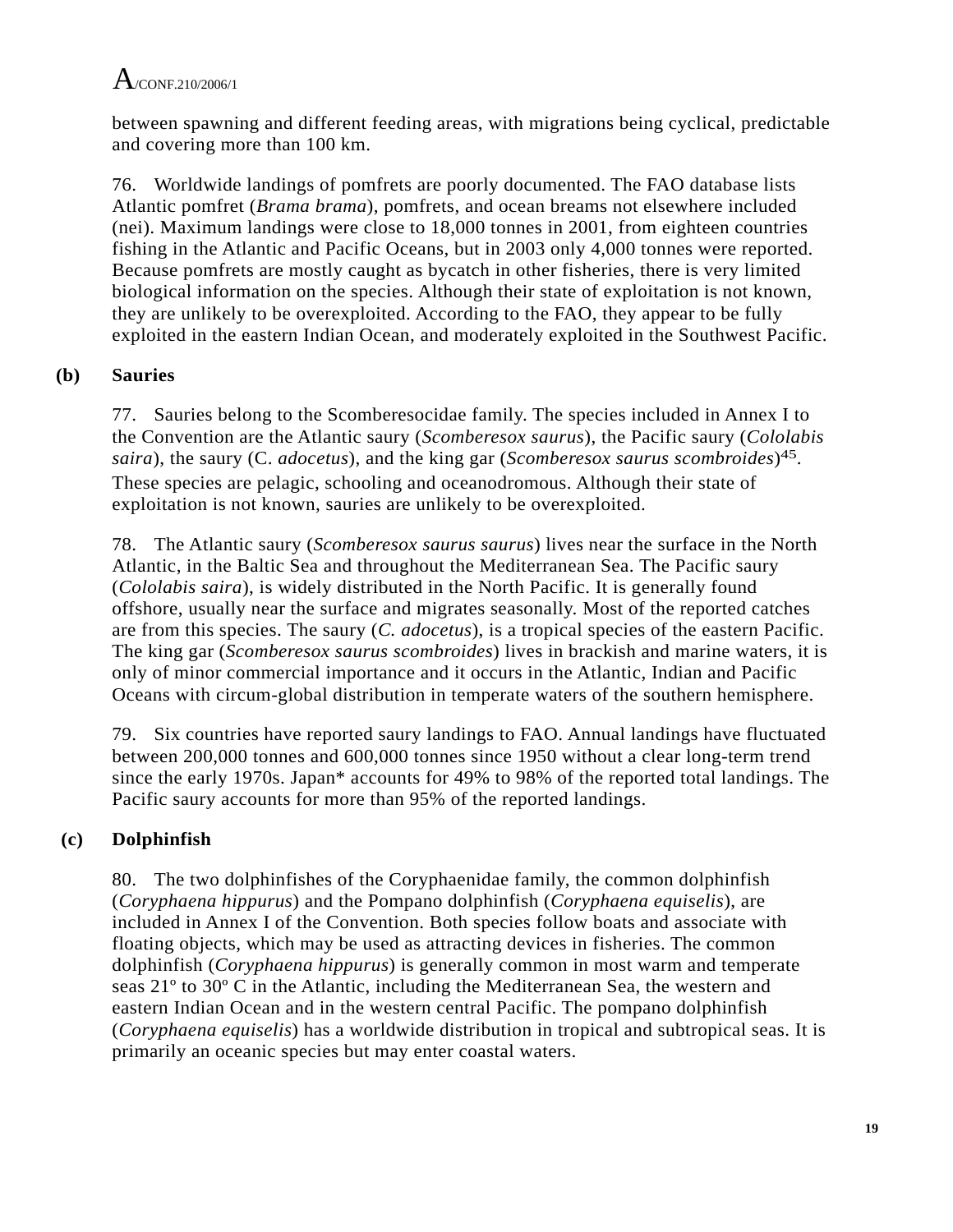between spawning and different feeding areas, with migrations being cyclical, predictable and covering more than 100 km.

76. Worldwide landings of pomfrets are poorly documented. The FAO database lists Atlantic pomfret (*Brama brama*), pomfrets, and ocean breams not elsewhere included (nei). Maximum landings were close to 18,000 tonnes in 2001, from eighteen countries fishing in the Atlantic and Pacific Oceans, but in 2003 only 4,000 tonnes were reported. Because pomfrets are mostly caught as bycatch in other fisheries, there is very limited biological information on the species. Although their state of exploitation is not known, they are unlikely to be overexploited. According to the FAO, they appear to be fully exploited in the eastern Indian Ocean, and moderately exploited in the Southwest Pacific.

### (b) Sauries

77. Sauries belong to the Scomberesocidae family. The species included in Annex I to the Convention are the Atlantic saury (*Scomberesox saurus*), the Pacific saury (*Cololabis saira*), the saury (C. *adocetus*), and the king gar (*Scomberesox saurus scombroides*)[45]. These species are pelagic, schooling and oceanodromous. Although their state of exploitation is not known, sauries are unlikely to be overexploited.

78. The Atlantic saury (*Scomberesox saurus saurus*) lives near the surface in the North Atlantic, in the Baltic Sea and throughout the Mediterranean Sea. The Pacific saury (*Cololabis saira*), is widely distributed in the North Pacific. It is generally found offshore, usually near the surface and migrates seasonally. Most of the reported catches are from this species. The saury (*C. adocetus*), is a tropical species of the eastern Pacific. The king gar (*Scomberesox saurus scombroides*) lives in brackish and marine waters, it is only of minor commercial importance and it occurs in the Atlantic, Indian and Pacific Oceans with circum-global distribution in temperate waters of the southern hemisphere.

79. Six countries have reported saury landings to FAO. Annual landings have fluctuated between 200,000 tonnes and 600,000 tonnes since 1950 without a clear long-term trend since the early 1970s. Japan* accounts for 49% to 98% of the reported total landings. The Pacific saury accounts for more than 95% of the reported landings.

### (c) Dolphinfish

80. The two dolphinfishes of the Coryphaenidae family, the common dolphinfish (*Coryphaena hippurus*) and the Pompano dolphinfish (*Coryphaena equiselis*), are included in Annex I of the Convention. Both species follow boats and associate with floating objects, which may be used as attracting devices in fisheries. The common dolphinfish (*Coryphaena hippurus*) is generally common in most warm and temperate seas 21º to 30º C in the Atlantic, including the Mediterranean Sea, the western and eastern Indian Ocean and in the western central Pacific. The pompano dolphinfish (*Coryphaena equiselis*) has a worldwide distribution in tropical and subtropical seas. It is primarily an oceanic species but may enter coastal waters.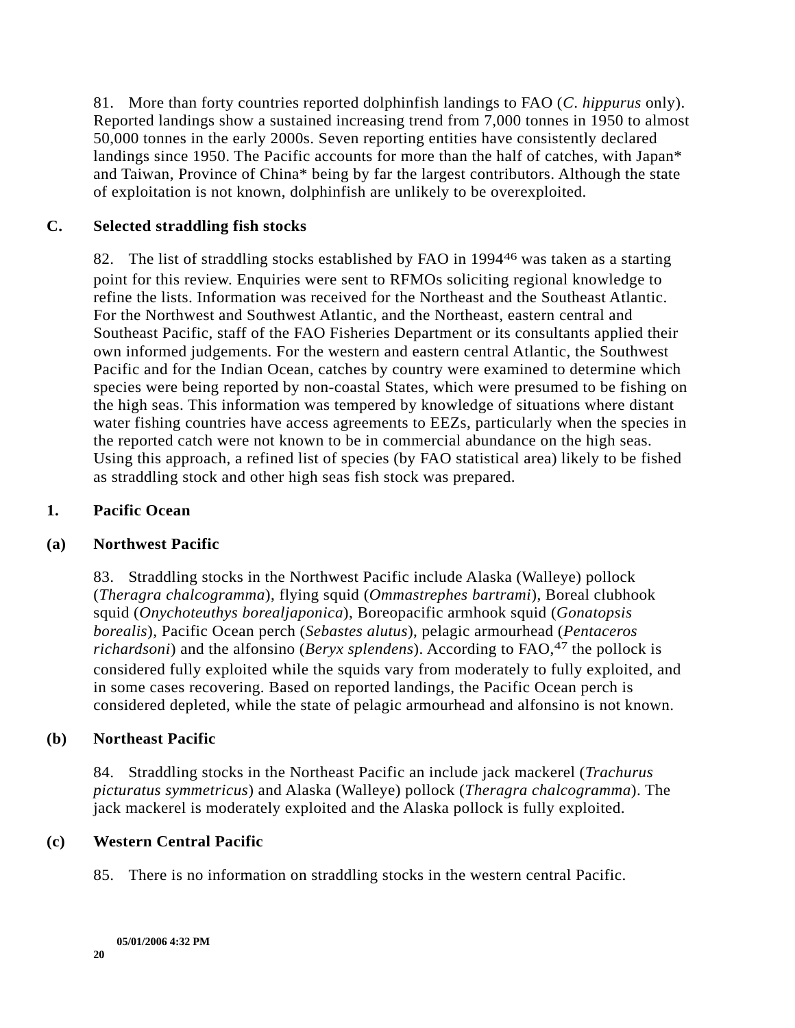81. More than forty countries reported dolphinfish landings to FAO (*C. hippurus* only). Reported landings show a sustained increasing trend from 7,000 tonnes in 1950 to almost 50,000 tonnes in the early 2000s. Seven reporting entities have consistently declared landings since 1950. The Pacific accounts for more than the half of catches, with Japan* and Taiwan, Province of China* being by far the largest contributors. Although the state of exploitation is not known, dolphinfish are unlikely to be overexploited.

## C. Selected straddling fish stocks

82. The list of straddling stocks established by FAO in 1994[46] was taken as a starting point for this review. Enquiries were sent to RFMOs soliciting regional knowledge to refine the lists. Information was received for the Northeast and the Southeast Atlantic. For the Northwest and Southwest Atlantic, and the Northeast, eastern central and Southeast Pacific, staff of the FAO Fisheries Department or its consultants applied their own informed judgements. For the western and eastern central Atlantic, the Southwest Pacific and for the Indian Ocean, catches by country were examined to determine which species were being reported by non-coastal States, which were presumed to be fishing on the high seas. This information was tempered by knowledge of situations where distant water fishing countries have access agreements to EEZs, particularly when the species in the reported catch were not known to be in commercial abundance on the high seas. Using this approach, a refined list of species (by FAO statistical area) likely to be fished as straddling stock and other high seas fish stock was prepared.

### 1. Pacific Ocean

#### (a) Northwest Pacific

83. Straddling stocks in the Northwest Pacific include Alaska (Walleye) pollock (*Theragra chalcogramma*), flying squid (*Ommastrephes bartrami*), Boreal clubhook squid (*Onychoteuthys borealjaponica*), Boreopacific armhook squid (*Gonatopsis borealis*), Pacific Ocean perch (*Sebastes alutus*), pelagic armourhead (*Pentaceros richardsoni*) and the alfonsino (*Beryx splendens*). According to FAO,[47] the pollock is considered fully exploited while the squids vary from moderately to fully exploited, and in some cases recovering. Based on reported landings, the Pacific Ocean perch is considered depleted, while the state of pelagic armourhead and alfonsino is not known.

#### (b) Northeast Pacific

84. Straddling stocks in the Northeast Pacific an include jack mackerel (*Trachurus picturatus symmetricus*) and Alaska (Walleye) pollock (*Theragra chalcogramma*). The jack mackerel is moderately exploited and the Alaska pollock is fully exploited.

#### (c) Western Central Pacific

85. There is no information on straddling stocks in the western central Pacific.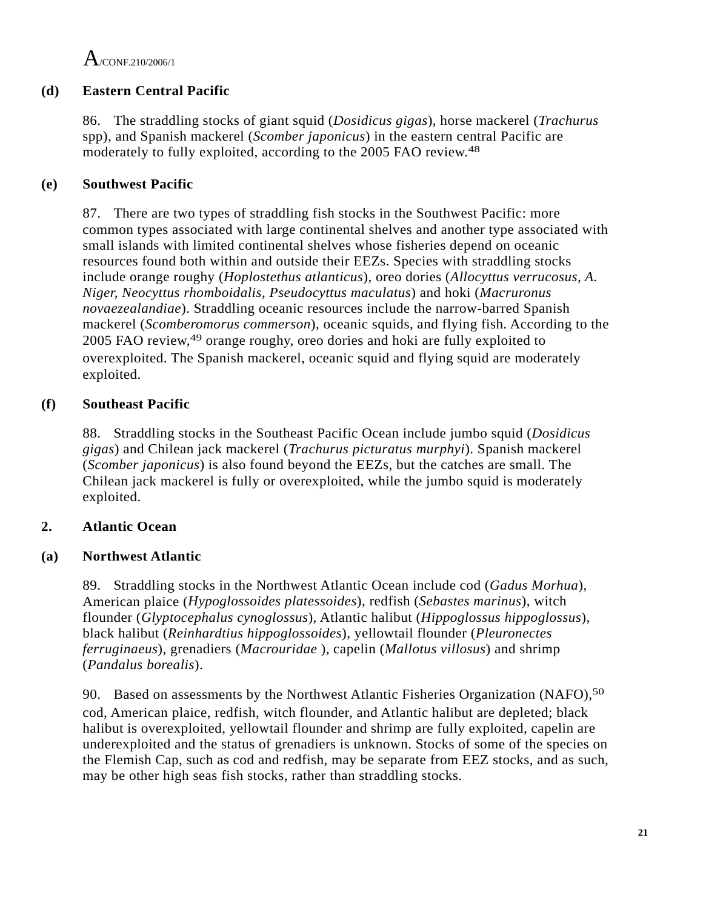### (d) Eastern Central Pacific

86. The straddling stocks of giant squid (*Dosidicus gigas*), horse mackerel (*Trachurus* spp), and Spanish mackerel (*Scomber japonicus*) in the eastern central Pacific are moderately to fully exploited, according to the 2005 FAO review.[48]

### (e) Southwest Pacific

87. There are two types of straddling fish stocks in the Southwest Pacific: more common types associated with large continental shelves and another type associated with small islands with limited continental shelves whose fisheries depend on oceanic resources found both within and outside their EEZs. Species with straddling stocks include orange roughy (*Hoplostethus atlanticus*), oreo dories (*Allocyttus verrucosus, A. Niger, Neocyttus rhomboidalis, Pseudocyttus maculatus*) and hoki (*Macruronus novaezealandiae*). Straddling oceanic resources include the narrow-barred Spanish mackerel (*Scomberomorus commerson*), oceanic squids, and flying fish. According to the 2005 FAO review,[49] orange roughy, oreo dories and hoki are fully exploited to overexploited. The Spanish mackerel, oceanic squid and flying squid are moderately exploited.

### (f) Southeast Pacific

88. Straddling stocks in the Southeast Pacific Ocean include jumbo squid (*Dosidicus gigas*) and Chilean jack mackerel (*Trachurus picturatus murphyi*). Spanish mackerel (*Scomber japonicus*) is also found beyond the EEZs, but the catches are small. The Chilean jack mackerel is fully or overexploited, while the jumbo squid is moderately exploited.

## 2. Atlantic Ocean

### (a) Northwest Atlantic

89. Straddling stocks in the Northwest Atlantic Ocean include cod (*Gadus Morhua*), American plaice (*Hypoglossoides platessoides*), redfish (*Sebastes marinus*), witch flounder (*Glyptocephalus cynoglossus*), Atlantic halibut (*Hippoglossus hippoglossus*), black halibut (*Reinhardtius hippoglossoides*), yellowtail flounder (*Pleuronectes ferruginaeus*), grenadiers (*Macrouridae* ), capelin (*Mallotus villosus*) and shrimp (*Pandalus borealis*).

90. Based on assessments by the Northwest Atlantic Fisheries Organization (NAFO),[50] cod, American plaice, redfish, witch flounder, and Atlantic halibut are depleted; black halibut is overexploited, yellowtail flounder and shrimp are fully exploited, capelin are underexploited and the status of grenadiers is unknown. Stocks of some of the species on the Flemish Cap, such as cod and redfish, may be separate from EEZ stocks, and as such, may be other high seas fish stocks, rather than straddling stocks.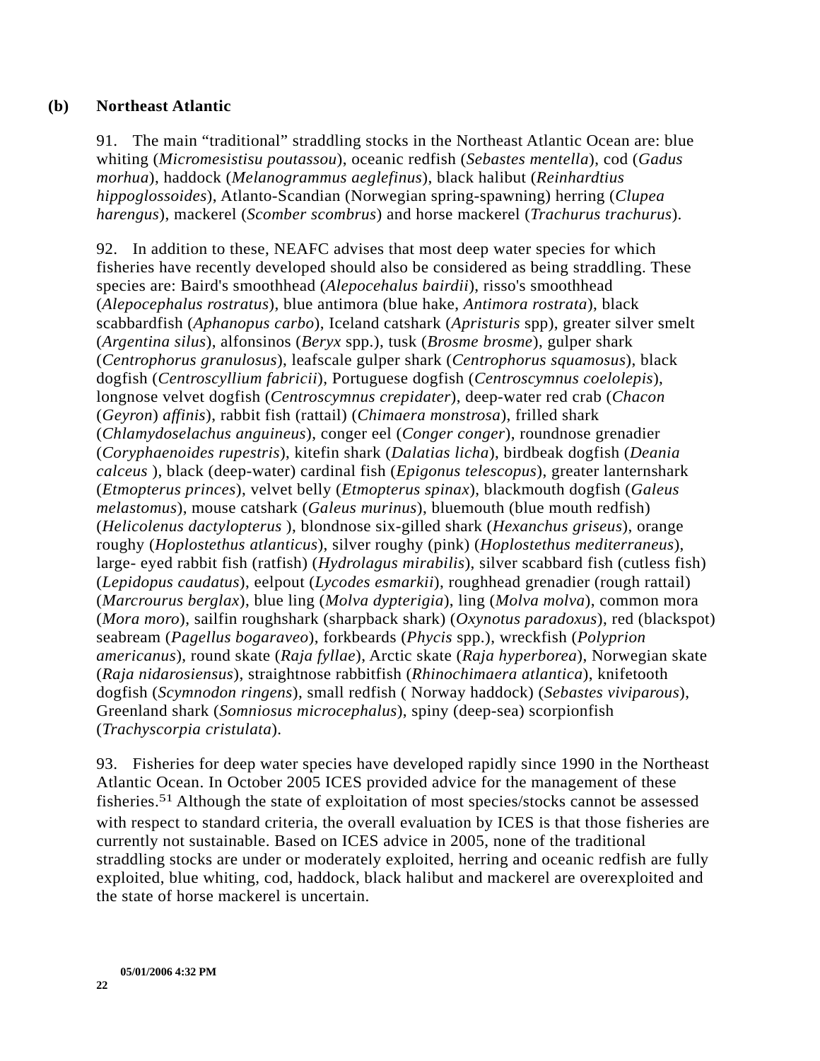### (b) Northeast Atlantic

91. The main "traditional" straddling stocks in the Northeast Atlantic Ocean are: blue whiting (*Micromesistisu poutassou*), oceanic redfish (*Sebastes mentella*), cod (*Gadus morhua*), haddock (*Melanogrammus aeglefinus*), black halibut (*Reinhardtius hippoglossoides*), Atlanto-Scandian (Norwegian spring-spawning) herring (*Clupea harengus*), mackerel (*Scomber scombrus*) and horse mackerel (*Trachurus trachurus*).

92. In addition to these, NEAFC advises that most deep water species for which fisheries have recently developed should also be considered as being straddling. These species are: Baird's smoothhead (*Alepocehalus bairdii*), risso's smoothhead (*Alepocephalus rostratus*), blue antimora (blue hake, *Antimora rostrata*), black scabbardfish (*Aphanopus carbo*), Iceland catshark (*Apristuris* spp), greater silver smelt (*Argentina silus*), alfonsinos (*Beryx* spp.), tusk (*Brosme brosme*), gulper shark (*Centrophorus granulosus*), leafscale gulper shark (*Centrophorus squamosus*), black dogfish (*Centroscyllium fabricii*), Portuguese dogfish (*Centroscymnus coelolepis*), longnose velvet dogfish (*Centroscymnus crepidater*), deep-water red crab (*Chacon* (*Geyron*) *affinis*), rabbit fish (rattail) (*Chimaera monstrosa*), frilled shark (*Chlamydoselachus anguineus*), conger eel (*Conger conger*), roundnose grenadier (*Coryphaenoides rupestris*), kitefin shark (*Dalatias licha*), birdbeak dogfish (*Deania calceus* ), black (deep-water) cardinal fish (*Epigonus telescopus*), greater lanternshark (*Etmopterus princes*), velvet belly (*Etmopterus spinax*), blackmouth dogfish (*Galeus melastomus*), mouse catshark (*Galeus murinus*), bluemouth (blue mouth redfish) (*Helicolenus dactylopterus* ), blondnose six-gilled shark (*Hexanchus griseus*), orange roughy (*Hoplostethus atlanticus*), silver roughy (pink) (*Hoplostethus mediterraneus*), large- eyed rabbit fish (ratfish) (*Hydrolagus mirabilis*), silver scabbard fish (cutless fish) (*Lepidopus caudatus*), eelpout (*Lycodes esmarkii*), roughhead grenadier (rough rattail) (*Marcrourus berglax*), blue ling (*Molva dypterigia*), ling (*Molva molva*), common mora (*Mora moro*), sailfin roughshark (sharpback shark) (*Oxynotus paradoxus*), red (blackspot) seabream (*Pagellus bogaraveo*), forkbeards (*Phycis* spp.), wreckfish (*Polyprion americanus*), round skate (*Raja fyllae*), Arctic skate (*Raja hyperborea*), Norwegian skate (*Raja nidarosiensus*), straightnose rabbitfish (*Rhinochimaera atlantica*), knifetooth dogfish (*Scymnodon ringens*), small redfish ( Norway haddock) (*Sebastes viviparous*), Greenland shark (*Somniosus microcephalus*), spiny (deep-sea) scorpionfish (*Trachyscorpia cristulata*).

93. Fisheries for deep water species have developed rapidly since 1990 in the Northeast Atlantic Ocean. In October 2005 ICES provided advice for the management of these fisheries.[51] Although the state of exploitation of most species/stocks cannot be assessed with respect to standard criteria, the overall evaluation by ICES is that those fisheries are currently not sustainable. Based on ICES advice in 2005, none of the traditional straddling stocks are under or moderately exploited, herring and oceanic redfish are fully exploited, blue whiting, cod, haddock, black halibut and mackerel are overexploited and the state of horse mackerel is uncertain.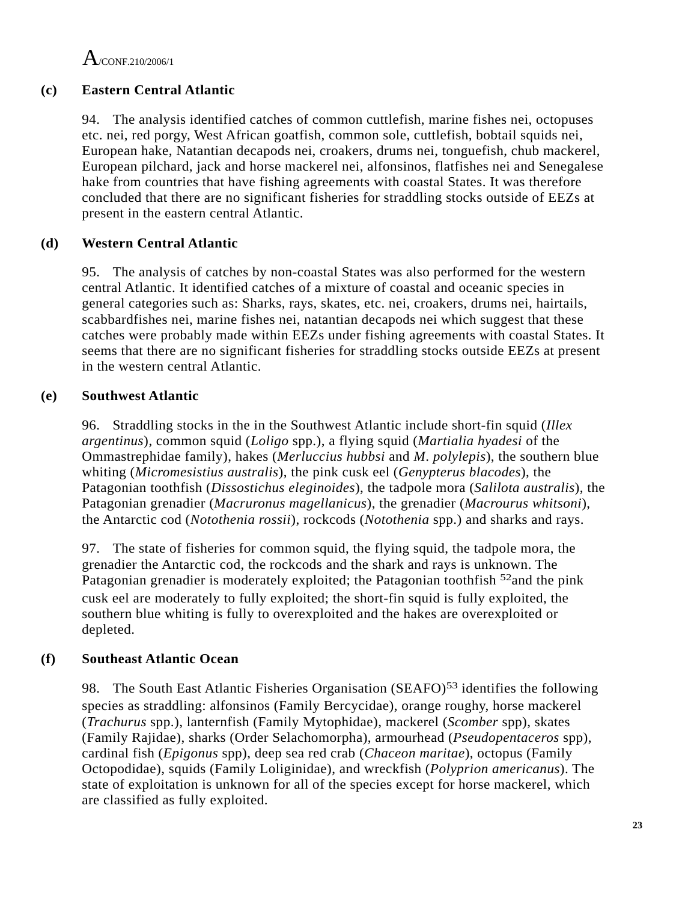### (c) Eastern Central Atlantic

94. The analysis identified catches of common cuttlefish, marine fishes nei, octopuses etc. nei, red porgy, West African goatfish, common sole, cuttlefish, bobtail squids nei, European hake, Natantian decapods nei, croakers, drums nei, tonguefish, chub mackerel, European pilchard, jack and horse mackerel nei, alfonsinos, flatfishes nei and Senegalese hake from countries that have fishing agreements with coastal States. It was therefore concluded that there are no significant fisheries for straddling stocks outside of EEZs at present in the eastern central Atlantic.

### (d) Western Central Atlantic

95. The analysis of catches by non-coastal States was also performed for the western central Atlantic. It identified catches of a mixture of coastal and oceanic species in general categories such as: Sharks, rays, skates, etc. nei, croakers, drums nei, hairtails, scabbardfishes nei, marine fishes nei, natantian decapods nei which suggest that these catches were probably made within EEZs under fishing agreements with coastal States. It seems that there are no significant fisheries for straddling stocks outside EEZs at present in the western central Atlantic.

### (e) Southwest Atlantic

96. Straddling stocks in the in the Southwest Atlantic include short-fin squid (*Illex argentinus*), common squid (*Loligo* spp.), a flying squid (*Martialia hyadesi* of the Ommastrephidae family), hakes (*Merluccius hubbsi* and *M. polylepis*), the southern blue whiting (*Micromesistius australis*), the pink cusk eel (*Genypterus blacodes*), the Patagonian toothfish (*Dissostichus eleginoides*), the tadpole mora (*Salilota australis*), the Patagonian grenadier (*Macruronus magellanicus*), the grenadier (*Macrourus whitsoni*), the Antarctic cod (*Notothenia rossii*), rockcods (*Notothenia* spp.) and sharks and rays.

97. The state of fisheries for common squid, the flying squid, the tadpole mora, the grenadier the Antarctic cod, the rockcods and the shark and rays is unknown. The Patagonian grenadier is moderately exploited; the Patagonian toothfish [52]and the pink cusk eel are moderately to fully exploited; the short-fin squid is fully exploited, the southern blue whiting is fully to overexploited and the hakes are overexploited or depleted.

### (f) Southeast Atlantic Ocean

98. The South East Atlantic Fisheries Organisation (SEAFO)[53] identifies the following species as straddling: alfonsinos (Family Bercycidae), orange roughy, horse mackerel (*Trachurus* spp.), lanternfish (Family Mytophidae), mackerel (*Scomber* spp), skates (Family Rajidae), sharks (Order Selachomorpha), armourhead (*Pseudopentaceros* spp), cardinal fish (*Epigonus* spp), deep sea red crab (*Chaceon maritae*), octopus (Family Octopodidae), squids (Family Loliginidae), and wreckfish (*Polyprion americanus*). The state of exploitation is unknown for all of the species except for horse mackerel, which are classified as fully exploited.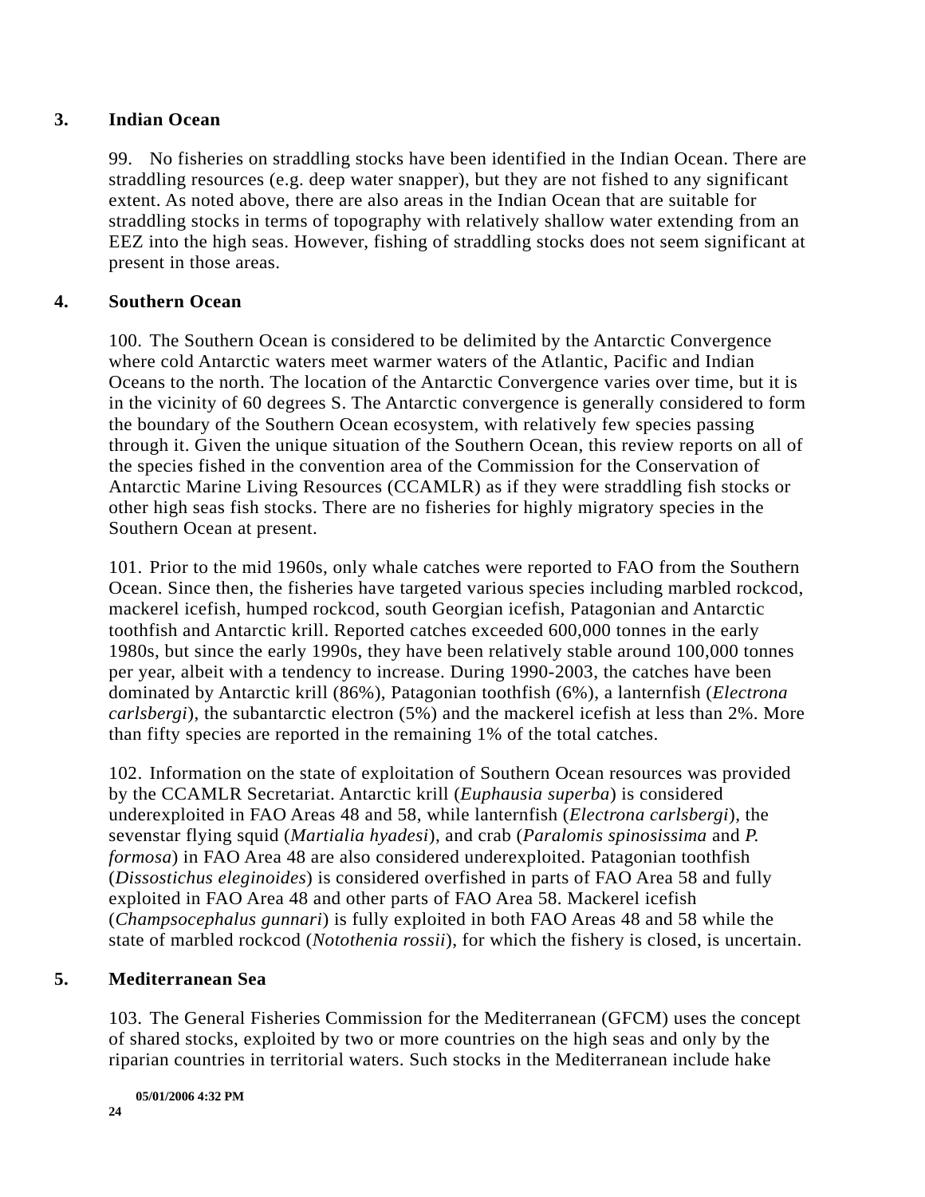### 3. Indian Ocean

99. No fisheries on straddling stocks have been identified in the Indian Ocean. There are straddling resources (e.g. deep water snapper), but they are not fished to any significant extent. As noted above, there are also areas in the Indian Ocean that are suitable for straddling stocks in terms of topography with relatively shallow water extending from an EEZ into the high seas. However, fishing of straddling stocks does not seem significant at present in those areas.

### 4. Southern Ocean

100. The Southern Ocean is considered to be delimited by the Antarctic Convergence where cold Antarctic waters meet warmer waters of the Atlantic, Pacific and Indian Oceans to the north. The location of the Antarctic Convergence varies over time, but it is in the vicinity of 60 degrees S. The Antarctic convergence is generally considered to form the boundary of the Southern Ocean ecosystem, with relatively few species passing through it. Given the unique situation of the Southern Ocean, this review reports on all of the species fished in the convention area of the Commission for the Conservation of Antarctic Marine Living Resources (CCAMLR) as if they were straddling fish stocks or other high seas fish stocks. There are no fisheries for highly migratory species in the Southern Ocean at present.

101. Prior to the mid 1960s, only whale catches were reported to FAO from the Southern Ocean. Since then, the fisheries have targeted various species including marbled rockcod, mackerel icefish, humped rockcod, south Georgian icefish, Patagonian and Antarctic toothfish and Antarctic krill. Reported catches exceeded 600,000 tonnes in the early 1980s, but since the early 1990s, they have been relatively stable around 100,000 tonnes per year, albeit with a tendency to increase. During 1990-2003, the catches have been dominated by Antarctic krill (86%), Patagonian toothfish (6%), a lanternfish (*Electrona carlsbergi*), the subantarctic electron (5%) and the mackerel icefish at less than 2%. More than fifty species are reported in the remaining 1% of the total catches.

102. Information on the state of exploitation of Southern Ocean resources was provided by the CCAMLR Secretariat. Antarctic krill (*Euphausia superba*) is considered underexploited in FAO Areas 48 and 58, while lanternfish (*Electrona carlsbergi*), the sevenstar flying squid (*Martialia hyadesi*), and crab (*Paralomis spinosissima* and *P. formosa*) in FAO Area 48 are also considered underexploited. Patagonian toothfish (*Dissostichus eleginoides*) is considered overfished in parts of FAO Area 58 and fully exploited in FAO Area 48 and other parts of FAO Area 58. Mackerel icefish (*Champsocephalus gunnari*) is fully exploited in both FAO Areas 48 and 58 while the state of marbled rockcod (*Notothenia rossii*), for which the fishery is closed, is uncertain.

### 5. Mediterranean Sea

103. The General Fisheries Commission for the Mediterranean (GFCM) uses the concept of shared stocks, exploited by two or more countries on the high seas and only by the riparian countries in territorial waters. Such stocks in the Mediterranean include hake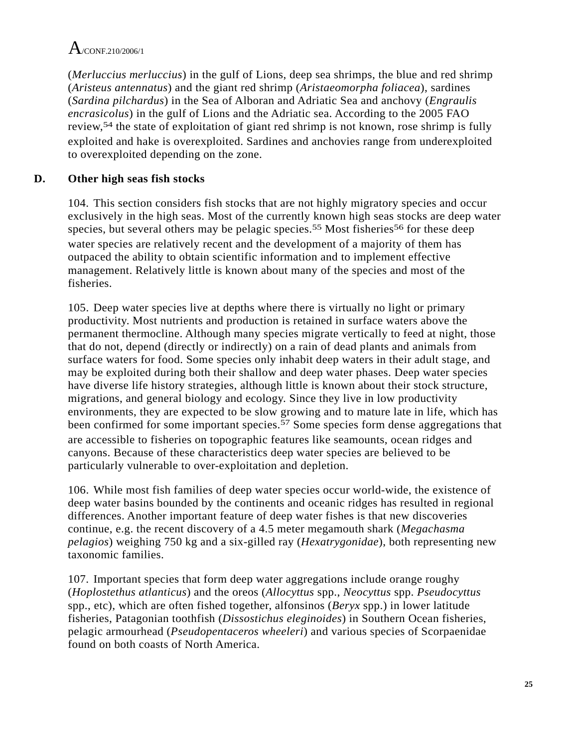(*Merluccius merluccius*) in the gulf of Lions, deep sea shrimps, the blue and red shrimp (*Aristeus antennatus*) and the giant red shrimp (*Aristaeomorpha foliacea*), sardines (*Sardina pilchardus*) in the Sea of Alboran and Adriatic Sea and anchovy (*Engraulis encrasicolus*) in the gulf of Lions and the Adriatic sea. According to the 2005 FAO review,[54] the state of exploitation of giant red shrimp is not known, rose shrimp is fully exploited and hake is overexploited. Sardines and anchovies range from underexploited to overexploited depending on the zone.

## D. Other high seas fish stocks

104. This section considers fish stocks that are not highly migratory species and occur exclusively in the high seas. Most of the currently known high seas stocks are deep water species, but several others may be pelagic species.[55] Most fisheries[56] for these deep water species are relatively recent and the development of a majority of them has outpaced the ability to obtain scientific information and to implement effective management. Relatively little is known about many of the species and most of the fisheries.

105. Deep water species live at depths where there is virtually no light or primary productivity. Most nutrients and production is retained in surface waters above the permanent thermocline. Although many species migrate vertically to feed at night, those that do not, depend (directly or indirectly) on a rain of dead plants and animals from surface waters for food. Some species only inhabit deep waters in their adult stage, and may be exploited during both their shallow and deep water phases. Deep water species have diverse life history strategies, although little is known about their stock structure, migrations, and general biology and ecology. Since they live in low productivity environments, they are expected to be slow growing and to mature late in life, which has been confirmed for some important species.[57] Some species form dense aggregations that are accessible to fisheries on topographic features like seamounts, ocean ridges and canyons. Because of these characteristics deep water species are believed to be particularly vulnerable to over-exploitation and depletion.

106. While most fish families of deep water species occur world-wide, the existence of deep water basins bounded by the continents and oceanic ridges has resulted in regional differences. Another important feature of deep water fishes is that new discoveries continue, e.g. the recent discovery of a 4.5 meter megamouth shark (*Megachasma pelagios*) weighing 750 kg and a six-gilled ray (*Hexatrygonidae*), both representing new taxonomic families.

107. Important species that form deep water aggregations include orange roughy (*Hoplostethus atlanticus*) and the oreos (*Allocyttus* spp., *Neocyttus* spp. *Pseudocyttus* spp., etc), which are often fished together, alfonsinos (*Beryx* spp.) in lower latitude fisheries, Patagonian toothfish (*Dissostichus eleginoides*) in Southern Ocean fisheries, pelagic armourhead (*Pseudopentaceros wheeleri*) and various species of Scorpaenidae found on both coasts of North America.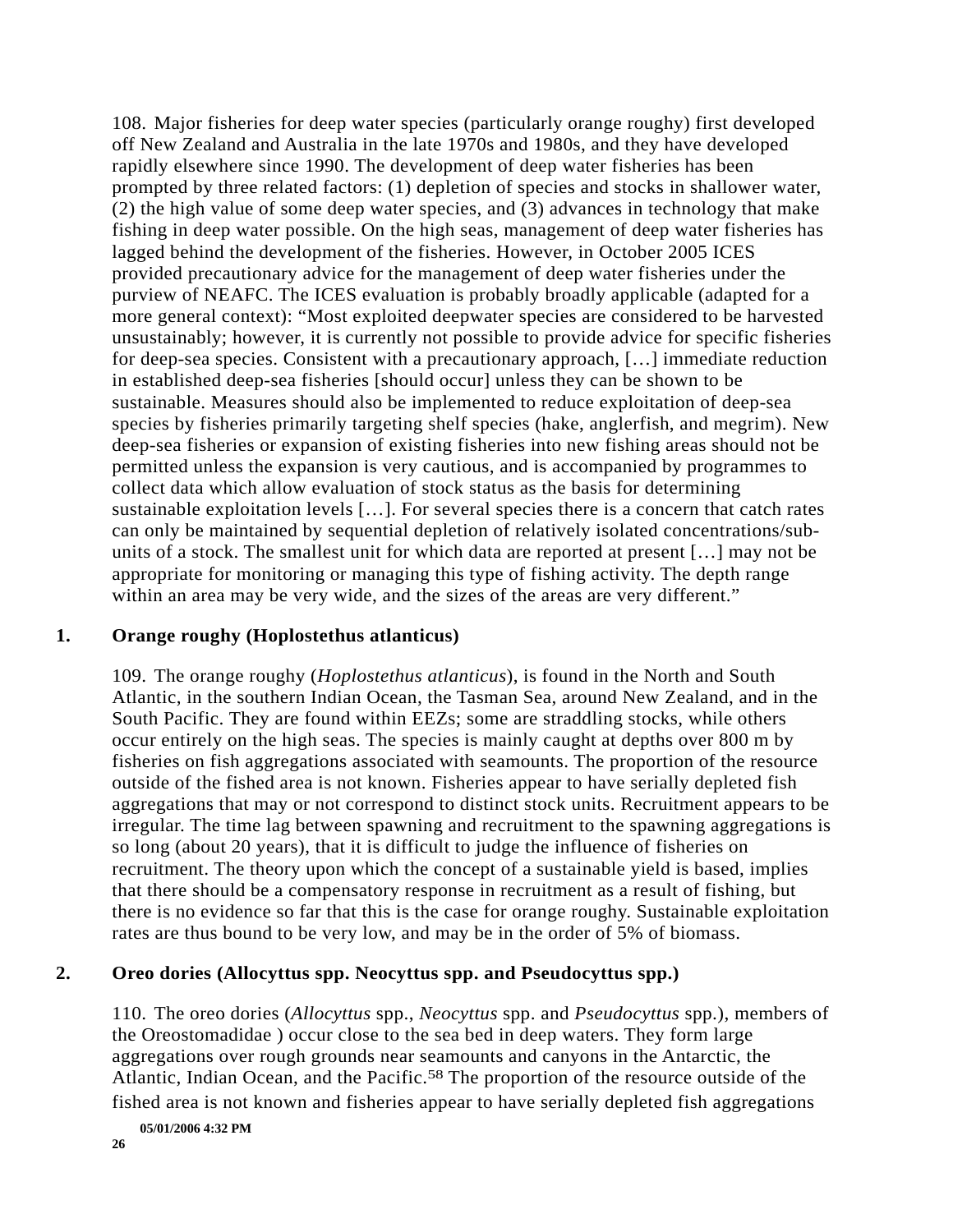108. Major fisheries for deep water species (particularly orange roughy) first developed off New Zealand and Australia in the late 1970s and 1980s, and they have developed rapidly elsewhere since 1990. The development of deep water fisheries has been prompted by three related factors: (1) depletion of species and stocks in shallower water, (2) the high value of some deep water species, and (3) advances in technology that make fishing in deep water possible. On the high seas, management of deep water fisheries has lagged behind the development of the fisheries. However, in October 2005 ICES provided precautionary advice for the management of deep water fisheries under the purview of NEAFC. The ICES evaluation is probably broadly applicable (adapted for a more general context): "Most exploited deepwater species are considered to be harvested unsustainably; however, it is currently not possible to provide advice for specific fisheries for deep-sea species. Consistent with a precautionary approach, […] immediate reduction in established deep-sea fisheries [should occur] unless they can be shown to be sustainable. Measures should also be implemented to reduce exploitation of deep-sea species by fisheries primarily targeting shelf species (hake, anglerfish, and megrim). New deep-sea fisheries or expansion of existing fisheries into new fishing areas should not be permitted unless the expansion is very cautious, and is accompanied by programmes to collect data which allow evaluation of stock status as the basis for determining sustainable exploitation levels […]. For several species there is a concern that catch rates can only be maintained by sequential depletion of relatively isolated concentrations/sub-units of a stock. The smallest unit for which data are reported at present […] may not be appropriate for monitoring or managing this type of fishing activity. The depth range within an area may be very wide, and the sizes of the areas are very different."

### 1. Orange roughy (Hoplostethus atlanticus)

109. The orange roughy (*Hoplostethus atlanticus*), is found in the North and South Atlantic, in the southern Indian Ocean, the Tasman Sea, around New Zealand, and in the South Pacific. They are found within EEZs; some are straddling stocks, while others occur entirely on the high seas. The species is mainly caught at depths over 800 m by fisheries on fish aggregations associated with seamounts. The proportion of the resource outside of the fished area is not known. Fisheries appear to have serially depleted fish aggregations that may or not correspond to distinct stock units. Recruitment appears to be irregular. The time lag between spawning and recruitment to the spawning aggregations is so long (about 20 years), that it is difficult to judge the influence of fisheries on recruitment. The theory upon which the concept of a sustainable yield is based, implies that there should be a compensatory response in recruitment as a result of fishing, but there is no evidence so far that this is the case for orange roughy. Sustainable exploitation rates are thus bound to be very low, and may be in the order of 5% of biomass.

### 2. Oreo dories (Allocyttus spp. Neocyttus spp. and Pseudocyttus spp.)

110. The oreo dories (*Allocyttus* spp., *Neocyttus* spp. and *Pseudocyttus* spp.), members of the Oreostomadidae ) occur close to the sea bed in deep waters. They form large aggregations over rough grounds near seamounts and canyons in the Antarctic, the Atlantic, Indian Ocean, and the Pacific.[58] The proportion of the resource outside of the fished area is not known and fisheries appear to have serially depleted fish aggregations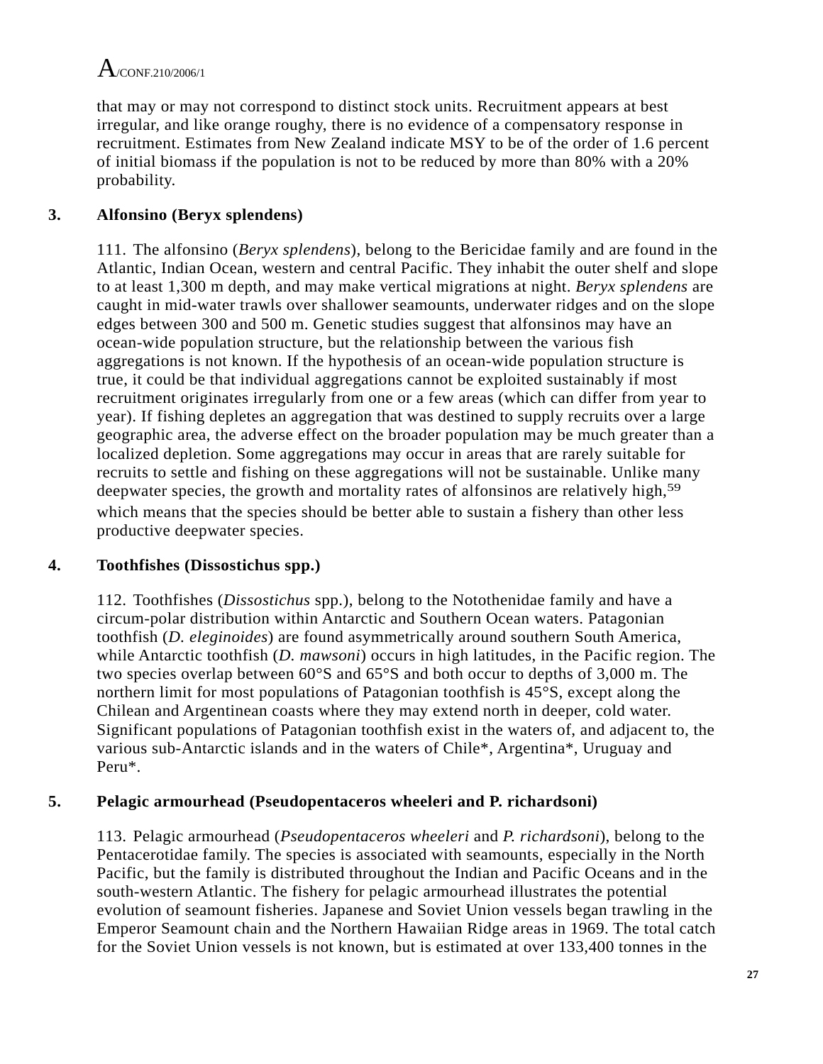that may or may not correspond to distinct stock units. Recruitment appears at best irregular, and like orange roughy, there is no evidence of a compensatory response in recruitment. Estimates from New Zealand indicate MSY to be of the order of 1.6 percent of initial biomass if the population is not to be reduced by more than 80% with a 20% probability.

### 3. Alfonsino (Beryx splendens)

111. The alfonsino (*Beryx splendens*), belong to the Bericidae family and are found in the Atlantic, Indian Ocean, western and central Pacific. They inhabit the outer shelf and slope to at least 1,300 m depth, and may make vertical migrations at night. *Beryx splendens* are caught in mid-water trawls over shallower seamounts, underwater ridges and on the slope edges between 300 and 500 m. Genetic studies suggest that alfonsinos may have an ocean-wide population structure, but the relationship between the various fish aggregations is not known. If the hypothesis of an ocean-wide population structure is true, it could be that individual aggregations cannot be exploited sustainably if most recruitment originates irregularly from one or a few areas (which can differ from year to year). If fishing depletes an aggregation that was destined to supply recruits over a large geographic area, the adverse effect on the broader population may be much greater than a localized depletion. Some aggregations may occur in areas that are rarely suitable for recruits to settle and fishing on these aggregations will not be sustainable. Unlike many deepwater species, the growth and mortality rates of alfonsinos are relatively high,[59] which means that the species should be better able to sustain a fishery than other less productive deepwater species.

### 4. Toothfishes (Dissostichus spp.)

112. Toothfishes (*Dissostichus* spp.), belong to the Notothenidae family and have a circum-polar distribution within Antarctic and Southern Ocean waters. Patagonian toothfish (*D. eleginoides*) are found asymmetrically around southern South America, while Antarctic toothfish (*D. mawsoni*) occurs in high latitudes, in the Pacific region. The two species overlap between 60°S and 65°S and both occur to depths of 3,000 m. The northern limit for most populations of Patagonian toothfish is 45°S, except along the Chilean and Argentinean coasts where they may extend north in deeper, cold water. Significant populations of Patagonian toothfish exist in the waters of, and adjacent to, the various sub-Antarctic islands and in the waters of Chile*, Argentina*, Uruguay and Peru*.

### 5. Pelagic armourhead (Pseudopentaceros wheeleri and P. richardsoni)

113. Pelagic armourhead (*Pseudopentaceros wheeleri* and *P. richardsoni*), belong to the Pentacerotidae family. The species is associated with seamounts, especially in the North Pacific, but the family is distributed throughout the Indian and Pacific Oceans and in the south-western Atlantic. The fishery for pelagic armourhead illustrates the potential evolution of seamount fisheries. Japanese and Soviet Union vessels began trawling in the Emperor Seamount chain and the Northern Hawaiian Ridge areas in 1969. The total catch for the Soviet Union vessels is not known, but is estimated at over 133,400 tonnes in the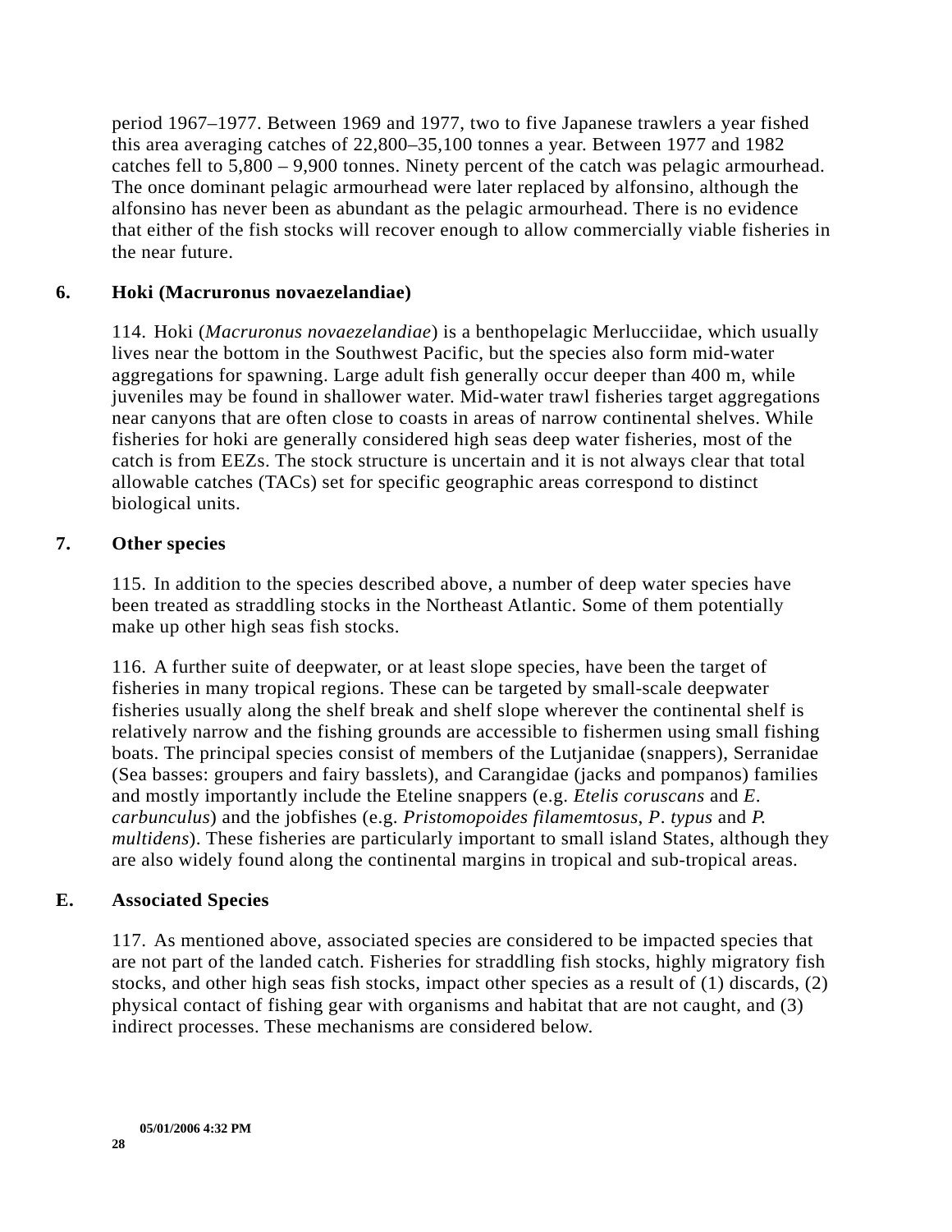period 1967–1977. Between 1969 and 1977, two to five Japanese trawlers a year fished this area averaging catches of 22,800–35,100 tonnes a year. Between 1977 and 1982 catches fell to 5,800 – 9,900 tonnes. Ninety percent of the catch was pelagic armourhead. The once dominant pelagic armourhead were later replaced by alfonsino, although the alfonsino has never been as abundant as the pelagic armourhead. There is no evidence that either of the fish stocks will recover enough to allow commercially viable fisheries in the near future.

### 6. Hoki (Macruronus novaezelandiae)

114. Hoki (*Macruronus novaezelandiae*) is a benthopelagic Merlucciidae, which usually lives near the bottom in the Southwest Pacific, but the species also form mid-water aggregations for spawning. Large adult fish generally occur deeper than 400 m, while juveniles may be found in shallower water. Mid-water trawl fisheries target aggregations near canyons that are often close to coasts in areas of narrow continental shelves. While fisheries for hoki are generally considered high seas deep water fisheries, most of the catch is from EEZs. The stock structure is uncertain and it is not always clear that total allowable catches (TACs) set for specific geographic areas correspond to distinct biological units.

### 7. Other species

115. In addition to the species described above, a number of deep water species have been treated as straddling stocks in the Northeast Atlantic. Some of them potentially make up other high seas fish stocks.

116. A further suite of deepwater, or at least slope species, have been the target of fisheries in many tropical regions. These can be targeted by small-scale deepwater fisheries usually along the shelf break and shelf slope wherever the continental shelf is relatively narrow and the fishing grounds are accessible to fishermen using small fishing boats. The principal species consist of members of the Lutjanidae (snappers), Serranidae (Sea basses: groupers and fairy basslets), and Carangidae (jacks and pompanos) families and mostly importantly include the Eteline snappers (e.g. *Etelis coruscans* and *E. carbunculus*) and the jobfishes (e.g. *Pristomopoides filamemtosus*, *P. typus* and *P. multidens*). These fisheries are particularly important to small island States, although they are also widely found along the continental margins in tropical and sub-tropical areas.

## E. Associated Species

117. As mentioned above, associated species are considered to be impacted species that are not part of the landed catch. Fisheries for straddling fish stocks, highly migratory fish stocks, and other high seas fish stocks, impact other species as a result of (1) discards, (2) physical contact of fishing gear with organisms and habitat that are not caught, and (3) indirect processes. These mechanisms are considered below.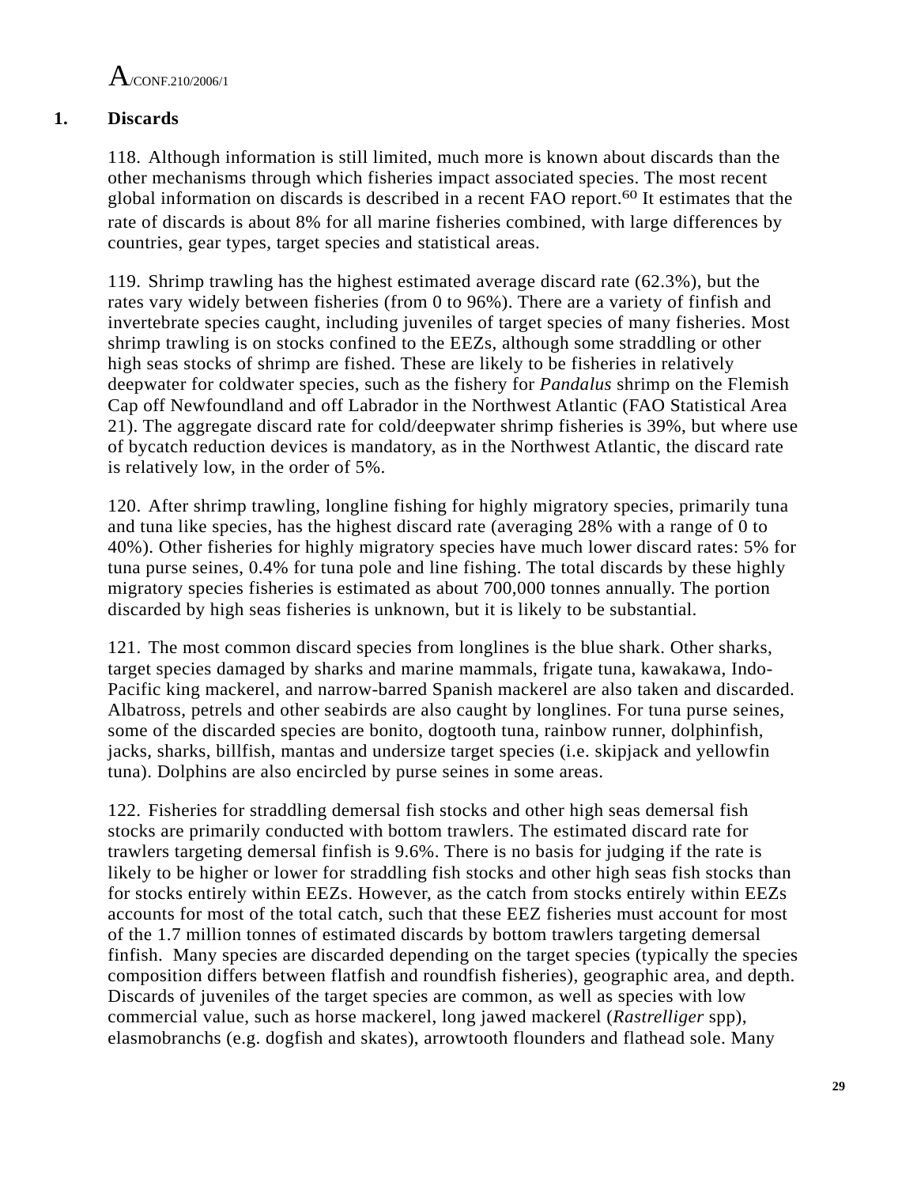## 1. Discards

118. Although information is still limited, much more is known about discards than the other mechanisms through which fisheries impact associated species. The most recent global information on discards is described in a recent FAO report.[60] It estimates that the rate of discards is about 8% for all marine fisheries combined, with large differences by countries, gear types, target species and statistical areas.

119. Shrimp trawling has the highest estimated average discard rate (62.3%), but the rates vary widely between fisheries (from 0 to 96%). There are a variety of finfish and invertebrate species caught, including juveniles of target species of many fisheries. Most shrimp trawling is on stocks confined to the EEZs, although some straddling or other high seas stocks of shrimp are fished. These are likely to be fisheries in relatively deepwater for coldwater species, such as the fishery for *Pandalus* shrimp on the Flemish Cap off Newfoundland and off Labrador in the Northwest Atlantic (FAO Statistical Area 21). The aggregate discard rate for cold/deepwater shrimp fisheries is 39%, but where use of bycatch reduction devices is mandatory, as in the Northwest Atlantic, the discard rate is relatively low, in the order of 5%.

120. After shrimp trawling, longline fishing for highly migratory species, primarily tuna and tuna like species, has the highest discard rate (averaging 28% with a range of 0 to 40%). Other fisheries for highly migratory species have much lower discard rates: 5% for tuna purse seines, 0.4% for tuna pole and line fishing. The total discards by these highly migratory species fisheries is estimated as about 700,000 tonnes annually. The portion discarded by high seas fisheries is unknown, but it is likely to be substantial.

121. The most common discard species from longlines is the blue shark. Other sharks, target species damaged by sharks and marine mammals, frigate tuna, kawakawa, Indo-Pacific king mackerel, and narrow-barred Spanish mackerel are also taken and discarded. Albatross, petrels and other seabirds are also caught by longlines. For tuna purse seines, some of the discarded species are bonito, dogtooth tuna, rainbow runner, dolphinfish, jacks, sharks, billfish, mantas and undersize target species (i.e. skipjack and yellowfin tuna). Dolphins are also encircled by purse seines in some areas.

122. Fisheries for straddling demersal fish stocks and other high seas demersal fish stocks are primarily conducted with bottom trawlers. The estimated discard rate for trawlers targeting demersal finfish is 9.6%. There is no basis for judging if the rate is likely to be higher or lower for straddling fish stocks and other high seas fish stocks than for stocks entirely within EEZs. However, as the catch from stocks entirely within EEZs accounts for most of the total catch, such that these EEZ fisheries must account for most of the 1.7 million tonnes of estimated discards by bottom trawlers targeting demersal finfish. Many species are discarded depending on the target species (typically the species composition differs between flatfish and roundfish fisheries), geographic area, and depth. Discards of juveniles of the target species are common, as well as species with low commercial value, such as horse mackerel, long jawed mackerel (*Rastrelliger* spp), elasmobranchs (e.g. dogfish and skates), arrowtooth flounders and flathead sole. Many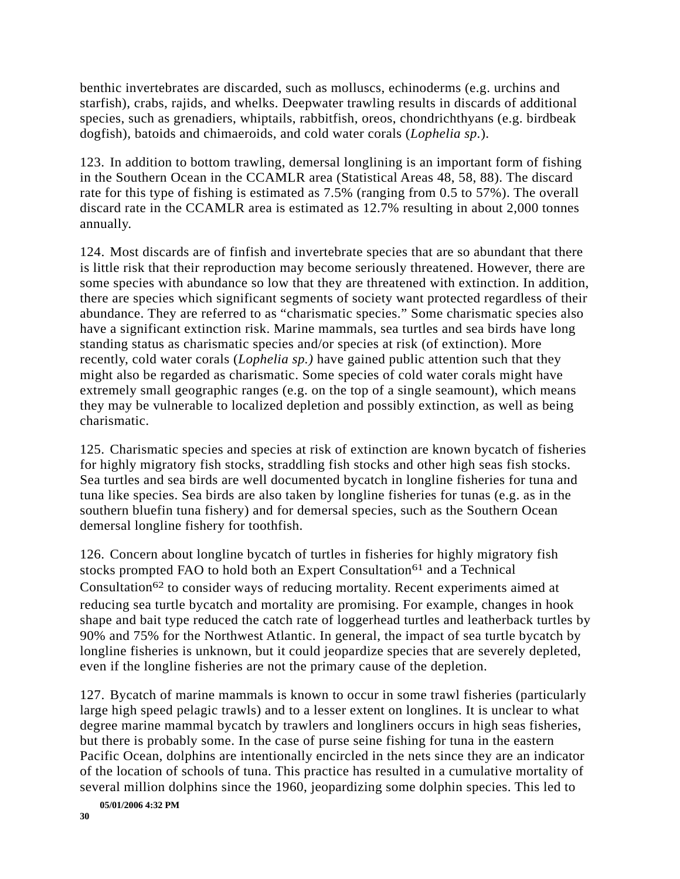benthic invertebrates are discarded, such as molluscs, echinoderms (e.g. urchins and starfish), crabs, rajids, and whelks. Deepwater trawling results in discards of additional species, such as grenadiers, whiptails, rabbitfish, oreos, chondrichthyans (e.g. birdbeak dogfish), batoids and chimaeroids, and cold water corals (*Lophelia sp.*).

123. In addition to bottom trawling, demersal longlining is an important form of fishing in the Southern Ocean in the CCAMLR area (Statistical Areas 48, 58, 88). The discard rate for this type of fishing is estimated as 7.5% (ranging from 0.5 to 57%). The overall discard rate in the CCAMLR area is estimated as 12.7% resulting in about 2,000 tonnes annually.

124. Most discards are of finfish and invertebrate species that are so abundant that there is little risk that their reproduction may become seriously threatened. However, there are some species with abundance so low that they are threatened with extinction. In addition, there are species which significant segments of society want protected regardless of their abundance. They are referred to as "charismatic species." Some charismatic species also have a significant extinction risk. Marine mammals, sea turtles and sea birds have long standing status as charismatic species and/or species at risk (of extinction). More recently, cold water corals (*Lophelia sp.)* have gained public attention such that they might also be regarded as charismatic. Some species of cold water corals might have extremely small geographic ranges (e.g. on the top of a single seamount), which means they may be vulnerable to localized depletion and possibly extinction, as well as being charismatic.

125. Charismatic species and species at risk of extinction are known bycatch of fisheries for highly migratory fish stocks, straddling fish stocks and other high seas fish stocks. Sea turtles and sea birds are well documented bycatch in longline fisheries for tuna and tuna like species. Sea birds are also taken by longline fisheries for tunas (e.g. as in the southern bluefin tuna fishery) and for demersal species, such as the Southern Ocean demersal longline fishery for toothfish.

126. Concern about longline bycatch of turtles in fisheries for highly migratory fish stocks prompted FAO to hold both an Expert Consultation[61] and a Technical Consultation[62] to consider ways of reducing mortality. Recent experiments aimed at reducing sea turtle bycatch and mortality are promising. For example, changes in hook shape and bait type reduced the catch rate of loggerhead turtles and leatherback turtles by 90% and 75% for the Northwest Atlantic. In general, the impact of sea turtle bycatch by longline fisheries is unknown, but it could jeopardize species that are severely depleted, even if the longline fisheries are not the primary cause of the depletion.

127. Bycatch of marine mammals is known to occur in some trawl fisheries (particularly large high speed pelagic trawls) and to a lesser extent on longlines. It is unclear to what degree marine mammal bycatch by trawlers and longliners occurs in high seas fisheries, but there is probably some. In the case of purse seine fishing for tuna in the eastern Pacific Ocean, dolphins are intentionally encircled in the nets since they are an indicator of the location of schools of tuna. This practice has resulted in a cumulative mortality of several million dolphins since the 1960, jeopardizing some dolphin species. This led to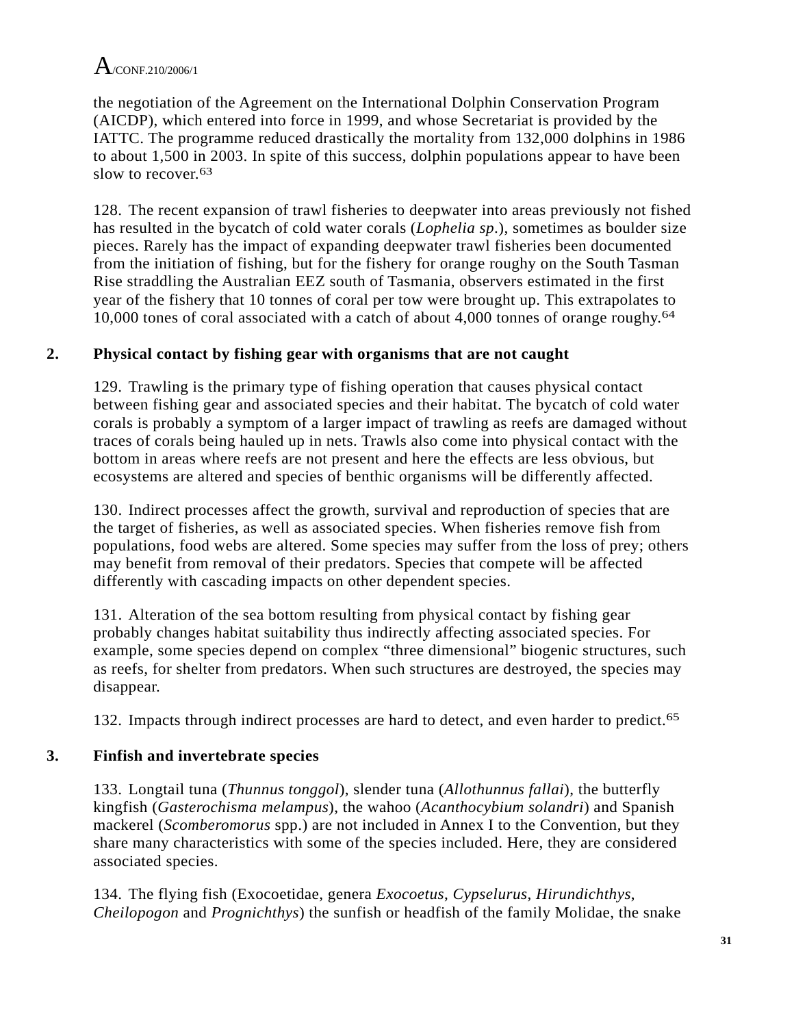the negotiation of the Agreement on the International Dolphin Conservation Program (AICDP), which entered into force in 1999, and whose Secretariat is provided by the IATTC. The programme reduced drastically the mortality from 132,000 dolphins in 1986 to about 1,500 in 2003. In spite of this success, dolphin populations appear to have been slow to recover.[63]

128. The recent expansion of trawl fisheries to deepwater into areas previously not fished has resulted in the bycatch of cold water corals (*Lophelia sp*.), sometimes as boulder size pieces. Rarely has the impact of expanding deepwater trawl fisheries been documented from the initiation of fishing, but for the fishery for orange roughy on the South Tasman Rise straddling the Australian EEZ south of Tasmania, observers estimated in the first year of the fishery that 10 tonnes of coral per tow were brought up. This extrapolates to 10,000 tones of coral associated with a catch of about 4,000 tonnes of orange roughy.[64]

### 2. Physical contact by fishing gear with organisms that are not caught

129. Trawling is the primary type of fishing operation that causes physical contact between fishing gear and associated species and their habitat. The bycatch of cold water corals is probably a symptom of a larger impact of trawling as reefs are damaged without traces of corals being hauled up in nets. Trawls also come into physical contact with the bottom in areas where reefs are not present and here the effects are less obvious, but ecosystems are altered and species of benthic organisms will be differently affected.

130. Indirect processes affect the growth, survival and reproduction of species that are the target of fisheries, as well as associated species. When fisheries remove fish from populations, food webs are altered. Some species may suffer from the loss of prey; others may benefit from removal of their predators. Species that compete will be affected differently with cascading impacts on other dependent species.

131. Alteration of the sea bottom resulting from physical contact by fishing gear probably changes habitat suitability thus indirectly affecting associated species. For example, some species depend on complex "three dimensional" biogenic structures, such as reefs, for shelter from predators. When such structures are destroyed, the species may disappear.

132. Impacts through indirect processes are hard to detect, and even harder to predict.[65]

### 3. Finfish and invertebrate species

133. Longtail tuna (*Thunnus tonggol*), slender tuna (*Allothunnus fallai*), the butterfly kingfish (*Gasterochisma melampus*), the wahoo (*Acanthocybium solandri*) and Spanish mackerel (*Scomberomorus* spp.) are not included in Annex I to the Convention, but they share many characteristics with some of the species included. Here, they are considered associated species.

134. The flying fish (Exocoetidae, genera *Exocoetus*, *Cypselurus*, *Hirundichthys*, *Cheilopogon* and *Prognichthys*) the sunfish or headfish of the family Molidae, the snake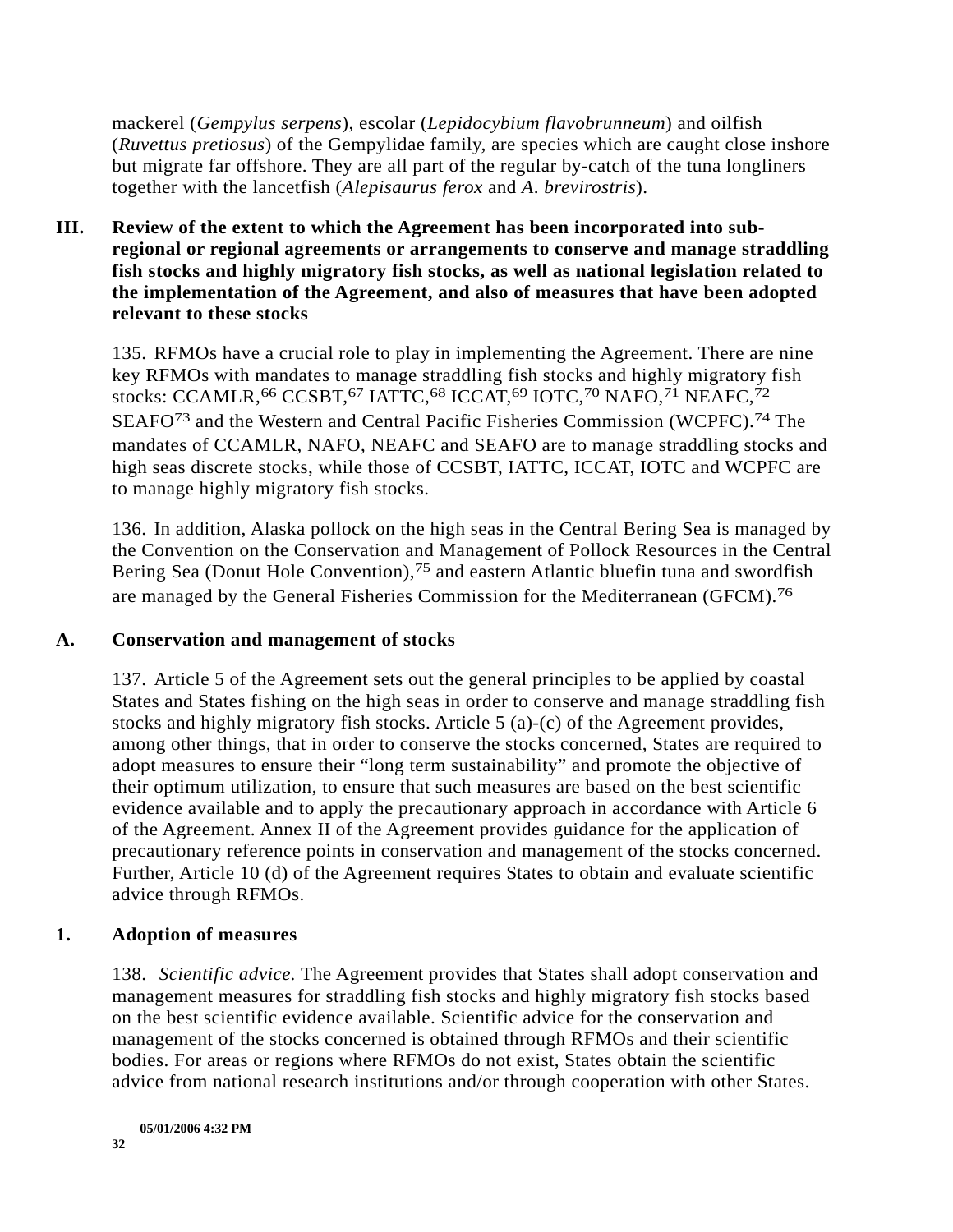mackerel (*Gempylus serpens*), escolar (*Lepidocybium flavobrunneum*) and oilfish (*Ruvettus pretiosus*) of the Gempylidae family, are species which are caught close inshore but migrate far offshore. They are all part of the regular by-catch of the tuna longliners together with the lancetfish (*Alepisaurus ferox* and *A. brevirostris*).

## III. Review of the extent to which the Agreement has been incorporated into sub-regional or regional agreements or arrangements to conserve and manage straddling fish stocks and highly migratory fish stocks, as well as national legislation related to the implementation of the Agreement, and also of measures that have been adopted relevant to these stocks

135. RFMOs have a crucial role to play in implementing the Agreement. There are nine key RFMOs with mandates to manage straddling fish stocks and highly migratory fish stocks: CCAMLR,[66] CCSBT,[67] IATTC,[68] ICCAT,[69] IOTC,[70] NAFO,[71] NEAFC,[72] SEAFO[73] and the Western and Central Pacific Fisheries Commission (WCPFC).[74] The mandates of CCAMLR, NAFO, NEAFC and SEAFO are to manage straddling stocks and high seas discrete stocks, while those of CCSBT, IATTC, ICCAT, IOTC and WCPFC are to manage highly migratory fish stocks.

136. In addition, Alaska pollock on the high seas in the Central Bering Sea is managed by the Convention on the Conservation and Management of Pollock Resources in the Central Bering Sea (Donut Hole Convention),[75] and eastern Atlantic bluefin tuna and swordfish are managed by the General Fisheries Commission for the Mediterranean (GFCM).[76]

### A. Conservation and management of stocks

137. Article 5 of the Agreement sets out the general principles to be applied by coastal States and States fishing on the high seas in order to conserve and manage straddling fish stocks and highly migratory fish stocks. Article 5 (a)-(c) of the Agreement provides, among other things, that in order to conserve the stocks concerned, States are required to adopt measures to ensure their “long term sustainability” and promote the objective of their optimum utilization, to ensure that such measures are based on the best scientific evidence available and to apply the precautionary approach in accordance with Article 6 of the Agreement. Annex II of the Agreement provides guidance for the application of precautionary reference points in conservation and management of the stocks concerned. Further, Article 10 (d) of the Agreement requires States to obtain and evaluate scientific advice through RFMOs.

#### 1. Adoption of measures

138. *Scientific advice.* The Agreement provides that States shall adopt conservation and management measures for straddling fish stocks and highly migratory fish stocks based on the best scientific evidence available. Scientific advice for the conservation and management of the stocks concerned is obtained through RFMOs and their scientific bodies. For areas or regions where RFMOs do not exist, States obtain the scientific advice from national research institutions and/or through cooperation with other States.

05/01/2006 4:32 PM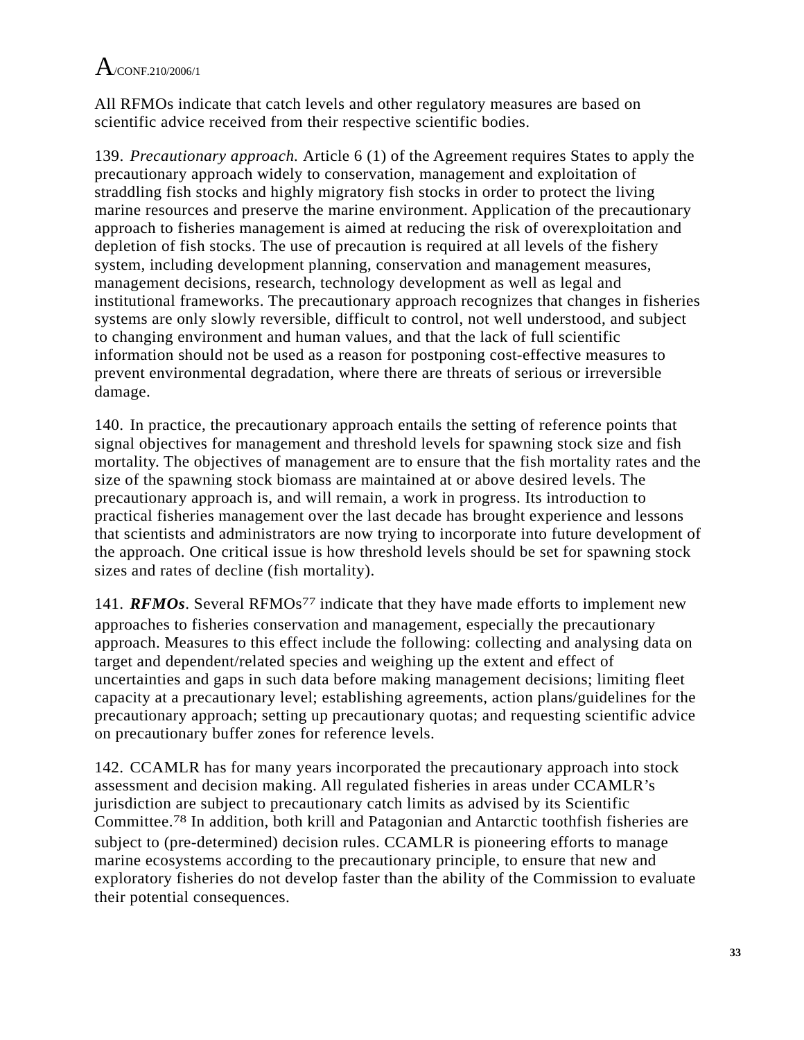All RFMOs indicate that catch levels and other regulatory measures are based on scientific advice received from their respective scientific bodies.

139. *Precautionary approach.* Article 6 (1) of the Agreement requires States to apply the precautionary approach widely to conservation, management and exploitation of straddling fish stocks and highly migratory fish stocks in order to protect the living marine resources and preserve the marine environment. Application of the precautionary approach to fisheries management is aimed at reducing the risk of overexploitation and depletion of fish stocks. The use of precaution is required at all levels of the fishery system, including development planning, conservation and management measures, management decisions, research, technology development as well as legal and institutional frameworks. The precautionary approach recognizes that changes in fisheries systems are only slowly reversible, difficult to control, not well understood, and subject to changing environment and human values, and that the lack of full scientific information should not be used as a reason for postponing cost-effective measures to prevent environmental degradation, where there are threats of serious or irreversible damage.

140. In practice, the precautionary approach entails the setting of reference points that signal objectives for management and threshold levels for spawning stock size and fish mortality. The objectives of management are to ensure that the fish mortality rates and the size of the spawning stock biomass are maintained at or above desired levels. The precautionary approach is, and will remain, a work in progress. Its introduction to practical fisheries management over the last decade has brought experience and lessons that scientists and administrators are now trying to incorporate into future development of the approach. One critical issue is how threshold levels should be set for spawning stock sizes and rates of decline (fish mortality).

141. ***RFMOs***. Several RFMOs[77] indicate that they have made efforts to implement new approaches to fisheries conservation and management, especially the precautionary approach. Measures to this effect include the following: collecting and analysing data on target and dependent/related species and weighing up the extent and effect of uncertainties and gaps in such data before making management decisions; limiting fleet capacity at a precautionary level; establishing agreements, action plans/guidelines for the precautionary approach; setting up precautionary quotas; and requesting scientific advice on precautionary buffer zones for reference levels.

142. CCAMLR has for many years incorporated the precautionary approach into stock assessment and decision making. All regulated fisheries in areas under CCAMLR's jurisdiction are subject to precautionary catch limits as advised by its Scientific Committee.[78] In addition, both krill and Patagonian and Antarctic toothfish fisheries are subject to (pre-determined) decision rules. CCAMLR is pioneering efforts to manage marine ecosystems according to the precautionary principle, to ensure that new and exploratory fisheries do not develop faster than the ability of the Commission to evaluate their potential consequences.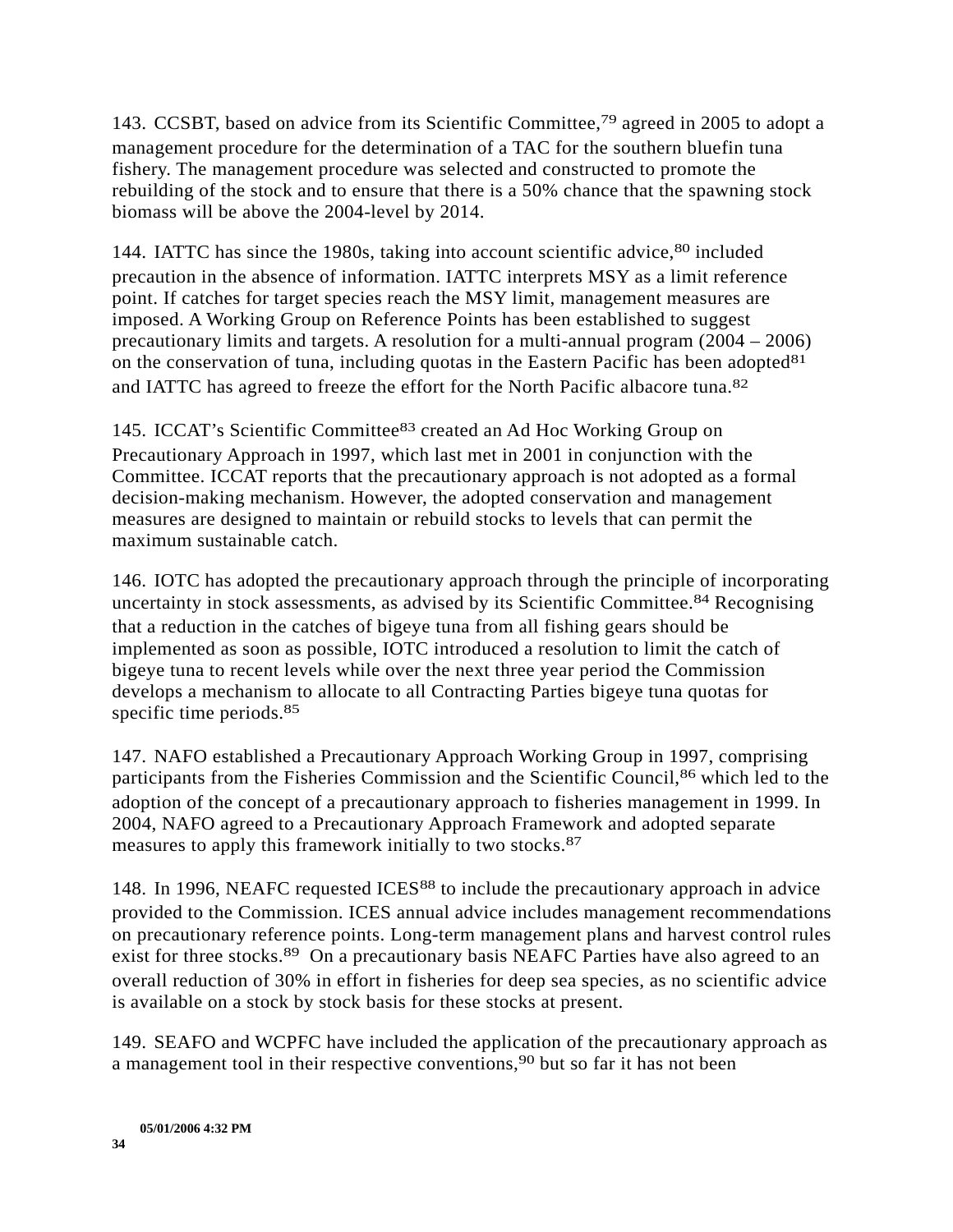143. CCSBT, based on advice from its Scientific Committee,[79] agreed in 2005 to adopt a management procedure for the determination of a TAC for the southern bluefin tuna fishery. The management procedure was selected and constructed to promote the rebuilding of the stock and to ensure that there is a 50% chance that the spawning stock biomass will be above the 2004-level by 2014.

144. IATTC has since the 1980s, taking into account scientific advice,[80] included precaution in the absence of information. IATTC interprets MSY as a limit reference point. If catches for target species reach the MSY limit, management measures are imposed. A Working Group on Reference Points has been established to suggest precautionary limits and targets. A resolution for a multi-annual program (2004 – 2006) on the conservation of tuna, including quotas in the Eastern Pacific has been adopted[81] and IATTC has agreed to freeze the effort for the North Pacific albacore tuna.[82]

145. ICCAT's Scientific Committee[83] created an Ad Hoc Working Group on Precautionary Approach in 1997, which last met in 2001 in conjunction with the Committee. ICCAT reports that the precautionary approach is not adopted as a formal decision-making mechanism. However, the adopted conservation and management measures are designed to maintain or rebuild stocks to levels that can permit the maximum sustainable catch.

146. IOTC has adopted the precautionary approach through the principle of incorporating uncertainty in stock assessments, as advised by its Scientific Committee.[84] Recognising that a reduction in the catches of bigeye tuna from all fishing gears should be implemented as soon as possible, IOTC introduced a resolution to limit the catch of bigeye tuna to recent levels while over the next three year period the Commission develops a mechanism to allocate to all Contracting Parties bigeye tuna quotas for specific time periods.[85]

147. NAFO established a Precautionary Approach Working Group in 1997, comprising participants from the Fisheries Commission and the Scientific Council,[86] which led to the adoption of the concept of a precautionary approach to fisheries management in 1999. In 2004, NAFO agreed to a Precautionary Approach Framework and adopted separate measures to apply this framework initially to two stocks.[87]

148. In 1996, NEAFC requested ICES[88] to include the precautionary approach in advice provided to the Commission. ICES annual advice includes management recommendations on precautionary reference points. Long-term management plans and harvest control rules exist for three stocks.[89] On a precautionary basis NEAFC Parties have also agreed to an overall reduction of 30% in effort in fisheries for deep sea species, as no scientific advice is available on a stock by stock basis for these stocks at present.

149. SEAFO and WCPFC have included the application of the precautionary approach as a management tool in their respective conventions,[90] but so far it has not been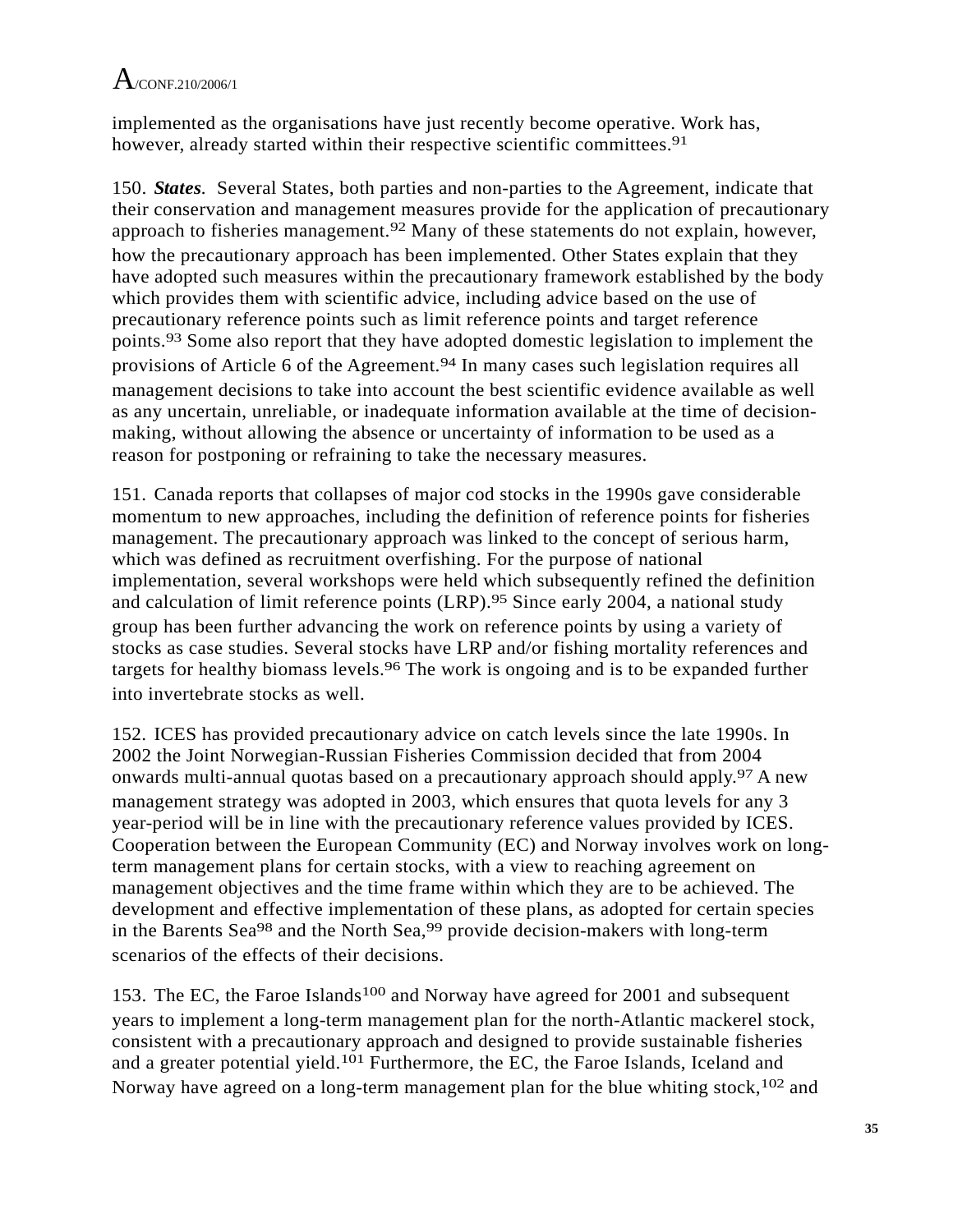implemented as the organisations have just recently become operative. Work has, however, already started within their respective scientific committees.[91]

150. ***States***. Several States, both parties and non-parties to the Agreement, indicate that their conservation and management measures provide for the application of precautionary approach to fisheries management.[92] Many of these statements do not explain, however, how the precautionary approach has been implemented. Other States explain that they have adopted such measures within the precautionary framework established by the body which provides them with scientific advice, including advice based on the use of precautionary reference points such as limit reference points and target reference points.[93] Some also report that they have adopted domestic legislation to implement the provisions of Article 6 of the Agreement.[94] In many cases such legislation requires all management decisions to take into account the best scientific evidence available as well as any uncertain, unreliable, or inadequate information available at the time of decision-making, without allowing the absence or uncertainty of information to be used as a reason for postponing or refraining to take the necessary measures.

151. Canada reports that collapses of major cod stocks in the 1990s gave considerable momentum to new approaches, including the definition of reference points for fisheries management. The precautionary approach was linked to the concept of serious harm, which was defined as recruitment overfishing. For the purpose of national implementation, several workshops were held which subsequently refined the definition and calculation of limit reference points (LRP).[95] Since early 2004, a national study group has been further advancing the work on reference points by using a variety of stocks as case studies. Several stocks have LRP and/or fishing mortality references and targets for healthy biomass levels.[96] The work is ongoing and is to be expanded further into invertebrate stocks as well.

152. ICES has provided precautionary advice on catch levels since the late 1990s. In 2002 the Joint Norwegian-Russian Fisheries Commission decided that from 2004 onwards multi-annual quotas based on a precautionary approach should apply.[97] A new management strategy was adopted in 2003, which ensures that quota levels for any 3 year-period will be in line with the precautionary reference values provided by ICES. Cooperation between the European Community (EC) and Norway involves work on long-term management plans for certain stocks, with a view to reaching agreement on management objectives and the time frame within which they are to be achieved. The development and effective implementation of these plans, as adopted for certain species in the Barents Sea[98] and the North Sea,[99] provide decision-makers with long-term scenarios of the effects of their decisions.

153. The EC, the Faroe Islands[100] and Norway have agreed for 2001 and subsequent years to implement a long-term management plan for the north-Atlantic mackerel stock, consistent with a precautionary approach and designed to provide sustainable fisheries and a greater potential yield.[101] Furthermore, the EC, the Faroe Islands, Iceland and Norway have agreed on a long-term management plan for the blue whiting stock,[102] and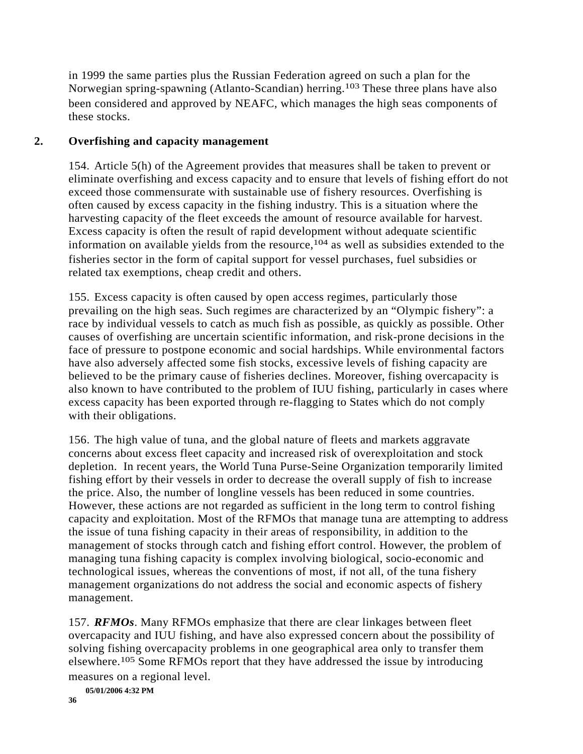in 1999 the same parties plus the Russian Federation agreed on such a plan for the Norwegian spring-spawning (Atlanto-Scandian) herring.[103] These three plans have also been considered and approved by NEAFC, which manages the high seas components of these stocks.

## 2. Overfishing and capacity management

154. Article 5(h) of the Agreement provides that measures shall be taken to prevent or eliminate overfishing and excess capacity and to ensure that levels of fishing effort do not exceed those commensurate with sustainable use of fishery resources. Overfishing is often caused by excess capacity in the fishing industry. This is a situation where the harvesting capacity of the fleet exceeds the amount of resource available for harvest. Excess capacity is often the result of rapid development without adequate scientific information on available yields from the resource,[104] as well as subsidies extended to the fisheries sector in the form of capital support for vessel purchases, fuel subsidies or related tax exemptions, cheap credit and others.

155. Excess capacity is often caused by open access regimes, particularly those prevailing on the high seas. Such regimes are characterized by an "Olympic fishery": a race by individual vessels to catch as much fish as possible, as quickly as possible. Other causes of overfishing are uncertain scientific information, and risk-prone decisions in the face of pressure to postpone economic and social hardships. While environmental factors have also adversely affected some fish stocks, excessive levels of fishing capacity are believed to be the primary cause of fisheries declines. Moreover, fishing overcapacity is also known to have contributed to the problem of IUU fishing, particularly in cases where excess capacity has been exported through re-flagging to States which do not comply with their obligations.

156. The high value of tuna, and the global nature of fleets and markets aggravate concerns about excess fleet capacity and increased risk of overexploitation and stock depletion. In recent years, the World Tuna Purse-Seine Organization temporarily limited fishing effort by their vessels in order to decrease the overall supply of fish to increase the price. Also, the number of longline vessels has been reduced in some countries. However, these actions are not regarded as sufficient in the long term to control fishing capacity and exploitation. Most of the RFMOs that manage tuna are attempting to address the issue of tuna fishing capacity in their areas of responsibility, in addition to the management of stocks through catch and fishing effort control. However, the problem of managing tuna fishing capacity is complex involving biological, socio-economic and technological issues, whereas the conventions of most, if not all, of the tuna fishery management organizations do not address the social and economic aspects of fishery management.

157. ***RFMOs***. Many RFMOs emphasize that there are clear linkages between fleet overcapacity and IUU fishing, and have also expressed concern about the possibility of solving fishing overcapacity problems in one geographical area only to transfer them elsewhere.[105] Some RFMOs report that they have addressed the issue by introducing measures on a regional level.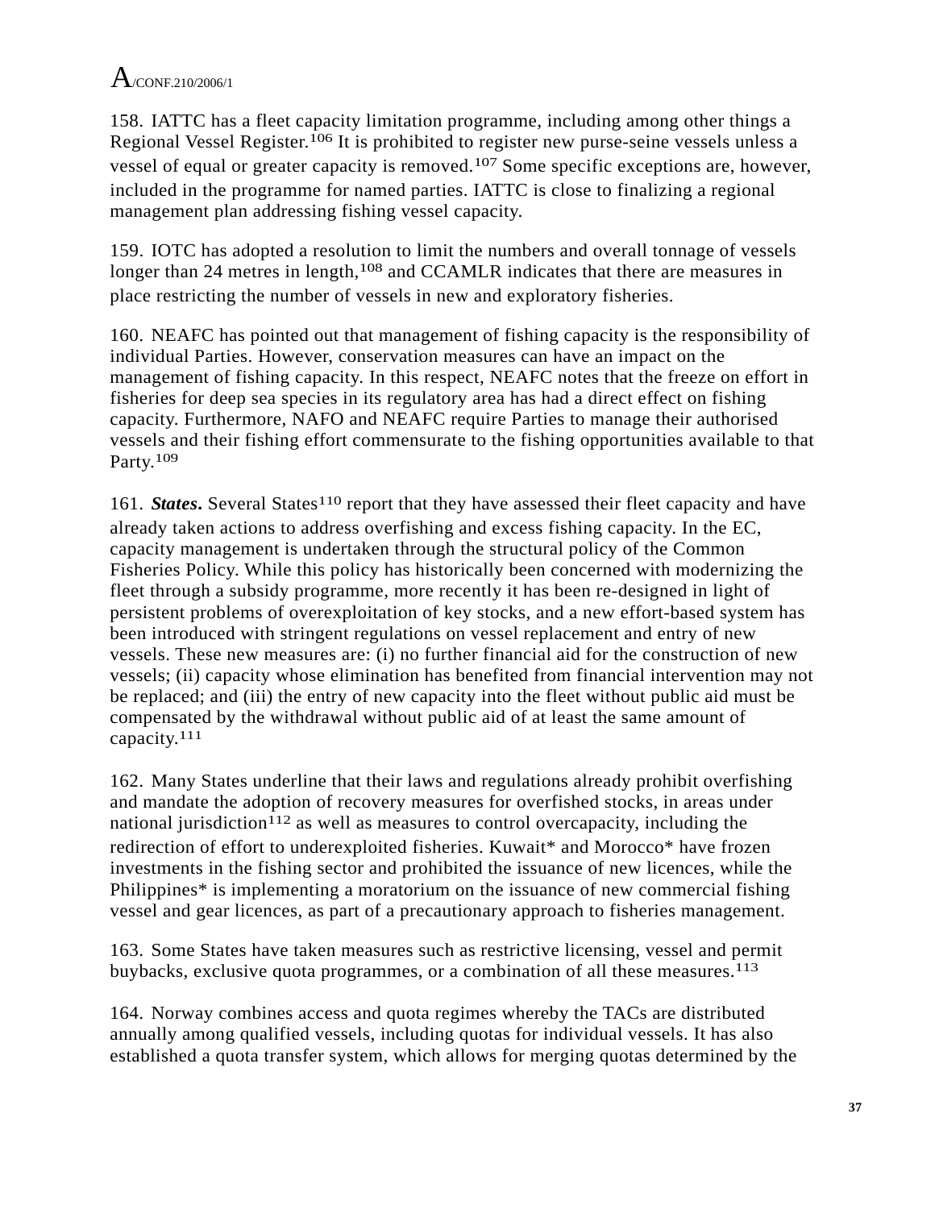158. IATTC has a fleet capacity limitation programme, including among other things a Regional Vessel Register.[106] It is prohibited to register new purse-seine vessels unless a vessel of equal or greater capacity is removed.[107] Some specific exceptions are, however, included in the programme for named parties. IATTC is close to finalizing a regional management plan addressing fishing vessel capacity.

159. IOTC has adopted a resolution to limit the numbers and overall tonnage of vessels longer than 24 metres in length,[108] and CCAMLR indicates that there are measures in place restricting the number of vessels in new and exploratory fisheries.

160. NEAFC has pointed out that management of fishing capacity is the responsibility of individual Parties. However, conservation measures can have an impact on the management of fishing capacity. In this respect, NEAFC notes that the freeze on effort in fisheries for deep sea species in its regulatory area has had a direct effect on fishing capacity. Furthermore, NAFO and NEAFC require Parties to manage their authorised vessels and their fishing effort commensurate to the fishing opportunities available to that Party.[109]

161. ***States***. Several States[110] report that they have assessed their fleet capacity and have already taken actions to address overfishing and excess fishing capacity. In the EC, capacity management is undertaken through the structural policy of the Common Fisheries Policy. While this policy has historically been concerned with modernizing the fleet through a subsidy programme, more recently it has been re-designed in light of persistent problems of overexploitation of key stocks, and a new effort-based system has been introduced with stringent regulations on vessel replacement and entry of new vessels. These new measures are: (i) no further financial aid for the construction of new vessels; (ii) capacity whose elimination has benefited from financial intervention may not be replaced; and (iii) the entry of new capacity into the fleet without public aid must be compensated by the withdrawal without public aid of at least the same amount of capacity.[111]

162. Many States underline that their laws and regulations already prohibit overfishing and mandate the adoption of recovery measures for overfished stocks, in areas under national jurisdiction[112] as well as measures to control overcapacity, including the redirection of effort to underexploited fisheries. Kuwait* and Morocco* have frozen investments in the fishing sector and prohibited the issuance of new licences, while the Philippines* is implementing a moratorium on the issuance of new commercial fishing vessel and gear licences, as part of a precautionary approach to fisheries management.

163. Some States have taken measures such as restrictive licensing, vessel and permit buybacks, exclusive quota programmes, or a combination of all these measures.[113]

164. Norway combines access and quota regimes whereby the TACs are distributed annually among qualified vessels, including quotas for individual vessels. It has also established a quota transfer system, which allows for merging quotas determined by the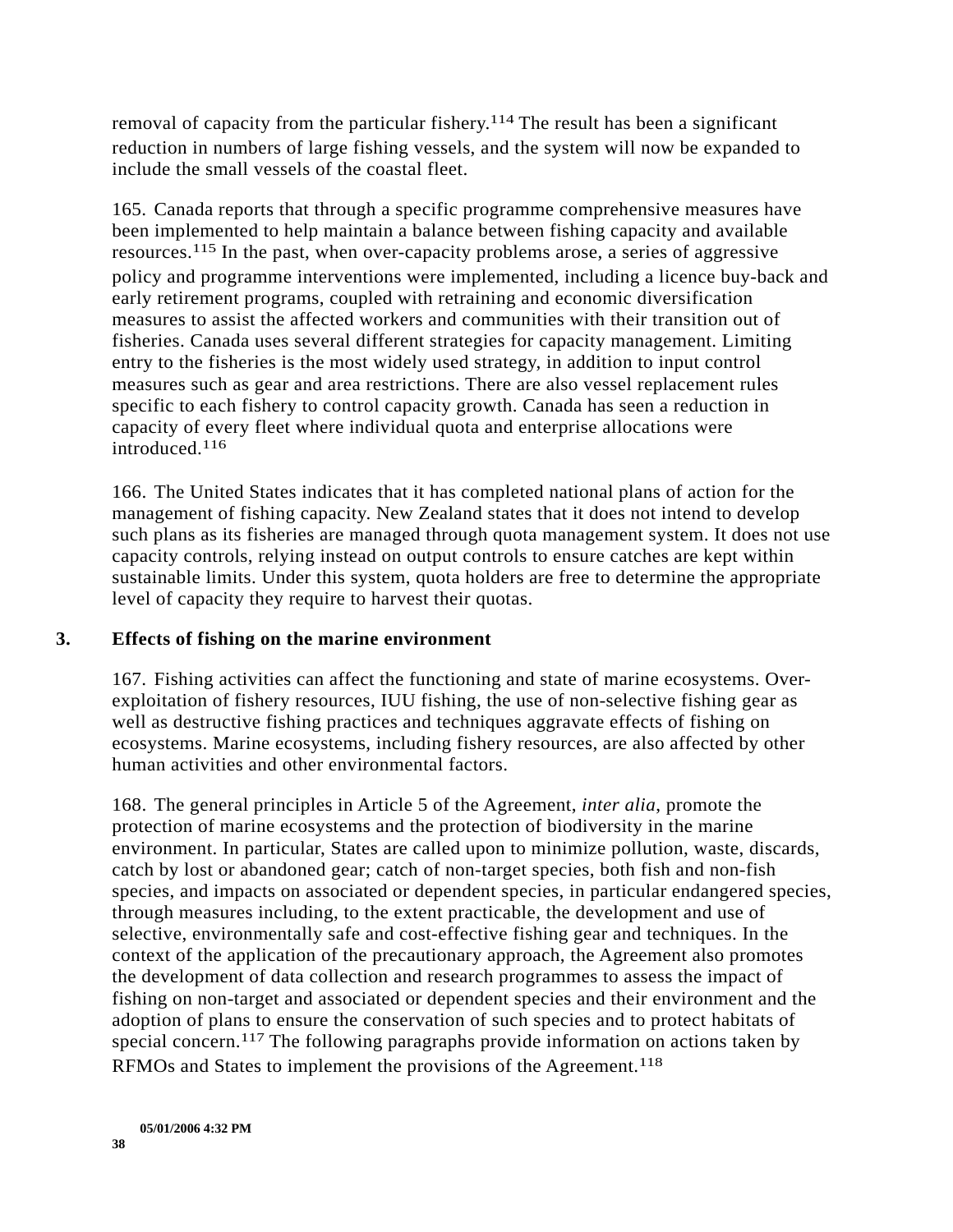removal of capacity from the particular fishery.[114] The result has been a significant reduction in numbers of large fishing vessels, and the system will now be expanded to include the small vessels of the coastal fleet.

165. Canada reports that through a specific programme comprehensive measures have been implemented to help maintain a balance between fishing capacity and available resources.[115] In the past, when over-capacity problems arose, a series of aggressive policy and programme interventions were implemented, including a licence buy-back and early retirement programs, coupled with retraining and economic diversification measures to assist the affected workers and communities with their transition out of fisheries. Canada uses several different strategies for capacity management. Limiting entry to the fisheries is the most widely used strategy, in addition to input control measures such as gear and area restrictions. There are also vessel replacement rules specific to each fishery to control capacity growth. Canada has seen a reduction in capacity of every fleet where individual quota and enterprise allocations were introduced.[116]

166. The United States indicates that it has completed national plans of action for the management of fishing capacity. New Zealand states that it does not intend to develop such plans as its fisheries are managed through quota management system. It does not use capacity controls, relying instead on output controls to ensure catches are kept within sustainable limits. Under this system, quota holders are free to determine the appropriate level of capacity they require to harvest their quotas.

### 3. Effects of fishing on the marine environment

167. Fishing activities can affect the functioning and state of marine ecosystems. Over-exploitation of fishery resources, IUU fishing, the use of non-selective fishing gear as well as destructive fishing practices and techniques aggravate effects of fishing on ecosystems. Marine ecosystems, including fishery resources, are also affected by other human activities and other environmental factors.

168. The general principles in Article 5 of the Agreement, *inter alia*, promote the protection of marine ecosystems and the protection of biodiversity in the marine environment. In particular, States are called upon to minimize pollution, waste, discards, catch by lost or abandoned gear; catch of non-target species, both fish and non-fish species, and impacts on associated or dependent species, in particular endangered species, through measures including, to the extent practicable, the development and use of selective, environmentally safe and cost-effective fishing gear and techniques. In the context of the application of the precautionary approach, the Agreement also promotes the development of data collection and research programmes to assess the impact of fishing on non-target and associated or dependent species and their environment and the adoption of plans to ensure the conservation of such species and to protect habitats of special concern.[117] The following paragraphs provide information on actions taken by RFMOs and States to implement the provisions of the Agreement.[118]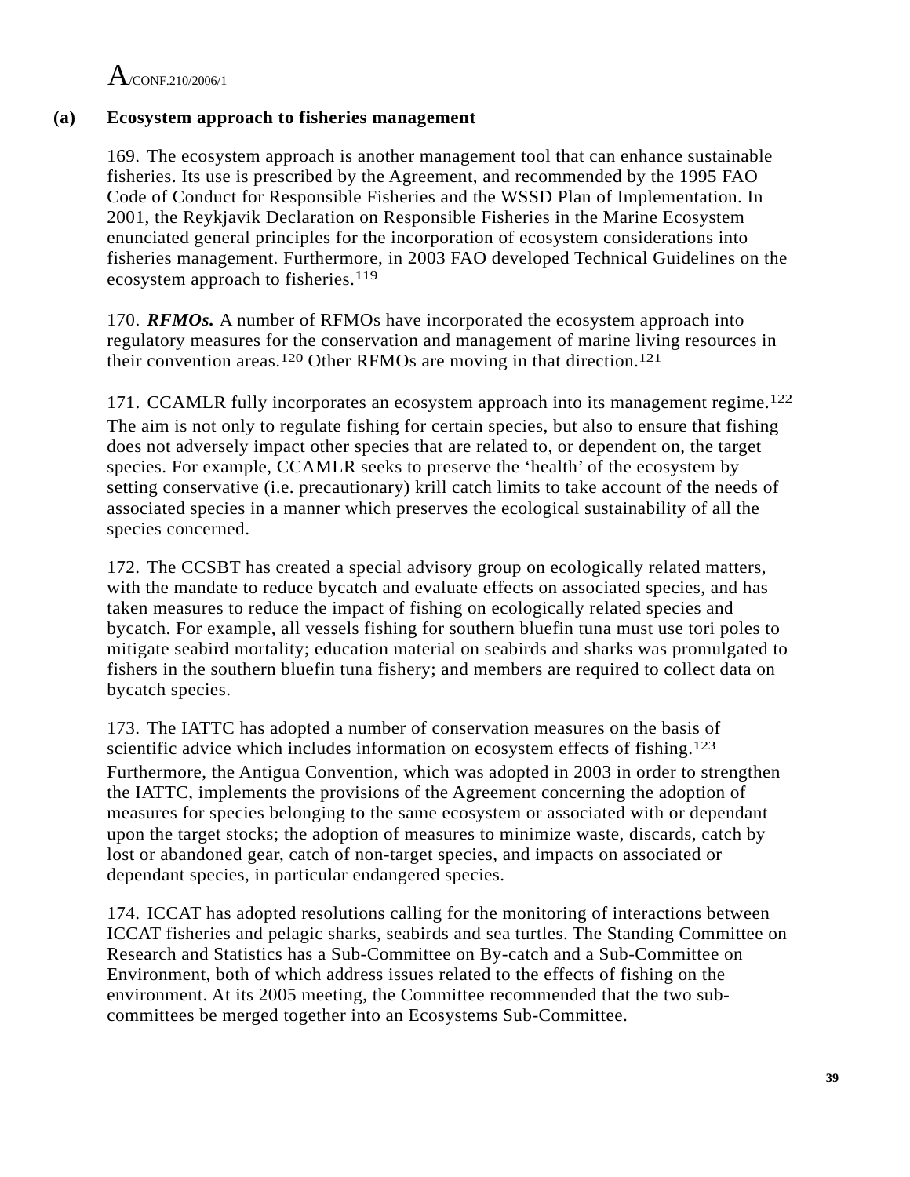### (a) Ecosystem approach to fisheries management

169. The ecosystem approach is another management tool that can enhance sustainable fisheries. Its use is prescribed by the Agreement, and recommended by the 1995 FAO Code of Conduct for Responsible Fisheries and the WSSD Plan of Implementation. In 2001, the Reykjavik Declaration on Responsible Fisheries in the Marine Ecosystem enunciated general principles for the incorporation of ecosystem considerations into fisheries management. Furthermore, in 2003 FAO developed Technical Guidelines on the ecosystem approach to fisheries.[119]

170. ***RFMOs.*** A number of RFMOs have incorporated the ecosystem approach into regulatory measures for the conservation and management of marine living resources in their convention areas.[120] Other RFMOs are moving in that direction.[121]

171. CCAMLR fully incorporates an ecosystem approach into its management regime.[122] The aim is not only to regulate fishing for certain species, but also to ensure that fishing does not adversely impact other species that are related to, or dependent on, the target species. For example, CCAMLR seeks to preserve the 'health' of the ecosystem by setting conservative (i.e. precautionary) krill catch limits to take account of the needs of associated species in a manner which preserves the ecological sustainability of all the species concerned.

172. The CCSBT has created a special advisory group on ecologically related matters, with the mandate to reduce bycatch and evaluate effects on associated species, and has taken measures to reduce the impact of fishing on ecologically related species and bycatch. For example, all vessels fishing for southern bluefin tuna must use tori poles to mitigate seabird mortality; education material on seabirds and sharks was promulgated to fishers in the southern bluefin tuna fishery; and members are required to collect data on bycatch species.

173. The IATTC has adopted a number of conservation measures on the basis of scientific advice which includes information on ecosystem effects of fishing.[123] Furthermore, the Antigua Convention, which was adopted in 2003 in order to strengthen the IATTC, implements the provisions of the Agreement concerning the adoption of measures for species belonging to the same ecosystem or associated with or dependant upon the target stocks; the adoption of measures to minimize waste, discards, catch by lost or abandoned gear, catch of non-target species, and impacts on associated or dependant species, in particular endangered species.

174. ICCAT has adopted resolutions calling for the monitoring of interactions between ICCAT fisheries and pelagic sharks, seabirds and sea turtles. The Standing Committee on Research and Statistics has a Sub-Committee on By-catch and a Sub-Committee on Environment, both of which address issues related to the effects of fishing on the environment. At its 2005 meeting, the Committee recommended that the two sub-committees be merged together into an Ecosystems Sub-Committee.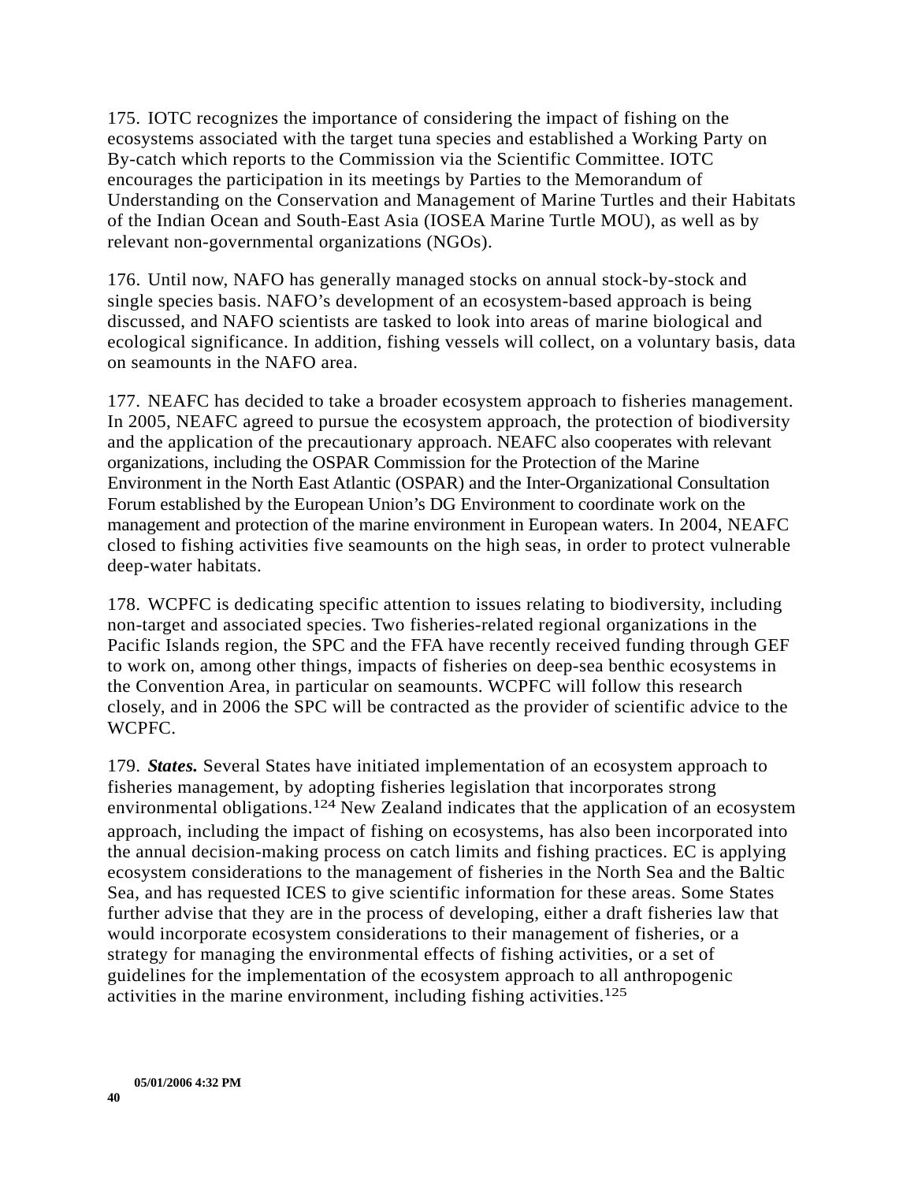175. IOTC recognizes the importance of considering the impact of fishing on the ecosystems associated with the target tuna species and established a Working Party on By-catch which reports to the Commission via the Scientific Committee. IOTC encourages the participation in its meetings by Parties to the Memorandum of Understanding on the Conservation and Management of Marine Turtles and their Habitats of the Indian Ocean and South-East Asia (IOSEA Marine Turtle MOU), as well as by relevant non-governmental organizations (NGOs).

176. Until now, NAFO has generally managed stocks on annual stock-by-stock and single species basis. NAFO's development of an ecosystem-based approach is being discussed, and NAFO scientists are tasked to look into areas of marine biological and ecological significance. In addition, fishing vessels will collect, on a voluntary basis, data on seamounts in the NAFO area.

177. NEAFC has decided to take a broader ecosystem approach to fisheries management. In 2005, NEAFC agreed to pursue the ecosystem approach, the protection of biodiversity and the application of the precautionary approach. NEAFC also cooperates with relevant organizations, including the OSPAR Commission for the Protection of the Marine Environment in the North East Atlantic (OSPAR) and the Inter-Organizational Consultation Forum established by the European Union's DG Environment to coordinate work on the management and protection of the marine environment in European waters. In 2004, NEAFC closed to fishing activities five seamounts on the high seas, in order to protect vulnerable deep-water habitats.

178. WCPFC is dedicating specific attention to issues relating to biodiversity, including non-target and associated species. Two fisheries-related regional organizations in the Pacific Islands region, the SPC and the FFA have recently received funding through GEF to work on, among other things, impacts of fisheries on deep-sea benthic ecosystems in the Convention Area, in particular on seamounts. WCPFC will follow this research closely, and in 2006 the SPC will be contracted as the provider of scientific advice to the WCPFC.

179. ***States.*** Several States have initiated implementation of an ecosystem approach to fisheries management, by adopting fisheries legislation that incorporates strong environmental obligations.[124] New Zealand indicates that the application of an ecosystem approach, including the impact of fishing on ecosystems, has also been incorporated into the annual decision-making process on catch limits and fishing practices. EC is applying ecosystem considerations to the management of fisheries in the North Sea and the Baltic Sea, and has requested ICES to give scientific information for these areas. Some States further advise that they are in the process of developing, either a draft fisheries law that would incorporate ecosystem considerations to their management of fisheries, or a strategy for managing the environmental effects of fishing activities, or a set of guidelines for the implementation of the ecosystem approach to all anthropogenic activities in the marine environment, including fishing activities.[125]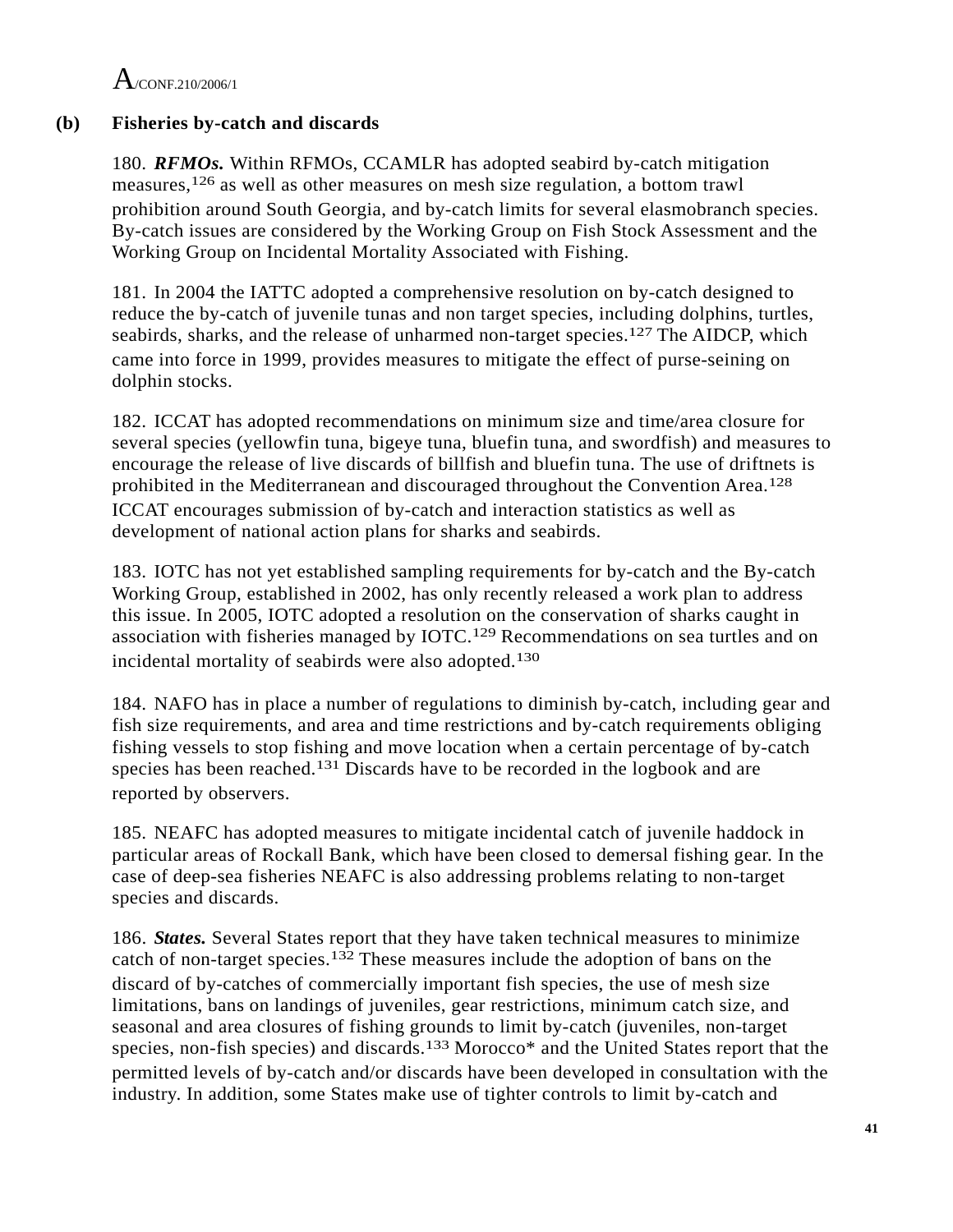### (b) Fisheries by-catch and discards

180. ***RFMOs.*** Within RFMOs, CCAMLR has adopted seabird by-catch mitigation measures,[126] as well as other measures on mesh size regulation, a bottom trawl prohibition around South Georgia, and by-catch limits for several elasmobranch species. By-catch issues are considered by the Working Group on Fish Stock Assessment and the Working Group on Incidental Mortality Associated with Fishing.

181. In 2004 the IATTC adopted a comprehensive resolution on by-catch designed to reduce the by-catch of juvenile tunas and non target species, including dolphins, turtles, seabirds, sharks, and the release of unharmed non-target species.[127] The AIDCP, which came into force in 1999, provides measures to mitigate the effect of purse-seining on dolphin stocks.

182. ICCAT has adopted recommendations on minimum size and time/area closure for several species (yellowfin tuna, bigeye tuna, bluefin tuna, and swordfish) and measures to encourage the release of live discards of billfish and bluefin tuna. The use of driftnets is prohibited in the Mediterranean and discouraged throughout the Convention Area.[128] ICCAT encourages submission of by-catch and interaction statistics as well as development of national action plans for sharks and seabirds.

183. IOTC has not yet established sampling requirements for by-catch and the By-catch Working Group, established in 2002, has only recently released a work plan to address this issue. In 2005, IOTC adopted a resolution on the conservation of sharks caught in association with fisheries managed by IOTC.[129] Recommendations on sea turtles and on incidental mortality of seabirds were also adopted.[130]

184. NAFO has in place a number of regulations to diminish by-catch, including gear and fish size requirements, and area and time restrictions and by-catch requirements obliging fishing vessels to stop fishing and move location when a certain percentage of by-catch species has been reached.[131] Discards have to be recorded in the logbook and are reported by observers.

185. NEAFC has adopted measures to mitigate incidental catch of juvenile haddock in particular areas of Rockall Bank, which have been closed to demersal fishing gear. In the case of deep-sea fisheries NEAFC is also addressing problems relating to non-target species and discards.

186. ***States.*** Several States report that they have taken technical measures to minimize catch of non-target species.[132] These measures include the adoption of bans on the discard of by-catches of commercially important fish species, the use of mesh size limitations, bans on landings of juveniles, gear restrictions, minimum catch size, and seasonal and area closures of fishing grounds to limit by-catch (juveniles, non-target species, non-fish species) and discards.[133] Morocco* and the United States report that the permitted levels of by-catch and/or discards have been developed in consultation with the industry. In addition, some States make use of tighter controls to limit by-catch and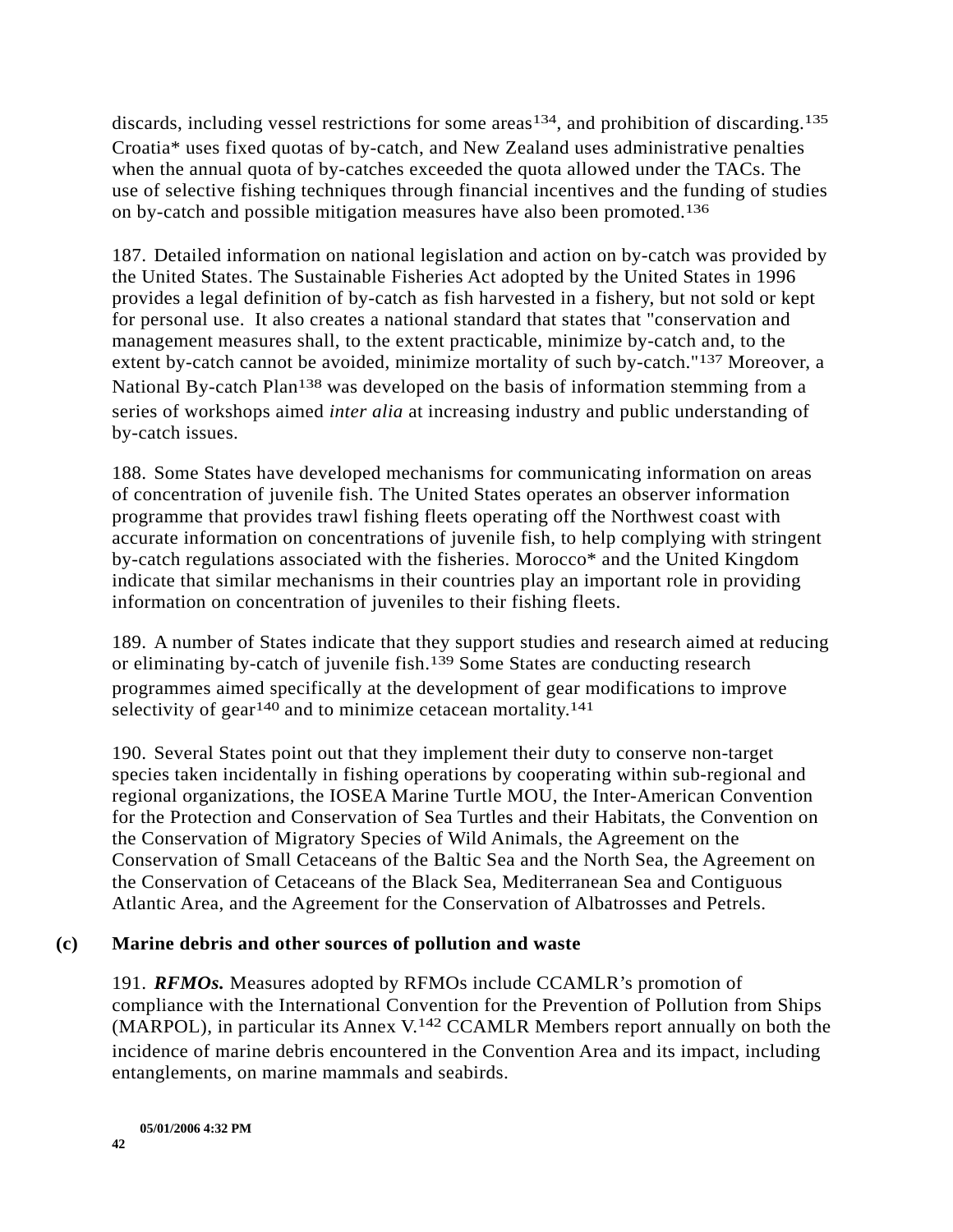discards, including vessel restrictions for some areas[134], and prohibition of discarding.[135] Croatia* uses fixed quotas of by-catch, and New Zealand uses administrative penalties when the annual quota of by-catches exceeded the quota allowed under the TACs. The use of selective fishing techniques through financial incentives and the funding of studies on by-catch and possible mitigation measures have also been promoted.[136]

187. Detailed information on national legislation and action on by-catch was provided by the United States. The Sustainable Fisheries Act adopted by the United States in 1996 provides a legal definition of by-catch as fish harvested in a fishery, but not sold or kept for personal use. It also creates a national standard that states that "conservation and management measures shall, to the extent practicable, minimize by-catch and, to the extent by-catch cannot be avoided, minimize mortality of such by-catch."[137] Moreover, a National By-catch Plan[138] was developed on the basis of information stemming from a series of workshops aimed *inter alia* at increasing industry and public understanding of by-catch issues.

188. Some States have developed mechanisms for communicating information on areas of concentration of juvenile fish. The United States operates an observer information programme that provides trawl fishing fleets operating off the Northwest coast with accurate information on concentrations of juvenile fish, to help complying with stringent by-catch regulations associated with the fisheries. Morocco* and the United Kingdom indicate that similar mechanisms in their countries play an important role in providing information on concentration of juveniles to their fishing fleets.

189. A number of States indicate that they support studies and research aimed at reducing or eliminating by-catch of juvenile fish.[139] Some States are conducting research programmes aimed specifically at the development of gear modifications to improve selectivity of gear[140] and to minimize cetacean mortality.[141]

190. Several States point out that they implement their duty to conserve non-target species taken incidentally in fishing operations by cooperating within sub-regional and regional organizations, the IOSEA Marine Turtle MOU, the Inter-American Convention for the Protection and Conservation of Sea Turtles and their Habitats, the Convention on the Conservation of Migratory Species of Wild Animals, the Agreement on the Conservation of Small Cetaceans of the Baltic Sea and the North Sea, the Agreement on the Conservation of Cetaceans of the Black Sea, Mediterranean Sea and Contiguous Atlantic Area, and the Agreement for the Conservation of Albatrosses and Petrels.

### (c) Marine debris and other sources of pollution and waste

191. ***RFMOs.*** Measures adopted by RFMOs include CCAMLR's promotion of compliance with the International Convention for the Prevention of Pollution from Ships (MARPOL), in particular its Annex V.[142] CCAMLR Members report annually on both the incidence of marine debris encountered in the Convention Area and its impact, including entanglements, on marine mammals and seabirds.

**05/01/2006 4:32 PM**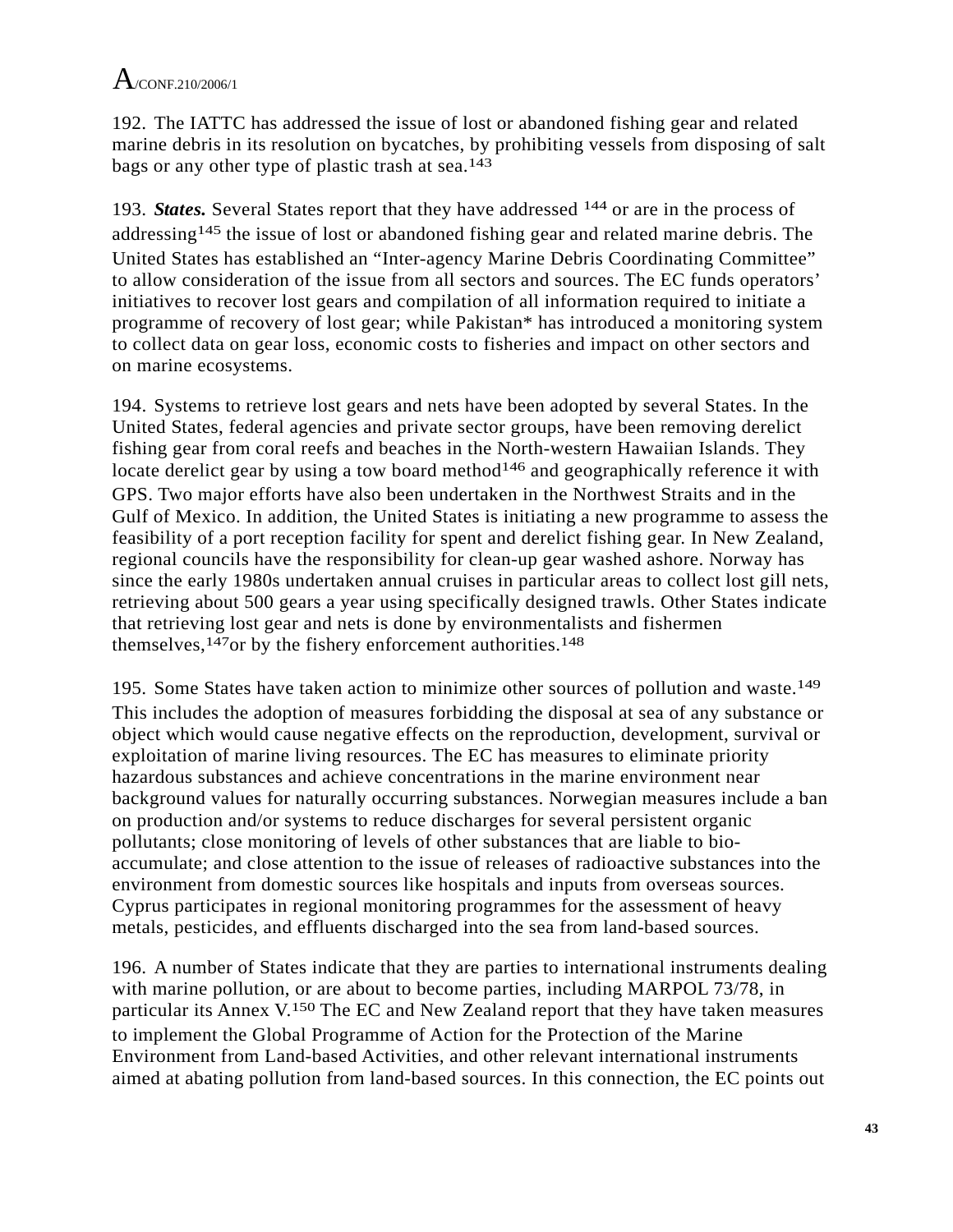192. The IATTC has addressed the issue of lost or abandoned fishing gear and related marine debris in its resolution on bycatches, by prohibiting vessels from disposing of salt bags or any other type of plastic trash at sea.[143]

193. ***States.*** Several States report that they have addressed [144] or are in the process of addressing[145] the issue of lost or abandoned fishing gear and related marine debris. The United States has established an "Inter-agency Marine Debris Coordinating Committee" to allow consideration of the issue from all sectors and sources. The EC funds operators' initiatives to recover lost gears and compilation of all information required to initiate a programme of recovery of lost gear; while Pakistan* has introduced a monitoring system to collect data on gear loss, economic costs to fisheries and impact on other sectors and on marine ecosystems.

194. Systems to retrieve lost gears and nets have been adopted by several States. In the United States, federal agencies and private sector groups, have been removing derelict fishing gear from coral reefs and beaches in the North-western Hawaiian Islands. They locate derelict gear by using a tow board method[146] and geographically reference it with GPS. Two major efforts have also been undertaken in the Northwest Straits and in the Gulf of Mexico. In addition, the United States is initiating a new programme to assess the feasibility of a port reception facility for spent and derelict fishing gear. In New Zealand, regional councils have the responsibility for clean-up gear washed ashore. Norway has since the early 1980s undertaken annual cruises in particular areas to collect lost gill nets, retrieving about 500 gears a year using specifically designed trawls. Other States indicate that retrieving lost gear and nets is done by environmentalists and fishermen themselves,[147]or by the fishery enforcement authorities.[148]

195. Some States have taken action to minimize other sources of pollution and waste.[149] This includes the adoption of measures forbidding the disposal at sea of any substance or object which would cause negative effects on the reproduction, development, survival or exploitation of marine living resources. The EC has measures to eliminate priority hazardous substances and achieve concentrations in the marine environment near background values for naturally occurring substances. Norwegian measures include a ban on production and/or systems to reduce discharges for several persistent organic pollutants; close monitoring of levels of other substances that are liable to bio-accumulate; and close attention to the issue of releases of radioactive substances into the environment from domestic sources like hospitals and inputs from overseas sources. Cyprus participates in regional monitoring programmes for the assessment of heavy metals, pesticides, and effluents discharged into the sea from land-based sources.

196. A number of States indicate that they are parties to international instruments dealing with marine pollution, or are about to become parties, including MARPOL 73/78, in particular its Annex V.[150] The EC and New Zealand report that they have taken measures to implement the Global Programme of Action for the Protection of the Marine Environment from Land-based Activities, and other relevant international instruments aimed at abating pollution from land-based sources. In this connection, the EC points out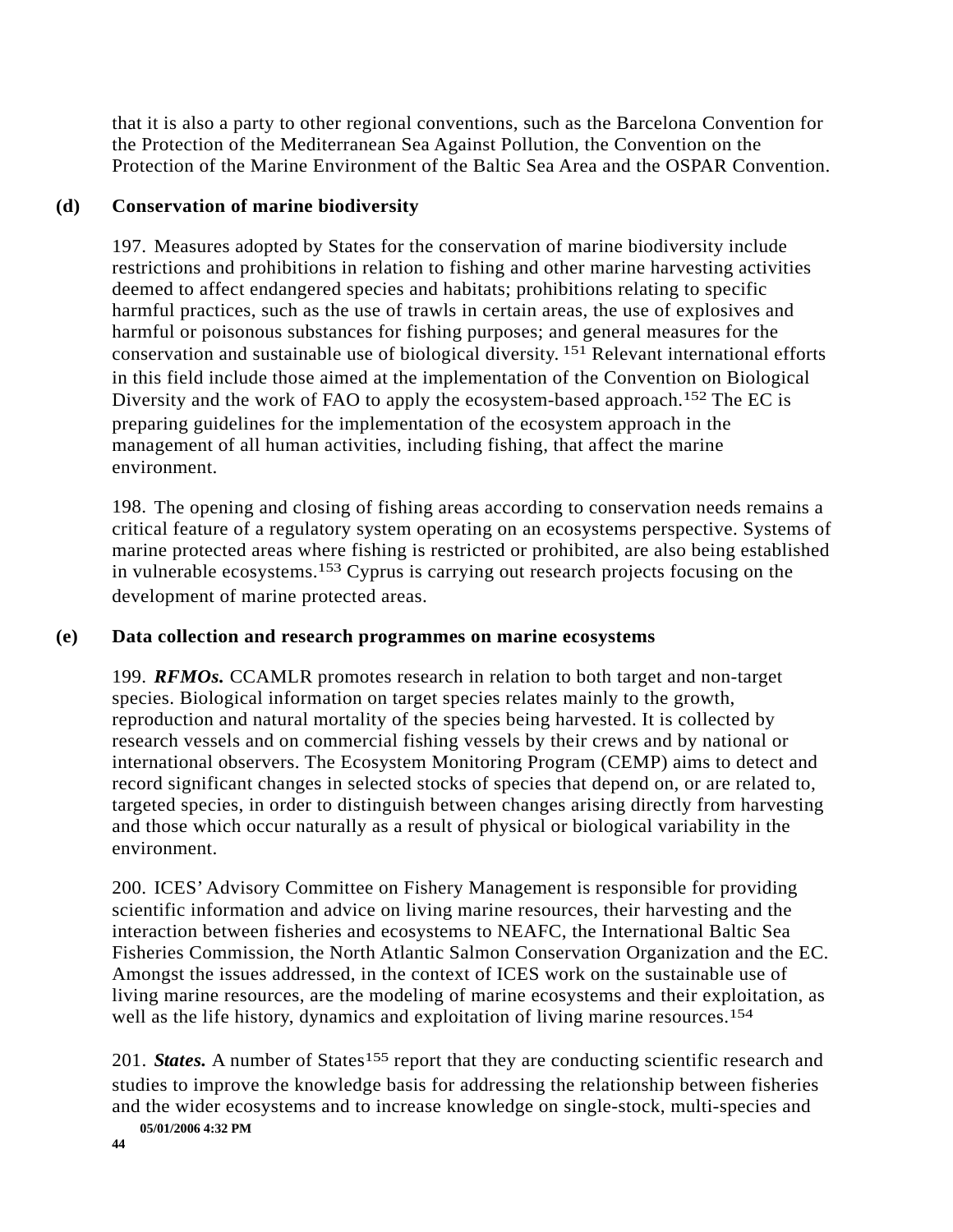that it is also a party to other regional conventions, such as the Barcelona Convention for the Protection of the Mediterranean Sea Against Pollution, the Convention on the Protection of the Marine Environment of the Baltic Sea Area and the OSPAR Convention.

### (d) Conservation of marine biodiversity

197. Measures adopted by States for the conservation of marine biodiversity include restrictions and prohibitions in relation to fishing and other marine harvesting activities deemed to affect endangered species and habitats; prohibitions relating to specific harmful practices, such as the use of trawls in certain areas, the use of explosives and harmful or poisonous substances for fishing purposes; and general measures for the conservation and sustainable use of biological diversity.[151] Relevant international efforts in this field include those aimed at the implementation of the Convention on Biological Diversity and the work of FAO to apply the ecosystem-based approach.[152] The EC is preparing guidelines for the implementation of the ecosystem approach in the management of all human activities, including fishing, that affect the marine environment.

198. The opening and closing of fishing areas according to conservation needs remains a critical feature of a regulatory system operating on an ecosystems perspective. Systems of marine protected areas where fishing is restricted or prohibited, are also being established in vulnerable ecosystems.[153] Cyprus is carrying out research projects focusing on the development of marine protected areas.

### (e) Data collection and research programmes on marine ecosystems

199. ***RFMOs.*** CCAMLR promotes research in relation to both target and non-target species. Biological information on target species relates mainly to the growth, reproduction and natural mortality of the species being harvested. It is collected by research vessels and on commercial fishing vessels by their crews and by national or international observers. The Ecosystem Monitoring Program (CEMP) aims to detect and record significant changes in selected stocks of species that depend on, or are related to, targeted species, in order to distinguish between changes arising directly from harvesting and those which occur naturally as a result of physical or biological variability in the environment.

200. ICES' Advisory Committee on Fishery Management is responsible for providing scientific information and advice on living marine resources, their harvesting and the interaction between fisheries and ecosystems to NEAFC, the International Baltic Sea Fisheries Commission, the North Atlantic Salmon Conservation Organization and the EC. Amongst the issues addressed, in the context of ICES work on the sustainable use of living marine resources, are the modeling of marine ecosystems and their exploitation, as well as the life history, dynamics and exploitation of living marine resources.[154]

201. ***States.*** A number of States[155] report that they are conducting scientific research and studies to improve the knowledge basis for addressing the relationship between fisheries and the wider ecosystems and to increase knowledge on single-stock, multi-species and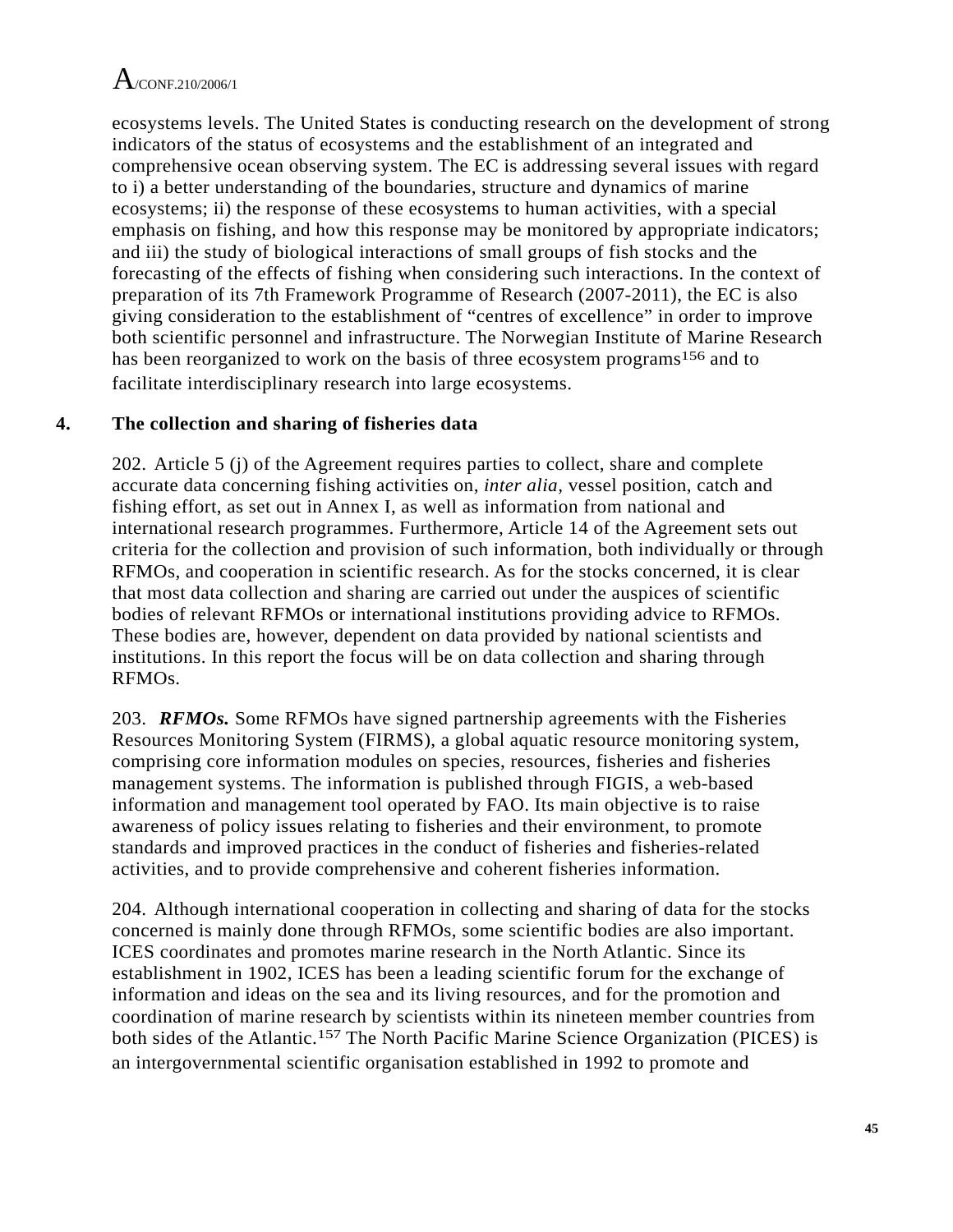ecosystems levels. The United States is conducting research on the development of strong indicators of the status of ecosystems and the establishment of an integrated and comprehensive ocean observing system. The EC is addressing several issues with regard to i) a better understanding of the boundaries, structure and dynamics of marine ecosystems; ii) the response of these ecosystems to human activities, with a special emphasis on fishing, and how this response may be monitored by appropriate indicators; and iii) the study of biological interactions of small groups of fish stocks and the forecasting of the effects of fishing when considering such interactions. In the context of preparation of its 7th Framework Programme of Research (2007-2011), the EC is also giving consideration to the establishment of "centres of excellence" in order to improve both scientific personnel and infrastructure. The Norwegian Institute of Marine Research has been reorganized to work on the basis of three ecosystem programs[156] and to facilitate interdisciplinary research into large ecosystems.

## 4. The collection and sharing of fisheries data

202. Article 5 (j) of the Agreement requires parties to collect, share and complete accurate data concerning fishing activities on, *inter alia*, vessel position, catch and fishing effort, as set out in Annex I, as well as information from national and international research programmes. Furthermore, Article 14 of the Agreement sets out criteria for the collection and provision of such information, both individually or through RFMOs, and cooperation in scientific research. As for the stocks concerned, it is clear that most data collection and sharing are carried out under the auspices of scientific bodies of relevant RFMOs or international institutions providing advice to RFMOs. These bodies are, however, dependent on data provided by national scientists and institutions. In this report the focus will be on data collection and sharing through RFMOs.

203. ***RFMOs.*** Some RFMOs have signed partnership agreements with the Fisheries Resources Monitoring System (FIRMS), a global aquatic resource monitoring system, comprising core information modules on species, resources, fisheries and fisheries management systems. The information is published through FIGIS, a web-based information and management tool operated by FAO. Its main objective is to raise awareness of policy issues relating to fisheries and their environment, to promote standards and improved practices in the conduct of fisheries and fisheries-related activities, and to provide comprehensive and coherent fisheries information.

204. Although international cooperation in collecting and sharing of data for the stocks concerned is mainly done through RFMOs, some scientific bodies are also important. ICES coordinates and promotes marine research in the North Atlantic. Since its establishment in 1902, ICES has been a leading scientific forum for the exchange of information and ideas on the sea and its living resources, and for the promotion and coordination of marine research by scientists within its nineteen member countries from both sides of the Atlantic.[157] The North Pacific Marine Science Organization (PICES) is an intergovernmental scientific organisation established in 1992 to promote and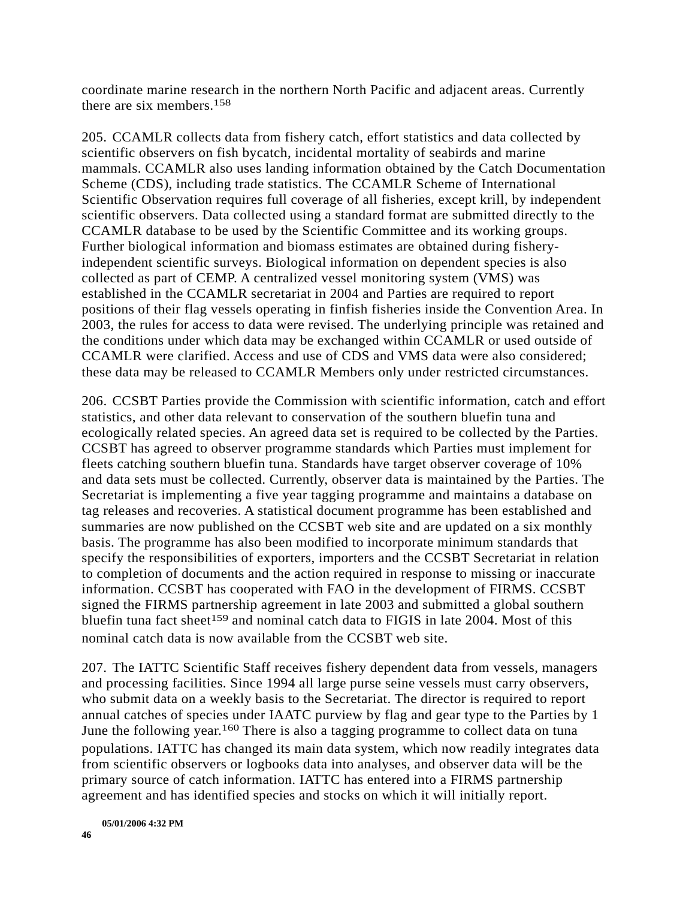coordinate marine research in the northern North Pacific and adjacent areas. Currently there are six members.[158]

205. CCAMLR collects data from fishery catch, effort statistics and data collected by scientific observers on fish bycatch, incidental mortality of seabirds and marine mammals. CCAMLR also uses landing information obtained by the Catch Documentation Scheme (CDS), including trade statistics. The CCAMLR Scheme of International Scientific Observation requires full coverage of all fisheries, except krill, by independent scientific observers. Data collected using a standard format are submitted directly to the CCAMLR database to be used by the Scientific Committee and its working groups. Further biological information and biomass estimates are obtained during fishery-independent scientific surveys. Biological information on dependent species is also collected as part of CEMP. A centralized vessel monitoring system (VMS) was established in the CCAMLR secretariat in 2004 and Parties are required to report positions of their flag vessels operating in finfish fisheries inside the Convention Area. In 2003, the rules for access to data were revised. The underlying principle was retained and the conditions under which data may be exchanged within CCAMLR or used outside of CCAMLR were clarified. Access and use of CDS and VMS data were also considered; these data may be released to CCAMLR Members only under restricted circumstances.

206. CCSBT Parties provide the Commission with scientific information, catch and effort statistics, and other data relevant to conservation of the southern bluefin tuna and ecologically related species. An agreed data set is required to be collected by the Parties. CCSBT has agreed to observer programme standards which Parties must implement for fleets catching southern bluefin tuna. Standards have target observer coverage of 10% and data sets must be collected. Currently, observer data is maintained by the Parties. The Secretariat is implementing a five year tagging programme and maintains a database on tag releases and recoveries. A statistical document programme has been established and summaries are now published on the CCSBT web site and are updated on a six monthly basis. The programme has also been modified to incorporate minimum standards that specify the responsibilities of exporters, importers and the CCSBT Secretariat in relation to completion of documents and the action required in response to missing or inaccurate information. CCSBT has cooperated with FAO in the development of FIRMS. CCSBT signed the FIRMS partnership agreement in late 2003 and submitted a global southern bluefin tuna fact sheet[159] and nominal catch data to FIGIS in late 2004. Most of this nominal catch data is now available from the CCSBT web site.

207. The IATTC Scientific Staff receives fishery dependent data from vessels, managers and processing facilities. Since 1994 all large purse seine vessels must carry observers, who submit data on a weekly basis to the Secretariat. The director is required to report annual catches of species under IAATC purview by flag and gear type to the Parties by 1 June the following year.[160] There is also a tagging programme to collect data on tuna populations. IATTC has changed its main data system, which now readily integrates data from scientific observers or logbooks data into analyses, and observer data will be the primary source of catch information. IATTC has entered into a FIRMS partnership agreement and has identified species and stocks on which it will initially report.

05/01/2006 4:32 PM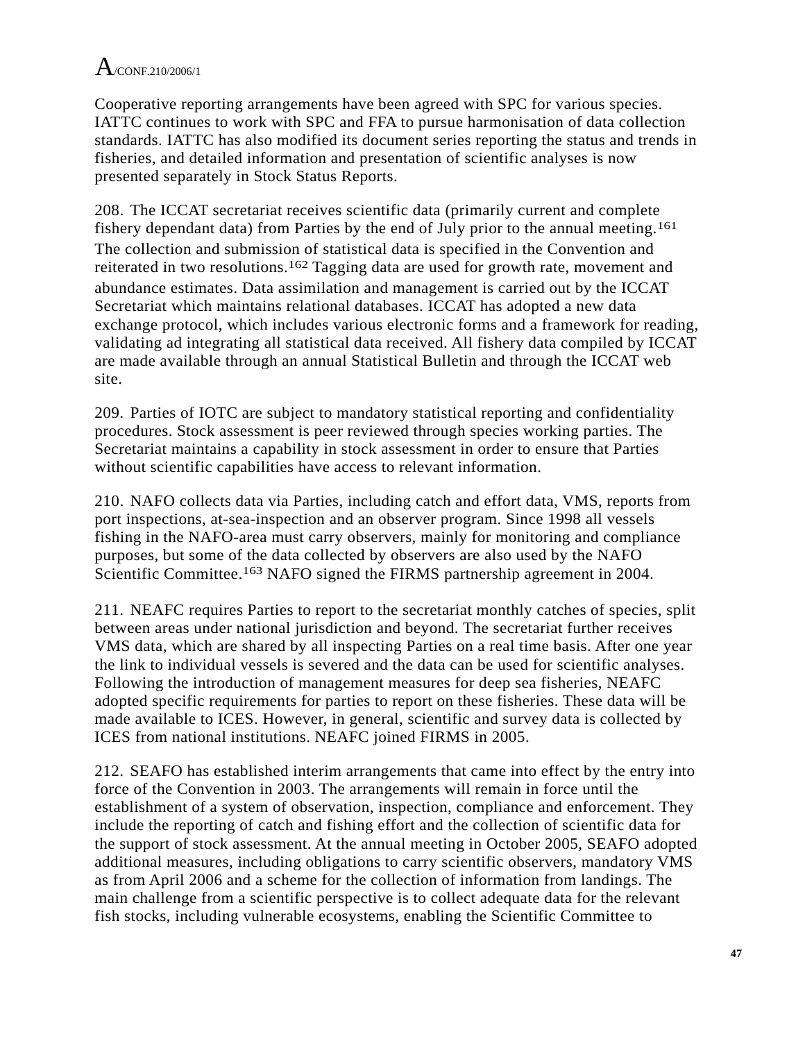Cooperative reporting arrangements have been agreed with SPC for various species. IATTC continues to work with SPC and FFA to pursue harmonisation of data collection standards. IATTC has also modified its document series reporting the status and trends in fisheries, and detailed information and presentation of scientific analyses is now presented separately in Stock Status Reports.

208. The ICCAT secretariat receives scientific data (primarily current and complete fishery dependant data) from Parties by the end of July prior to the annual meeting.[161] The collection and submission of statistical data is specified in the Convention and reiterated in two resolutions.[162] Tagging data are used for growth rate, movement and abundance estimates. Data assimilation and management is carried out by the ICCAT Secretariat which maintains relational databases. ICCAT has adopted a new data exchange protocol, which includes various electronic forms and a framework for reading, validating ad integrating all statistical data received. All fishery data compiled by ICCAT are made available through an annual Statistical Bulletin and through the ICCAT web site.

209. Parties of IOTC are subject to mandatory statistical reporting and confidentiality procedures. Stock assessment is peer reviewed through species working parties. The Secretariat maintains a capability in stock assessment in order to ensure that Parties without scientific capabilities have access to relevant information.

210. NAFO collects data via Parties, including catch and effort data, VMS, reports from port inspections, at-sea-inspection and an observer program. Since 1998 all vessels fishing in the NAFO-area must carry observers, mainly for monitoring and compliance purposes, but some of the data collected by observers are also used by the NAFO Scientific Committee.[163] NAFO signed the FIRMS partnership agreement in 2004.

211. NEAFC requires Parties to report to the secretariat monthly catches of species, split between areas under national jurisdiction and beyond. The secretariat further receives VMS data, which are shared by all inspecting Parties on a real time basis. After one year the link to individual vessels is severed and the data can be used for scientific analyses. Following the introduction of management measures for deep sea fisheries, NEAFC adopted specific requirements for parties to report on these fisheries. These data will be made available to ICES. However, in general, scientific and survey data is collected by ICES from national institutions. NEAFC joined FIRMS in 2005.

212. SEAFO has established interim arrangements that came into effect by the entry into force of the Convention in 2003. The arrangements will remain in force until the establishment of a system of observation, inspection, compliance and enforcement. They include the reporting of catch and fishing effort and the collection of scientific data for the support of stock assessment. At the annual meeting in October 2005, SEAFO adopted additional measures, including obligations to carry scientific observers, mandatory VMS as from April 2006 and a scheme for the collection of information from landings. The main challenge from a scientific perspective is to collect adequate data for the relevant fish stocks, including vulnerable ecosystems, enabling the Scientific Committee to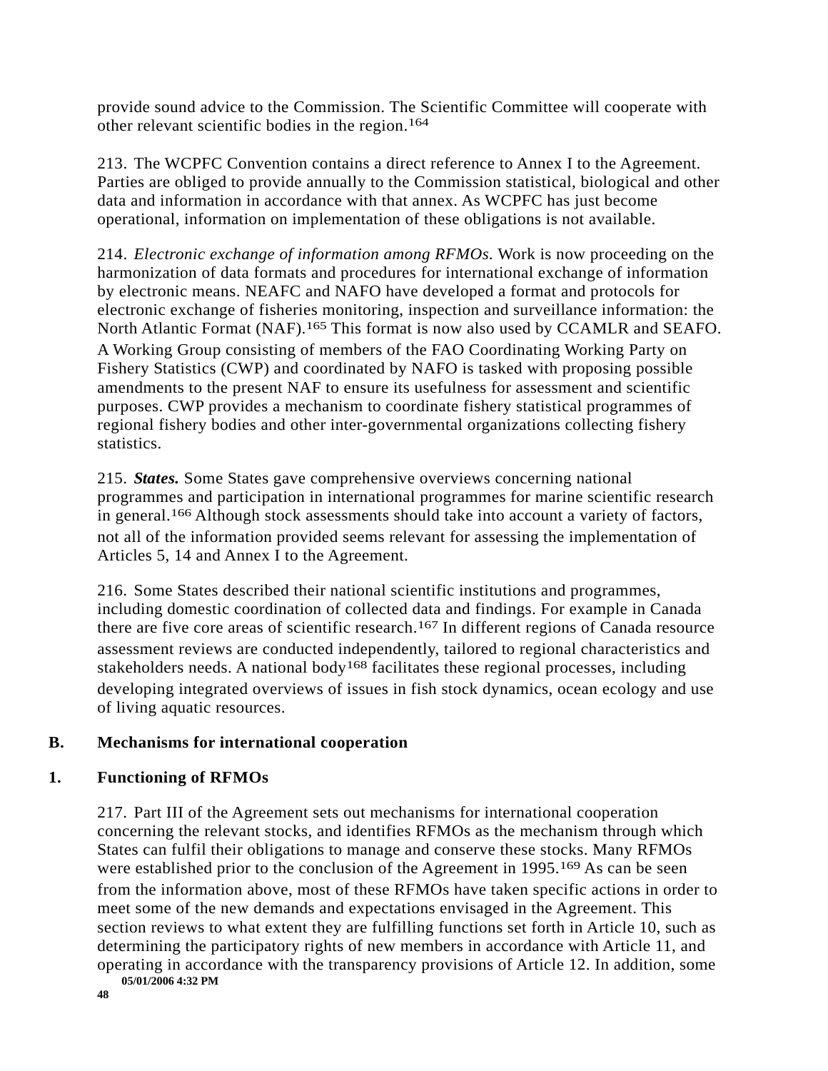provide sound advice to the Commission. The Scientific Committee will cooperate with other relevant scientific bodies in the region.[164]

213. The WCPFC Convention contains a direct reference to Annex I to the Agreement. Parties are obliged to provide annually to the Commission statistical, biological and other data and information in accordance with that annex. As WCPFC has just become operational, information on implementation of these obligations is not available.

214. *Electronic exchange of information among RFMOs.* Work is now proceeding on the harmonization of data formats and procedures for international exchange of information by electronic means. NEAFC and NAFO have developed a format and protocols for electronic exchange of fisheries monitoring, inspection and surveillance information: the North Atlantic Format (NAF).[165] This format is now also used by CCAMLR and SEAFO. A Working Group consisting of members of the FAO Coordinating Working Party on Fishery Statistics (CWP) and coordinated by NAFO is tasked with proposing possible amendments to the present NAF to ensure its usefulness for assessment and scientific purposes. CWP provides a mechanism to coordinate fishery statistical programmes of regional fishery bodies and other inter-governmental organizations collecting fishery statistics.

215. ***States.*** Some States gave comprehensive overviews concerning national programmes and participation in international programmes for marine scientific research in general.[166] Although stock assessments should take into account a variety of factors, not all of the information provided seems relevant for assessing the implementation of Articles 5, 14 and Annex I to the Agreement.

216. Some States described their national scientific institutions and programmes, including domestic coordination of collected data and findings. For example in Canada there are five core areas of scientific research.[167] In different regions of Canada resource assessment reviews are conducted independently, tailored to regional characteristics and stakeholders needs. A national body[168] facilitates these regional processes, including developing integrated overviews of issues in fish stock dynamics, ocean ecology and use of living aquatic resources.

## B. Mechanisms for international cooperation

### 1. Functioning of RFMOs

217. Part III of the Agreement sets out mechanisms for international cooperation concerning the relevant stocks, and identifies RFMOs as the mechanism through which States can fulfil their obligations to manage and conserve these stocks. Many RFMOs were established prior to the conclusion of the Agreement in 1995.[169] As can be seen from the information above, most of these RFMOs have taken specific actions in order to meet some of the new demands and expectations envisaged in the Agreement. This section reviews to what extent they are fulfilling functions set forth in Article 10, such as determining the participatory rights of new members in accordance with Article 11, and operating in accordance with the transparency provisions of Article 12. In addition, some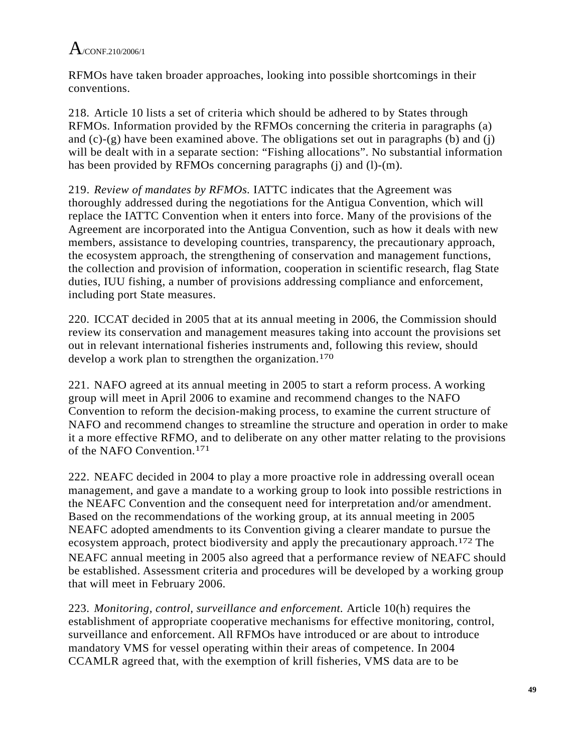RFMOs have taken broader approaches, looking into possible shortcomings in their conventions.

218. Article 10 lists a set of criteria which should be adhered to by States through RFMOs. Information provided by the RFMOs concerning the criteria in paragraphs (a) and (c)-(g) have been examined above. The obligations set out in paragraphs (b) and (j) will be dealt with in a separate section: “Fishing allocations”. No substantial information has been provided by RFMOs concerning paragraphs (j) and (l)-(m).

219. *Review of mandates by RFMOs.* IATTC indicates that the Agreement was thoroughly addressed during the negotiations for the Antigua Convention, which will replace the IATTC Convention when it enters into force. Many of the provisions of the Agreement are incorporated into the Antigua Convention, such as how it deals with new members, assistance to developing countries, transparency, the precautionary approach, the ecosystem approach, the strengthening of conservation and management functions, the collection and provision of information, cooperation in scientific research, flag State duties, IUU fishing, a number of provisions addressing compliance and enforcement, including port State measures.

220. ICCAT decided in 2005 that at its annual meeting in 2006, the Commission should review its conservation and management measures taking into account the provisions set out in relevant international fisheries instruments and, following this review, should develop a work plan to strengthen the organization.[170]

221. NAFO agreed at its annual meeting in 2005 to start a reform process. A working group will meet in April 2006 to examine and recommend changes to the NAFO Convention to reform the decision-making process, to examine the current structure of NAFO and recommend changes to streamline the structure and operation in order to make it a more effective RFMO, and to deliberate on any other matter relating to the provisions of the NAFO Convention.[171]

222. NEAFC decided in 2004 to play a more proactive role in addressing overall ocean management, and gave a mandate to a working group to look into possible restrictions in the NEAFC Convention and the consequent need for interpretation and/or amendment. Based on the recommendations of the working group, at its annual meeting in 2005 NEAFC adopted amendments to its Convention giving a clearer mandate to pursue the ecosystem approach, protect biodiversity and apply the precautionary approach.[172] The NEAFC annual meeting in 2005 also agreed that a performance review of NEAFC should be established. Assessment criteria and procedures will be developed by a working group that will meet in February 2006.

223. *Monitoring, control, surveillance and enforcement.* Article 10(h) requires the establishment of appropriate cooperative mechanisms for effective monitoring, control, surveillance and enforcement. All RFMOs have introduced or are about to introduce mandatory VMS for vessel operating within their areas of competence. In 2004 CCAMLR agreed that, with the exemption of krill fisheries, VMS data are to be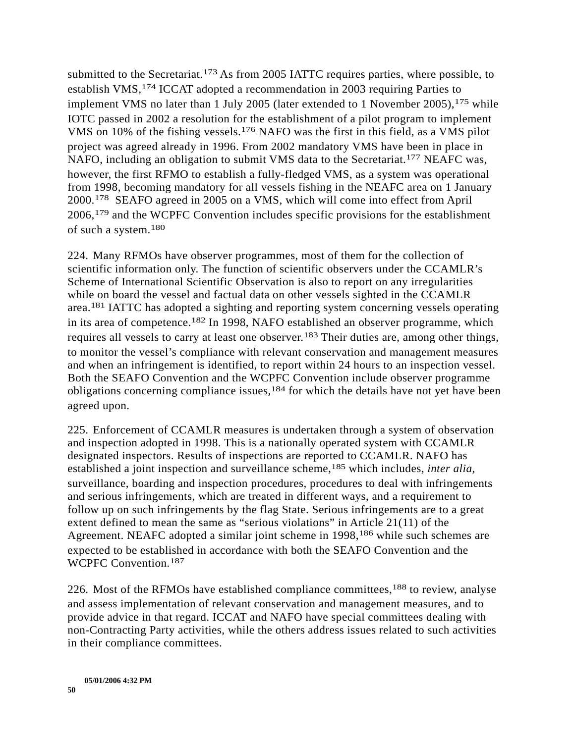submitted to the Secretariat.[173] As from 2005 IATTC requires parties, where possible, to establish VMS,[174] ICCAT adopted a recommendation in 2003 requiring Parties to implement VMS no later than 1 July 2005 (later extended to 1 November 2005),[175] while IOTC passed in 2002 a resolution for the establishment of a pilot program to implement VMS on 10% of the fishing vessels.[176] NAFO was the first in this field, as a VMS pilot project was agreed already in 1996. From 2002 mandatory VMS have been in place in NAFO, including an obligation to submit VMS data to the Secretariat.[177] NEAFC was, however, the first RFMO to establish a fully-fledged VMS, as a system was operational from 1998, becoming mandatory for all vessels fishing in the NEAFC area on 1 January 2000.[178] SEAFO agreed in 2005 on a VMS, which will come into effect from April 2006,[179] and the WCPFC Convention includes specific provisions for the establishment of such a system.[180]

224. Many RFMOs have observer programmes, most of them for the collection of scientific information only. The function of scientific observers under the CCAMLR's Scheme of International Scientific Observation is also to report on any irregularities while on board the vessel and factual data on other vessels sighted in the CCAMLR area.[181] IATTC has adopted a sighting and reporting system concerning vessels operating in its area of competence.[182] In 1998, NAFO established an observer programme, which requires all vessels to carry at least one observer.[183] Their duties are, among other things, to monitor the vessel's compliance with relevant conservation and management measures and when an infringement is identified, to report within 24 hours to an inspection vessel. Both the SEAFO Convention and the WCPFC Convention include observer programme obligations concerning compliance issues,[184] for which the details have not yet have been agreed upon.

225. Enforcement of CCAMLR measures is undertaken through a system of observation and inspection adopted in 1998. This is a nationally operated system with CCAMLR designated inspectors. Results of inspections are reported to CCAMLR. NAFO has established a joint inspection and surveillance scheme,[185] which includes, *inter alia*, surveillance, boarding and inspection procedures, procedures to deal with infringements and serious infringements, which are treated in different ways, and a requirement to follow up on such infringements by the flag State. Serious infringements are to a great extent defined to mean the same as "serious violations" in Article 21(11) of the Agreement. NEAFC adopted a similar joint scheme in 1998,[186] while such schemes are expected to be established in accordance with both the SEAFO Convention and the WCPFC Convention.[187]

226. Most of the RFMOs have established compliance committees,[188] to review, analyse and assess implementation of relevant conservation and management measures, and to provide advice in that regard. ICCAT and NAFO have special committees dealing with non-Contracting Party activities, while the others address issues related to such activities in their compliance committees.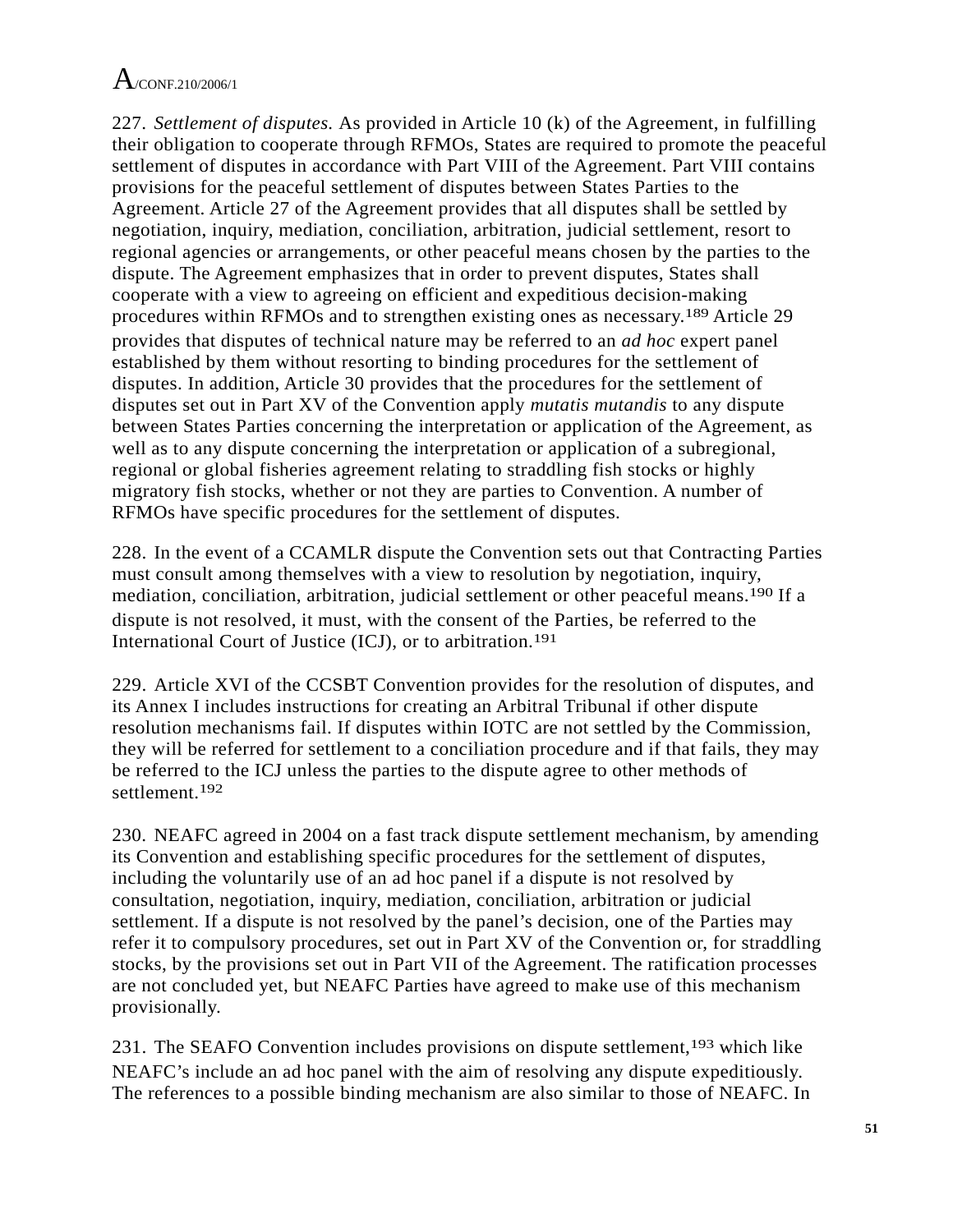227. *Settlement of disputes.* As provided in Article 10 (k) of the Agreement, in fulfilling their obligation to cooperate through RFMOs, States are required to promote the peaceful settlement of disputes in accordance with Part VIII of the Agreement. Part VIII contains provisions for the peaceful settlement of disputes between States Parties to the Agreement. Article 27 of the Agreement provides that all disputes shall be settled by negotiation, inquiry, mediation, conciliation, arbitration, judicial settlement, resort to regional agencies or arrangements, or other peaceful means chosen by the parties to the dispute. The Agreement emphasizes that in order to prevent disputes, States shall cooperate with a view to agreeing on efficient and expeditious decision-making procedures within RFMOs and to strengthen existing ones as necessary.[189] Article 29 provides that disputes of technical nature may be referred to an *ad hoc* expert panel established by them without resorting to binding procedures for the settlement of disputes. In addition, Article 30 provides that the procedures for the settlement of disputes set out in Part XV of the Convention apply *mutatis mutandis* to any dispute between States Parties concerning the interpretation or application of the Agreement, as well as to any dispute concerning the interpretation or application of a subregional, regional or global fisheries agreement relating to straddling fish stocks or highly migratory fish stocks, whether or not they are parties to Convention. A number of RFMOs have specific procedures for the settlement of disputes.

228. In the event of a CCAMLR dispute the Convention sets out that Contracting Parties must consult among themselves with a view to resolution by negotiation, inquiry, mediation, conciliation, arbitration, judicial settlement or other peaceful means.[190] If a dispute is not resolved, it must, with the consent of the Parties, be referred to the International Court of Justice (ICJ), or to arbitration.[191]

229. Article XVI of the CCSBT Convention provides for the resolution of disputes, and its Annex I includes instructions for creating an Arbitral Tribunal if other dispute resolution mechanisms fail. If disputes within IOTC are not settled by the Commission, they will be referred for settlement to a conciliation procedure and if that fails, they may be referred to the ICJ unless the parties to the dispute agree to other methods of settlement.[192]

230. NEAFC agreed in 2004 on a fast track dispute settlement mechanism, by amending its Convention and establishing specific procedures for the settlement of disputes, including the voluntarily use of an ad hoc panel if a dispute is not resolved by consultation, negotiation, inquiry, mediation, conciliation, arbitration or judicial settlement. If a dispute is not resolved by the panel’s decision, one of the Parties may refer it to compulsory procedures, set out in Part XV of the Convention or, for straddling stocks, by the provisions set out in Part VII of the Agreement. The ratification processes are not concluded yet, but NEAFC Parties have agreed to make use of this mechanism provisionally.

231. The SEAFO Convention includes provisions on dispute settlement,[193] which like NEAFC’s include an ad hoc panel with the aim of resolving any dispute expeditiously. The references to a possible binding mechanism are also similar to those of NEAFC. In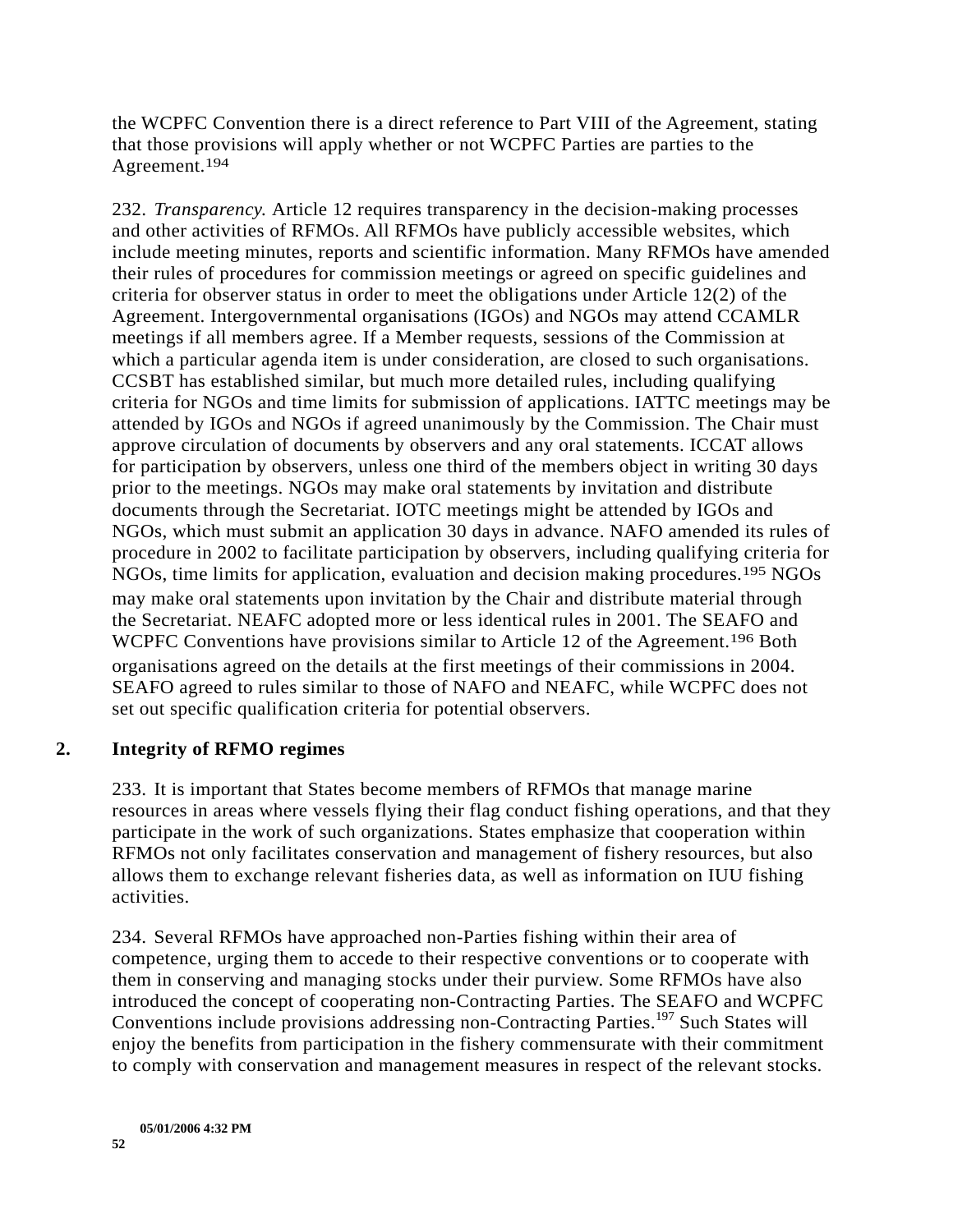the WCPFC Convention there is a direct reference to Part VIII of the Agreement, stating that those provisions will apply whether or not WCPFC Parties are parties to the Agreement.[194]

232. *Transparency.* Article 12 requires transparency in the decision-making processes and other activities of RFMOs. All RFMOs have publicly accessible websites, which include meeting minutes, reports and scientific information. Many RFMOs have amended their rules of procedures for commission meetings or agreed on specific guidelines and criteria for observer status in order to meet the obligations under Article 12(2) of the Agreement. Intergovernmental organisations (IGOs) and NGOs may attend CCAMLR meetings if all members agree. If a Member requests, sessions of the Commission at which a particular agenda item is under consideration, are closed to such organisations. CCSBT has established similar, but much more detailed rules, including qualifying criteria for NGOs and time limits for submission of applications. IATTC meetings may be attended by IGOs and NGOs if agreed unanimously by the Commission. The Chair must approve circulation of documents by observers and any oral statements. ICCAT allows for participation by observers, unless one third of the members object in writing 30 days prior to the meetings. NGOs may make oral statements by invitation and distribute documents through the Secretariat. IOTC meetings might be attended by IGOs and NGOs, which must submit an application 30 days in advance. NAFO amended its rules of procedure in 2002 to facilitate participation by observers, including qualifying criteria for NGOs, time limits for application, evaluation and decision making procedures.[195] NGOs may make oral statements upon invitation by the Chair and distribute material through the Secretariat. NEAFC adopted more or less identical rules in 2001. The SEAFO and WCPFC Conventions have provisions similar to Article 12 of the Agreement.[196] Both organisations agreed on the details at the first meetings of their commissions in 2004. SEAFO agreed to rules similar to those of NAFO and NEAFC, while WCPFC does not set out specific qualification criteria for potential observers.

## 2. Integrity of RFMO regimes

233. It is important that States become members of RFMOs that manage marine resources in areas where vessels flying their flag conduct fishing operations, and that they participate in the work of such organizations. States emphasize that cooperation within RFMOs not only facilitates conservation and management of fishery resources, but also allows them to exchange relevant fisheries data, as well as information on IUU fishing activities.

234. Several RFMOs have approached non-Parties fishing within their area of competence, urging them to accede to their respective conventions or to cooperate with them in conserving and managing stocks under their purview. Some RFMOs have also introduced the concept of cooperating non-Contracting Parties. The SEAFO and WCPFC Conventions include provisions addressing non-Contracting Parties.[197] Such States will enjoy the benefits from participation in the fishery commensurate with their commitment to comply with conservation and management measures in respect of the relevant stocks.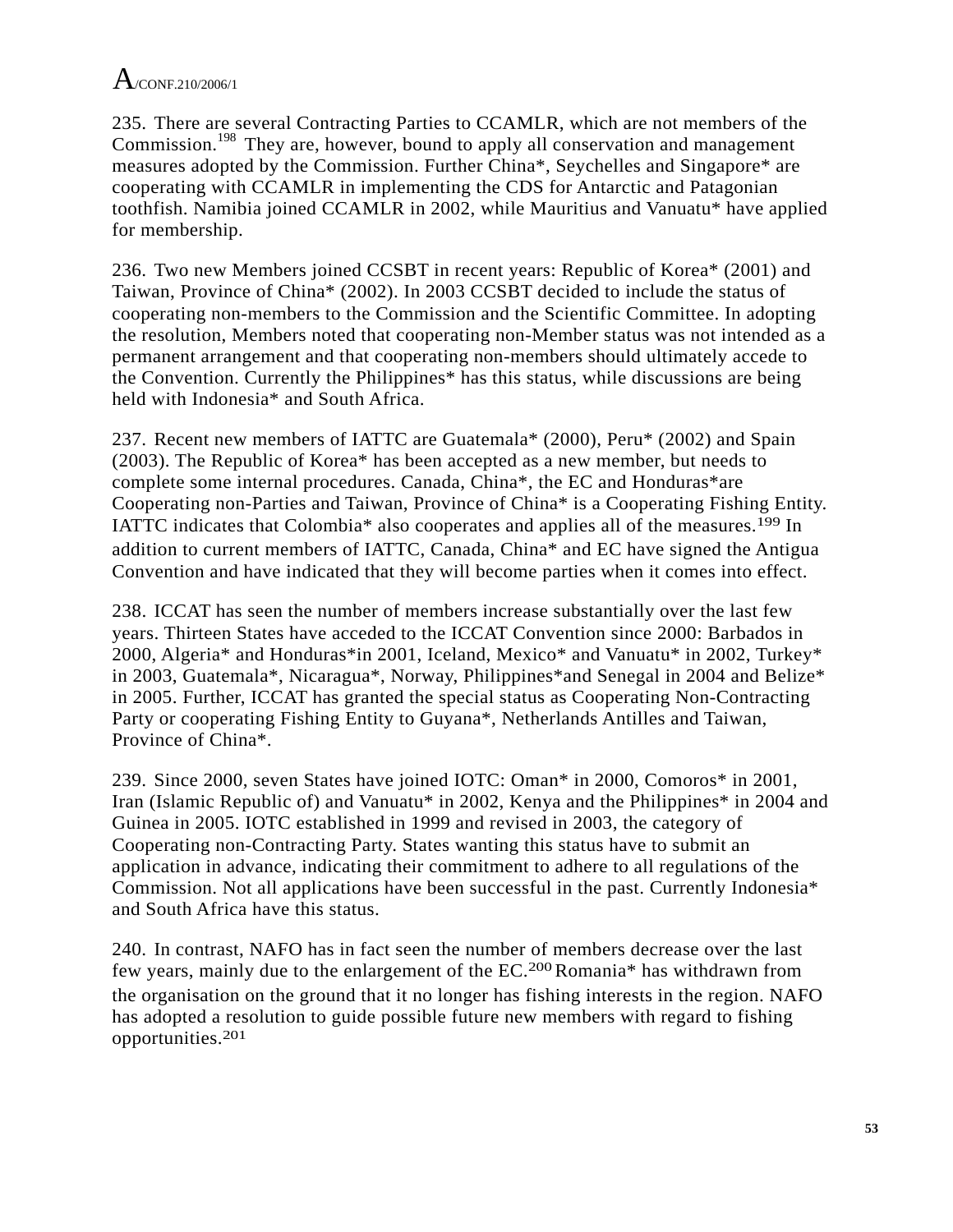235. There are several Contracting Parties to CCAMLR, which are not members of the Commission.[198] They are, however, bound to apply all conservation and management measures adopted by the Commission. Further China*, Seychelles and Singapore* are cooperating with CCAMLR in implementing the CDS for Antarctic and Patagonian toothfish. Namibia joined CCAMLR in 2002, while Mauritius and Vanuatu* have applied for membership.

236. Two new Members joined CCSBT in recent years: Republic of Korea* (2001) and Taiwan, Province of China* (2002). In 2003 CCSBT decided to include the status of cooperating non-members to the Commission and the Scientific Committee. In adopting the resolution, Members noted that cooperating non-Member status was not intended as a permanent arrangement and that cooperating non-members should ultimately accede to the Convention. Currently the Philippines* has this status, while discussions are being held with Indonesia* and South Africa.

237. Recent new members of IATTC are Guatemala* (2000), Peru* (2002) and Spain (2003). The Republic of Korea* has been accepted as a new member, but needs to complete some internal procedures. Canada, China*, the EC and Honduras*are Cooperating non-Parties and Taiwan, Province of China* is a Cooperating Fishing Entity. IATTC indicates that Colombia* also cooperates and applies all of the measures.[199] In addition to current members of IATTC, Canada, China* and EC have signed the Antigua Convention and have indicated that they will become parties when it comes into effect.

238. ICCAT has seen the number of members increase substantially over the last few years. Thirteen States have acceded to the ICCAT Convention since 2000: Barbados in 2000, Algeria* and Honduras*in 2001, Iceland, Mexico* and Vanuatu* in 2002, Turkey* in 2003, Guatemala*, Nicaragua*, Norway, Philippines*and Senegal in 2004 and Belize* in 2005. Further, ICCAT has granted the special status as Cooperating Non-Contracting Party or cooperating Fishing Entity to Guyana*, Netherlands Antilles and Taiwan, Province of China*.

239. Since 2000, seven States have joined IOTC: Oman* in 2000, Comoros* in 2001, Iran (Islamic Republic of) and Vanuatu* in 2002, Kenya and the Philippines* in 2004 and Guinea in 2005. IOTC established in 1999 and revised in 2003, the category of Cooperating non-Contracting Party. States wanting this status have to submit an application in advance, indicating their commitment to adhere to all regulations of the Commission. Not all applications have been successful in the past. Currently Indonesia* and South Africa have this status.

240. In contrast, NAFO has in fact seen the number of members decrease over the last few years, mainly due to the enlargement of the EC.[200] Romania* has withdrawn from the organisation on the ground that it no longer has fishing interests in the region. NAFO has adopted a resolution to guide possible future new members with regard to fishing opportunities.[201]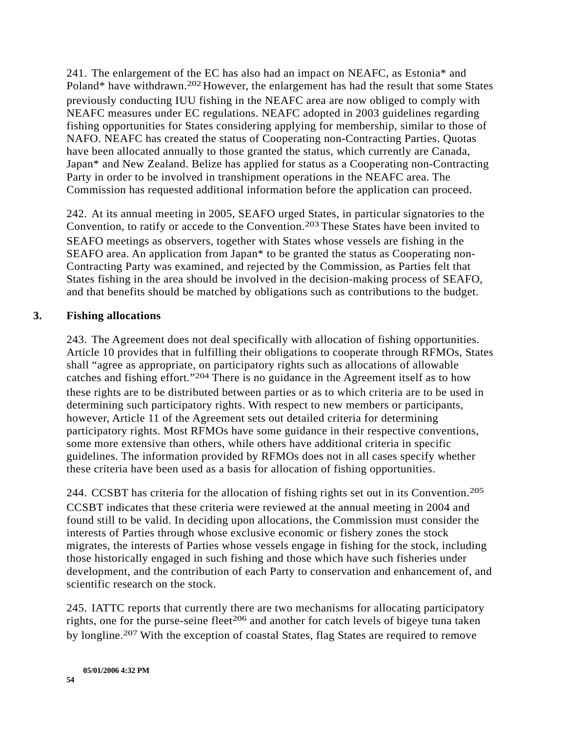241. The enlargement of the EC has also had an impact on NEAFC, as Estonia* and Poland* have withdrawn.[202] However, the enlargement has had the result that some States previously conducting IUU fishing in the NEAFC area are now obliged to comply with NEAFC measures under EC regulations. NEAFC adopted in 2003 guidelines regarding fishing opportunities for States considering applying for membership, similar to those of NAFO. NEAFC has created the status of Cooperating non-Contracting Parties. Quotas have been allocated annually to those granted the status, which currently are Canada, Japan* and New Zealand. Belize has applied for status as a Cooperating non-Contracting Party in order to be involved in transhipment operations in the NEAFC area. The Commission has requested additional information before the application can proceed.

242. At its annual meeting in 2005, SEAFO urged States, in particular signatories to the Convention, to ratify or accede to the Convention.[203] These States have been invited to SEAFO meetings as observers, together with States whose vessels are fishing in the SEAFO area. An application from Japan* to be granted the status as Cooperating non-Contracting Party was examined, and rejected by the Commission, as Parties felt that States fishing in the area should be involved in the decision-making process of SEAFO, and that benefits should be matched by obligations such as contributions to the budget.

### 3. Fishing allocations

243. The Agreement does not deal specifically with allocation of fishing opportunities. Article 10 provides that in fulfilling their obligations to cooperate through RFMOs, States shall "agree as appropriate, on participatory rights such as allocations of allowable catches and fishing effort."[204] There is no guidance in the Agreement itself as to how these rights are to be distributed between parties or as to which criteria are to be used in determining such participatory rights. With respect to new members or participants, however, Article 11 of the Agreement sets out detailed criteria for determining participatory rights. Most RFMOs have some guidance in their respective conventions, some more extensive than others, while others have additional criteria in specific guidelines. The information provided by RFMOs does not in all cases specify whether these criteria have been used as a basis for allocation of fishing opportunities.

244. CCSBT has criteria for the allocation of fishing rights set out in its Convention.[205] CCSBT indicates that these criteria were reviewed at the annual meeting in 2004 and found still to be valid. In deciding upon allocations, the Commission must consider the interests of Parties through whose exclusive economic or fishery zones the stock migrates, the interests of Parties whose vessels engage in fishing for the stock, including those historically engaged in such fishing and those which have such fisheries under development, and the contribution of each Party to conservation and enhancement of, and scientific research on the stock.

245. IATTC reports that currently there are two mechanisms for allocating participatory rights, one for the purse-seine fleet[206] and another for catch levels of bigeye tuna taken by longline.[207] With the exception of coastal States, flag States are required to remove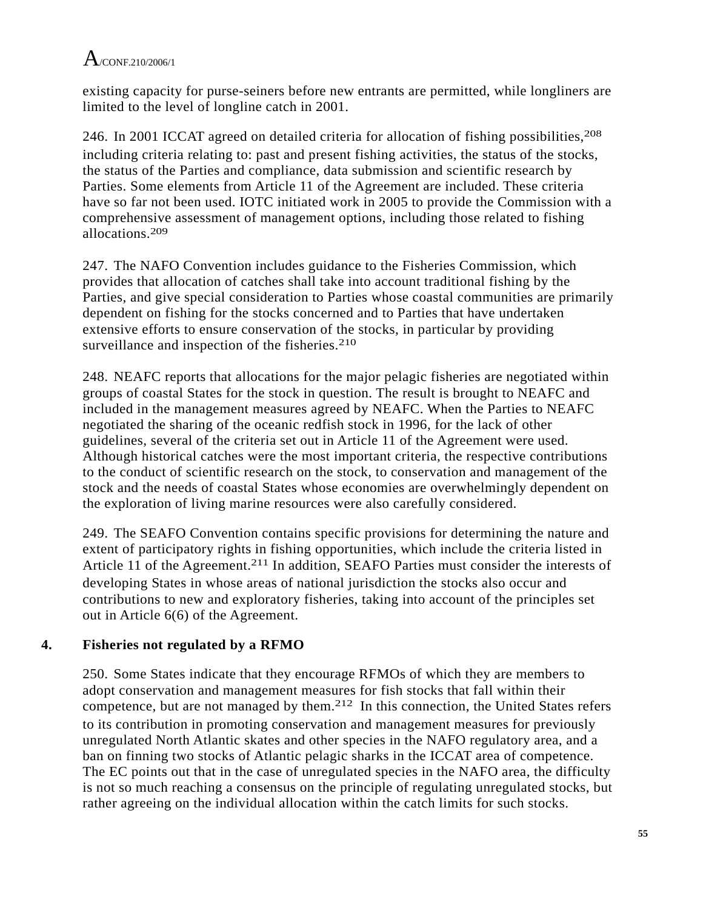existing capacity for purse-seiners before new entrants are permitted, while longliners are limited to the level of longline catch in 2001.

246. In 2001 ICCAT agreed on detailed criteria for allocation of fishing possibilities,[208] including criteria relating to: past and present fishing activities, the status of the stocks, the status of the Parties and compliance, data submission and scientific research by Parties. Some elements from Article 11 of the Agreement are included. These criteria have so far not been used. IOTC initiated work in 2005 to provide the Commission with a comprehensive assessment of management options, including those related to fishing allocations.[209]

247. The NAFO Convention includes guidance to the Fisheries Commission, which provides that allocation of catches shall take into account traditional fishing by the Parties, and give special consideration to Parties whose coastal communities are primarily dependent on fishing for the stocks concerned and to Parties that have undertaken extensive efforts to ensure conservation of the stocks, in particular by providing surveillance and inspection of the fisheries.[210]

248. NEAFC reports that allocations for the major pelagic fisheries are negotiated within groups of coastal States for the stock in question. The result is brought to NEAFC and included in the management measures agreed by NEAFC. When the Parties to NEAFC negotiated the sharing of the oceanic redfish stock in 1996, for the lack of other guidelines, several of the criteria set out in Article 11 of the Agreement were used. Although historical catches were the most important criteria, the respective contributions to the conduct of scientific research on the stock, to conservation and management of the stock and the needs of coastal States whose economies are overwhelmingly dependent on the exploration of living marine resources were also carefully considered.

249. The SEAFO Convention contains specific provisions for determining the nature and extent of participatory rights in fishing opportunities, which include the criteria listed in Article 11 of the Agreement.[211] In addition, SEAFO Parties must consider the interests of developing States in whose areas of national jurisdiction the stocks also occur and contributions to new and exploratory fisheries, taking into account of the principles set out in Article 6(6) of the Agreement.

## 4. Fisheries not regulated by a RFMO

250. Some States indicate that they encourage RFMOs of which they are members to adopt conservation and management measures for fish stocks that fall within their competence, but are not managed by them.[212] In this connection, the United States refers to its contribution in promoting conservation and management measures for previously unregulated North Atlantic skates and other species in the NAFO regulatory area, and a ban on finning two stocks of Atlantic pelagic sharks in the ICCAT area of competence. The EC points out that in the case of unregulated species in the NAFO area, the difficulty is not so much reaching a consensus on the principle of regulating unregulated stocks, but rather agreeing on the individual allocation within the catch limits for such stocks.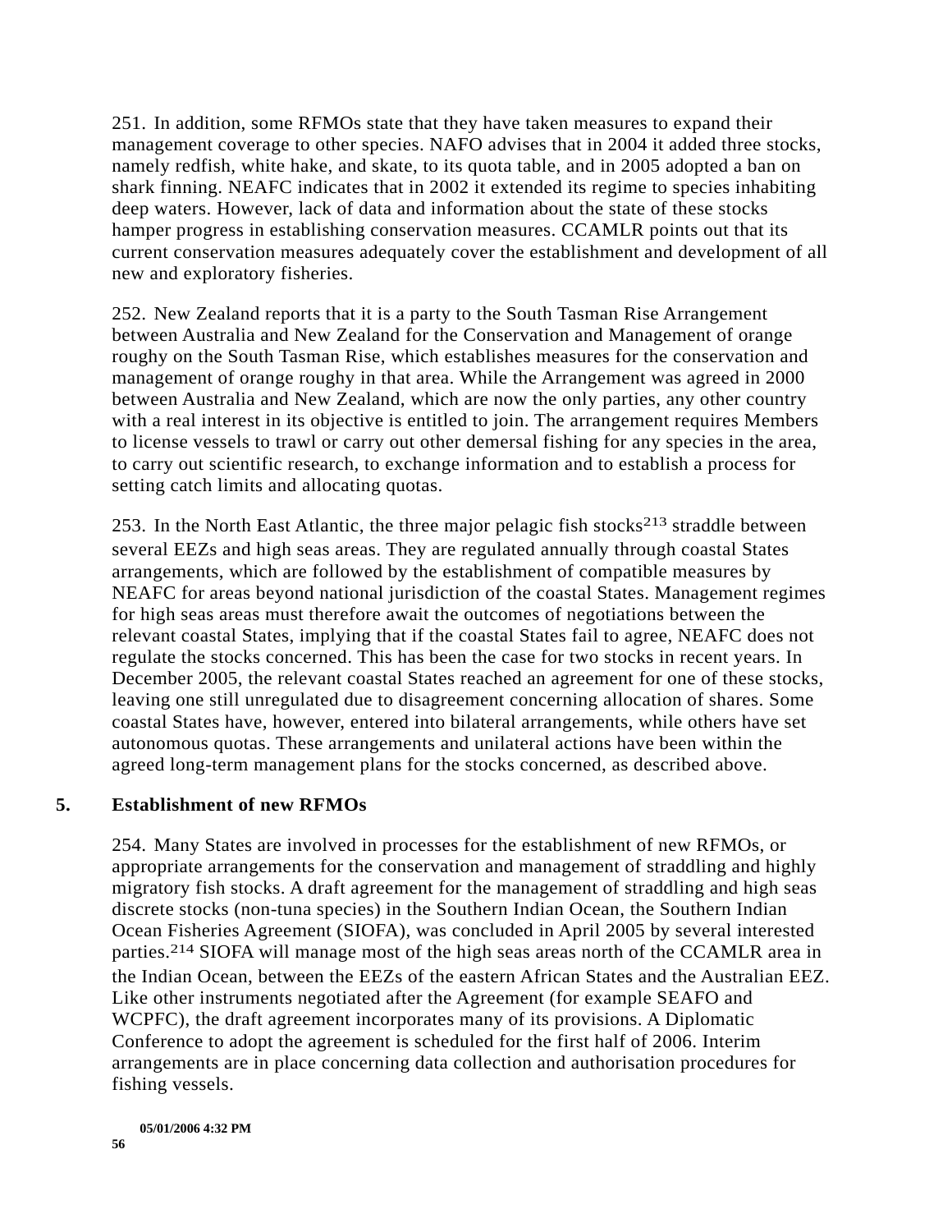251. In addition, some RFMOs state that they have taken measures to expand their management coverage to other species. NAFO advises that in 2004 it added three stocks, namely redfish, white hake, and skate, to its quota table, and in 2005 adopted a ban on shark finning. NEAFC indicates that in 2002 it extended its regime to species inhabiting deep waters. However, lack of data and information about the state of these stocks hamper progress in establishing conservation measures. CCAMLR points out that its current conservation measures adequately cover the establishment and development of all new and exploratory fisheries.

252. New Zealand reports that it is a party to the South Tasman Rise Arrangement between Australia and New Zealand for the Conservation and Management of orange roughy on the South Tasman Rise, which establishes measures for the conservation and management of orange roughy in that area. While the Arrangement was agreed in 2000 between Australia and New Zealand, which are now the only parties, any other country with a real interest in its objective is entitled to join. The arrangement requires Members to license vessels to trawl or carry out other demersal fishing for any species in the area, to carry out scientific research, to exchange information and to establish a process for setting catch limits and allocating quotas.

253. In the North East Atlantic, the three major pelagic fish stocks[213] straddle between several EEZs and high seas areas. They are regulated annually through coastal States arrangements, which are followed by the establishment of compatible measures by NEAFC for areas beyond national jurisdiction of the coastal States. Management regimes for high seas areas must therefore await the outcomes of negotiations between the relevant coastal States, implying that if the coastal States fail to agree, NEAFC does not regulate the stocks concerned. This has been the case for two stocks in recent years. In December 2005, the relevant coastal States reached an agreement for one of these stocks, leaving one still unregulated due to disagreement concerning allocation of shares. Some coastal States have, however, entered into bilateral arrangements, while others have set autonomous quotas. These arrangements and unilateral actions have been within the agreed long-term management plans for the stocks concerned, as described above.

## 5. Establishment of new RFMOs

254. Many States are involved in processes for the establishment of new RFMOs, or appropriate arrangements for the conservation and management of straddling and highly migratory fish stocks. A draft agreement for the management of straddling and high seas discrete stocks (non-tuna species) in the Southern Indian Ocean, the Southern Indian Ocean Fisheries Agreement (SIOFA), was concluded in April 2005 by several interested parties.[214] SIOFA will manage most of the high seas areas north of the CCAMLR area in the Indian Ocean, between the EEZs of the eastern African States and the Australian EEZ. Like other instruments negotiated after the Agreement (for example SEAFO and WCPFC), the draft agreement incorporates many of its provisions. A Diplomatic Conference to adopt the agreement is scheduled for the first half of 2006. Interim arrangements are in place concerning data collection and authorisation procedures for fishing vessels.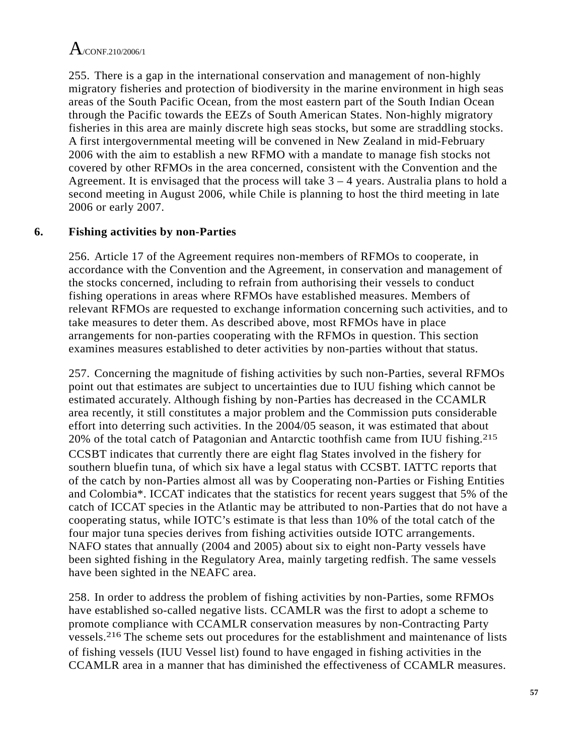255. There is a gap in the international conservation and management of non-highly migratory fisheries and protection of biodiversity in the marine environment in high seas areas of the South Pacific Ocean, from the most eastern part of the South Indian Ocean through the Pacific towards the EEZs of South American States. Non-highly migratory fisheries in this area are mainly discrete high seas stocks, but some are straddling stocks. A first intergovernmental meeting will be convened in New Zealand in mid-February 2006 with the aim to establish a new RFMO with a mandate to manage fish stocks not covered by other RFMOs in the area concerned, consistent with the Convention and the Agreement. It is envisaged that the process will take 3 – 4 years. Australia plans to hold a second meeting in August 2006, while Chile is planning to host the third meeting in late 2006 or early 2007.

## 6. Fishing activities by non-Parties

256. Article 17 of the Agreement requires non-members of RFMOs to cooperate, in accordance with the Convention and the Agreement, in conservation and management of the stocks concerned, including to refrain from authorising their vessels to conduct fishing operations in areas where RFMOs have established measures. Members of relevant RFMOs are requested to exchange information concerning such activities, and to take measures to deter them. As described above, most RFMOs have in place arrangements for non-parties cooperating with the RFMOs in question. This section examines measures established to deter activities by non-parties without that status.

257. Concerning the magnitude of fishing activities by such non-Parties, several RFMOs point out that estimates are subject to uncertainties due to IUU fishing which cannot be estimated accurately. Although fishing by non-Parties has decreased in the CCAMLR area recently, it still constitutes a major problem and the Commission puts considerable effort into deterring such activities. In the 2004/05 season, it was estimated that about 20% of the total catch of Patagonian and Antarctic toothfish came from IUU fishing.[215] CCSBT indicates that currently there are eight flag States involved in the fishery for southern bluefin tuna, of which six have a legal status with CCSBT. IATTC reports that of the catch by non-Parties almost all was by Cooperating non-Parties or Fishing Entities and Colombia*. ICCAT indicates that the statistics for recent years suggest that 5% of the catch of ICCAT species in the Atlantic may be attributed to non-Parties that do not have a cooperating status, while IOTC's estimate is that less than 10% of the total catch of the four major tuna species derives from fishing activities outside IOTC arrangements. NAFO states that annually (2004 and 2005) about six to eight non-Party vessels have been sighted fishing in the Regulatory Area, mainly targeting redfish. The same vessels have been sighted in the NEAFC area.

258. In order to address the problem of fishing activities by non-Parties, some RFMOs have established so-called negative lists. CCAMLR was the first to adopt a scheme to promote compliance with CCAMLR conservation measures by non-Contracting Party vessels.[216] The scheme sets out procedures for the establishment and maintenance of lists of fishing vessels (IUU Vessel list) found to have engaged in fishing activities in the CCAMLR area in a manner that has diminished the effectiveness of CCAMLR measures.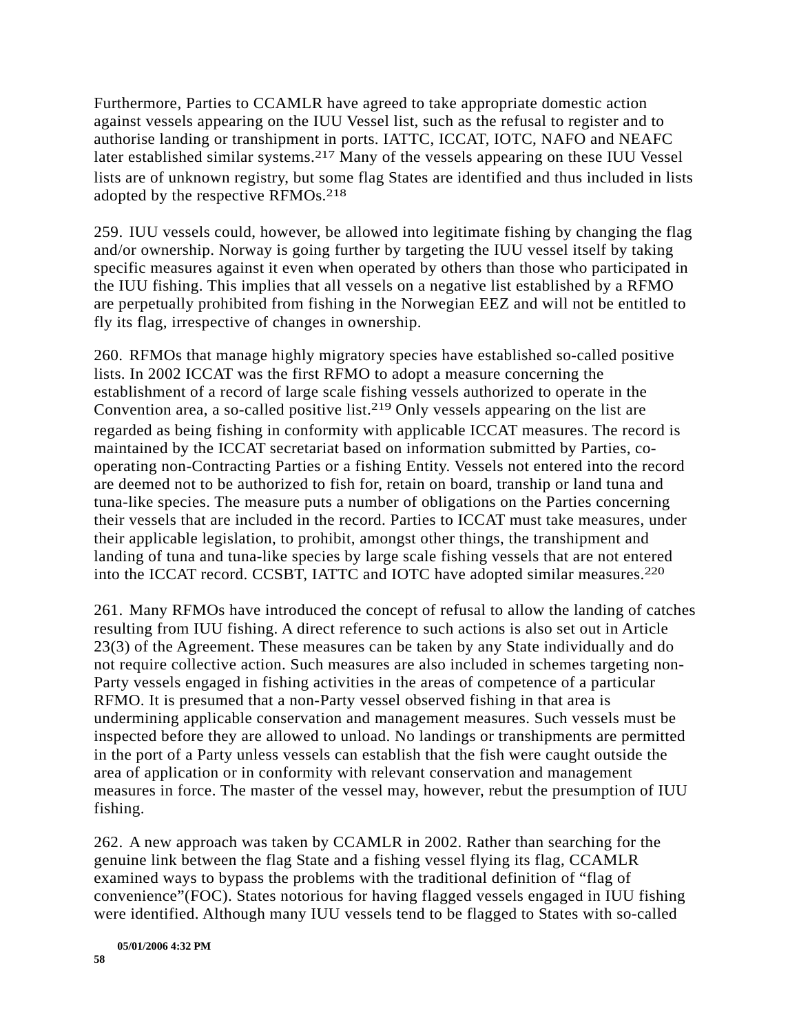Furthermore, Parties to CCAMLR have agreed to take appropriate domestic action against vessels appearing on the IUU Vessel list, such as the refusal to register and to authorise landing or transhipment in ports. IATTC, ICCAT, IOTC, NAFO and NEAFC later established similar systems.[217] Many of the vessels appearing on these IUU Vessel lists are of unknown registry, but some flag States are identified and thus included in lists adopted by the respective RFMOs.[218]

259. IUU vessels could, however, be allowed into legitimate fishing by changing the flag and/or ownership. Norway is going further by targeting the IUU vessel itself by taking specific measures against it even when operated by others than those who participated in the IUU fishing. This implies that all vessels on a negative list established by a RFMO are perpetually prohibited from fishing in the Norwegian EEZ and will not be entitled to fly its flag, irrespective of changes in ownership.

260. RFMOs that manage highly migratory species have established so-called positive lists. In 2002 ICCAT was the first RFMO to adopt a measure concerning the establishment of a record of large scale fishing vessels authorized to operate in the Convention area, a so-called positive list.[219] Only vessels appearing on the list are regarded as being fishing in conformity with applicable ICCAT measures. The record is maintained by the ICCAT secretariat based on information submitted by Parties, co-operating non-Contracting Parties or a fishing Entity. Vessels not entered into the record are deemed not to be authorized to fish for, retain on board, tranship or land tuna and tuna-like species. The measure puts a number of obligations on the Parties concerning their vessels that are included in the record. Parties to ICCAT must take measures, under their applicable legislation, to prohibit, amongst other things, the transhipment and landing of tuna and tuna-like species by large scale fishing vessels that are not entered into the ICCAT record. CCSBT, IATTC and IOTC have adopted similar measures.[220]

261. Many RFMOs have introduced the concept of refusal to allow the landing of catches resulting from IUU fishing. A direct reference to such actions is also set out in Article 23(3) of the Agreement. These measures can be taken by any State individually and do not require collective action. Such measures are also included in schemes targeting non-Party vessels engaged in fishing activities in the areas of competence of a particular RFMO. It is presumed that a non-Party vessel observed fishing in that area is undermining applicable conservation and management measures. Such vessels must be inspected before they are allowed to unload. No landings or transhipments are permitted in the port of a Party unless vessels can establish that the fish were caught outside the area of application or in conformity with relevant conservation and management measures in force. The master of the vessel may, however, rebut the presumption of IUU fishing.

262. A new approach was taken by CCAMLR in 2002. Rather than searching for the genuine link between the flag State and a fishing vessel flying its flag, CCAMLR examined ways to bypass the problems with the traditional definition of "flag of convenience"(FOC). States notorious for having flagged vessels engaged in IUU fishing were identified. Although many IUU vessels tend to be flagged to States with so-called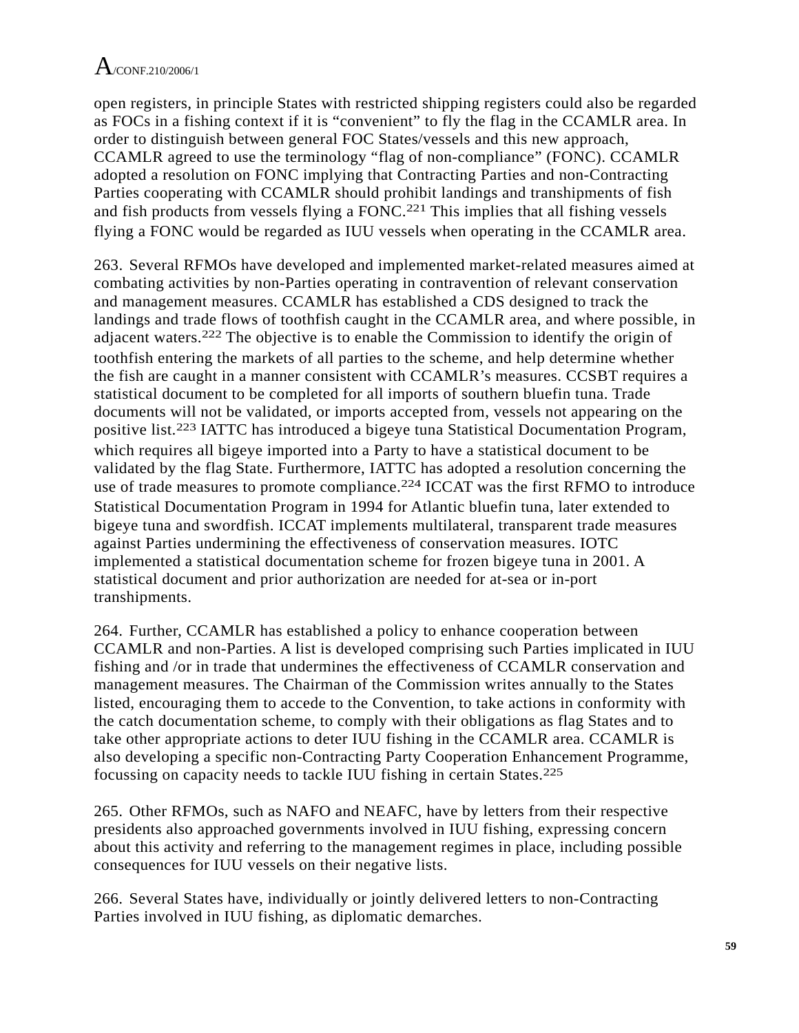open registers, in principle States with restricted shipping registers could also be regarded as FOCs in a fishing context if it is "convenient" to fly the flag in the CCAMLR area. In order to distinguish between general FOC States/vessels and this new approach, CCAMLR agreed to use the terminology "flag of non-compliance" (FONC). CCAMLR adopted a resolution on FONC implying that Contracting Parties and non-Contracting Parties cooperating with CCAMLR should prohibit landings and transhipments of fish and fish products from vessels flying a FONC.[221] This implies that all fishing vessels flying a FONC would be regarded as IUU vessels when operating in the CCAMLR area.

263. Several RFMOs have developed and implemented market-related measures aimed at combating activities by non-Parties operating in contravention of relevant conservation and management measures. CCAMLR has established a CDS designed to track the landings and trade flows of toothfish caught in the CCAMLR area, and where possible, in adjacent waters.[222] The objective is to enable the Commission to identify the origin of toothfish entering the markets of all parties to the scheme, and help determine whether the fish are caught in a manner consistent with CCAMLR's measures. CCSBT requires a statistical document to be completed for all imports of southern bluefin tuna. Trade documents will not be validated, or imports accepted from, vessels not appearing on the positive list.[223] IATTC has introduced a bigeye tuna Statistical Documentation Program, which requires all bigeye imported into a Party to have a statistical document to be validated by the flag State. Furthermore, IATTC has adopted a resolution concerning the use of trade measures to promote compliance.[224] ICCAT was the first RFMO to introduce Statistical Documentation Program in 1994 for Atlantic bluefin tuna, later extended to bigeye tuna and swordfish. ICCAT implements multilateral, transparent trade measures against Parties undermining the effectiveness of conservation measures. IOTC implemented a statistical documentation scheme for frozen bigeye tuna in 2001. A statistical document and prior authorization are needed for at-sea or in-port transhipments.

264. Further, CCAMLR has established a policy to enhance cooperation between CCAMLR and non-Parties. A list is developed comprising such Parties implicated in IUU fishing and /or in trade that undermines the effectiveness of CCAMLR conservation and management measures. The Chairman of the Commission writes annually to the States listed, encouraging them to accede to the Convention, to take actions in conformity with the catch documentation scheme, to comply with their obligations as flag States and to take other appropriate actions to deter IUU fishing in the CCAMLR area. CCAMLR is also developing a specific non-Contracting Party Cooperation Enhancement Programme, focussing on capacity needs to tackle IUU fishing in certain States.[225]

265. Other RFMOs, such as NAFO and NEAFC, have by letters from their respective presidents also approached governments involved in IUU fishing, expressing concern about this activity and referring to the management regimes in place, including possible consequences for IUU vessels on their negative lists.

266. Several States have, individually or jointly delivered letters to non-Contracting Parties involved in IUU fishing, as diplomatic demarches.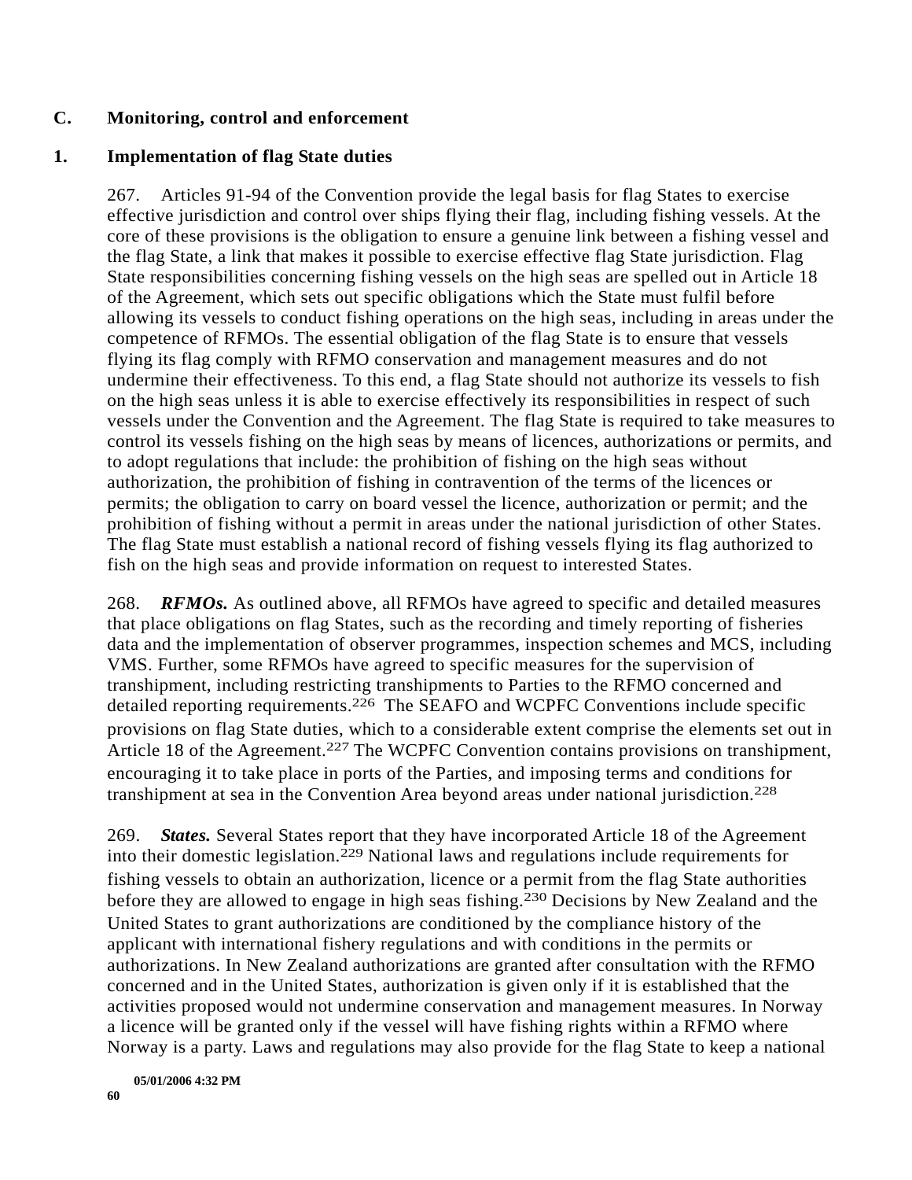## C. Monitoring, control and enforcement

### 1. Implementation of flag State duties

267. Articles 91-94 of the Convention provide the legal basis for flag States to exercise effective jurisdiction and control over ships flying their flag, including fishing vessels. At the core of these provisions is the obligation to ensure a genuine link between a fishing vessel and the flag State, a link that makes it possible to exercise effective flag State jurisdiction. Flag State responsibilities concerning fishing vessels on the high seas are spelled out in Article 18 of the Agreement, which sets out specific obligations which the State must fulfil before allowing its vessels to conduct fishing operations on the high seas, including in areas under the competence of RFMOs. The essential obligation of the flag State is to ensure that vessels flying its flag comply with RFMO conservation and management measures and do not undermine their effectiveness. To this end, a flag State should not authorize its vessels to fish on the high seas unless it is able to exercise effectively its responsibilities in respect of such vessels under the Convention and the Agreement. The flag State is required to take measures to control its vessels fishing on the high seas by means of licences, authorizations or permits, and to adopt regulations that include: the prohibition of fishing on the high seas without authorization, the prohibition of fishing in contravention of the terms of the licences or permits; the obligation to carry on board vessel the licence, authorization or permit; and the prohibition of fishing without a permit in areas under the national jurisdiction of other States. The flag State must establish a national record of fishing vessels flying its flag authorized to fish on the high seas and provide information on request to interested States.

268. ***RFMOs.*** As outlined above, all RFMOs have agreed to specific and detailed measures that place obligations on flag States, such as the recording and timely reporting of fisheries data and the implementation of observer programmes, inspection schemes and MCS, including VMS. Further, some RFMOs have agreed to specific measures for the supervision of transhipment, including restricting transhipments to Parties to the RFMO concerned and detailed reporting requirements.[226] The SEAFO and WCPFC Conventions include specific provisions on flag State duties, which to a considerable extent comprise the elements set out in Article 18 of the Agreement.[227] The WCPFC Convention contains provisions on transhipment, encouraging it to take place in ports of the Parties, and imposing terms and conditions for transhipment at sea in the Convention Area beyond areas under national jurisdiction.[228]

269. ***States.*** Several States report that they have incorporated Article 18 of the Agreement into their domestic legislation.[229] National laws and regulations include requirements for fishing vessels to obtain an authorization, licence or a permit from the flag State authorities before they are allowed to engage in high seas fishing.[230] Decisions by New Zealand and the United States to grant authorizations are conditioned by the compliance history of the applicant with international fishery regulations and with conditions in the permits or authorizations. In New Zealand authorizations are granted after consultation with the RFMO concerned and in the United States, authorization is given only if it is established that the activities proposed would not undermine conservation and management measures. In Norway a licence will be granted only if the vessel will have fishing rights within a RFMO where Norway is a party. Laws and regulations may also provide for the flag State to keep a national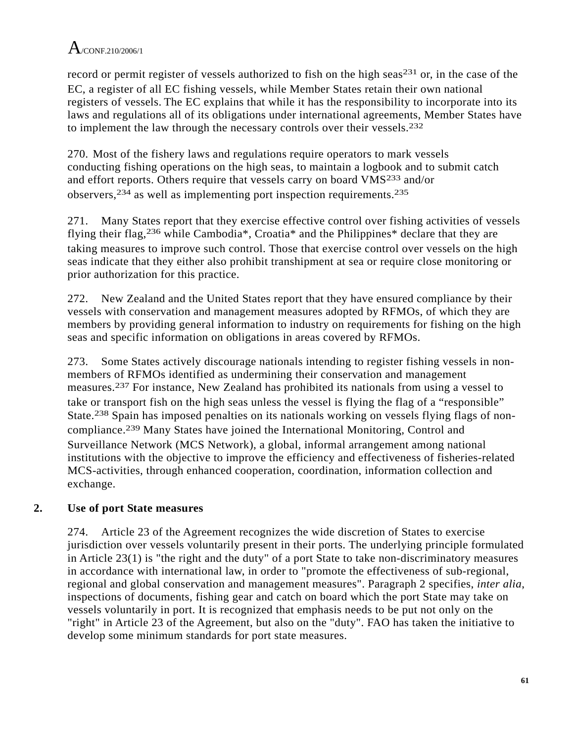record or permit register of vessels authorized to fish on the high seas[231] or, in the case of the EC, a register of all EC fishing vessels, while Member States retain their own national registers of vessels. The EC explains that while it has the responsibility to incorporate into its laws and regulations all of its obligations under international agreements, Member States have to implement the law through the necessary controls over their vessels.[232]

270. Most of the fishery laws and regulations require operators to mark vessels conducting fishing operations on the high seas, to maintain a logbook and to submit catch and effort reports. Others require that vessels carry on board VMS[233] and/or observers,[234] as well as implementing port inspection requirements.[235]

271. Many States report that they exercise effective control over fishing activities of vessels flying their flag,[236] while Cambodia*, Croatia* and the Philippines* declare that they are taking measures to improve such control. Those that exercise control over vessels on the high seas indicate that they either also prohibit transhipment at sea or require close monitoring or prior authorization for this practice.

272. New Zealand and the United States report that they have ensured compliance by their vessels with conservation and management measures adopted by RFMOs, of which they are members by providing general information to industry on requirements for fishing on the high seas and specific information on obligations in areas covered by RFMOs.

273. Some States actively discourage nationals intending to register fishing vessels in non-members of RFMOs identified as undermining their conservation and management measures.[237] For instance, New Zealand has prohibited its nationals from using a vessel to take or transport fish on the high seas unless the vessel is flying the flag of a "responsible" State.[238] Spain has imposed penalties on its nationals working on vessels flying flags of non-compliance.[239] Many States have joined the International Monitoring, Control and Surveillance Network (MCS Network), a global, informal arrangement among national institutions with the objective to improve the efficiency and effectiveness of fisheries-related MCS-activities, through enhanced cooperation, coordination, information collection and exchange.

## 2. Use of port State measures

274. Article 23 of the Agreement recognizes the wide discretion of States to exercise jurisdiction over vessels voluntarily present in their ports. The underlying principle formulated in Article 23(1) is "the right and the duty" of a port State to take non-discriminatory measures in accordance with international law, in order to "promote the effectiveness of sub-regional, regional and global conservation and management measures". Paragraph 2 specifies, *inter alia*, inspections of documents, fishing gear and catch on board which the port State may take on vessels voluntarily in port. It is recognized that emphasis needs to be put not only on the "right" in Article 23 of the Agreement, but also on the "duty". FAO has taken the initiative to develop some minimum standards for port state measures.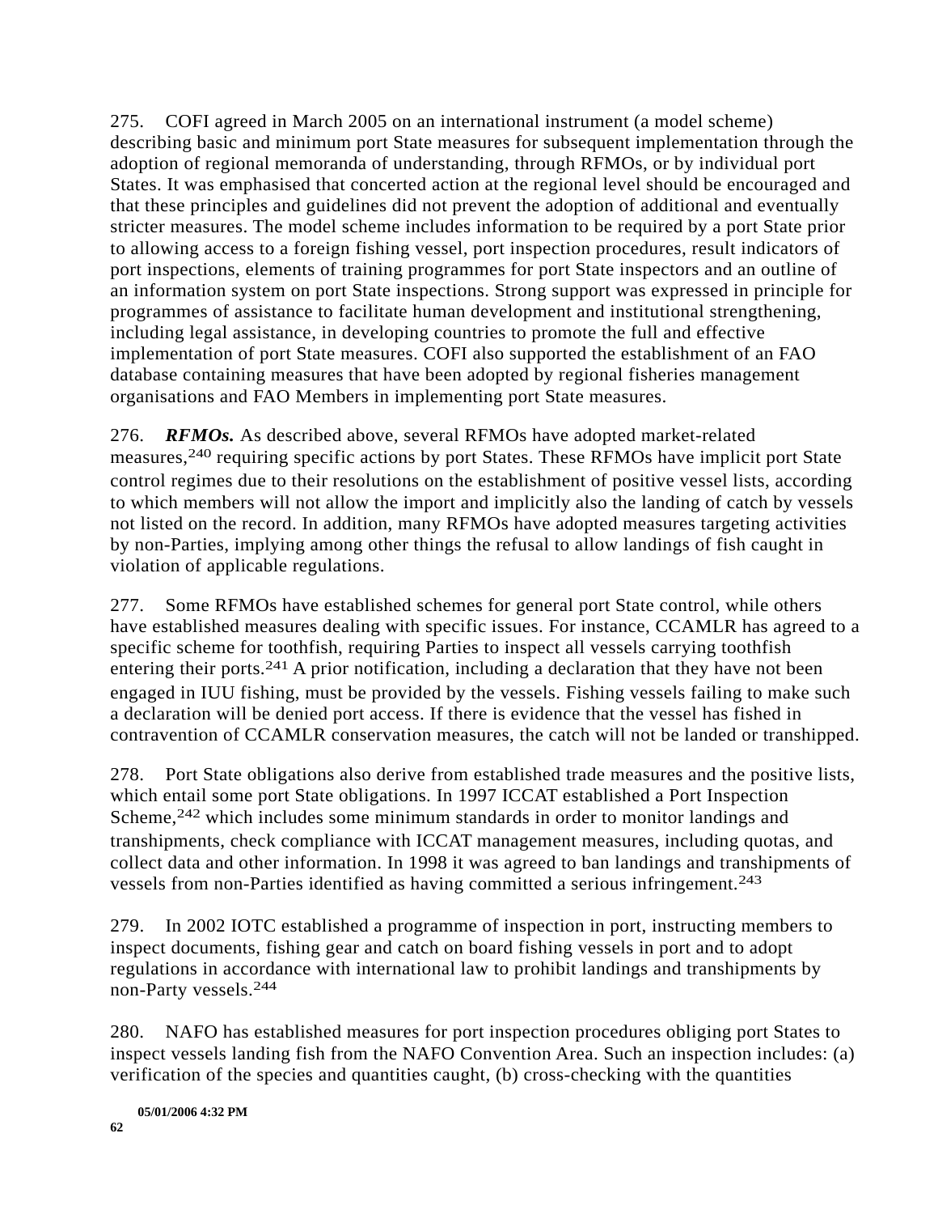275. COFI agreed in March 2005 on an international instrument (a model scheme) describing basic and minimum port State measures for subsequent implementation through the adoption of regional memoranda of understanding, through RFMOs, or by individual port States. It was emphasised that concerted action at the regional level should be encouraged and that these principles and guidelines did not prevent the adoption of additional and eventually stricter measures. The model scheme includes information to be required by a port State prior to allowing access to a foreign fishing vessel, port inspection procedures, result indicators of port inspections, elements of training programmes for port State inspectors and an outline of an information system on port State inspections. Strong support was expressed in principle for programmes of assistance to facilitate human development and institutional strengthening, including legal assistance, in developing countries to promote the full and effective implementation of port State measures. COFI also supported the establishment of an FAO database containing measures that have been adopted by regional fisheries management organisations and FAO Members in implementing port State measures.

276. ***RFMOs.*** As described above, several RFMOs have adopted market-related measures,[240] requiring specific actions by port States. These RFMOs have implicit port State control regimes due to their resolutions on the establishment of positive vessel lists, according to which members will not allow the import and implicitly also the landing of catch by vessels not listed on the record. In addition, many RFMOs have adopted measures targeting activities by non-Parties, implying among other things the refusal to allow landings of fish caught in violation of applicable regulations.

277. Some RFMOs have established schemes for general port State control, while others have established measures dealing with specific issues. For instance, CCAMLR has agreed to a specific scheme for toothfish, requiring Parties to inspect all vessels carrying toothfish entering their ports.[241] A prior notification, including a declaration that they have not been engaged in IUU fishing, must be provided by the vessels. Fishing vessels failing to make such a declaration will be denied port access. If there is evidence that the vessel has fished in contravention of CCAMLR conservation measures, the catch will not be landed or transhipped.

278. Port State obligations also derive from established trade measures and the positive lists, which entail some port State obligations. In 1997 ICCAT established a Port Inspection Scheme,[242] which includes some minimum standards in order to monitor landings and transhipments, check compliance with ICCAT management measures, including quotas, and collect data and other information. In 1998 it was agreed to ban landings and transhipments of vessels from non-Parties identified as having committed a serious infringement.[243]

279. In 2002 IOTC established a programme of inspection in port, instructing members to inspect documents, fishing gear and catch on board fishing vessels in port and to adopt regulations in accordance with international law to prohibit landings and transhipments by non-Party vessels.[244]

280. NAFO has established measures for port inspection procedures obliging port States to inspect vessels landing fish from the NAFO Convention Area. Such an inspection includes: (a) verification of the species and quantities caught, (b) cross-checking with the quantities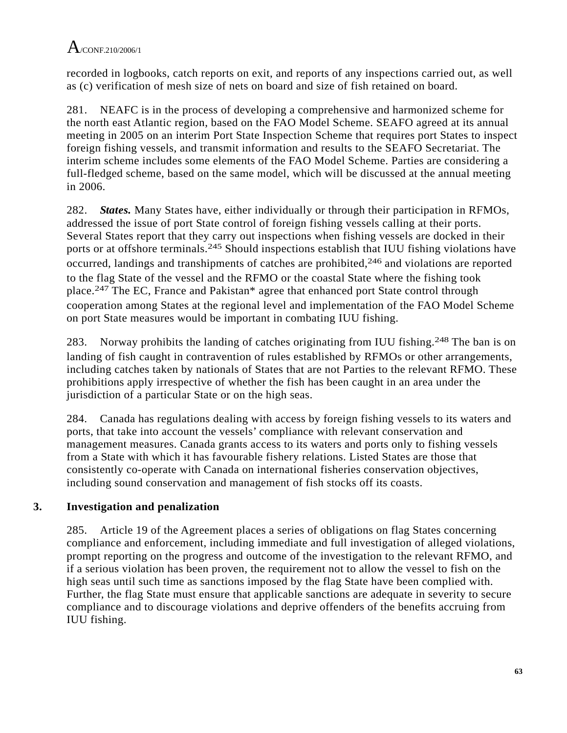recorded in logbooks, catch reports on exit, and reports of any inspections carried out, as well as (c) verification of mesh size of nets on board and size of fish retained on board.

281. NEAFC is in the process of developing a comprehensive and harmonized scheme for the north east Atlantic region, based on the FAO Model Scheme. SEAFO agreed at its annual meeting in 2005 on an interim Port State Inspection Scheme that requires port States to inspect foreign fishing vessels, and transmit information and results to the SEAFO Secretariat. The interim scheme includes some elements of the FAO Model Scheme. Parties are considering a full-fledged scheme, based on the same model, which will be discussed at the annual meeting in 2006.

282. ***States.*** Many States have, either individually or through their participation in RFMOs, addressed the issue of port State control of foreign fishing vessels calling at their ports. Several States report that they carry out inspections when fishing vessels are docked in their ports or at offshore terminals.[245] Should inspections establish that IUU fishing violations have occurred, landings and transhipments of catches are prohibited,[246] and violations are reported to the flag State of the vessel and the RFMO or the coastal State where the fishing took place.[247] The EC, France and Pakistan* agree that enhanced port State control through cooperation among States at the regional level and implementation of the FAO Model Scheme on port State measures would be important in combating IUU fishing.

283. Norway prohibits the landing of catches originating from IUU fishing.[248] The ban is on landing of fish caught in contravention of rules established by RFMOs or other arrangements, including catches taken by nationals of States that are not Parties to the relevant RFMO. These prohibitions apply irrespective of whether the fish has been caught in an area under the jurisdiction of a particular State or on the high seas.

284. Canada has regulations dealing with access by foreign fishing vessels to its waters and ports, that take into account the vessels' compliance with relevant conservation and management measures. Canada grants access to its waters and ports only to fishing vessels from a State with which it has favourable fishery relations. Listed States are those that consistently co-operate with Canada on international fisheries conservation objectives, including sound conservation and management of fish stocks off its coasts.

### 3. Investigation and penalization

285. Article 19 of the Agreement places a series of obligations on flag States concerning compliance and enforcement, including immediate and full investigation of alleged violations, prompt reporting on the progress and outcome of the investigation to the relevant RFMO, and if a serious violation has been proven, the requirement not to allow the vessel to fish on the high seas until such time as sanctions imposed by the flag State have been complied with. Further, the flag State must ensure that applicable sanctions are adequate in severity to secure compliance and to discourage violations and deprive offenders of the benefits accruing from IUU fishing.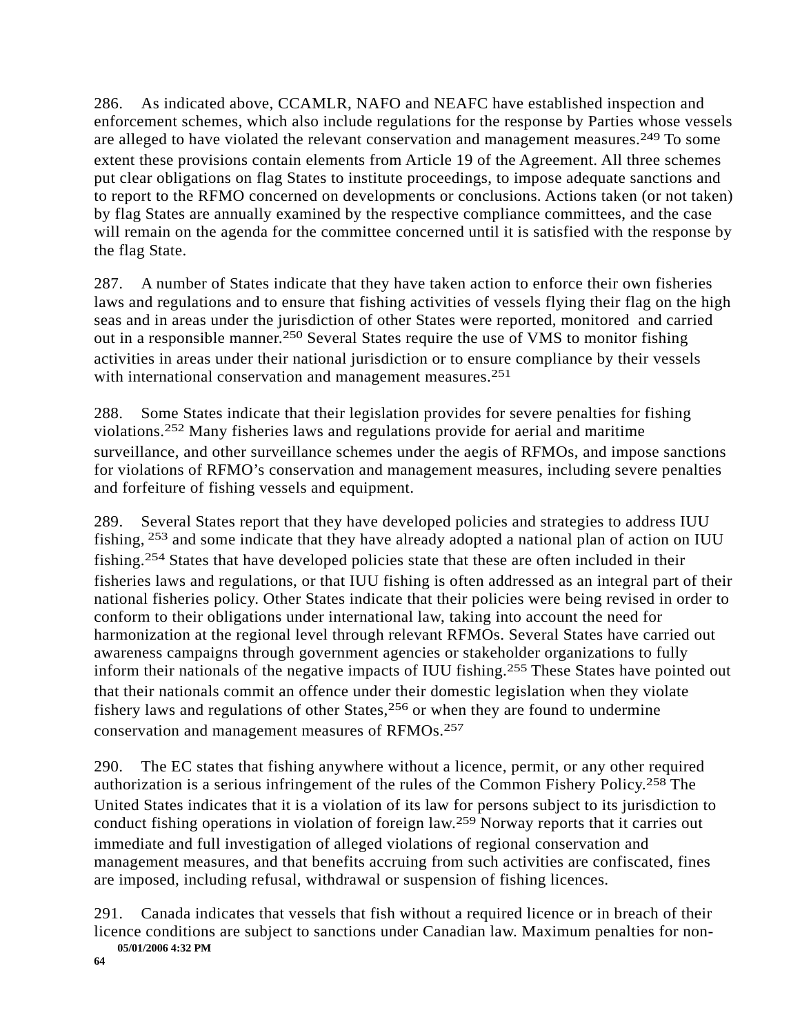286. As indicated above, CCAMLR, NAFO and NEAFC have established inspection and enforcement schemes, which also include regulations for the response by Parties whose vessels are alleged to have violated the relevant conservation and management measures.[249] To some extent these provisions contain elements from Article 19 of the Agreement. All three schemes put clear obligations on flag States to institute proceedings, to impose adequate sanctions and to report to the RFMO concerned on developments or conclusions. Actions taken (or not taken) by flag States are annually examined by the respective compliance committees, and the case will remain on the agenda for the committee concerned until it is satisfied with the response by the flag State.

287. A number of States indicate that they have taken action to enforce their own fisheries laws and regulations and to ensure that fishing activities of vessels flying their flag on the high seas and in areas under the jurisdiction of other States were reported, monitored and carried out in a responsible manner.[250] Several States require the use of VMS to monitor fishing activities in areas under their national jurisdiction or to ensure compliance by their vessels with international conservation and management measures.[251]

288. Some States indicate that their legislation provides for severe penalties for fishing violations.[252] Many fisheries laws and regulations provide for aerial and maritime surveillance, and other surveillance schemes under the aegis of RFMOs, and impose sanctions for violations of RFMO's conservation and management measures, including severe penalties and forfeiture of fishing vessels and equipment.

289. Several States report that they have developed policies and strategies to address IUU fishing, [253] and some indicate that they have already adopted a national plan of action on IUU fishing.[254] States that have developed policies state that these are often included in their fisheries laws and regulations, or that IUU fishing is often addressed as an integral part of their national fisheries policy. Other States indicate that their policies were being revised in order to conform to their obligations under international law, taking into account the need for harmonization at the regional level through relevant RFMOs. Several States have carried out awareness campaigns through government agencies or stakeholder organizations to fully inform their nationals of the negative impacts of IUU fishing.[255] These States have pointed out that their nationals commit an offence under their domestic legislation when they violate fishery laws and regulations of other States,[256] or when they are found to undermine conservation and management measures of RFMOs.[257]

290. The EC states that fishing anywhere without a licence, permit, or any other required authorization is a serious infringement of the rules of the Common Fishery Policy.[258] The United States indicates that it is a violation of its law for persons subject to its jurisdiction to conduct fishing operations in violation of foreign law.[259] Norway reports that it carries out immediate and full investigation of alleged violations of regional conservation and management measures, and that benefits accruing from such activities are confiscated, fines are imposed, including refusal, withdrawal or suspension of fishing licences.

291. Canada indicates that vessels that fish without a required licence or in breach of their licence conditions are subject to sanctions under Canadian law. Maximum penalties for non-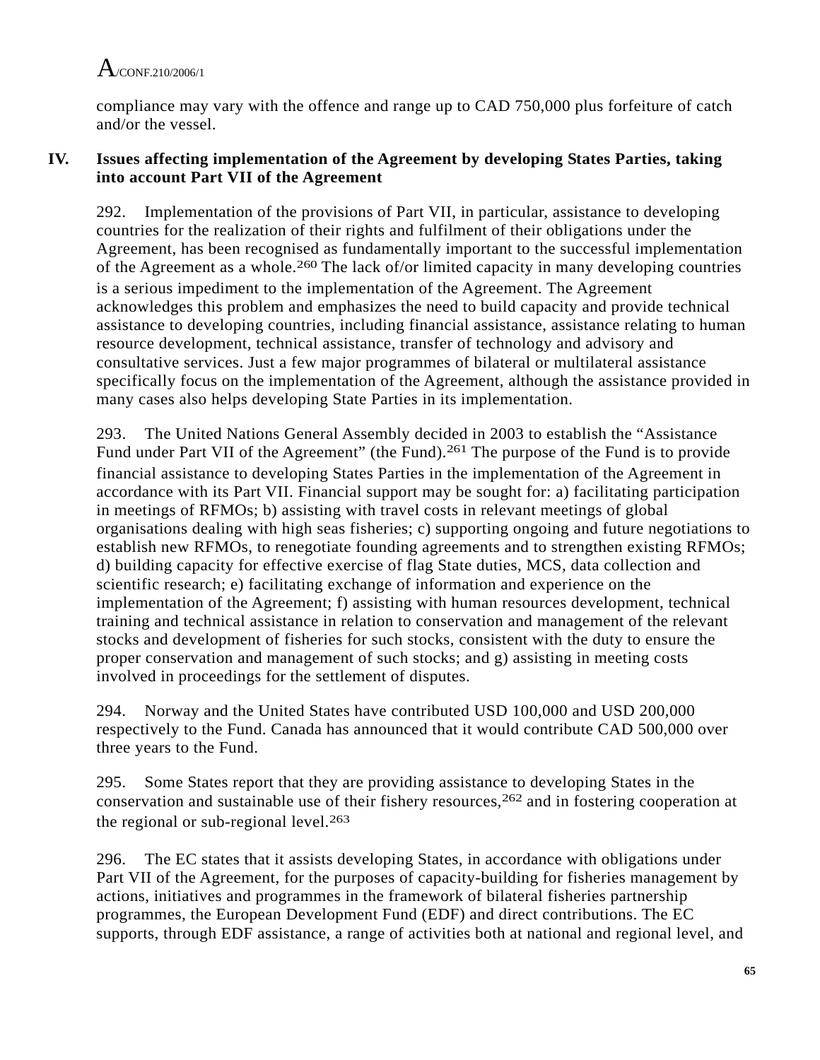compliance may vary with the offence and range up to CAD 750,000 plus forfeiture of catch and/or the vessel.

## IV. Issues affecting implementation of the Agreement by developing States Parties, taking into account Part VII of the Agreement

292. Implementation of the provisions of Part VII, in particular, assistance to developing countries for the realization of their rights and fulfilment of their obligations under the Agreement, has been recognised as fundamentally important to the successful implementation of the Agreement as a whole.[260] The lack of/or limited capacity in many developing countries is a serious impediment to the implementation of the Agreement. The Agreement acknowledges this problem and emphasizes the need to build capacity and provide technical assistance to developing countries, including financial assistance, assistance relating to human resource development, technical assistance, transfer of technology and advisory and consultative services. Just a few major programmes of bilateral or multilateral assistance specifically focus on the implementation of the Agreement, although the assistance provided in many cases also helps developing State Parties in its implementation.

293. The United Nations General Assembly decided in 2003 to establish the "Assistance Fund under Part VII of the Agreement" (the Fund).[261] The purpose of the Fund is to provide financial assistance to developing States Parties in the implementation of the Agreement in accordance with its Part VII. Financial support may be sought for: a) facilitating participation in meetings of RFMOs; b) assisting with travel costs in relevant meetings of global organisations dealing with high seas fisheries; c) supporting ongoing and future negotiations to establish new RFMOs, to renegotiate founding agreements and to strengthen existing RFMOs; d) building capacity for effective exercise of flag State duties, MCS, data collection and scientific research; e) facilitating exchange of information and experience on the implementation of the Agreement; f) assisting with human resources development, technical training and technical assistance in relation to conservation and management of the relevant stocks and development of fisheries for such stocks, consistent with the duty to ensure the proper conservation and management of such stocks; and g) assisting in meeting costs involved in proceedings for the settlement of disputes.

294. Norway and the United States have contributed USD 100,000 and USD 200,000 respectively to the Fund. Canada has announced that it would contribute CAD 500,000 over three years to the Fund.

295. Some States report that they are providing assistance to developing States in the conservation and sustainable use of their fishery resources,[262] and in fostering cooperation at the regional or sub-regional level.[263]

296. The EC states that it assists developing States, in accordance with obligations under Part VII of the Agreement, for the purposes of capacity-building for fisheries management by actions, initiatives and programmes in the framework of bilateral fisheries partnership programmes, the European Development Fund (EDF) and direct contributions. The EC supports, through EDF assistance, a range of activities both at national and regional level, and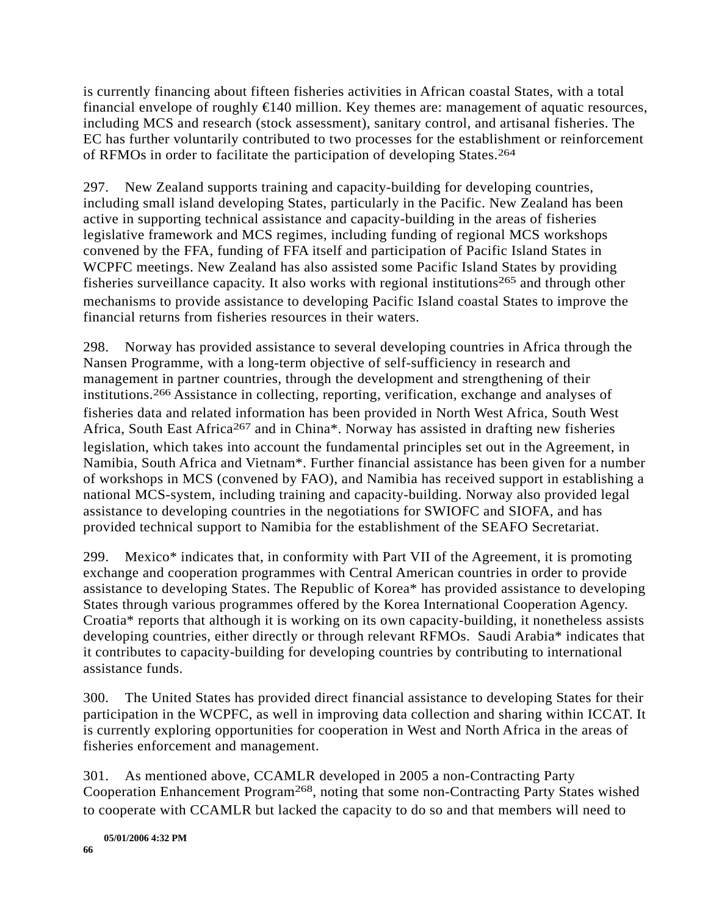is currently financing about fifteen fisheries activities in African coastal States, with a total financial envelope of roughly €140 million. Key themes are: management of aquatic resources, including MCS and research (stock assessment), sanitary control, and artisanal fisheries. The EC has further voluntarily contributed to two processes for the establishment or reinforcement of RFMOs in order to facilitate the participation of developing States.[264]

297. New Zealand supports training and capacity-building for developing countries, including small island developing States, particularly in the Pacific. New Zealand has been active in supporting technical assistance and capacity-building in the areas of fisheries legislative framework and MCS regimes, including funding of regional MCS workshops convened by the FFA, funding of FFA itself and participation of Pacific Island States in WCPFC meetings. New Zealand has also assisted some Pacific Island States by providing fisheries surveillance capacity. It also works with regional institutions[265] and through other mechanisms to provide assistance to developing Pacific Island coastal States to improve the financial returns from fisheries resources in their waters.

298. Norway has provided assistance to several developing countries in Africa through the Nansen Programme, with a long-term objective of self-sufficiency in research and management in partner countries, through the development and strengthening of their institutions.[266] Assistance in collecting, reporting, verification, exchange and analyses of fisheries data and related information has been provided in North West Africa, South West Africa, South East Africa[267] and in China*. Norway has assisted in drafting new fisheries legislation, which takes into account the fundamental principles set out in the Agreement, in Namibia, South Africa and Vietnam*. Further financial assistance has been given for a number of workshops in MCS (convened by FAO), and Namibia has received support in establishing a national MCS-system, including training and capacity-building. Norway also provided legal assistance to developing countries in the negotiations for SWIOFC and SIOFA, and has provided technical support to Namibia for the establishment of the SEAFO Secretariat.

299. Mexico* indicates that, in conformity with Part VII of the Agreement, it is promoting exchange and cooperation programmes with Central American countries in order to provide assistance to developing States. The Republic of Korea* has provided assistance to developing States through various programmes offered by the Korea International Cooperation Agency. Croatia* reports that although it is working on its own capacity-building, it nonetheless assists developing countries, either directly or through relevant RFMOs. Saudi Arabia* indicates that it contributes to capacity-building for developing countries by contributing to international assistance funds.

300. The United States has provided direct financial assistance to developing States for their participation in the WCPFC, as well in improving data collection and sharing within ICCAT. It is currently exploring opportunities for cooperation in West and North Africa in the areas of fisheries enforcement and management.

301. As mentioned above, CCAMLR developed in 2005 a non-Contracting Party Cooperation Enhancement Program[268], noting that some non-Contracting Party States wished to cooperate with CCAMLR but lacked the capacity to do so and that members will need to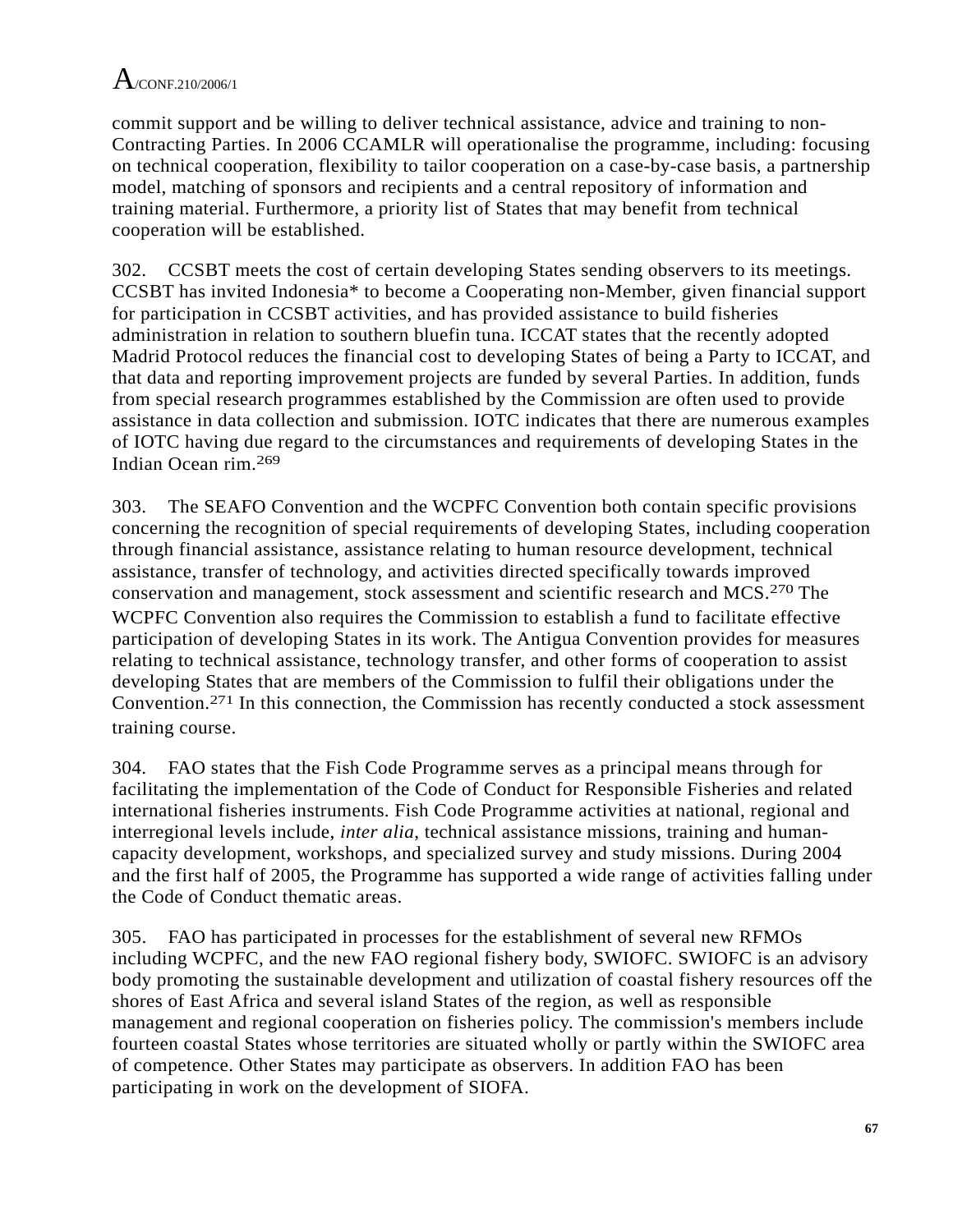commit support and be willing to deliver technical assistance, advice and training to non-Contracting Parties. In 2006 CCAMLR will operationalise the programme, including: focusing on technical cooperation, flexibility to tailor cooperation on a case-by-case basis, a partnership model, matching of sponsors and recipients and a central repository of information and training material. Furthermore, a priority list of States that may benefit from technical cooperation will be established.

302. CCSBT meets the cost of certain developing States sending observers to its meetings. CCSBT has invited Indonesia* to become a Cooperating non-Member, given financial support for participation in CCSBT activities, and has provided assistance to build fisheries administration in relation to southern bluefin tuna. ICCAT states that the recently adopted Madrid Protocol reduces the financial cost to developing States of being a Party to ICCAT, and that data and reporting improvement projects are funded by several Parties. In addition, funds from special research programmes established by the Commission are often used to provide assistance in data collection and submission. IOTC indicates that there are numerous examples of IOTC having due regard to the circumstances and requirements of developing States in the Indian Ocean rim.[269]

303. The SEAFO Convention and the WCPFC Convention both contain specific provisions concerning the recognition of special requirements of developing States, including cooperation through financial assistance, assistance relating to human resource development, technical assistance, transfer of technology, and activities directed specifically towards improved conservation and management, stock assessment and scientific research and MCS.[270] The WCPFC Convention also requires the Commission to establish a fund to facilitate effective participation of developing States in its work. The Antigua Convention provides for measures relating to technical assistance, technology transfer, and other forms of cooperation to assist developing States that are members of the Commission to fulfil their obligations under the Convention.[271] In this connection, the Commission has recently conducted a stock assessment training course.

304. FAO states that the Fish Code Programme serves as a principal means through for facilitating the implementation of the Code of Conduct for Responsible Fisheries and related international fisheries instruments. Fish Code Programme activities at national, regional and interregional levels include, *inter alia*, technical assistance missions, training and human-capacity development, workshops, and specialized survey and study missions. During 2004 and the first half of 2005, the Programme has supported a wide range of activities falling under the Code of Conduct thematic areas.

305. FAO has participated in processes for the establishment of several new RFMOs including WCPFC, and the new FAO regional fishery body, SWIOFC. SWIOFC is an advisory body promoting the sustainable development and utilization of coastal fishery resources off the shores of East Africa and several island States of the region, as well as responsible management and regional cooperation on fisheries policy. The commission's members include fourteen coastal States whose territories are situated wholly or partly within the SWIOFC area of competence. Other States may participate as observers. In addition FAO has been participating in work on the development of SIOFA.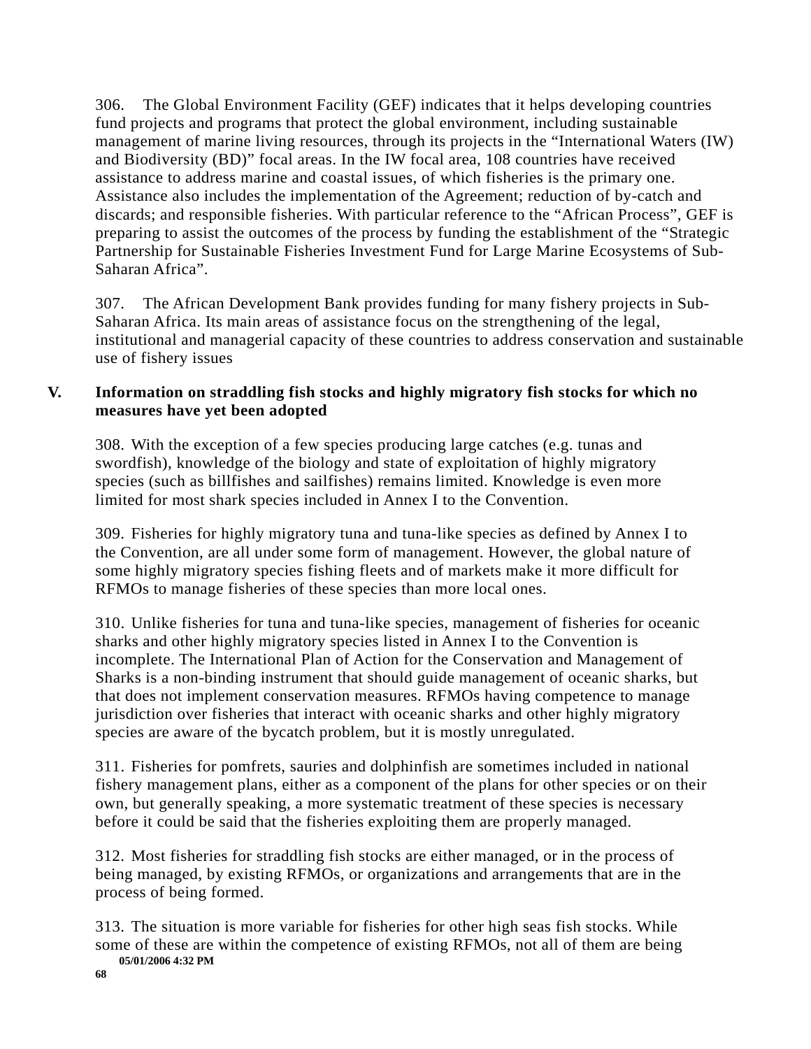306. The Global Environment Facility (GEF) indicates that it helps developing countries fund projects and programs that protect the global environment, including sustainable management of marine living resources, through its projects in the "International Waters (IW) and Biodiversity (BD)" focal areas. In the IW focal area, 108 countries have received assistance to address marine and coastal issues, of which fisheries is the primary one. Assistance also includes the implementation of the Agreement; reduction of by-catch and discards; and responsible fisheries. With particular reference to the "African Process", GEF is preparing to assist the outcomes of the process by funding the establishment of the "Strategic Partnership for Sustainable Fisheries Investment Fund for Large Marine Ecosystems of Sub-Saharan Africa".

307. The African Development Bank provides funding for many fishery projects in Sub-Saharan Africa. Its main areas of assistance focus on the strengthening of the legal, institutional and managerial capacity of these countries to address conservation and sustainable use of fishery issues

## V. Information on straddling fish stocks and highly migratory fish stocks for which no measures have yet been adopted

308. With the exception of a few species producing large catches (e.g. tunas and swordfish), knowledge of the biology and state of exploitation of highly migratory species (such as billfishes and sailfishes) remains limited. Knowledge is even more limited for most shark species included in Annex I to the Convention.

309. Fisheries for highly migratory tuna and tuna-like species as defined by Annex I to the Convention, are all under some form of management. However, the global nature of some highly migratory species fishing fleets and of markets make it more difficult for RFMOs to manage fisheries of these species than more local ones.

310. Unlike fisheries for tuna and tuna-like species, management of fisheries for oceanic sharks and other highly migratory species listed in Annex I to the Convention is incomplete. The International Plan of Action for the Conservation and Management of Sharks is a non-binding instrument that should guide management of oceanic sharks, but that does not implement conservation measures. RFMOs having competence to manage jurisdiction over fisheries that interact with oceanic sharks and other highly migratory species are aware of the bycatch problem, but it is mostly unregulated.

311. Fisheries for pomfrets, sauries and dolphinfish are sometimes included in national fishery management plans, either as a component of the plans for other species or on their own, but generally speaking, a more systematic treatment of these species is necessary before it could be said that the fisheries exploiting them are properly managed.

312. Most fisheries for straddling fish stocks are either managed, or in the process of being managed, by existing RFMOs, or organizations and arrangements that are in the process of being formed.

313. The situation is more variable for fisheries for other high seas fish stocks. While some of these are within the competence of existing RFMOs, not all of them are being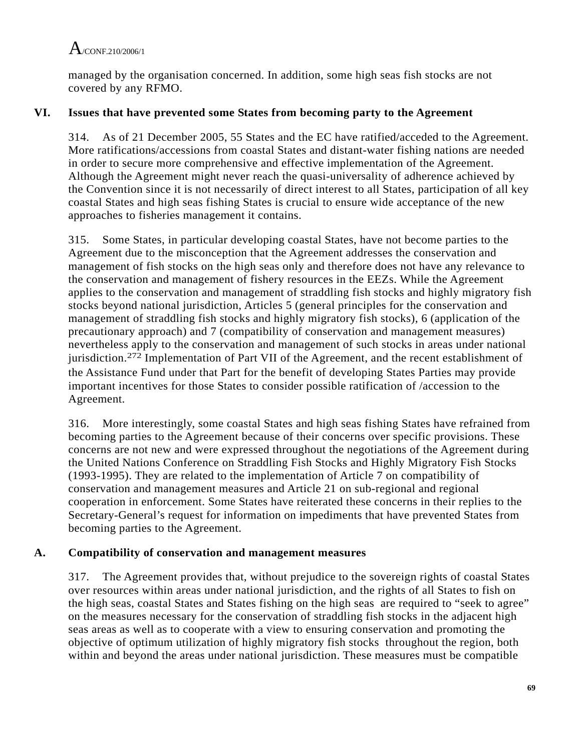managed by the organisation concerned. In addition, some high seas fish stocks are not covered by any RFMO.

## VI. Issues that have prevented some States from becoming party to the Agreement

314. As of 21 December 2005, 55 States and the EC have ratified/acceded to the Agreement. More ratifications/accessions from coastal States and distant-water fishing nations are needed in order to secure more comprehensive and effective implementation of the Agreement. Although the Agreement might never reach the quasi-universality of adherence achieved by the Convention since it is not necessarily of direct interest to all States, participation of all key coastal States and high seas fishing States is crucial to ensure wide acceptance of the new approaches to fisheries management it contains.

315. Some States, in particular developing coastal States, have not become parties to the Agreement due to the misconception that the Agreement addresses the conservation and management of fish stocks on the high seas only and therefore does not have any relevance to the conservation and management of fishery resources in the EEZs. While the Agreement applies to the conservation and management of straddling fish stocks and highly migratory fish stocks beyond national jurisdiction, Articles 5 (general principles for the conservation and management of straddling fish stocks and highly migratory fish stocks), 6 (application of the precautionary approach) and 7 (compatibility of conservation and management measures) nevertheless apply to the conservation and management of such stocks in areas under national jurisdiction.[272] Implementation of Part VII of the Agreement, and the recent establishment of the Assistance Fund under that Part for the benefit of developing States Parties may provide important incentives for those States to consider possible ratification of /accession to the Agreement.

316. More interestingly, some coastal States and high seas fishing States have refrained from becoming parties to the Agreement because of their concerns over specific provisions. These concerns are not new and were expressed throughout the negotiations of the Agreement during the United Nations Conference on Straddling Fish Stocks and Highly Migratory Fish Stocks (1993-1995). They are related to the implementation of Article 7 on compatibility of conservation and management measures and Article 21 on sub-regional and regional cooperation in enforcement. Some States have reiterated these concerns in their replies to the Secretary-General's request for information on impediments that have prevented States from becoming parties to the Agreement.

### A. Compatibility of conservation and management measures

317. The Agreement provides that, without prejudice to the sovereign rights of coastal States over resources within areas under national jurisdiction, and the rights of all States to fish on the high seas, coastal States and States fishing on the high seas are required to "seek to agree" on the measures necessary for the conservation of straddling fish stocks in the adjacent high seas areas as well as to cooperate with a view to ensuring conservation and promoting the objective of optimum utilization of highly migratory fish stocks throughout the region, both within and beyond the areas under national jurisdiction. These measures must be compatible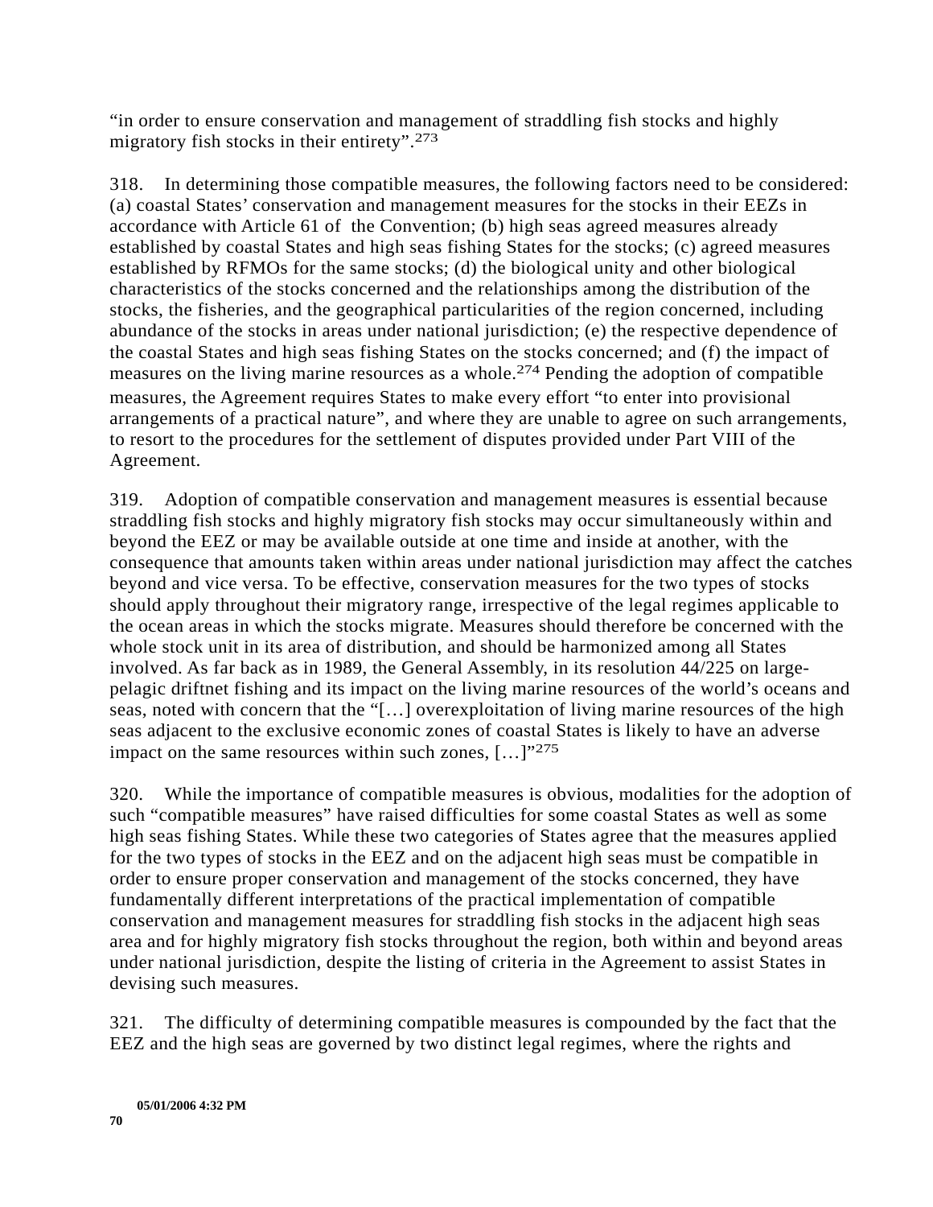"in order to ensure conservation and management of straddling fish stocks and highly migratory fish stocks in their entirety".[273]

318. In determining those compatible measures, the following factors need to be considered: (a) coastal States' conservation and management measures for the stocks in their EEZs in accordance with Article 61 of the Convention; (b) high seas agreed measures already established by coastal States and high seas fishing States for the stocks; (c) agreed measures established by RFMOs for the same stocks; (d) the biological unity and other biological characteristics of the stocks concerned and the relationships among the distribution of the stocks, the fisheries, and the geographical particularities of the region concerned, including abundance of the stocks in areas under national jurisdiction; (e) the respective dependence of the coastal States and high seas fishing States on the stocks concerned; and (f) the impact of measures on the living marine resources as a whole.[274] Pending the adoption of compatible measures, the Agreement requires States to make every effort "to enter into provisional arrangements of a practical nature", and where they are unable to agree on such arrangements, to resort to the procedures for the settlement of disputes provided under Part VIII of the Agreement.

319. Adoption of compatible conservation and management measures is essential because straddling fish stocks and highly migratory fish stocks may occur simultaneously within and beyond the EEZ or may be available outside at one time and inside at another, with the consequence that amounts taken within areas under national jurisdiction may affect the catches beyond and vice versa. To be effective, conservation measures for the two types of stocks should apply throughout their migratory range, irrespective of the legal regimes applicable to the ocean areas in which the stocks migrate. Measures should therefore be concerned with the whole stock unit in its area of distribution, and should be harmonized among all States involved. As far back as in 1989, the General Assembly, in its resolution 44/225 on large-pelagic driftnet fishing and its impact on the living marine resources of the world's oceans and seas, noted with concern that the "[…] overexploitation of living marine resources of the high seas adjacent to the exclusive economic zones of coastal States is likely to have an adverse impact on the same resources within such zones, […]"[275]

320. While the importance of compatible measures is obvious, modalities for the adoption of such "compatible measures" have raised difficulties for some coastal States as well as some high seas fishing States. While these two categories of States agree that the measures applied for the two types of stocks in the EEZ and on the adjacent high seas must be compatible in order to ensure proper conservation and management of the stocks concerned, they have fundamentally different interpretations of the practical implementation of compatible conservation and management measures for straddling fish stocks in the adjacent high seas area and for highly migratory fish stocks throughout the region, both within and beyond areas under national jurisdiction, despite the listing of criteria in the Agreement to assist States in devising such measures.

321. The difficulty of determining compatible measures is compounded by the fact that the EEZ and the high seas are governed by two distinct legal regimes, where the rights and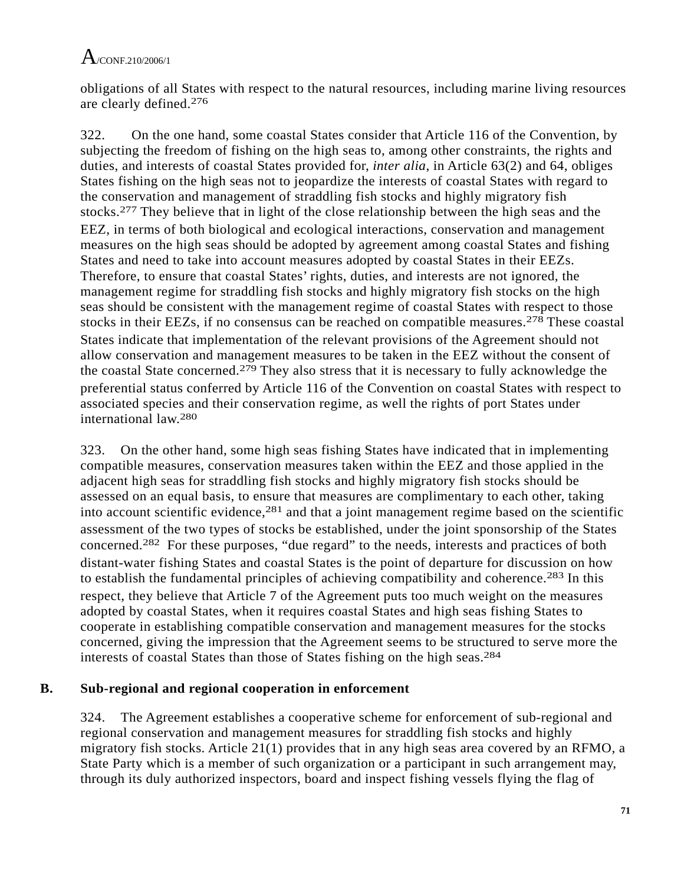obligations of all States with respect to the natural resources, including marine living resources are clearly defined.[276]

322. On the one hand, some coastal States consider that Article 116 of the Convention, by subjecting the freedom of fishing on the high seas to, among other constraints, the rights and duties, and interests of coastal States provided for, *inter alia*, in Article 63(2) and 64, obliges States fishing on the high seas not to jeopardize the interests of coastal States with regard to the conservation and management of straddling fish stocks and highly migratory fish stocks.[277] They believe that in light of the close relationship between the high seas and the EEZ, in terms of both biological and ecological interactions, conservation and management measures on the high seas should be adopted by agreement among coastal States and fishing States and need to take into account measures adopted by coastal States in their EEZs. Therefore, to ensure that coastal States' rights, duties, and interests are not ignored, the management regime for straddling fish stocks and highly migratory fish stocks on the high seas should be consistent with the management regime of coastal States with respect to those stocks in their EEZs, if no consensus can be reached on compatible measures.[278] These coastal States indicate that implementation of the relevant provisions of the Agreement should not allow conservation and management measures to be taken in the EEZ without the consent of the coastal State concerned.[279] They also stress that it is necessary to fully acknowledge the preferential status conferred by Article 116 of the Convention on coastal States with respect to associated species and their conservation regime, as well the rights of port States under international law.[280]

323. On the other hand, some high seas fishing States have indicated that in implementing compatible measures, conservation measures taken within the EEZ and those applied in the adjacent high seas for straddling fish stocks and highly migratory fish stocks should be assessed on an equal basis, to ensure that measures are complimentary to each other, taking into account scientific evidence,[281] and that a joint management regime based on the scientific assessment of the two types of stocks be established, under the joint sponsorship of the States concerned.[282] For these purposes, "due regard" to the needs, interests and practices of both distant-water fishing States and coastal States is the point of departure for discussion on how to establish the fundamental principles of achieving compatibility and coherence.[283] In this respect, they believe that Article 7 of the Agreement puts too much weight on the measures adopted by coastal States, when it requires coastal States and high seas fishing States to cooperate in establishing compatible conservation and management measures for the stocks concerned, giving the impression that the Agreement seems to be structured to serve more the interests of coastal States than those of States fishing on the high seas.[284]

## B. Sub-regional and regional cooperation in enforcement

324. The Agreement establishes a cooperative scheme for enforcement of sub-regional and regional conservation and management measures for straddling fish stocks and highly migratory fish stocks. Article 21(1) provides that in any high seas area covered by an RFMO, a State Party which is a member of such organization or a participant in such arrangement may, through its duly authorized inspectors, board and inspect fishing vessels flying the flag of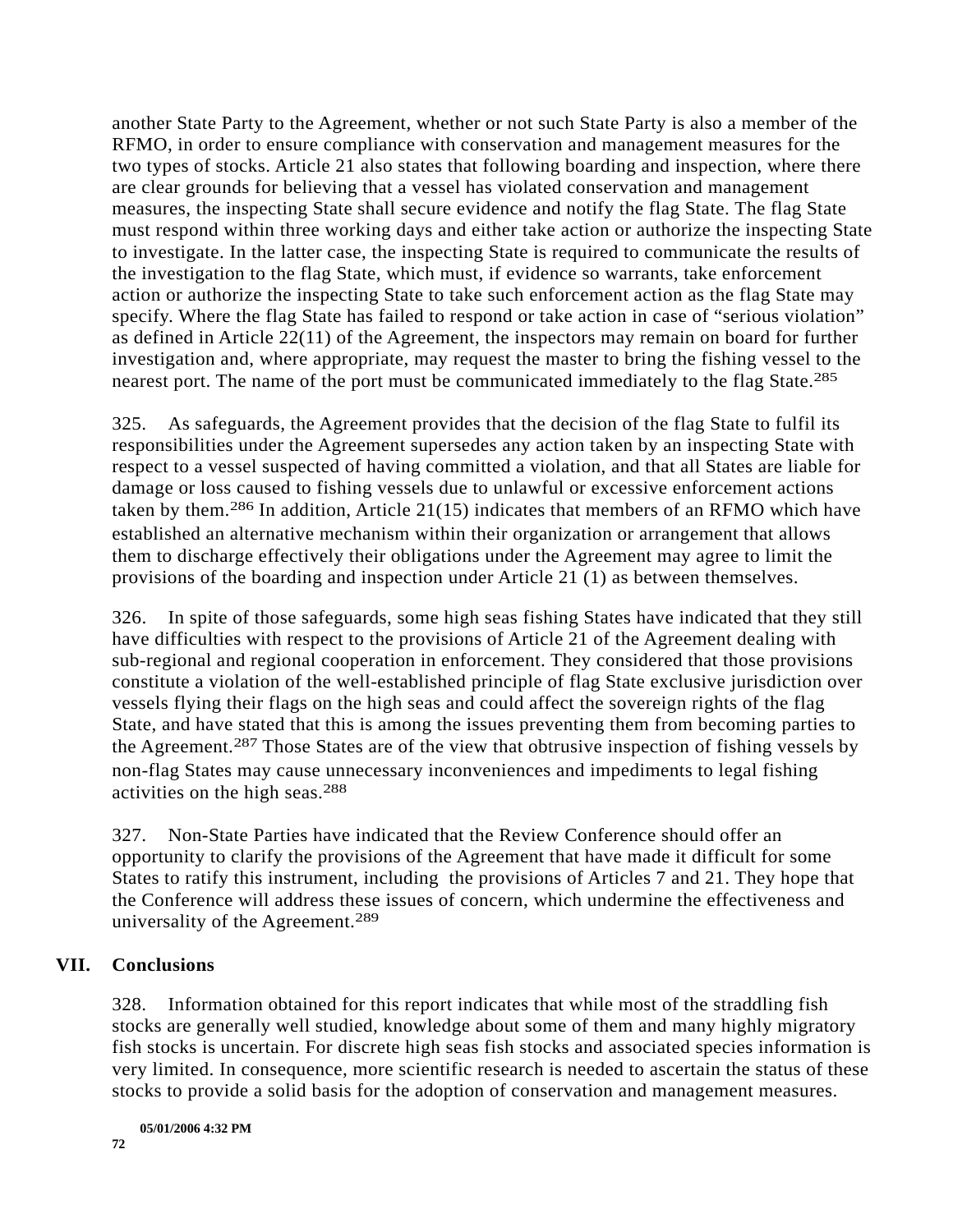another State Party to the Agreement, whether or not such State Party is also a member of the RFMO, in order to ensure compliance with conservation and management measures for the two types of stocks. Article 21 also states that following boarding and inspection, where there are clear grounds for believing that a vessel has violated conservation and management measures, the inspecting State shall secure evidence and notify the flag State. The flag State must respond within three working days and either take action or authorize the inspecting State to investigate. In the latter case, the inspecting State is required to communicate the results of the investigation to the flag State, which must, if evidence so warrants, take enforcement action or authorize the inspecting State to take such enforcement action as the flag State may specify. Where the flag State has failed to respond or take action in case of "serious violation" as defined in Article 22(11) of the Agreement, the inspectors may remain on board for further investigation and, where appropriate, may request the master to bring the fishing vessel to the nearest port. The name of the port must be communicated immediately to the flag State.[285]

325. As safeguards, the Agreement provides that the decision of the flag State to fulfil its responsibilities under the Agreement supersedes any action taken by an inspecting State with respect to a vessel suspected of having committed a violation, and that all States are liable for damage or loss caused to fishing vessels due to unlawful or excessive enforcement actions taken by them.[286] In addition, Article 21(15) indicates that members of an RFMO which have established an alternative mechanism within their organization or arrangement that allows them to discharge effectively their obligations under the Agreement may agree to limit the provisions of the boarding and inspection under Article 21 (1) as between themselves.

326. In spite of those safeguards, some high seas fishing States have indicated that they still have difficulties with respect to the provisions of Article 21 of the Agreement dealing with sub-regional and regional cooperation in enforcement. They considered that those provisions constitute a violation of the well-established principle of flag State exclusive jurisdiction over vessels flying their flags on the high seas and could affect the sovereign rights of the flag State, and have stated that this is among the issues preventing them from becoming parties to the Agreement.[287] Those States are of the view that obtrusive inspection of fishing vessels by non-flag States may cause unnecessary inconveniences and impediments to legal fishing activities on the high seas.[288]

327. Non-State Parties have indicated that the Review Conference should offer an opportunity to clarify the provisions of the Agreement that have made it difficult for some States to ratify this instrument, including the provisions of Articles 7 and 21. They hope that the Conference will address these issues of concern, which undermine the effectiveness and universality of the Agreement.[289]

## VII. Conclusions

328. Information obtained for this report indicates that while most of the straddling fish stocks are generally well studied, knowledge about some of them and many highly migratory fish stocks is uncertain. For discrete high seas fish stocks and associated species information is very limited. In consequence, more scientific research is needed to ascertain the status of these stocks to provide a solid basis for the adoption of conservation and management measures.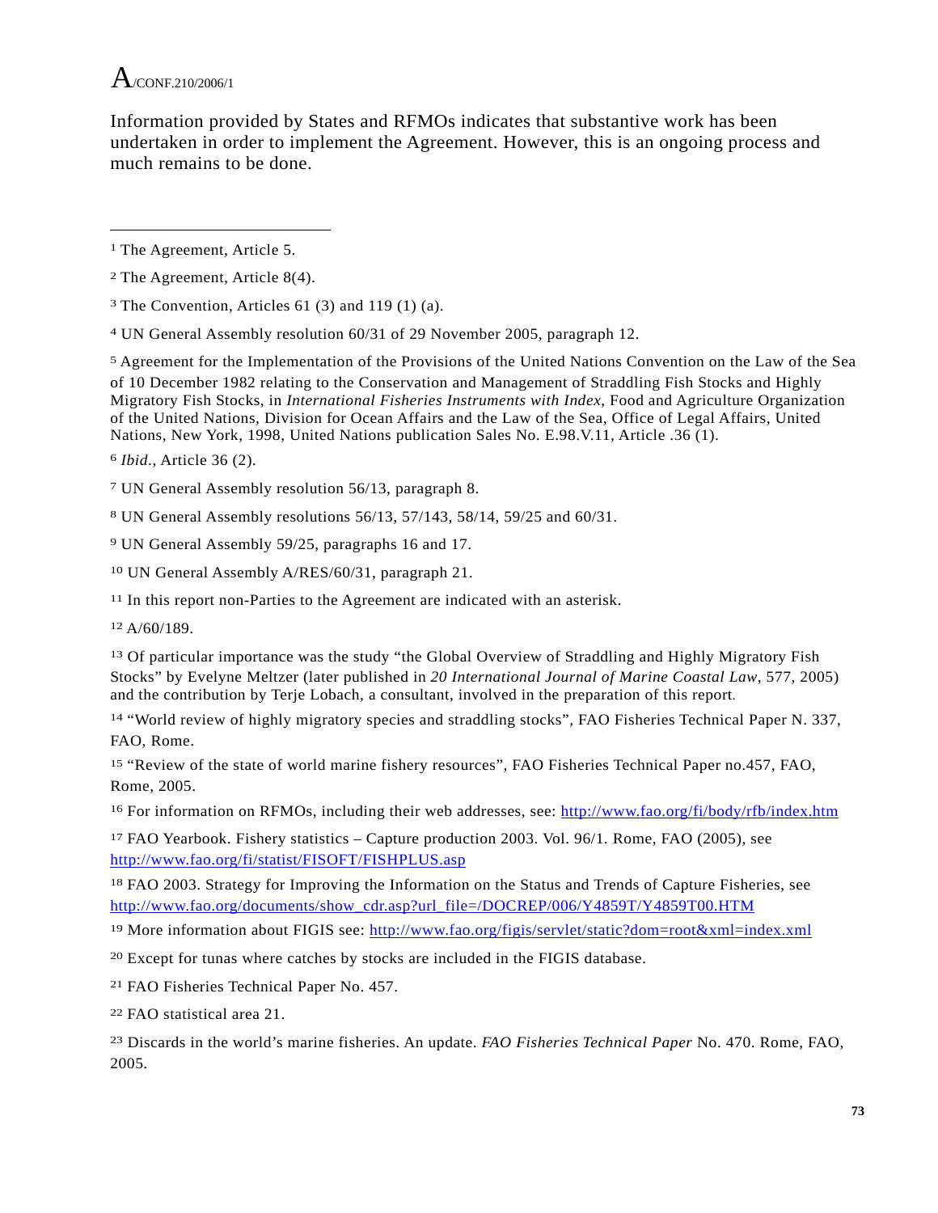Information provided by States and RFMOs indicates that substantive work has been undertaken in order to implement the Agreement. However, this is an ongoing process and much remains to be done.

---

[1] The Agreement, Article 5.

[2] The Agreement, Article 8(4).

[3] The Convention, Articles 61 (3) and 119 (1) (a).

[4] UN General Assembly resolution 60/31 of 29 November 2005, paragraph 12.

[5] Agreement for the Implementation of the Provisions of the United Nations Convention on the Law of the Sea of 10 December 1982 relating to the Conservation and Management of Straddling Fish Stocks and Highly Migratory Fish Stocks, in *International Fisheries Instruments with Index*, Food and Agriculture Organization of the United Nations, Division for Ocean Affairs and the Law of the Sea, Office of Legal Affairs, United Nations, New York, 1998, United Nations publication Sales No. E.98.V.11, Article .36 (1).

[6] *Ibid*., Article 36 (2).

[7] UN General Assembly resolution 56/13, paragraph 8.

[8] UN General Assembly resolutions 56/13, 57/143, 58/14, 59/25 and 60/31.

[9] UN General Assembly 59/25, paragraphs 16 and 17.

[10] UN General Assembly A/RES/60/31, paragraph 21.

[11] In this report non-Parties to the Agreement are indicated with an asterisk.

[12] A/60/189.

[13] Of particular importance was the study "the Global Overview of Straddling and Highly Migratory Fish Stocks" by Evelyne Meltzer (later published in *20 International Journal of Marine Coastal Law*, 577, 2005) and the contribution by Terje Lobach, a consultant, involved in the preparation of this report.

[14] "World review of highly migratory species and straddling stocks", FAO Fisheries Technical Paper N. 337, FAO, Rome.

[15] "Review of the state of world marine fishery resources", FAO Fisheries Technical Paper no.457, FAO, Rome, 2005.

[16] For information on RFMOs, including their web addresses, see: http://www.fao.org/fi/body/rfb/index.htm

[17] FAO Yearbook. Fishery statistics – Capture production 2003. Vol. 96/1. Rome, FAO (2005), see http://www.fao.org/fi/statist/FISOFT/FISHPLUS.asp

[18] FAO 2003. Strategy for Improving the Information on the Status and Trends of Capture Fisheries, see http://www.fao.org/documents/show_cdr.asp?url_file=/DOCREP/006/Y4859T/Y4859T00.HTM

[19] More information about FIGIS see: http://www.fao.org/figis/servlet/static?dom=root&xml=index.xml

[20] Except for tunas where catches by stocks are included in the FIGIS database.

[21] FAO Fisheries Technical Paper No. 457.

[22] FAO statistical area 21.

[23] Discards in the world's marine fisheries. An update. *FAO Fisheries Technical Paper* No. 470. Rome, FAO, 2005.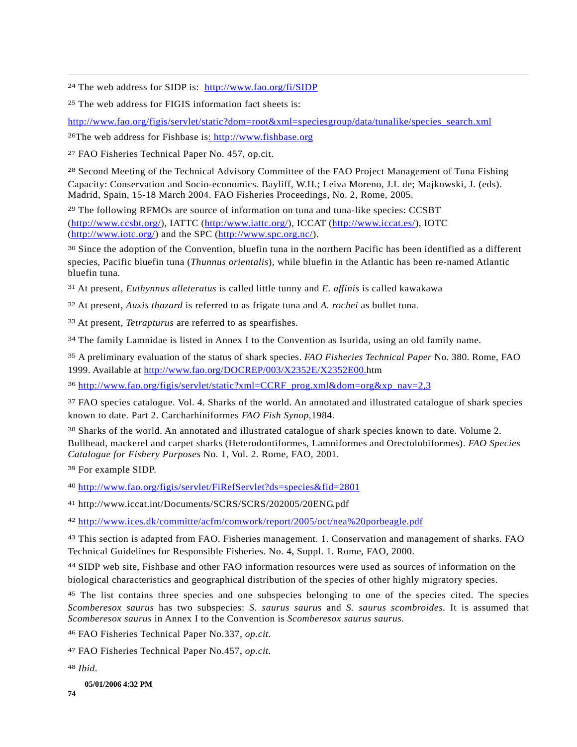[24] The web address for SIDP is: http://www.fao.org/fi/SIDP

[25] The web address for FIGIS information fact sheets is:

http://www.fao.org/figis/servlet/static?dom=root&xml=speciesgroup/data/tunalike/species_search.xml

[26]The web address for Fishbase is: http://www.fishbase.org

[27] FAO Fisheries Technical Paper No. 457, op.cit.

[28] Second Meeting of the Technical Advisory Committee of the FAO Project Management of Tuna Fishing Capacity: Conservation and Socio-economics. Bayliff, W.H.; Leiva Moreno, J.I. de; Majkowski, J. (eds). Madrid, Spain, 15-18 March 2004. FAO Fisheries Proceedings, No. 2, Rome, 2005.

[29] The following RFMOs are source of information on tuna and tuna-like species: CCSBT (http://www.ccsbt.org/), IATTC (http:/www.iattc.org/), ICCAT (http://www.iccat.es/), IOTC (http://www.iotc.org/) and the SPC (http://www.spc.org.nc/).

[30] Since the adoption of the Convention, bluefin tuna in the northern Pacific has been identified as a different species, Pacific bluefin tuna (*Thunnus orientalis*), while bluefin in the Atlantic has been re-named Atlantic bluefin tuna.

[31] At present, *Euthynnus alleteratus* is called little tunny and *E. affinis* is called kawakawa

[32] At present, *Auxis thazard* is referred to as frigate tuna and *A. rochei* as bullet tuna.

[33] At present, *Tetrapturus* are referred to as spearfishes.

[34] The family Lamnidae is listed in Annex I to the Convention as Isurida, using an old family name.

[35] A preliminary evaluation of the status of shark species. *FAO Fisheries Technical Paper* No. 380. Rome, FAO 1999. Available at http://www.fao.org/DOCREP/003/X2352E/X2352E00.htm

[36] http://www.fao.org/figis/servlet/static?xml=CCRF_prog.xml&dom=org&xp_nav=2,3

[37] FAO species catalogue. Vol. 4. Sharks of the world. An annotated and illustrated catalogue of shark species known to date. Part 2. Carcharhiniformes *FAO Fish Synop,*1984.

[38] Sharks of the world. An annotated and illustrated catalogue of shark species known to date. Volume 2. Bullhead, mackerel and carpet sharks (Heterodontiformes, Lamniformes and Orectolobiformes). *FAO Species Catalogue for Fishery Purposes* No. 1, Vol. 2. Rome, FAO, 2001.

[39] For example SIDP.

[40] http://www.fao.org/figis/servlet/FiRefServlet?ds=species&fid=2801

[41] http://www.iccat.int/Documents/SCRS/SCRS/202005/20ENG.pdf

[42] http://www.ices.dk/committe/acfm/comwork/report/2005/oct/nea%20porbeagle.pdf

[43] This section is adapted from FAO. Fisheries management. 1. Conservation and management of sharks. FAO Technical Guidelines for Responsible Fisheries. No. 4, Suppl. 1. Rome, FAO, 2000.

[44] SIDP web site, Fishbase and other FAO information resources were used as sources of information on the biological characteristics and geographical distribution of the species of other highly migratory species.

[45] The list contains three species and one subspecies belonging to one of the species cited. The species *Scomberesox saurus* has two subspecies: *S. saurus saurus* and *S. saurus scombroides*. It is assumed that *Scomberesox saurus* in Annex I to the Convention is *Scomberesox saurus saurus*.

[46] FAO Fisheries Technical Paper No.337, *op.cit*.

[47] FAO Fisheries Technical Paper No.457, *op.cit*.

[48] *Ibid*.

**05/01/2006 4:32 PM**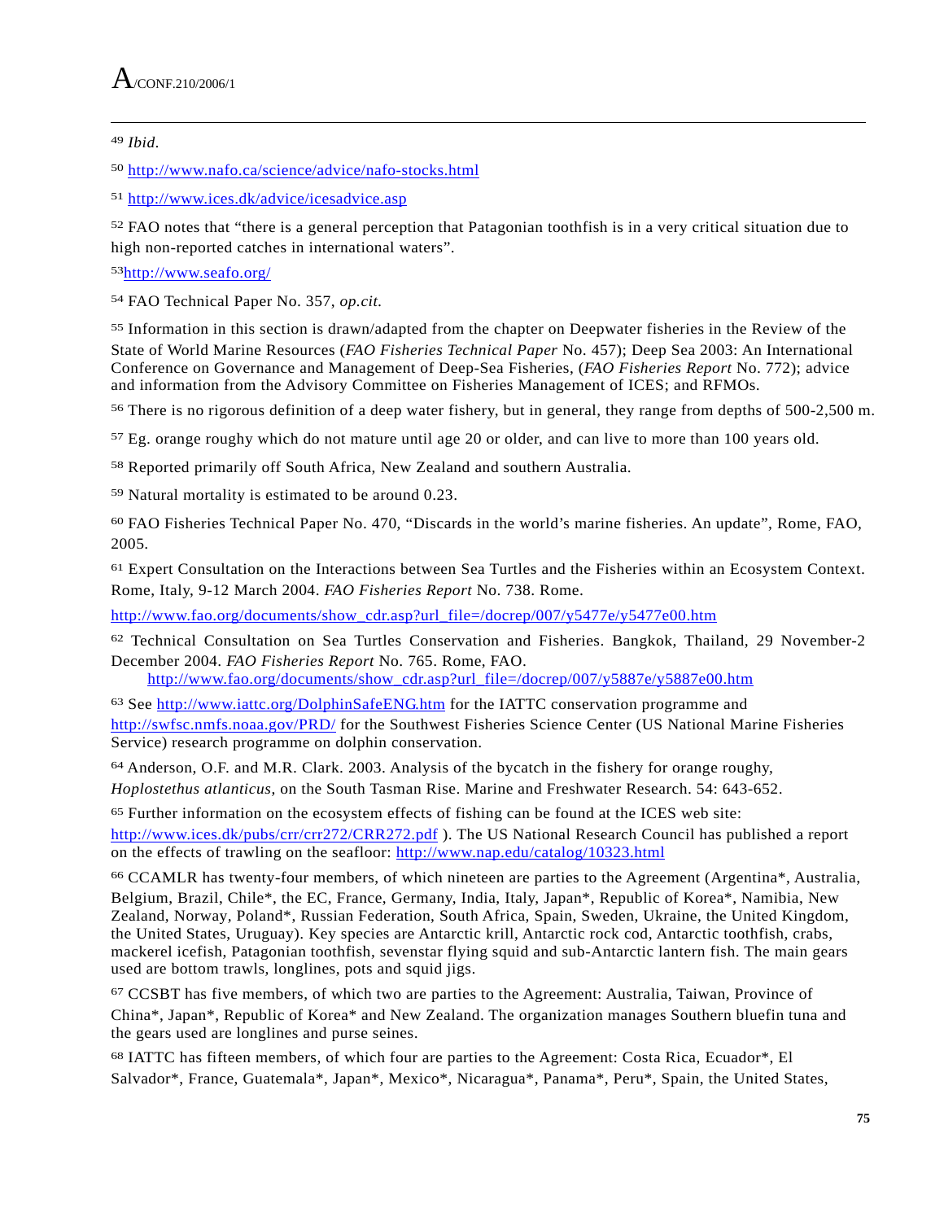[49] *Ibid*.

[50] http://www.nafo.ca/science/advice/nafo-stocks.html

[51] http://www.ices.dk/advice/icesadvice.asp

[52] FAO notes that "there is a general perception that Patagonian toothfish is in a very critical situation due to high non-reported catches in international waters".

[53] http://www.seafo.org/

[54] FAO Technical Paper No. 357, *op.cit.*

[55] Information in this section is drawn/adapted from the chapter on Deepwater fisheries in the Review of the State of World Marine Resources (*FAO Fisheries Technical Paper* No. 457); Deep Sea 2003: An International Conference on Governance and Management of Deep-Sea Fisheries, (*FAO Fisheries Report* No. 772); advice and information from the Advisory Committee on Fisheries Management of ICES; and RFMOs.

[56] There is no rigorous definition of a deep water fishery, but in general, they range from depths of 500-2,500 m.

[57] Eg. orange roughy which do not mature until age 20 or older, and can live to more than 100 years old.

[58] Reported primarily off South Africa, New Zealand and southern Australia.

[59] Natural mortality is estimated to be around 0.23.

[60] FAO Fisheries Technical Paper No. 470, "Discards in the world's marine fisheries. An update", Rome, FAO, 2005.

[61] Expert Consultation on the Interactions between Sea Turtles and the Fisheries within an Ecosystem Context. Rome, Italy, 9-12 March 2004. *FAO Fisheries Report* No. 738. Rome.

http://www.fao.org/documents/show_cdr.asp?url_file=/docrep/007/y5477e/y5477e00.htm

[62] Technical Consultation on Sea Turtles Conservation and Fisheries. Bangkok, Thailand, 29 November-2 December 2004. *FAO Fisheries Report* No. 765. Rome, FAO.
http://www.fao.org/documents/show_cdr.asp?url_file=/docrep/007/y5887e/y5887e00.htm

[63] See http://www.iattc.org/DolphinSafeENG.htm for the IATTC conservation programme and http://swfsc.nmfs.noaa.gov/PRD/ for the Southwest Fisheries Science Center (US National Marine Fisheries Service) research programme on dolphin conservation.

[64] Anderson, O.F. and M.R. Clark. 2003. Analysis of the bycatch in the fishery for orange roughy, *Hoplostethus atlanticus*, on the South Tasman Rise. Marine and Freshwater Research. 54: 643-652.

[65] Further information on the ecosystem effects of fishing can be found at the ICES web site: http://www.ices.dk/pubs/crr/crr272/CRR272.pdf ). The US National Research Council has published a report on the effects of trawling on the seafloor: http://www.nap.edu/catalog/10323.html

[66] CCAMLR has twenty-four members, of which nineteen are parties to the Agreement (Argentina*, Australia, Belgium, Brazil, Chile*, the EC, France, Germany, India, Italy, Japan*, Republic of Korea*, Namibia, New Zealand, Norway, Poland*, Russian Federation, South Africa, Spain, Sweden, Ukraine, the United Kingdom, the United States, Uruguay). Key species are Antarctic krill, Antarctic rock cod, Antarctic toothfish, crabs, mackerel icefish, Patagonian toothfish, sevenstar flying squid and sub-Antarctic lantern fish. The main gears used are bottom trawls, longlines, pots and squid jigs.

[67] CCSBT has five members, of which two are parties to the Agreement: Australia, Taiwan, Province of China*, Japan*, Republic of Korea* and New Zealand. The organization manages Southern bluefin tuna and the gears used are longlines and purse seines.

[68] IATTC has fifteen members, of which four are parties to the Agreement: Costa Rica, Ecuador*, El Salvador*, France, Guatemala*, Japan*, Mexico*, Nicaragua*, Panama*, Peru*, Spain, the United States,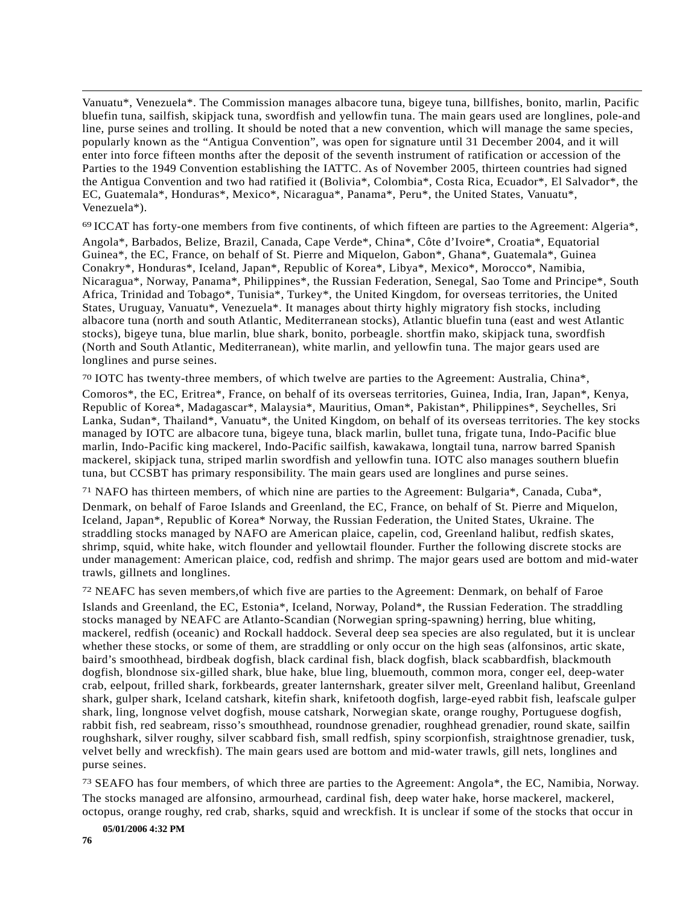Vanuatu*, Venezuela*. The Commission manages albacore tuna, bigeye tuna, billfishes, bonito, marlin, Pacific bluefin tuna, sailfish, skipjack tuna, swordfish and yellowfin tuna. The main gears used are longlines, pole-and line, purse seines and trolling. It should be noted that a new convention, which will manage the same species, popularly known as the "Antigua Convention", was open for signature until 31 December 2004, and it will enter into force fifteen months after the deposit of the seventh instrument of ratification or accession of the Parties to the 1949 Convention establishing the IATTC. As of November 2005, thirteen countries had signed the Antigua Convention and two had ratified it (Bolivia*, Colombia*, Costa Rica, Ecuador*, El Salvador*, the EC, Guatemala*, Honduras*, Mexico*, Nicaragua*, Panama*, Peru*, the United States, Vanuatu*, Venezuela*).

[69] ICCAT has forty-one members from five continents, of which fifteen are parties to the Agreement: Algeria*, Angola*, Barbados, Belize, Brazil, Canada, Cape Verde*, China*, Côte d'Ivoire*, Croatia*, Equatorial Guinea*, the EC, France, on behalf of St. Pierre and Miquelon, Gabon*, Ghana*, Guatemala*, Guinea Conakry*, Honduras*, Iceland, Japan*, Republic of Korea*, Libya*, Mexico*, Morocco*, Namibia, Nicaragua*, Norway, Panama*, Philippines*, the Russian Federation, Senegal, Sao Tome and Principe*, South Africa, Trinidad and Tobago*, Tunisia*, Turkey*, the United Kingdom, for overseas territories, the United States, Uruguay, Vanuatu*, Venezuela*. It manages about thirty highly migratory fish stocks, including albacore tuna (north and south Atlantic, Mediterranean stocks), Atlantic bluefin tuna (east and west Atlantic stocks), bigeye tuna, blue marlin, blue shark, bonito, porbeagle. shortfin mako, skipjack tuna, swordfish (North and South Atlantic, Mediterranean), white marlin, and yellowfin tuna. The major gears used are longlines and purse seines.

[70] IOTC has twenty-three members, of which twelve are parties to the Agreement: Australia, China*, Comoros*, the EC, Eritrea*, France, on behalf of its overseas territories, Guinea, India, Iran, Japan*, Kenya, Republic of Korea*, Madagascar*, Malaysia*, Mauritius, Oman*, Pakistan*, Philippines*, Seychelles, Sri Lanka, Sudan*, Thailand*, Vanuatu*, the United Kingdom, on behalf of its overseas territories. The key stocks managed by IOTC are albacore tuna, bigeye tuna, black marlin, bullet tuna, frigate tuna, Indo-Pacific blue marlin, Indo-Pacific king mackerel, Indo-Pacific sailfish, kawakawa, longtail tuna, narrow barred Spanish mackerel, skipjack tuna, striped marlin swordfish and yellowfin tuna. IOTC also manages southern bluefin tuna, but CCSBT has primary responsibility. The main gears used are longlines and purse seines.

[71] NAFO has thirteen members, of which nine are parties to the Agreement: Bulgaria*, Canada, Cuba*, Denmark, on behalf of Faroe Islands and Greenland, the EC, France, on behalf of St. Pierre and Miquelon, Iceland, Japan*, Republic of Korea* Norway, the Russian Federation, the United States, Ukraine. The straddling stocks managed by NAFO are American plaice, capelin, cod, Greenland halibut, redfish skates, shrimp, squid, white hake, witch flounder and yellowtail flounder. Further the following discrete stocks are under management: American plaice, cod, redfish and shrimp. The major gears used are bottom and mid-water trawls, gillnets and longlines.

[72] NEAFC has seven members,of which five are parties to the Agreement: Denmark, on behalf of Faroe Islands and Greenland, the EC, Estonia*, Iceland, Norway, Poland*, the Russian Federation. The straddling stocks managed by NEAFC are Atlanto-Scandian (Norwegian spring-spawning) herring, blue whiting, mackerel, redfish (oceanic) and Rockall haddock. Several deep sea species are also regulated, but it is unclear whether these stocks, or some of them, are straddling or only occur on the high seas (alfonsinos, artic skate, baird's smoothhead, birdbeak dogfish, black cardinal fish, black dogfish, black scabbardfish, blackmouth dogfish, blondnose six-gilled shark, blue hake, blue ling, bluemouth, common mora, conger eel, deep-water crab, eelpout, frilled shark, forkbeards, greater lanternshark, greater silver melt, Greenland halibut, Greenland shark, gulper shark, Iceland catshark, kitefin shark, knifetooth dogfish, large-eyed rabbit fish, leafscale gulper shark, ling, longnose velvet dogfish, mouse catshark, Norwegian skate, orange roughy, Portuguese dogfish, rabbit fish, red seabream, risso's smoothhead, roundnose grenadier, roughhead grenadier, round skate, sailfin roughshark, silver roughy, silver scabbard fish, small redfish, spiny scorpionfish, straightnose grenadier, tusk, velvet belly and wreckfish). The main gears used are bottom and mid-water trawls, gill nets, longlines and purse seines.

[73] SEAFO has four members, of which three are parties to the Agreement: Angola*, the EC, Namibia, Norway. The stocks managed are alfonsino, armourhead, cardinal fish, deep water hake, horse mackerel, mackerel, octopus, orange roughy, red crab, sharks, squid and wreckfish. It is unclear if some of the stocks that occur in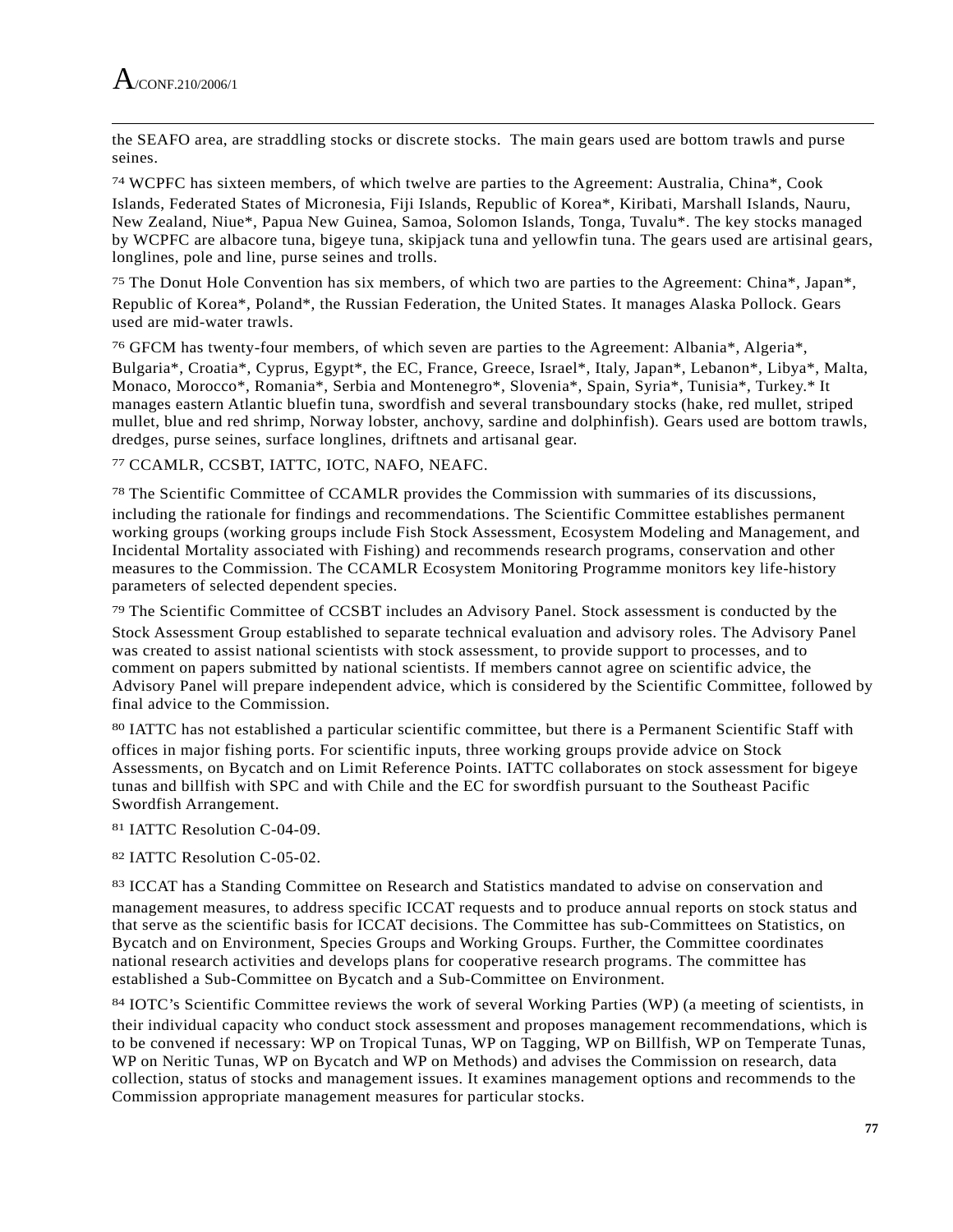the SEAFO area, are straddling stocks or discrete stocks. The main gears used are bottom trawls and purse seines.

[74] WCPFC has sixteen members, of which twelve are parties to the Agreement: Australia, China*, Cook Islands, Federated States of Micronesia, Fiji Islands, Republic of Korea*, Kiribati, Marshall Islands, Nauru, New Zealand, Niue*, Papua New Guinea, Samoa, Solomon Islands, Tonga, Tuvalu*. The key stocks managed by WCPFC are albacore tuna, bigeye tuna, skipjack tuna and yellowfin tuna. The gears used are artisinal gears, longlines, pole and line, purse seines and trolls.

[75] The Donut Hole Convention has six members, of which two are parties to the Agreement: China*, Japan*, Republic of Korea*, Poland*, the Russian Federation, the United States. It manages Alaska Pollock. Gears used are mid-water trawls.

[76] GFCM has twenty-four members, of which seven are parties to the Agreement: Albania*, Algeria*, Bulgaria*, Croatia*, Cyprus, Egypt*, the EC, France, Greece, Israel*, Italy, Japan*, Lebanon*, Libya*, Malta, Monaco, Morocco*, Romania*, Serbia and Montenegro*, Slovenia*, Spain, Syria*, Tunisia*, Turkey.* It manages eastern Atlantic bluefin tuna, swordfish and several transboundary stocks (hake, red mullet, striped mullet, blue and red shrimp, Norway lobster, anchovy, sardine and dolphinfish). Gears used are bottom trawls, dredges, purse seines, surface longlines, driftnets and artisanal gear.

[77] CCAMLR, CCSBT, IATTC, IOTC, NAFO, NEAFC.

[78] The Scientific Committee of CCAMLR provides the Commission with summaries of its discussions, including the rationale for findings and recommendations. The Scientific Committee establishes permanent working groups (working groups include Fish Stock Assessment, Ecosystem Modeling and Management, and Incidental Mortality associated with Fishing) and recommends research programs, conservation and other measures to the Commission. The CCAMLR Ecosystem Monitoring Programme monitors key life-history parameters of selected dependent species.

[79] The Scientific Committee of CCSBT includes an Advisory Panel. Stock assessment is conducted by the Stock Assessment Group established to separate technical evaluation and advisory roles. The Advisory Panel was created to assist national scientists with stock assessment, to provide support to processes, and to comment on papers submitted by national scientists. If members cannot agree on scientific advice, the Advisory Panel will prepare independent advice, which is considered by the Scientific Committee, followed by final advice to the Commission.

[80] IATTC has not established a particular scientific committee, but there is a Permanent Scientific Staff with offices in major fishing ports. For scientific inputs, three working groups provide advice on Stock Assessments, on Bycatch and on Limit Reference Points. IATTC collaborates on stock assessment for bigeye tunas and billfish with SPC and with Chile and the EC for swordfish pursuant to the Southeast Pacific Swordfish Arrangement.

[81] IATTC Resolution C-04-09.

[82] IATTC Resolution C-05-02.

[83] ICCAT has a Standing Committee on Research and Statistics mandated to advise on conservation and management measures, to address specific ICCAT requests and to produce annual reports on stock status and that serve as the scientific basis for ICCAT decisions. The Committee has sub-Committees on Statistics, on Bycatch and on Environment, Species Groups and Working Groups. Further, the Committee coordinates national research activities and develops plans for cooperative research programs. The committee has established a Sub-Committee on Bycatch and a Sub-Committee on Environment.

[84] IOTC's Scientific Committee reviews the work of several Working Parties (WP) (a meeting of scientists, in their individual capacity who conduct stock assessment and proposes management recommendations, which is to be convened if necessary: WP on Tropical Tunas, WP on Tagging, WP on Billfish, WP on Temperate Tunas, WP on Neritic Tunas, WP on Bycatch and WP on Methods) and advises the Commission on research, data collection, status of stocks and management issues. It examines management options and recommends to the Commission appropriate management measures for particular stocks.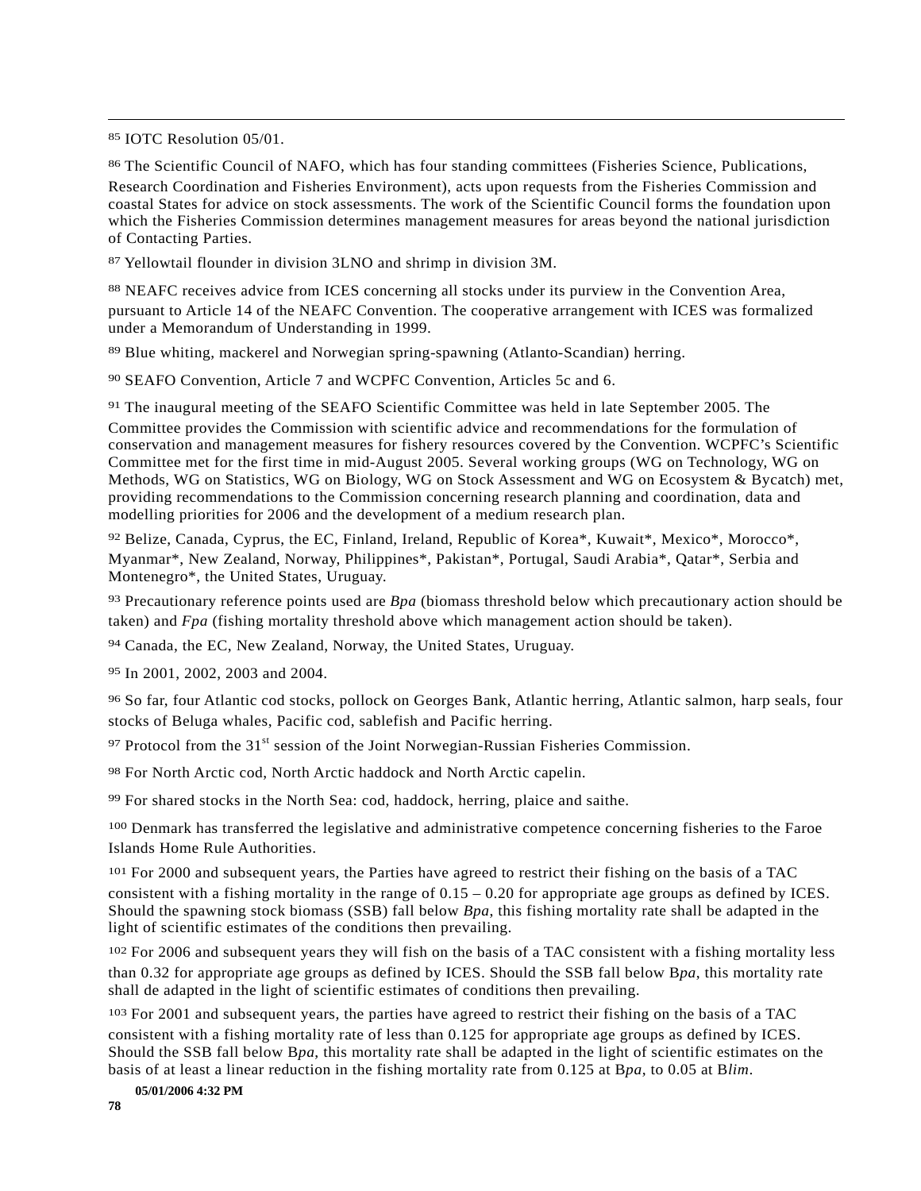[85] IOTC Resolution 05/01.

[86] The Scientific Council of NAFO, which has four standing committees (Fisheries Science, Publications, Research Coordination and Fisheries Environment), acts upon requests from the Fisheries Commission and coastal States for advice on stock assessments. The work of the Scientific Council forms the foundation upon which the Fisheries Commission determines management measures for areas beyond the national jurisdiction of Contacting Parties.

[87] Yellowtail flounder in division 3LNO and shrimp in division 3M.

[88] NEAFC receives advice from ICES concerning all stocks under its purview in the Convention Area, pursuant to Article 14 of the NEAFC Convention. The cooperative arrangement with ICES was formalized under a Memorandum of Understanding in 1999.

[89] Blue whiting, mackerel and Norwegian spring-spawning (Atlanto-Scandian) herring.

[90] SEAFO Convention, Article 7 and WCPFC Convention, Articles 5c and 6.

[91] The inaugural meeting of the SEAFO Scientific Committee was held in late September 2005. The Committee provides the Commission with scientific advice and recommendations for the formulation of conservation and management measures for fishery resources covered by the Convention. WCPFC's Scientific Committee met for the first time in mid-August 2005. Several working groups (WG on Technology, WG on Methods, WG on Statistics, WG on Biology, WG on Stock Assessment and WG on Ecosystem & Bycatch) met, providing recommendations to the Commission concerning research planning and coordination, data and modelling priorities for 2006 and the development of a medium research plan.

[92] Belize, Canada, Cyprus, the EC, Finland, Ireland, Republic of Korea*, Kuwait*, Mexico*, Morocco*, Myanmar*, New Zealand, Norway, Philippines*, Pakistan*, Portugal, Saudi Arabia*, Qatar*, Serbia and Montenegro*, the United States, Uruguay.

[93] Precautionary reference points used are *Bpa* (biomass threshold below which precautionary action should be taken) and *Fpa* (fishing mortality threshold above which management action should be taken).

[94] Canada, the EC, New Zealand, Norway, the United States, Uruguay.

[95] In 2001, 2002, 2003 and 2004.

[96] So far, four Atlantic cod stocks, pollock on Georges Bank, Atlantic herring, Atlantic salmon, harp seals, four stocks of Beluga whales, Pacific cod, sablefish and Pacific herring.

[97] Protocol from the 31st session of the Joint Norwegian-Russian Fisheries Commission.

[98] For North Arctic cod, North Arctic haddock and North Arctic capelin.

[99] For shared stocks in the North Sea: cod, haddock, herring, plaice and saithe.

[100] Denmark has transferred the legislative and administrative competence concerning fisheries to the Faroe Islands Home Rule Authorities.

[101] For 2000 and subsequent years, the Parties have agreed to restrict their fishing on the basis of a TAC consistent with a fishing mortality in the range of 0.15 – 0.20 for appropriate age groups as defined by ICES. Should the spawning stock biomass (SSB) fall below *Bpa*, this fishing mortality rate shall be adapted in the light of scientific estimates of the conditions then prevailing.

[102] For 2006 and subsequent years they will fish on the basis of a TAC consistent with a fishing mortality less than 0.32 for appropriate age groups as defined by ICES. Should the SSB fall below B*pa*, this mortality rate shall de adapted in the light of scientific estimates of conditions then prevailing.

[103] For 2001 and subsequent years, the parties have agreed to restrict their fishing on the basis of a TAC consistent with a fishing mortality rate of less than 0.125 for appropriate age groups as defined by ICES. Should the SSB fall below B*pa*, this mortality rate shall be adapted in the light of scientific estimates on the basis of at least a linear reduction in the fishing mortality rate from 0.125 at B*pa*, to 0.05 at B*lim*.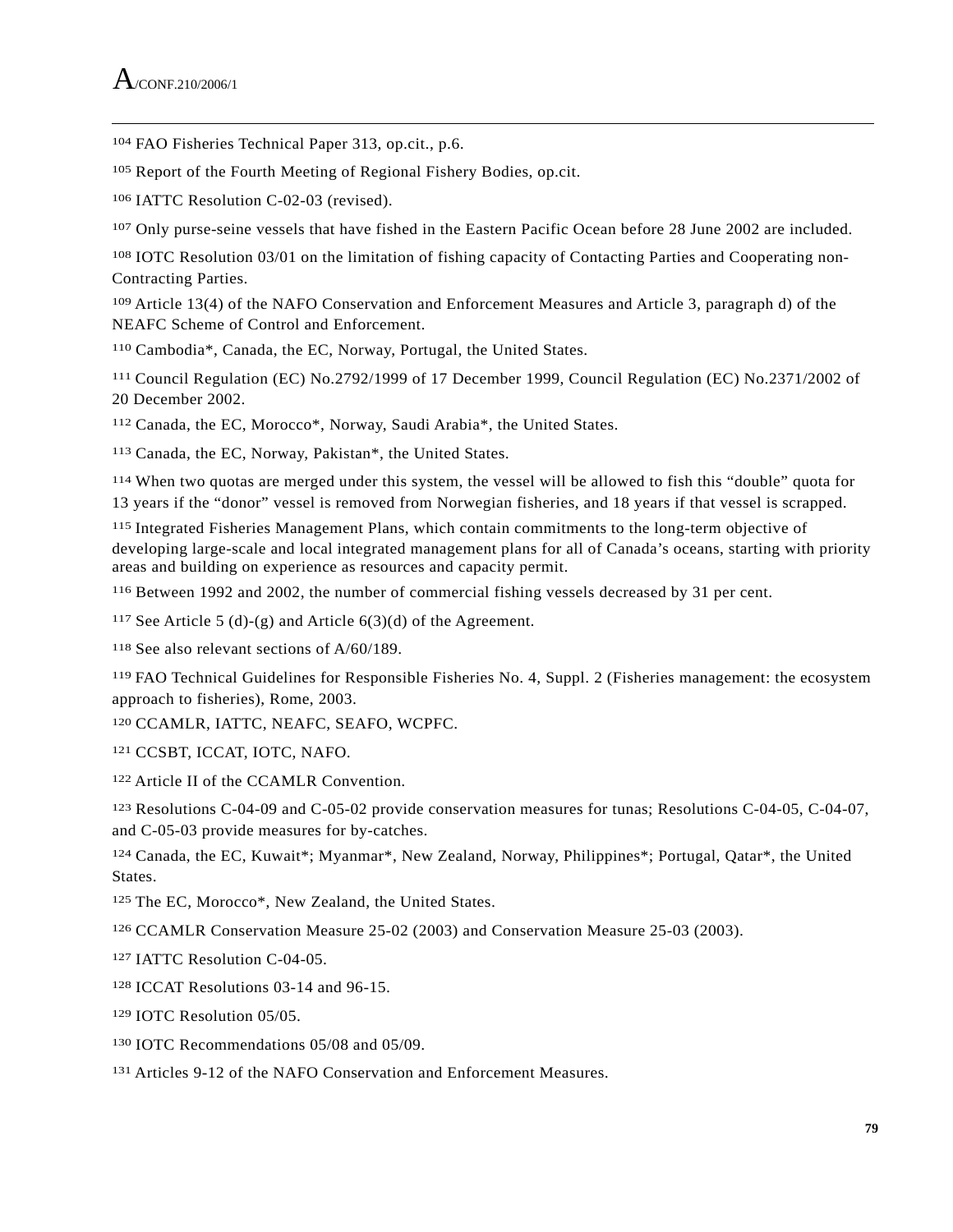[104] FAO Fisheries Technical Paper 313, op.cit., p.6.

[105] Report of the Fourth Meeting of Regional Fishery Bodies, op.cit.

[106] IATTC Resolution C-02-03 (revised).

[107] Only purse-seine vessels that have fished in the Eastern Pacific Ocean before 28 June 2002 are included.

[108] IOTC Resolution 03/01 on the limitation of fishing capacity of Contacting Parties and Cooperating non-Contracting Parties.

[109] Article 13(4) of the NAFO Conservation and Enforcement Measures and Article 3, paragraph d) of the NEAFC Scheme of Control and Enforcement.

[110] Cambodia*, Canada, the EC, Norway, Portugal, the United States.

[111] Council Regulation (EC) No.2792/1999 of 17 December 1999, Council Regulation (EC) No.2371/2002 of 20 December 2002.

[112] Canada, the EC, Morocco*, Norway, Saudi Arabia*, the United States.

[113] Canada, the EC, Norway, Pakistan*, the United States.

[114] When two quotas are merged under this system, the vessel will be allowed to fish this "double" quota for 13 years if the "donor" vessel is removed from Norwegian fisheries, and 18 years if that vessel is scrapped.

[115] Integrated Fisheries Management Plans, which contain commitments to the long-term objective of developing large-scale and local integrated management plans for all of Canada's oceans, starting with priority areas and building on experience as resources and capacity permit.

[116] Between 1992 and 2002, the number of commercial fishing vessels decreased by 31 per cent.

[117] See Article 5 (d)-(g) and Article 6(3)(d) of the Agreement.

[118] See also relevant sections of A/60/189.

[119] FAO Technical Guidelines for Responsible Fisheries No. 4, Suppl. 2 (Fisheries management: the ecosystem approach to fisheries), Rome, 2003.

[120] CCAMLR, IATTC, NEAFC, SEAFO, WCPFC.

[121] CCSBT, ICCAT, IOTC, NAFO.

[122] Article II of the CCAMLR Convention.

[123] Resolutions C-04-09 and C-05-02 provide conservation measures for tunas; Resolutions C-04-05, C-04-07, and C-05-03 provide measures for by-catches.

[124] Canada, the EC, Kuwait*; Myanmar*, New Zealand, Norway, Philippines*; Portugal, Qatar*, the United States.

[125] The EC, Morocco*, New Zealand, the United States.

[126] CCAMLR Conservation Measure 25-02 (2003) and Conservation Measure 25-03 (2003).

[127] IATTC Resolution C-04-05.

[128] ICCAT Resolutions 03-14 and 96-15.

[129] IOTC Resolution 05/05.

[130] IOTC Recommendations 05/08 and 05/09.

[131] Articles 9-12 of the NAFO Conservation and Enforcement Measures.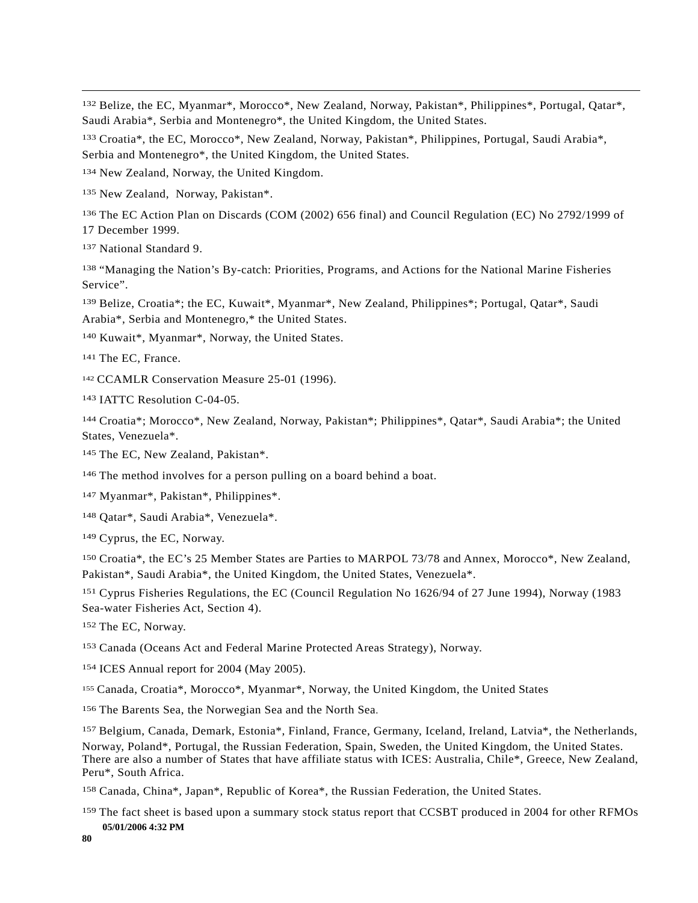[132] Belize, the EC, Myanmar*, Morocco*, New Zealand, Norway, Pakistan*, Philippines*, Portugal, Qatar*, Saudi Arabia*, Serbia and Montenegro*, the United Kingdom, the United States.

[133] Croatia*, the EC, Morocco*, New Zealand, Norway, Pakistan*, Philippines, Portugal, Saudi Arabia*, Serbia and Montenegro*, the United Kingdom, the United States.

[134] New Zealand, Norway, the United Kingdom.

[135] New Zealand,  Norway, Pakistan*.

[136] The EC Action Plan on Discards (COM (2002) 656 final) and Council Regulation (EC) No 2792/1999 of 17 December 1999.

[137] National Standard 9.

[138] "Managing the Nation's By-catch: Priorities, Programs, and Actions for the National Marine Fisheries Service".

[139] Belize, Croatia*; the EC, Kuwait*, Myanmar*, New Zealand, Philippines*; Portugal, Qatar*, Saudi Arabia*, Serbia and Montenegro,* the United States.

[140] Kuwait*, Myanmar*, Norway, the United States.

[141] The EC, France.

[142] CCAMLR Conservation Measure 25-01 (1996).

[143] IATTC Resolution C-04-05.

[144] Croatia*; Morocco*, New Zealand, Norway, Pakistan*; Philippines*, Qatar*, Saudi Arabia*; the United States, Venezuela*.

[145] The EC, New Zealand, Pakistan*.

[146] The method involves for a person pulling on a board behind a boat.

[147] Myanmar*, Pakistan*, Philippines*.

[148] Qatar*, Saudi Arabia*, Venezuela*.

[149] Cyprus, the EC, Norway.

[150] Croatia*, the EC's 25 Member States are Parties to MARPOL 73/78 and Annex, Morocco*, New Zealand, Pakistan*, Saudi Arabia*, the United Kingdom, the United States, Venezuela*.

[151] Cyprus Fisheries Regulations, the EC (Council Regulation No 1626/94 of 27 June 1994), Norway (1983 Sea-water Fisheries Act, Section 4).

[152] The EC, Norway.

[153] Canada (Oceans Act and Federal Marine Protected Areas Strategy), Norway.

[154] ICES Annual report for 2004 (May 2005).

[155] Canada, Croatia*, Morocco*, Myanmar*, Norway, the United Kingdom, the United States

[156] The Barents Sea, the Norwegian Sea and the North Sea.

[157] Belgium, Canada, Demark, Estonia*, Finland, France, Germany, Iceland, Ireland, Latvia*, the Netherlands, Norway, Poland*, Portugal, the Russian Federation, Spain, Sweden, the United Kingdom, the United States. There are also a number of States that have affiliate status with ICES: Australia, Chile*, Greece, New Zealand, Peru*, South Africa.

[158] Canada, China*, Japan*, Republic of Korea*, the Russian Federation, the United States.

[159] The fact sheet is based upon a summary stock status report that CCSBT produced in 2004 for other RFMOs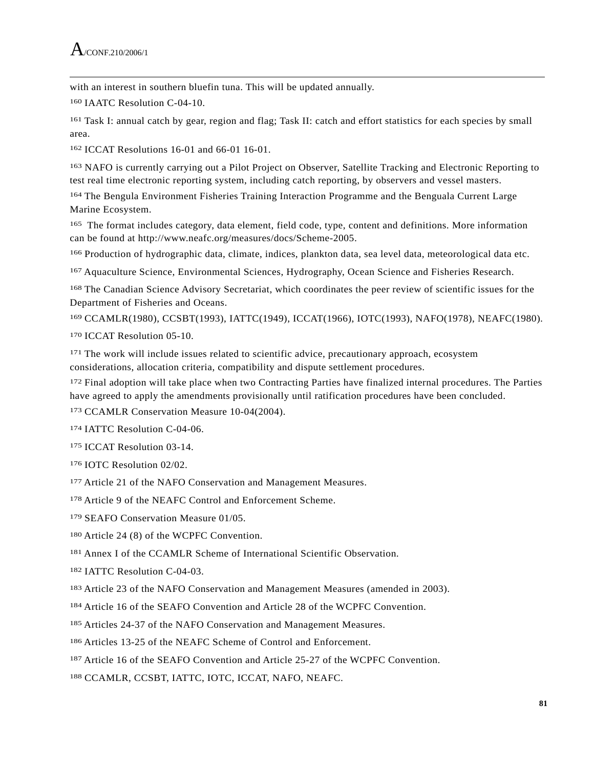with an interest in southern bluefin tuna. This will be updated annually.

[160] IAATC Resolution C-04-10.

[161] Task I: annual catch by gear, region and flag; Task II: catch and effort statistics for each species by small area.

[162] ICCAT Resolutions 16-01 and 66-01 16-01.

[163] NAFO is currently carrying out a Pilot Project on Observer, Satellite Tracking and Electronic Reporting to test real time electronic reporting system, including catch reporting, by observers and vessel masters.

[164] The Bengula Environment Fisheries Training Interaction Programme and the Benguala Current Large Marine Ecosystem.

[165] The format includes category, data element, field code, type, content and definitions. More information can be found at http://www.neafc.org/measures/docs/Scheme-2005.

[166] Production of hydrographic data, climate, indices, plankton data, sea level data, meteorological data etc.

[167] Aquaculture Science, Environmental Sciences, Hydrography, Ocean Science and Fisheries Research.

[168] The Canadian Science Advisory Secretariat, which coordinates the peer review of scientific issues for the Department of Fisheries and Oceans.

[169] CCAMLR(1980), CCSBT(1993), IATTC(1949), ICCAT(1966), IOTC(1993), NAFO(1978), NEAFC(1980).

[170] ICCAT Resolution 05-10.

[171] The work will include issues related to scientific advice, precautionary approach, ecosystem considerations, allocation criteria, compatibility and dispute settlement procedures.

[172] Final adoption will take place when two Contracting Parties have finalized internal procedures. The Parties have agreed to apply the amendments provisionally until ratification procedures have been concluded.

[173] CCAMLR Conservation Measure 10-04(2004).

[174] IATTC Resolution C-04-06.

[175] ICCAT Resolution 03-14.

[176] IOTC Resolution 02/02.

[177] Article 21 of the NAFO Conservation and Management Measures.

[178] Article 9 of the NEAFC Control and Enforcement Scheme.

[179] SEAFO Conservation Measure 01/05.

[180] Article 24 (8) of the WCPFC Convention.

[181] Annex I of the CCAMLR Scheme of International Scientific Observation.

[182] IATTC Resolution C-04-03.

[183] Article 23 of the NAFO Conservation and Management Measures (amended in 2003).

[184] Article 16 of the SEAFO Convention and Article 28 of the WCPFC Convention.

[185] Articles 24-37 of the NAFO Conservation and Management Measures.

[186] Articles 13-25 of the NEAFC Scheme of Control and Enforcement.

[187] Article 16 of the SEAFO Convention and Article 25-27 of the WCPFC Convention.

[188] CCAMLR, CCSBT, IATTC, IOTC, ICCAT, NAFO, NEAFC.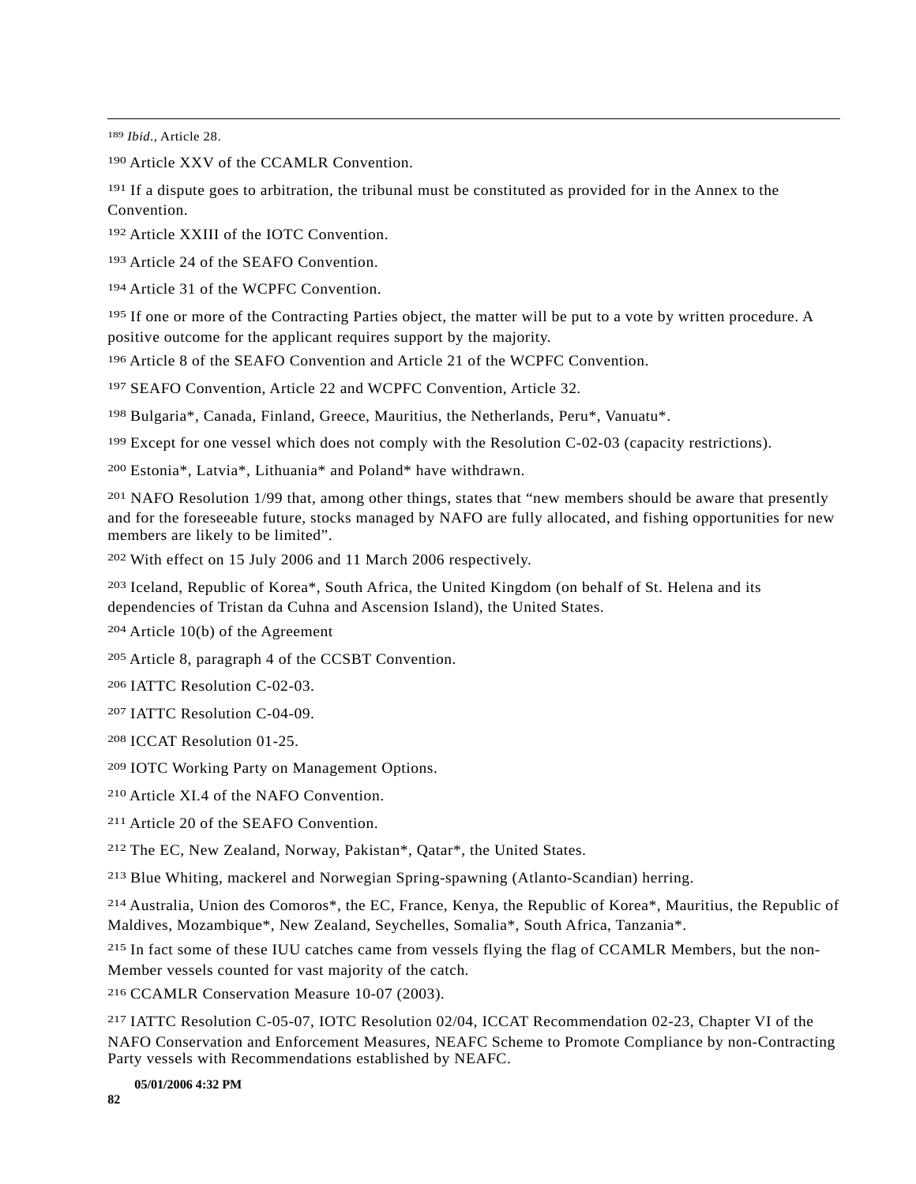[189] *Ibid.*, Article 28.

[190] Article XXV of the CCAMLR Convention.

[191] If a dispute goes to arbitration, the tribunal must be constituted as provided for in the Annex to the Convention.

[192] Article XXIII of the IOTC Convention.

[193] Article 24 of the SEAFO Convention.

[194] Article 31 of the WCPFC Convention.

[195] If one or more of the Contracting Parties object, the matter will be put to a vote by written procedure. A positive outcome for the applicant requires support by the majority.

[196] Article 8 of the SEAFO Convention and Article 21 of the WCPFC Convention.

[197] SEAFO Convention, Article 22 and WCPFC Convention, Article 32.

[198] Bulgaria*, Canada, Finland, Greece, Mauritius, the Netherlands, Peru*, Vanuatu*.

[199] Except for one vessel which does not comply with the Resolution C-02-03 (capacity restrictions).

[200] Estonia*, Latvia*, Lithuania* and Poland* have withdrawn.

[201] NAFO Resolution 1/99 that, among other things, states that “new members should be aware that presently and for the foreseeable future, stocks managed by NAFO are fully allocated, and fishing opportunities for new members are likely to be limited”.

[202] With effect on 15 July 2006 and 11 March 2006 respectively.

[203] Iceland, Republic of Korea*, South Africa, the United Kingdom (on behalf of St. Helena and its dependencies of Tristan da Cuhna and Ascension Island), the United States.

[204] Article 10(b) of the Agreement

[205] Article 8, paragraph 4 of the CCSBT Convention.

[206] IATTC Resolution C-02-03.

[207] IATTC Resolution C-04-09.

[208] ICCAT Resolution 01-25.

[209] IOTC Working Party on Management Options.

[210] Article XI.4 of the NAFO Convention.

[211] Article 20 of the SEAFO Convention.

[212] The EC, New Zealand, Norway, Pakistan*, Qatar*, the United States.

[213] Blue Whiting, mackerel and Norwegian Spring-spawning (Atlanto-Scandian) herring.

[214] Australia, Union des Comoros*, the EC, France, Kenya, the Republic of Korea*, Mauritius, the Republic of Maldives, Mozambique*, New Zealand, Seychelles, Somalia*, South Africa, Tanzania*.

[215] In fact some of these IUU catches came from vessels flying the flag of CCAMLR Members, but the non-Member vessels counted for vast majority of the catch.

[216] CCAMLR Conservation Measure 10-07 (2003).

[217] IATTC Resolution C-05-07, IOTC Resolution 02/04, ICCAT Recommendation 02-23, Chapter VI of the NAFO Conservation and Enforcement Measures, NEAFC Scheme to Promote Compliance by non-Contracting Party vessels with Recommendations established by NEAFC.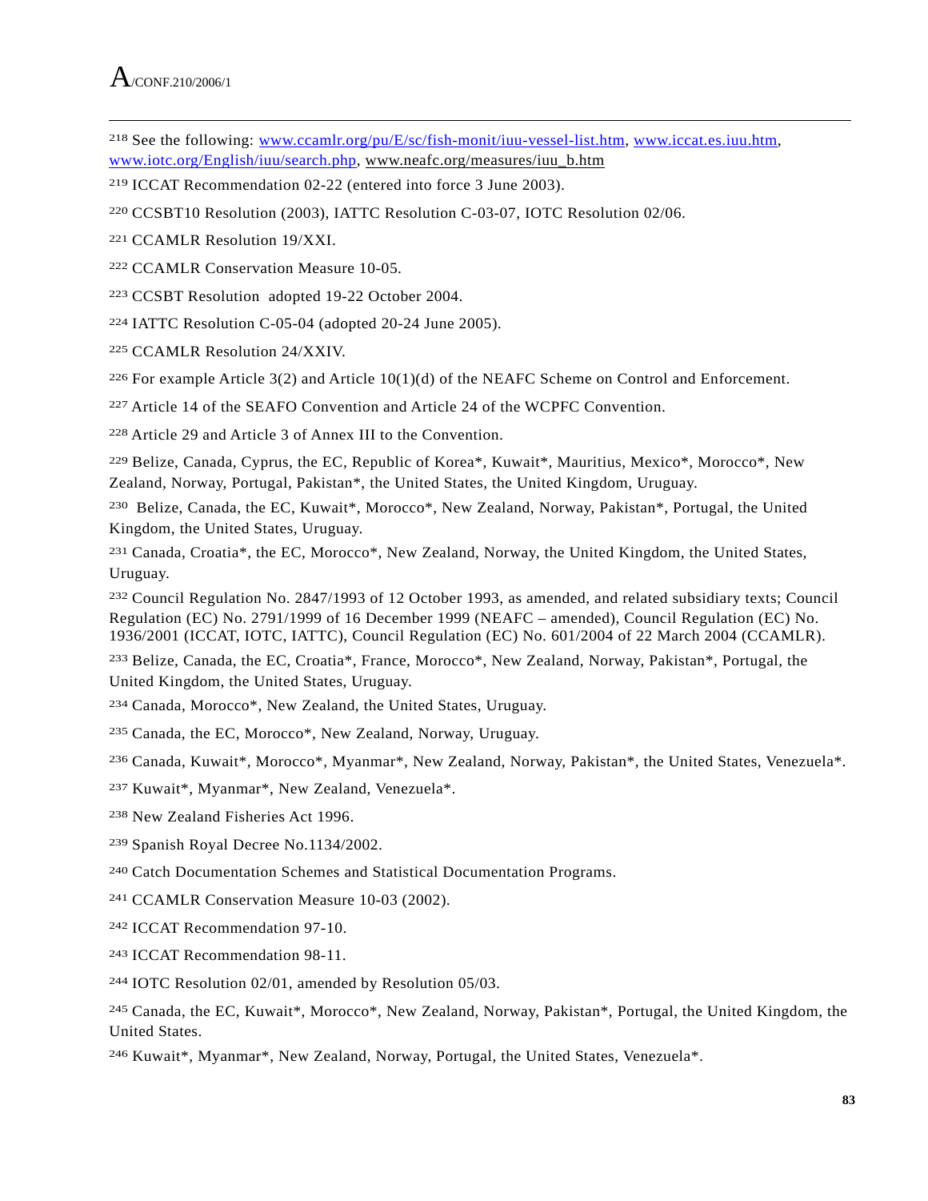[218] See the following: www.ccamlr.org/pu/E/sc/fish-monit/iuu-vessel-list.htm, www.iccat.es.iuu.htm, www.iotc.org/English/iuu/search.php, www.neafc.org/measures/iuu_b.htm

[219] ICCAT Recommendation 02-22 (entered into force 3 June 2003).

[220] CCSBT10 Resolution (2003), IATTC Resolution C-03-07, IOTC Resolution 02/06.

[221] CCAMLR Resolution 19/XXI.

[222] CCAMLR Conservation Measure 10-05.

[223] CCSBT Resolution adopted 19-22 October 2004.

[224] IATTC Resolution C-05-04 (adopted 20-24 June 2005).

[225] CCAMLR Resolution 24/XXIV.

[226] For example Article 3(2) and Article 10(1)(d) of the NEAFC Scheme on Control and Enforcement.

[227] Article 14 of the SEAFO Convention and Article 24 of the WCPFC Convention.

[228] Article 29 and Article 3 of Annex III to the Convention.

[229] Belize, Canada, Cyprus, the EC, Republic of Korea*, Kuwait*, Mauritius, Mexico*, Morocco*, New Zealand, Norway, Portugal, Pakistan*, the United States, the United Kingdom, Uruguay.

[230] Belize, Canada, the EC, Kuwait*, Morocco*, New Zealand, Norway, Pakistan*, Portugal, the United Kingdom, the United States, Uruguay.

[231] Canada, Croatia*, the EC, Morocco*, New Zealand, Norway, the United Kingdom, the United States, Uruguay.

[232] Council Regulation No. 2847/1993 of 12 October 1993, as amended, and related subsidiary texts; Council Regulation (EC) No. 2791/1999 of 16 December 1999 (NEAFC – amended), Council Regulation (EC) No. 1936/2001 (ICCAT, IOTC, IATTC), Council Regulation (EC) No. 601/2004 of 22 March 2004 (CCAMLR).

[233] Belize, Canada, the EC, Croatia*, France, Morocco*, New Zealand, Norway, Pakistan*, Portugal, the United Kingdom, the United States, Uruguay.

[234] Canada, Morocco*, New Zealand, the United States, Uruguay.

[235] Canada, the EC, Morocco*, New Zealand, Norway, Uruguay.

[236] Canada, Kuwait*, Morocco*, Myanmar*, New Zealand, Norway, Pakistan*, the United States, Venezuela*.

[237] Kuwait*, Myanmar*, New Zealand, Venezuela*.

[238] New Zealand Fisheries Act 1996.

[239] Spanish Royal Decree No.1134/2002.

[240] Catch Documentation Schemes and Statistical Documentation Programs.

[241] CCAMLR Conservation Measure 10-03 (2002).

[242] ICCAT Recommendation 97-10.

[243] ICCAT Recommendation 98-11.

[244] IOTC Resolution 02/01, amended by Resolution 05/03.

[245] Canada, the EC, Kuwait*, Morocco*, New Zealand, Norway, Pakistan*, Portugal, the United Kingdom, the United States.

[246] Kuwait*, Myanmar*, New Zealand, Norway, Portugal, the United States, Venezuela*.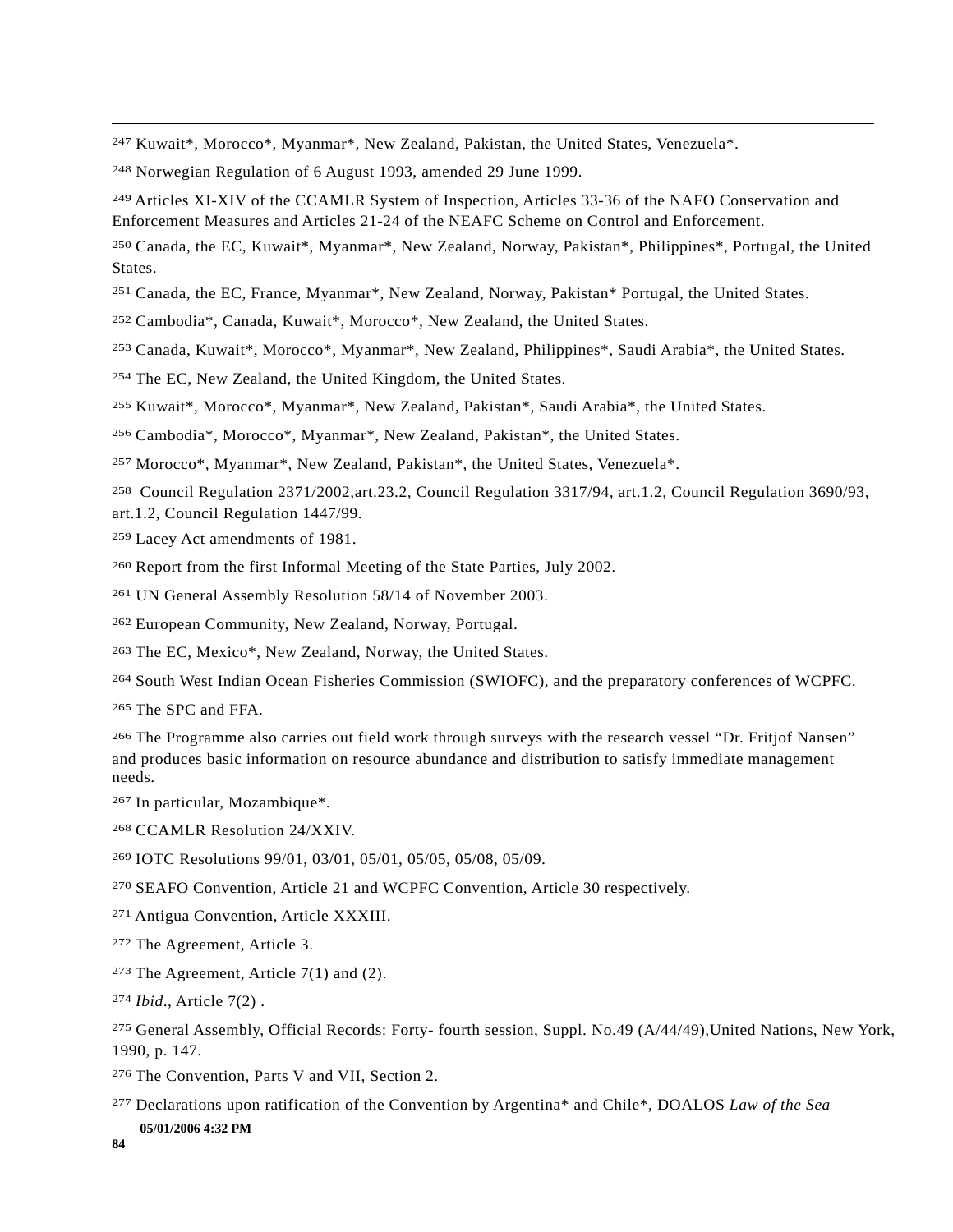[247] Kuwait*, Morocco*, Myanmar*, New Zealand, Pakistan, the United States, Venezuela*.

[248] Norwegian Regulation of 6 August 1993, amended 29 June 1999.

[249] Articles XI-XIV of the CCAMLR System of Inspection, Articles 33-36 of the NAFO Conservation and Enforcement Measures and Articles 21-24 of the NEAFC Scheme on Control and Enforcement.

[250] Canada, the EC, Kuwait*, Myanmar*, New Zealand, Norway, Pakistan*, Philippines*, Portugal, the United States.

[251] Canada, the EC, France, Myanmar*, New Zealand, Norway, Pakistan* Portugal, the United States.

[252] Cambodia*, Canada, Kuwait*, Morocco*, New Zealand, the United States.

[253] Canada, Kuwait*, Morocco*, Myanmar*, New Zealand, Philippines*, Saudi Arabia*, the United States.

[254] The EC, New Zealand, the United Kingdom, the United States.

[255] Kuwait*, Morocco*, Myanmar*, New Zealand, Pakistan*, Saudi Arabia*, the United States.

[256] Cambodia*, Morocco*, Myanmar*, New Zealand, Pakistan*, the United States.

[257] Morocco*, Myanmar*, New Zealand, Pakistan*, the United States, Venezuela*.

[258] Council Regulation 2371/2002,art.23.2, Council Regulation 3317/94, art.1.2, Council Regulation 3690/93, art.1.2, Council Regulation 1447/99.

[259] Lacey Act amendments of 1981.

[260] Report from the first Informal Meeting of the State Parties, July 2002.

[261] UN General Assembly Resolution 58/14 of November 2003.

[262] European Community, New Zealand, Norway, Portugal.

[263] The EC, Mexico*, New Zealand, Norway, the United States.

[264] South West Indian Ocean Fisheries Commission (SWIOFC), and the preparatory conferences of WCPFC.

[265] The SPC and FFA.

[266] The Programme also carries out field work through surveys with the research vessel "Dr. Fritjof Nansen" and produces basic information on resource abundance and distribution to satisfy immediate management needs.

[267] In particular, Mozambique*.

[268] CCAMLR Resolution 24/XXIV.

[269] IOTC Resolutions 99/01, 03/01, 05/01, 05/05, 05/08, 05/09.

[270] SEAFO Convention, Article 21 and WCPFC Convention, Article 30 respectively.

[271] Antigua Convention, Article XXXIII.

[272] The Agreement, Article 3.

[273] The Agreement, Article 7(1) and (2).

[274] *Ibid*., Article 7(2) .

[275] General Assembly, Official Records: Forty- fourth session, Suppl. No.49 (A/44/49),United Nations, New York, 1990, p. 147.

[276] The Convention, Parts V and VII, Section 2.

[277] Declarations upon ratification of the Convention by Argentina* and Chile*, DOALOS *Law of the Sea*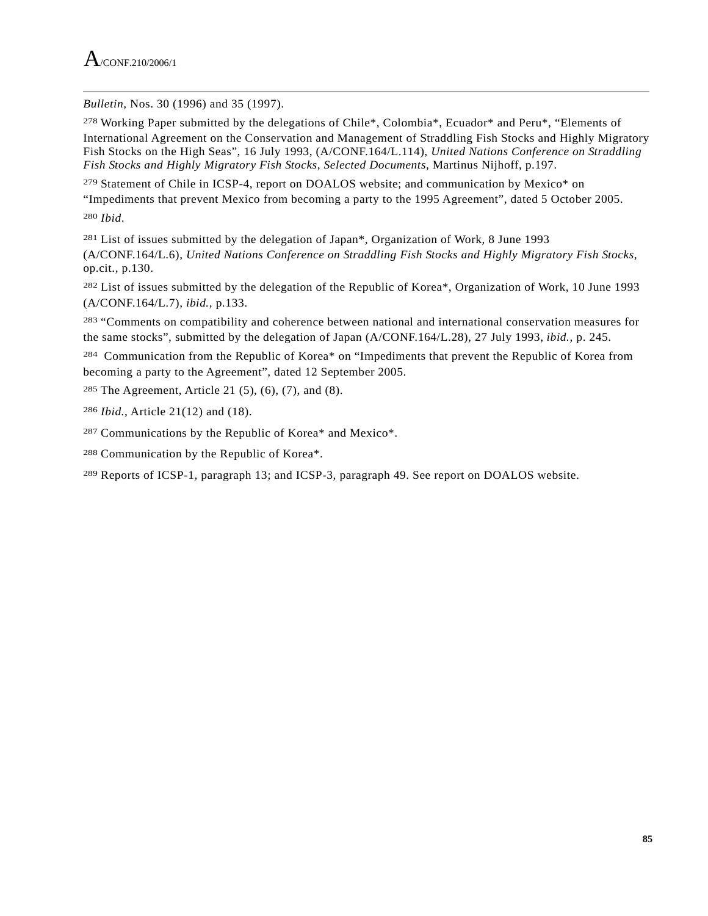*Bulletin*, Nos. 30 (1996) and 35 (1997).

[278] Working Paper submitted by the delegations of Chile*, Colombia*, Ecuador* and Peru*, “Elements of International Agreement on the Conservation and Management of Straddling Fish Stocks and Highly Migratory Fish Stocks on the High Seas”, 16 July 1993, (A/CONF.164/L.114), *United Nations Conference on Straddling Fish Stocks and Highly Migratory Fish Stocks, Selected Documents*, Martinus Nijhoff, p.197.

[279] Statement of Chile in ICSP-4, report on DOALOS website; and communication by Mexico* on “Impediments that prevent Mexico from becoming a party to the 1995 Agreement”, dated 5 October 2005.

[280] *Ibid.*

[281] List of issues submitted by the delegation of Japan*, Organization of Work, 8 June 1993 (A/CONF.164/L.6), *United Nations Conference on Straddling Fish Stocks and Highly Migratory Fish Stocks*, op.cit., p.130.

[282] List of issues submitted by the delegation of the Republic of Korea*, Organization of Work, 10 June 1993 (A/CONF.164/L.7), *ibid.*, p.133.

[283] “Comments on compatibility and coherence between national and international conservation measures for the same stocks”, submitted by the delegation of Japan (A/CONF.164/L.28), 27 July 1993, *ibid.*, p. 245.

[284] Communication from the Republic of Korea* on “Impediments that prevent the Republic of Korea from becoming a party to the Agreement”, dated 12 September 2005.

[285] The Agreement, Article 21 (5), (6), (7), and (8).

[286] *Ibid.*, Article 21(12) and (18).

[287] Communications by the Republic of Korea* and Mexico*.

[288] Communication by the Republic of Korea*.

[289] Reports of ICSP-1, paragraph 13; and ICSP-3, paragraph 49. See report on DOALOS website.